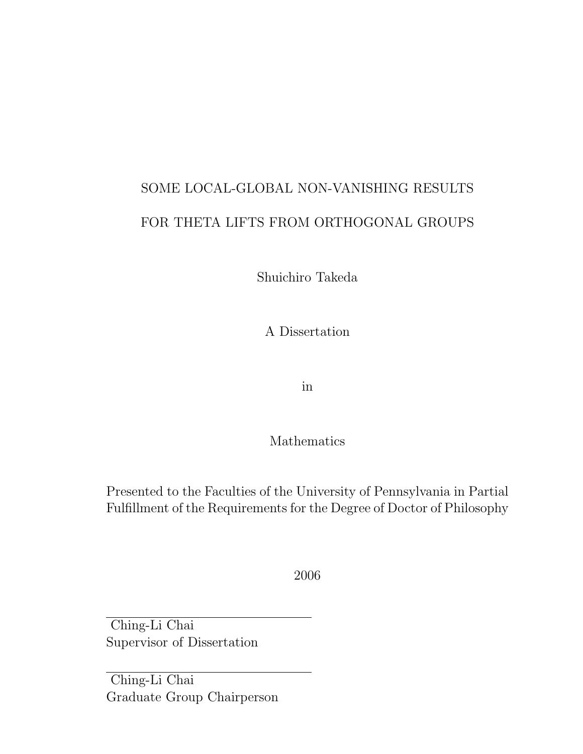# SOME LOCAL-GLOBAL NON-VANISHING RESULTS

# FOR THETA LIFTS FROM ORTHOGONAL GROUPS

Shuichiro Takeda

A Dissertation

in

Mathematics

Presented to the Faculties of the University of Pennsylvania in Partial Fulfillment of the Requirements for the Degree of Doctor of Philosophy

2006

---

Ching-Li Chai
Supervisor of Dissertation

---

Ching-Li Chai
Graduate Group Chairperson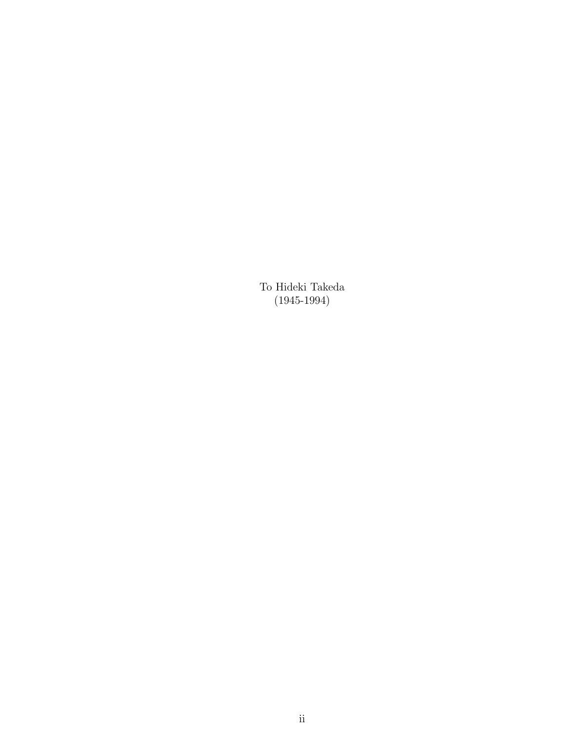To Hideki Takeda
(1945-1994)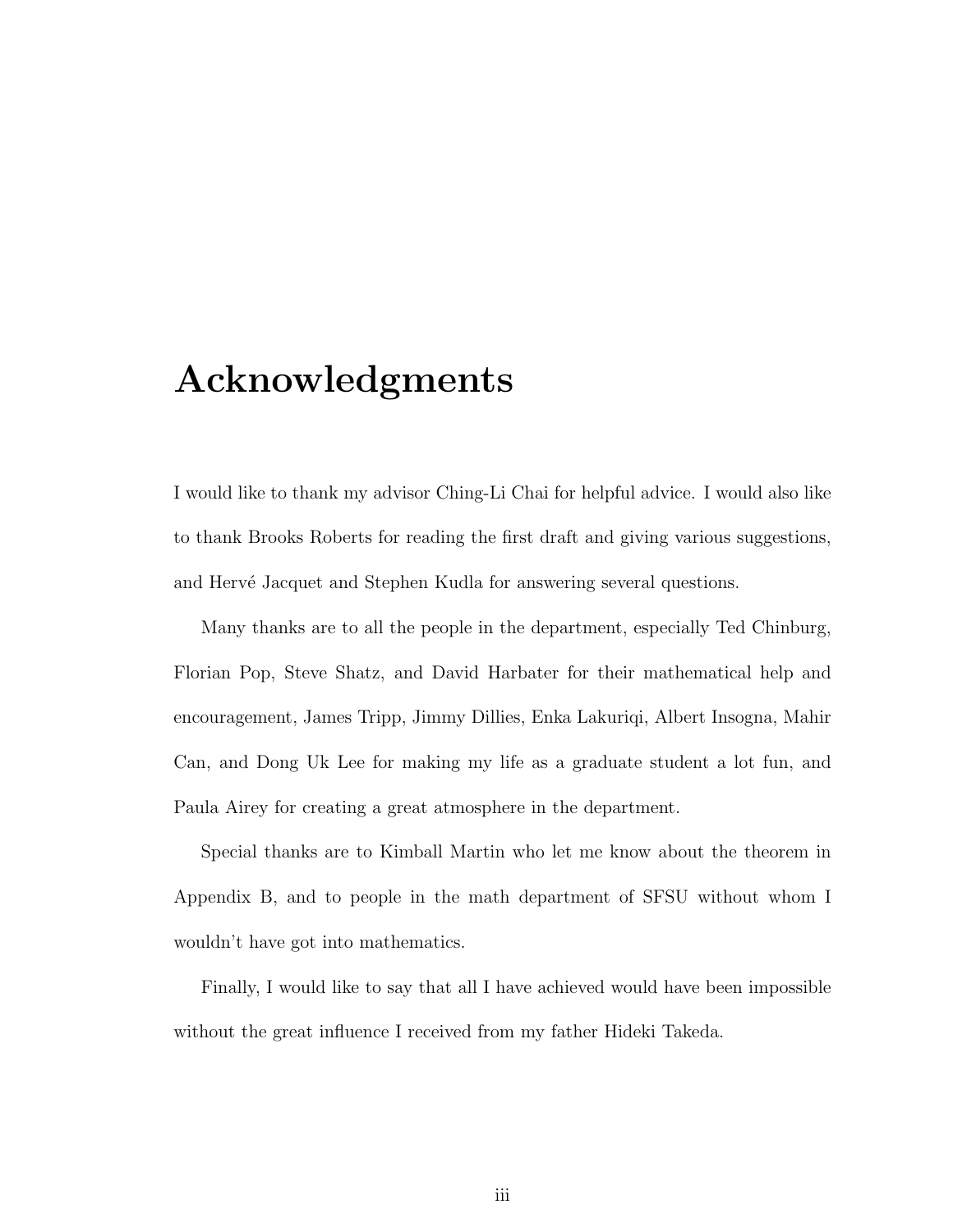# Acknowledgments

I would like to thank my advisor Ching-Li Chai for helpful advice. I would also like to thank Brooks Roberts for reading the first draft and giving various suggestions, and Hervé Jacquet and Stephen Kudla for answering several questions.

Many thanks are to all the people in the department, especially Ted Chinburg, Florian Pop, Steve Shatz, and David Harbater for their mathematical help and encouragement, James Tripp, Jimmy Dillies, Enka Lakuriqi, Albert Insogna, Mahir Can, and Dong Uk Lee for making my life as a graduate student a lot fun, and Paula Airey for creating a great atmosphere in the department.

Special thanks are to Kimball Martin who let me know about the theorem in Appendix B, and to people in the math department of SFSU without whom I wouldn't have got into mathematics.

Finally, I would like to say that all I have achieved would have been impossible without the great influence I received from my father Hideki Takeda.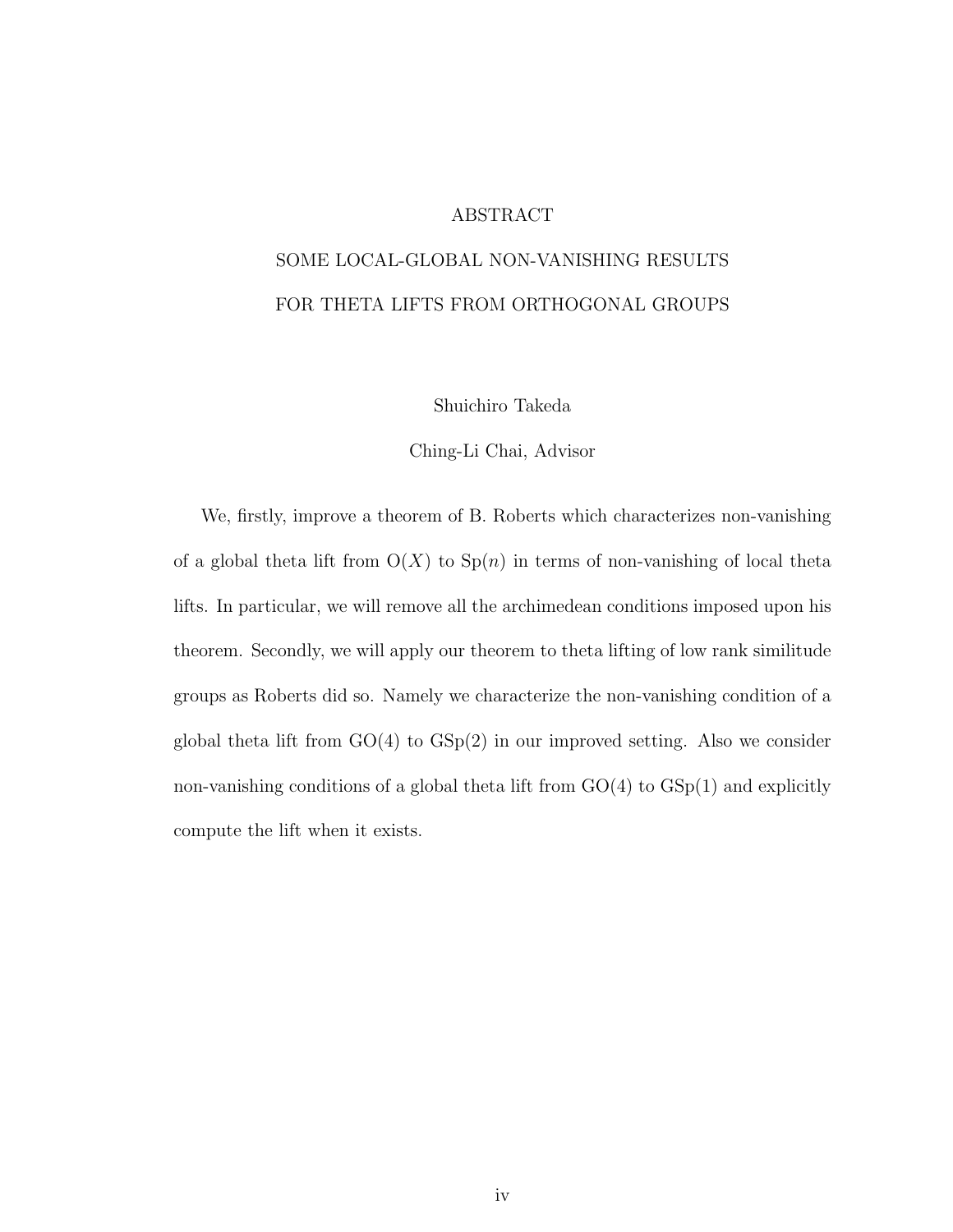# ABSTRACT

## SOME LOCAL-GLOBAL NON-VANISHING RESULTS FOR THETA LIFTS FROM ORTHOGONAL GROUPS

Shuichiro Takeda

Ching-Li Chai, Advisor

We, firstly, improve a theorem of B. Roberts which characterizes non-vanishing of a global theta lift from $\mathrm{O}(X)$ to $\mathrm{Sp}(n)$ in terms of non-vanishing of local theta lifts. In particular, we will remove all the archimedean conditions imposed upon his theorem. Secondly, we will apply our theorem to theta lifting of low rank similitude groups as Roberts did so. Namely we characterize the non-vanishing condition of a global theta lift from $\mathrm{GO}(4)$ to $\mathrm{GSp}(2)$ in our improved setting. Also we consider non-vanishing conditions of a global theta lift from $\mathrm{GO}(4)$ to $\mathrm{GSp}(1)$ and explicitly compute the lift when it exists.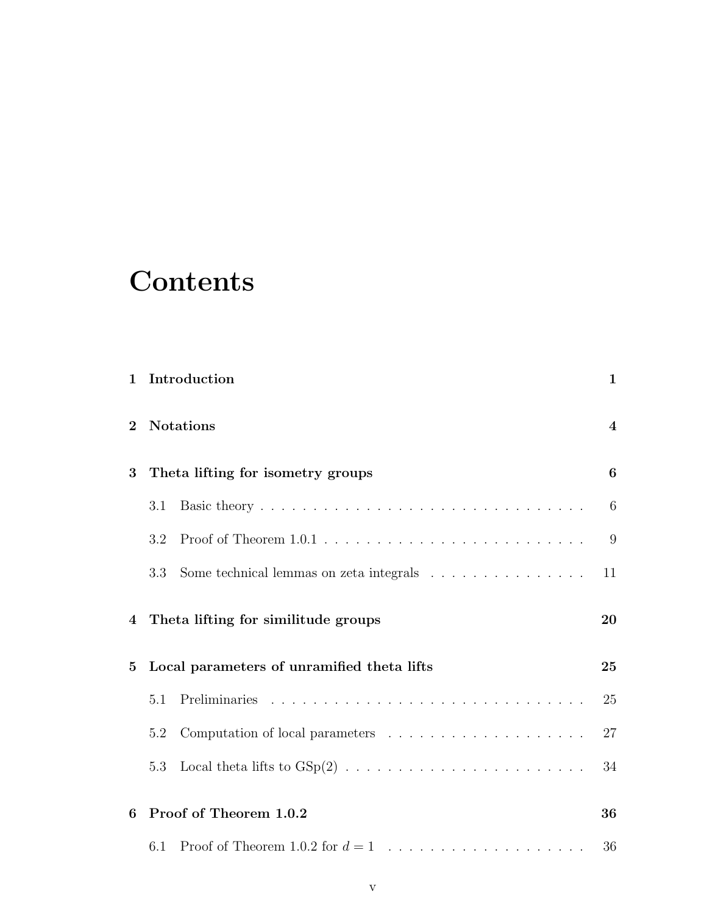# Contents

1 Introduction 1

2 Notations 4

3 Theta lifting for isometry groups 6

3.1 Basic theory 6

3.2 Proof of Theorem 1.0.1 9

3.3 Some technical lemmas on zeta integrals 11

4 Theta lifting for similitude groups 20

5 Local parameters of unramified theta lifts 25

5.1 Preliminaries 25

5.2 Computation of local parameters 27

5.3 Local theta lifts to GSp(2) 34

6 Proof of Theorem 1.0.2 36

6.1 Proof of Theorem 1.0.2 for $d = 1$ 36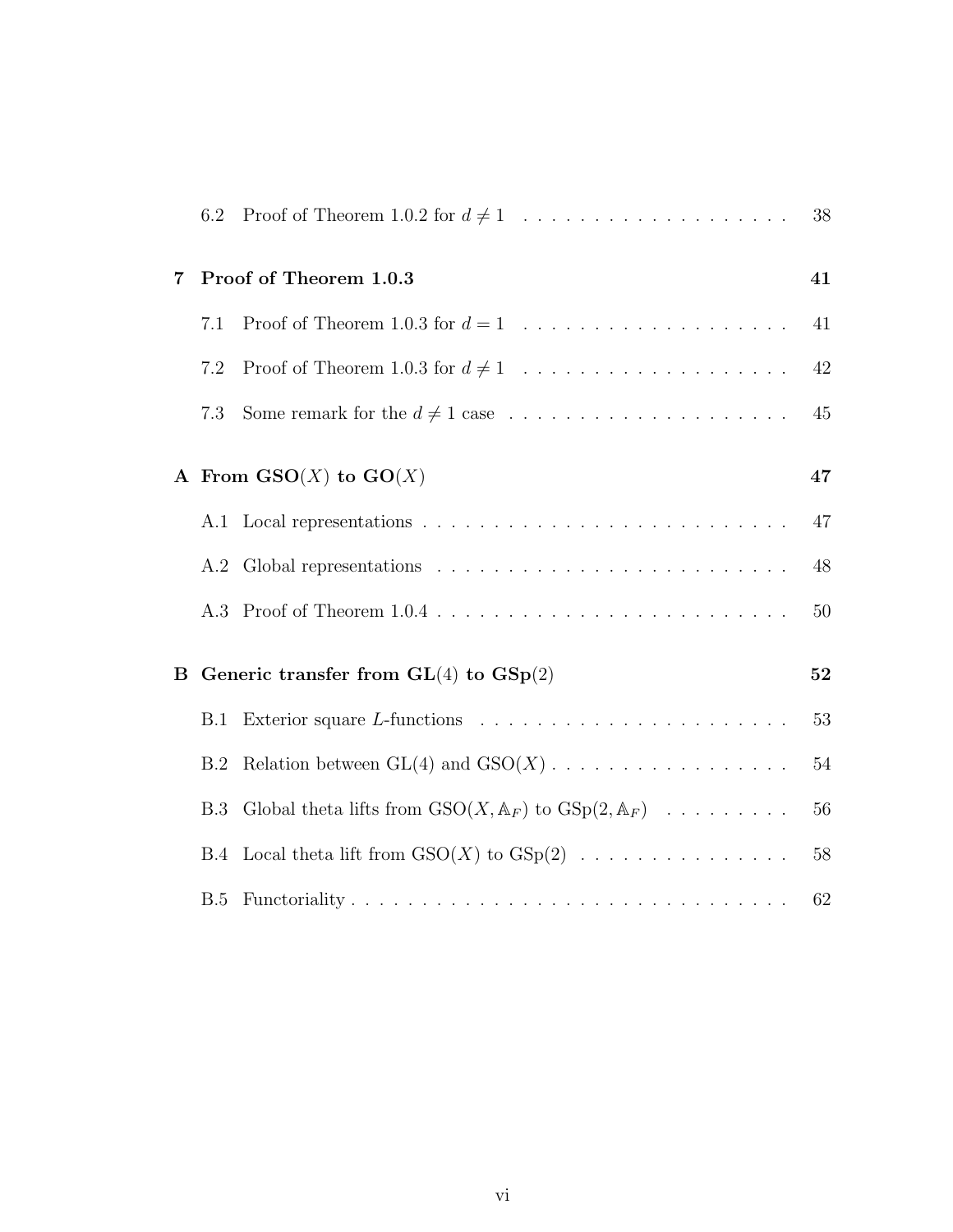6.2 Proof of Theorem 1.0.2 for $d \neq 1$ . . . . . . . . . . . . . . . . . . . . 38

**7 Proof of Theorem 1.0.3** **41**

7.1 Proof of Theorem 1.0.3 for $d = 1$ . . . . . . . . . . . . . . . . . . . . 41

7.2 Proof of Theorem 1.0.3 for $d \neq 1$ . . . . . . . . . . . . . . . . . . . . 42

7.3 Some remark for the $d \neq 1$ case . . . . . . . . . . . . . . . . . . . . . 45

**A From $\mathbf{GSO}(X)$ to $\mathbf{GO}(X)$** **47**

A.1 Local representations . . . . . . . . . . . . . . . . . . . . . . . . . . . 47

A.2 Global representations . . . . . . . . . . . . . . . . . . . . . . . . . . 48

A.3 Proof of Theorem 1.0.4 . . . . . . . . . . . . . . . . . . . . . . . . . . 50

**B Generic transfer from $\mathbf{GL}(4)$ to $\mathbf{GSp}(2)$** **52**

B.1 Exterior square $L$-functions . . . . . . . . . . . . . . . . . . . . . . . 53

B.2 Relation between $\mathrm{GL}(4)$ and $\mathrm{GSO}(X)$ . . . . . . . . . . . . . . . . . 54

B.3 Global theta lifts from $\mathrm{GSO}(X, \mathbb{A}_F)$ to $\mathrm{GSp}(2, \mathbb{A}_F)$ . . . . . . . . . 56

B.4 Local theta lift from $\mathrm{GSO}(X)$ to $\mathrm{GSp}(2)$ . . . . . . . . . . . . . . . 58

B.5 Functoriality . . . . . . . . . . . . . . . . . . . . . . . . . . . . . . . . 62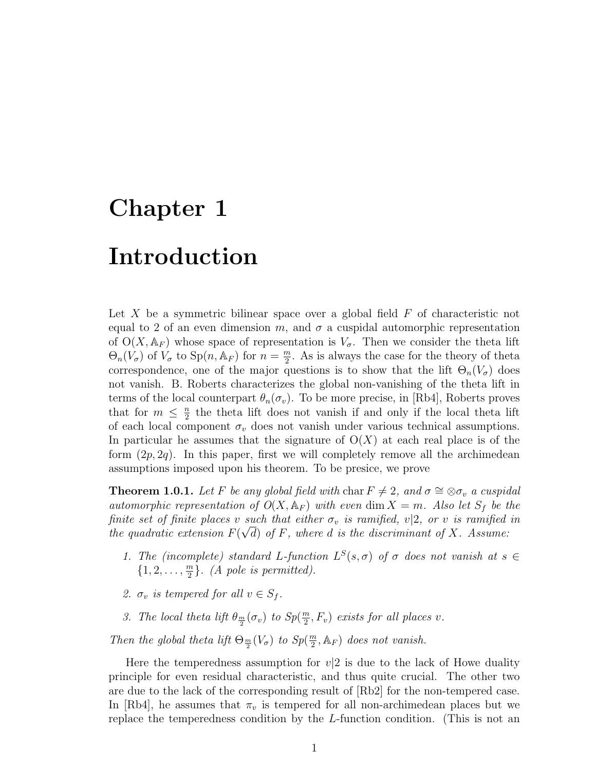# Chapter 1

# Introduction

Let $X$ be a symmetric bilinear space over a global field $F$ of characteristic not equal to 2 of an even dimension $m$, and $\sigma$ a cuspidal automorphic representation of $\mathrm{O}(X, \mathbb{A}_F)$ whose space of representation is $V_\sigma$. Then we consider the theta lift $\Theta_n(V_\sigma)$ of $V_\sigma$ to $\mathrm{Sp}(n, \mathbb{A}_F)$ for $n = \frac{m}{2}$. As is always the case for the theory of theta correspondence, one of the major questions is to show that the lift $\Theta_n(V_\sigma)$ does not vanish. B. Roberts characterizes the global non-vanishing of the theta lift in terms of the local counterpart $\theta_n(\sigma_v)$. To be more precise, in [Rb4], Roberts proves that for $m \leq \frac{n}{2}$ the theta lift does not vanish if and only if the local theta lift of each local component $\sigma_v$ does not vanish under various technical assumptions. In particular he assumes that the signature of $\mathrm{O}(X)$ at each real place is of the form $(2p, 2q)$. In this paper, first we will completely remove all the archimedean assumptions imposed upon his theorem. To be presice, we prove

**Theorem 1.0.1.** *Let $F$ be any global field with $\mathrm{char}\, F \neq 2$, and $\sigma \cong \otimes \sigma_v$ a cuspidal automorphic representation of $O(X, \mathbb{A}_F)$ with even $\dim X = m$. Also let $S_f$ be the finite set of finite places $v$ such that either $\sigma_v$ is ramified, $v|2$, or $v$ is ramified in the quadratic extension $F(\sqrt{d})$ of $F$, where $d$ is the discriminant of $X$. Assume:*

1. *The (incomplete) standard L-function $L^S(s, \sigma)$ of $\sigma$ does not vanish at $s \in \{1, 2, \ldots, \frac{m}{2}\}$. (A pole is permitted).*
2. *$\sigma_v$ is tempered for all $v \in S_f$.*
3. *The local theta lift $\theta_{\frac{m}{2}}(\sigma_v)$ to $Sp(\frac{m}{2}, F_v)$ exists for all places $v$.*

*Then the global theta lift $\Theta_{\frac{m}{2}}(V_\sigma)$ to $Sp(\frac{m}{2}, \mathbb{A}_F)$ does not vanish.*

Here the temperedness assumption for $v|2$ is due to the lack of Howe duality principle for even residual characteristic, and thus quite crucial. The other two are due to the lack of the corresponding result of [Rb2] for the non-tempered case. In [Rb4], he assumes that $\pi_v$ is tempered for all non-archimedean places but we replace the temperedness condition by the $L$-function condition. (This is not an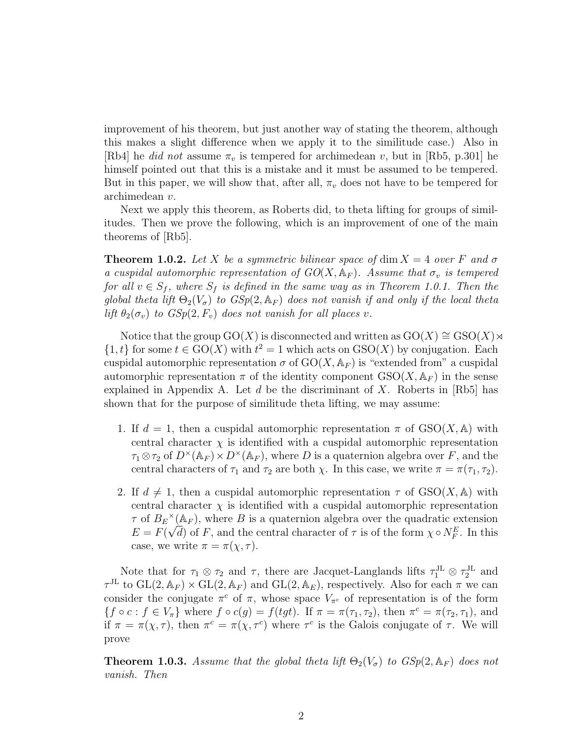improvement of his theorem, but just another way of stating the theorem, although this makes a slight difference when we apply it to the similitude case.) Also in [Rb4] he *did not* assume $\pi_v$ is tempered for archimedean $v$, but in [Rb5, p.301] he himself pointed out that this is a mistake and it must be assumed to be tempered. But in this paper, we will show that, after all, $\pi_v$ does not have to be tempered for archimedean $v$.

Next we apply this theorem, as Roberts did, to theta lifting for groups of similitudes. Then we prove the following, which is an improvement of one of the main theorems of [Rb5].

**Theorem 1.0.2.** *Let $X$ be a symmetric bilinear space of $\dim X = 4$ over $F$ and $\sigma$ a cuspidal automorphic representation of $GO(X, \mathbb{A}_F)$. Assume that $\sigma_v$ is tempered for all $v \in S_f$, where $S_f$ is defined in the same way as in Theorem 1.0.1. Then the global theta lift $\Theta_2(V_\sigma)$ to $GSp(2, \mathbb{A}_F)$ does not vanish if and only if the local theta lift $\theta_2(\sigma_v)$ to $GSp(2, F_v)$ does not vanish for all places $v$.*

Notice that the group $\mathrm{GO}(X)$ is disconnected and written as $\mathrm{GO}(X) \cong \mathrm{GSO}(X) \rtimes \{1, t\}$ for some $t \in \mathrm{GO}(X)$ with $t^2 = 1$ which acts on $\mathrm{GSO}(X)$ by conjugation. Each cuspidal automorphic representation $\sigma$ of $\mathrm{GO}(X, \mathbb{A}_F)$ is "extended from" a cuspidal automorphic representation $\pi$ of the identity component $\mathrm{GSO}(X, \mathbb{A}_F)$ in the sense explained in Appendix A. Let $d$ be the discriminant of $X$. Roberts in [Rb5] has shown that for the purpose of similitude theta lifting, we may assume:

1. If $d = 1$, then a cuspidal automorphic representation $\pi$ of $\mathrm{GSO}(X, \mathbb{A})$ with central character $\chi$ is identified with a cuspidal automorphic representation $\tau_1 \otimes \tau_2$ of $D^\times(\mathbb{A}_F) \times D^\times(\mathbb{A}_F)$, where $D$ is a quaternion algebra over $F$, and the central characters of $\tau_1$ and $\tau_2$ are both $\chi$. In this case, we write $\pi = \pi(\tau_1, \tau_2)$.

2. If $d \neq 1$, then a cuspidal automorphic representation $\tau$ of $\mathrm{GSO}(X, \mathbb{A})$ with central character $\chi$ is identified with a cuspidal automorphic representation $\tau$ of ${B_E}^\times(\mathbb{A}_F)$, where $B$ is a quaternion algebra over the quadratic extension $E = F(\sqrt{d})$ of $F$, and the central character of $\tau$ is of the form $\chi \circ N_F^E$. In this case, we write $\pi = \pi(\chi, \tau)$.

Note that for $\tau_1 \otimes \tau_2$ and $\tau$, there are Jacquet-Langlands lifts $\tau_1^{\mathrm{JL}} \otimes \tau_2^{\mathrm{JL}}$ and $\tau^{\mathrm{JL}}$ to $\mathrm{GL}(2, \mathbb{A}_F) \times \mathrm{GL}(2, \mathbb{A}_F)$ and $\mathrm{GL}(2, \mathbb{A}_E)$, respectively. Also for each $\pi$ we can consider the conjugate $\pi^c$ of $\pi$, whose space $V_{\pi^c}$ of representation is of the form $\{f \circ c : f \in V_\pi\}$ where $f \circ c(g) = f(tgt)$. If $\pi = \pi(\tau_1, \tau_2)$, then $\pi^c = \pi(\tau_2, \tau_1)$, and if $\pi = \pi(\chi, \tau)$, then $\pi^c = \pi(\chi, \tau^c)$ where $\tau^c$ is the Galois conjugate of $\tau$. We will prove

**Theorem 1.0.3.** *Assume that the global theta lift $\Theta_2(V_\sigma)$ to $GSp(2, \mathbb{A}_F)$ does not vanish. Then*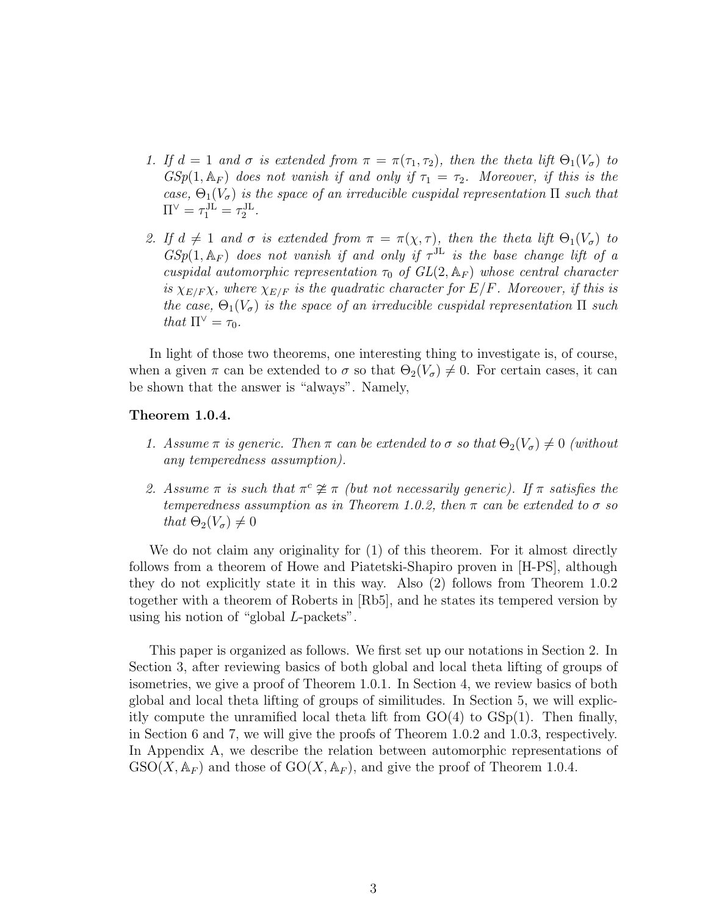1. *If $d = 1$ and $\sigma$ is extended from $\pi = \pi(\tau_1, \tau_2)$, then the theta lift $\Theta_1(V_\sigma)$ to $GSp(1, \mathbb{A}_F)$ does not vanish if and only if $\tau_1 = \tau_2$. Moreover, if this is the case, $\Theta_1(V_\sigma)$ is the space of an irreducible cuspidal representation $\Pi$ such that $\Pi^\vee = \tau_1^{\mathrm{JL}} = \tau_2^{\mathrm{JL}}$.*

2. *If $d \neq 1$ and $\sigma$ is extended from $\pi = \pi(\chi, \tau)$, then the theta lift $\Theta_1(V_\sigma)$ to $GSp(1, \mathbb{A}_F)$ does not vanish if and only if $\tau^{\mathrm{JL}}$ is the base change lift of a cuspidal automorphic representation $\tau_0$ of $GL(2, \mathbb{A}_F)$ whose central character is $\chi_{E/F}\chi$, where $\chi_{E/F}$ is the quadratic character for $E/F$. Moreover, if this is the case, $\Theta_1(V_\sigma)$ is the space of an irreducible cuspidal representation $\Pi$ such that $\Pi^\vee = \tau_0$.*

In light of those two theorems, one interesting thing to investigate is, of course, when a given $\pi$ can be extended to $\sigma$ so that $\Theta_2(V_\sigma) \neq 0$. For certain cases, it can be shown that the answer is "always". Namely,

**Theorem 1.0.4.**

1. *Assume $\pi$ is generic. Then $\pi$ can be extended to $\sigma$ so that $\Theta_2(V_\sigma) \neq 0$ (without any temperedness assumption).*

2. *Assume $\pi$ is such that $\pi^c \ncong \pi$ (but not necessarily generic). If $\pi$ satisfies the temperedness assumption as in Theorem 1.0.2, then $\pi$ can be extended to $\sigma$ so that $\Theta_2(V_\sigma) \neq 0$*

We do not claim any originality for (1) of this theorem. For it almost directly follows from a theorem of Howe and Piatetski-Shapiro proven in [H-PS], although they do not explicitly state it in this way. Also (2) follows from Theorem 1.0.2 together with a theorem of Roberts in [Rb5], and he states its tempered version by using his notion of "global $L$-packets".

This paper is organized as follows. We first set up our notations in Section 2. In Section 3, after reviewing basics of both global and local theta lifting of groups of isometries, we give a proof of Theorem 1.0.1. In Section 4, we review basics of both global and local theta lifting of groups of similitudes. In Section 5, we will explicitly compute the unramified local theta lift from GO(4) to GSp(1). Then finally, in Section 6 and 7, we will give the proofs of Theorem 1.0.2 and 1.0.3, respectively. In Appendix A, we describe the relation between automorphic representations of $\mathrm{GSO}(X, \mathbb{A}_F)$ and those of $\mathrm{GO}(X, \mathbb{A}_F)$, and give the proof of Theorem 1.0.4.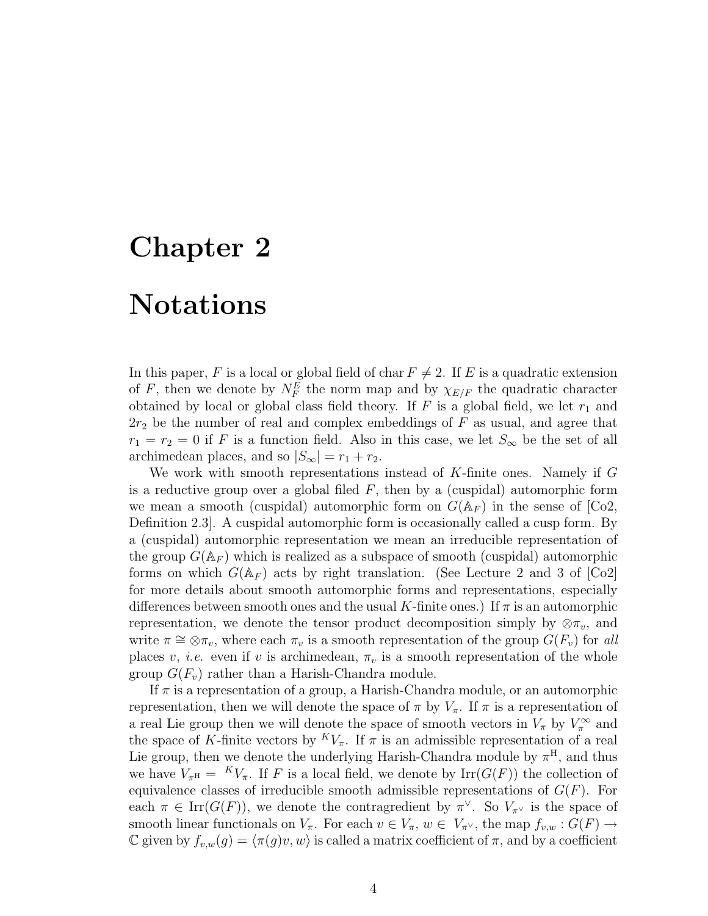# Chapter 2

# Notations

In this paper, $F$ is a local or global field of char $F \neq 2$. If $E$ is a quadratic extension of $F$, then we denote by $N_F^E$ the norm map and by $\chi_{E/F}$ the quadratic character obtained by local or global class field theory. If $F$ is a global field, we let $r_1$ and $2r_2$ be the number of real and complex embeddings of $F$ as usual, and agree that $r_1 = r_2 = 0$ if $F$ is a function field. Also in this case, we let $S_\infty$ be the set of all archimedean places, and so $|S_\infty| = r_1 + r_2$.

We work with smooth representations instead of $K$-finite ones. Namely if $G$ is a reductive group over a global filed $F$, then by a (cuspidal) automorphic form we mean a smooth (cuspidal) automorphic form on $G(\mathbb{A}_F)$ in the sense of [Co2, Definition 2.3]. A cuspidal automorphic form is occasionally called a cusp form. By a (cuspidal) automorphic representation we mean an irreducible representation of the group $G(\mathbb{A}_F)$ which is realized as a subspace of smooth (cuspidal) automorphic forms on which $G(\mathbb{A}_F)$ acts by right translation. (See Lecture 2 and 3 of [Co2] for more details about smooth automorphic forms and representations, especially differences between smooth ones and the usual $K$-finite ones.) If $\pi$ is an automorphic representation, we denote the tensor product decomposition simply by $\otimes\pi_v$, and write $\pi \cong \otimes\pi_v$, where each $\pi_v$ is a smooth representation of the group $G(F_v)$ for *all* places $v$, *i.e.* even if $v$ is archimedean, $\pi_v$ is a smooth representation of the whole group $G(F_v)$ rather than a Harish-Chandra module.

If $\pi$ is a representation of a group, a Harish-Chandra module, or an automorphic representation, then we will denote the space of $\pi$ by $V_\pi$. If $\pi$ is a representation of a real Lie group then we will denote the space of smooth vectors in $V_\pi$ by $V_\pi^\infty$ and the space of $K$-finite vectors by ${}^K V_\pi$. If $\pi$ is an admissible representation of a real Lie group, then we denote the underlying Harish-Chandra module by $\pi^{\mathrm{H}}$, and thus we have $V_{\pi^{\mathrm{H}}} = {}^K V_\pi$. If $F$ is a local field, we denote by $\mathrm{Irr}(G(F))$ the collection of equivalence classes of irreducible smooth admissible representations of $G(F)$. For each $\pi \in \mathrm{Irr}(G(F))$, we denote the contragredient by $\pi^\vee$. So $V_{\pi^\vee}$ is the space of smooth linear functionals on $V_\pi$. For each $v \in V_\pi$, $w \in V_{\pi^\vee}$, the map $f_{v,w} : G(F) \to \mathbb{C}$ given by $f_{v,w}(g) = \langle \pi(g)v, w\rangle$ is called a matrix coefficient of $\pi$, and by a coefficient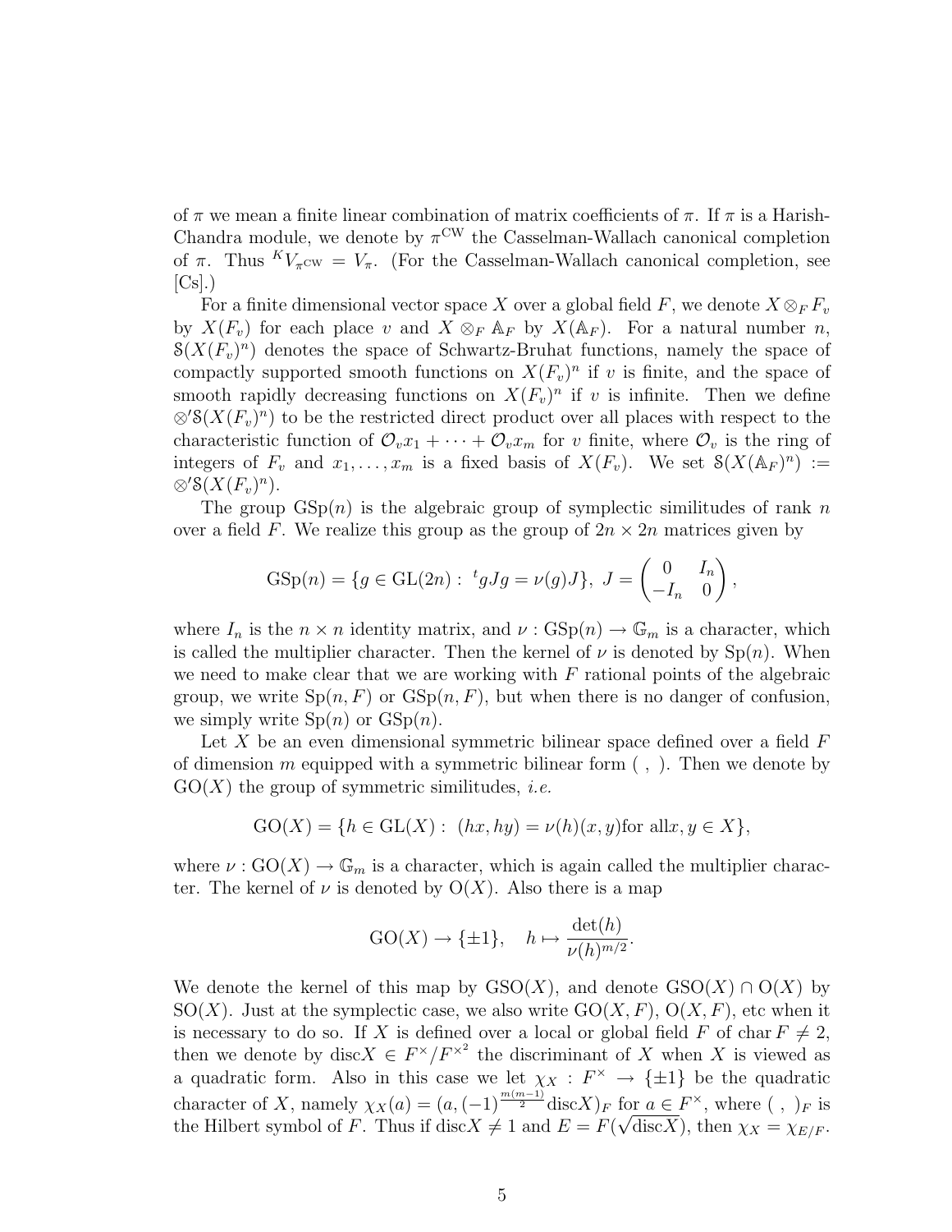of $\pi$ we mean a finite linear combination of matrix coefficients of $\pi$. If $\pi$ is a Harish-Chandra module, we denote by $\pi^{\mathrm{CW}}$ the Casselman-Wallach canonical completion of $\pi$. Thus ${}^{K}V_{\pi^{\mathrm{CW}}} = V_{\pi}$. (For the Casselman-Wallach canonical completion, see [Cs].)

For a finite dimensional vector space $X$ over a global field $F$, we denote $X \otimes_F F_v$ by $X(F_v)$ for each place $v$ and $X \otimes_F \mathbb{A}_F$ by $X(\mathbb{A}_F)$. For a natural number $n$, $\mathcal{S}(X(F_v)^n)$ denotes the space of Schwartz-Bruhat functions, namely the space of compactly supported smooth functions on $X(F_v)^n$ if $v$ is finite, and the space of smooth rapidly decreasing functions on $X(F_v)^n$ if $v$ is infinite. Then we define $\otimes' \mathcal{S}(X(F_v)^n)$ to be the restricted direct product over all places with respect to the characteristic function of $\mathcal{O}_v x_1 + \cdots + \mathcal{O}_v x_m$ for $v$ finite, where $\mathcal{O}_v$ is the ring of integers of $F_v$ and $x_1, \ldots, x_m$ is a fixed basis of $X(F_v)$. We set $\mathcal{S}(X(\mathbb{A}_F)^n) := \otimes' \mathcal{S}(X(F_v)^n)$.

The group $\mathrm{GSp}(n)$ is the algebraic group of symplectic similitudes of rank $n$ over a field $F$. We realize this group as the group of $2n \times 2n$ matrices given by

$$\mathrm{GSp}(n) = \{g \in \mathrm{GL}(2n) : \ {}^{t}gJg = \nu(g)J\}, \ J = \begin{pmatrix} 0 & I_n \\ -I_n & 0 \end{pmatrix},$$

where $I_n$ is the $n \times n$ identity matrix, and $\nu : \mathrm{GSp}(n) \to \mathbb{G}_m$ is a character, which is called the multiplier character. Then the kernel of $\nu$ is denoted by $\mathrm{Sp}(n)$. When we need to make clear that we are working with $F$ rational points of the algebraic group, we write $\mathrm{Sp}(n, F)$ or $\mathrm{GSp}(n, F)$, but when there is no danger of confusion, we simply write $\mathrm{Sp}(n)$ or $\mathrm{GSp}(n)$.

Let $X$ be an even dimensional symmetric bilinear space defined over a field $F$ of dimension $m$ equipped with a symmetric bilinear form $(\ ,\ )$. Then we denote by $\mathrm{GO}(X)$ the group of symmetric similitudes, *i.e.*

$$\mathrm{GO}(X) = \{h \in \mathrm{GL}(X) : \ (hx, hy) = \nu(h)(x, y) \text{for all} x, y \in X\},$$

where $\nu : \mathrm{GO}(X) \to \mathbb{G}_m$ is a character, which is again called the multiplier character. The kernel of $\nu$ is denoted by $\mathrm{O}(X)$. Also there is a map

$$\mathrm{GO}(X) \to \{\pm 1\}, \quad h \mapsto \frac{\det(h)}{\nu(h)^{m/2}}.$$

We denote the kernel of this map by $\mathrm{GSO}(X)$, and denote $\mathrm{GSO}(X) \cap \mathrm{O}(X)$ by $\mathrm{SO}(X)$. Just at the symplectic case, we also write $\mathrm{GO}(X, F)$, $\mathrm{O}(X, F)$, etc when it is necessary to do so. If $X$ is defined over a local or global field $F$ of $\mathrm{char}\, F \neq 2$, then we denote by $\mathrm{disc}X \in F^{\times}/F^{\times^2}$ the discriminant of $X$ when $X$ is viewed as a quadratic form. Also in this case we let $\chi_X : F^{\times} \to \{\pm 1\}$ be the quadratic character of $X$, namely $\chi_X(a) = (a, (-1)^{\frac{m(m-1)}{2}} \mathrm{disc}X)_F$ for $a \in F^{\times}$, where $(\ ,\ )_F$ is the Hilbert symbol of $F$. Thus if $\mathrm{disc}X \neq 1$ and $E = F(\sqrt{\mathrm{disc}X})$, then $\chi_X = \chi_{E/F}$.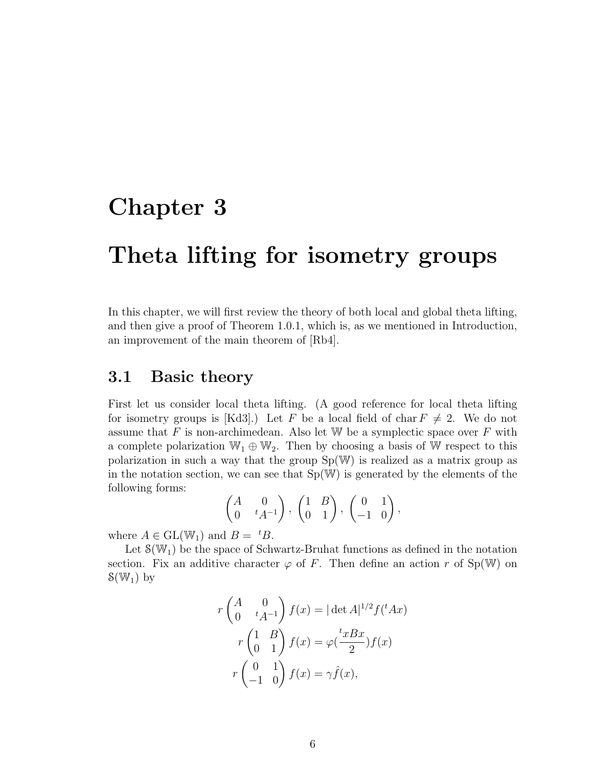# Chapter 3

# Theta lifting for isometry groups

In this chapter, we will first review the theory of both local and global theta lifting, and then give a proof of Theorem 1.0.1, which is, as we mentioned in Introduction, an improvement of the main theorem of [Rb4].

## 3.1 Basic theory

First let us consider local theta lifting. (A good reference for local theta lifting for isometry groups is [Kd3].) Let $F$ be a local field of $\operatorname{char} F \neq 2$. We do not assume that $F$ is non-archimedean. Also let $\mathbb{W}$ be a symplectic space over $F$ with a complete polarization $\mathbb{W}_1 \oplus \mathbb{W}_2$. Then by choosing a basis of $\mathbb{W}$ respect to this polarization in such a way that the group $\mathrm{Sp}(\mathbb{W})$ is realized as a matrix group as in the notation section, we can see that $\mathrm{Sp}(\mathbb{W})$ is generated by the elements of the following forms:

$$\begin{pmatrix} A & 0 \\ 0 & {}^tA^{-1} \end{pmatrix}, \begin{pmatrix} 1 & B \\ 0 & 1 \end{pmatrix}, \begin{pmatrix} 0 & 1 \\ -1 & 0 \end{pmatrix},$$

where $A \in \mathrm{GL}(\mathbb{W}_1)$ and $B = {}^tB$.

Let $\mathcal{S}(\mathbb{W}_1)$ be the space of Schwartz-Bruhat functions as defined in the notation section. Fix an additive character $\varphi$ of $F$. Then define an action $r$ of $\mathrm{Sp}(\mathbb{W})$ on $\mathcal{S}(\mathbb{W}_1)$ by

$$r\begin{pmatrix} A & 0 \\ 0 & {}^tA^{-1} \end{pmatrix} f(x) = |\det A|^{1/2} f({}^tAx)$$

$$r\begin{pmatrix} 1 & B \\ 0 & 1 \end{pmatrix} f(x) = \varphi(\frac{{}^txBx}{2}) f(x)$$

$$r\begin{pmatrix} 0 & 1 \\ -1 & 0 \end{pmatrix} f(x) = \gamma \hat{f}(x),$$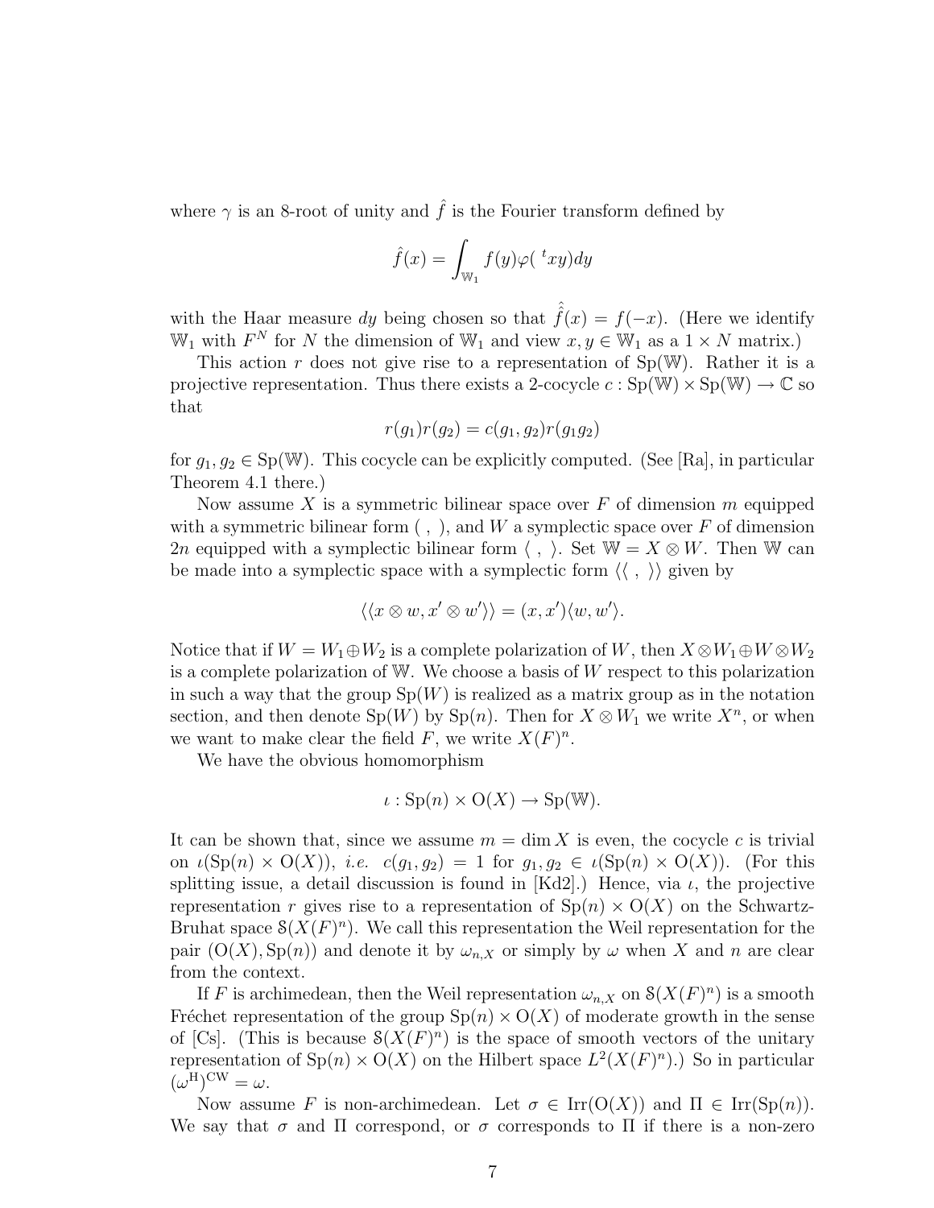where $\gamma$ is an 8-root of unity and $\hat{f}$ is the Fourier transform defined by

$$\hat{f}(x) = \int_{\mathbb{W}_1} f(y)\varphi({}^t xy)dy$$

with the Haar measure $dy$ being chosen so that $\hat{\hat{f}}(x) = f(-x)$. (Here we identify $\mathbb{W}_1$ with $F^N$ for $N$ the dimension of $\mathbb{W}_1$ and view $x, y \in \mathbb{W}_1$ as a $1 \times N$ matrix.)

This action $r$ does not give rise to a representation of $\mathrm{Sp}(\mathbb{W})$. Rather it is a projective representation. Thus there exists a 2-cocycle $c : \mathrm{Sp}(\mathbb{W}) \times \mathrm{Sp}(\mathbb{W}) \to \mathbb{C}$ so that

$$r(g_1)r(g_2) = c(g_1, g_2)r(g_1g_2)$$

for $g_1, g_2 \in \mathrm{Sp}(\mathbb{W})$. This cocycle can be explicitly computed. (See [Ra], in particular Theorem 4.1 there.)

Now assume $X$ is a symmetric bilinear space over $F$ of dimension $m$ equipped with a symmetric bilinear form $(\ ,\ )$, and $W$ a symplectic space over $F$ of dimension $2n$ equipped with a symplectic bilinear form $\langle\ ,\ \rangle$. Set $\mathbb{W} = X \otimes W$. Then $\mathbb{W}$ can be made into a symplectic space with a symplectic form $\langle\langle\ ,\ \rangle\rangle$ given by

$$\langle\langle x \otimes w, x' \otimes w' \rangle\rangle = (x, x')\langle w, w' \rangle.$$

Notice that if $W = W_1 \oplus W_2$ is a complete polarization of $W$, then $X \otimes W_1 \oplus W \otimes W_2$ is a complete polarization of $\mathbb{W}$. We choose a basis of $W$ respect to this polarization in such a way that the group $\mathrm{Sp}(W)$ is realized as a matrix group as in the notation section, and then denote $\mathrm{Sp}(W)$ by $\mathrm{Sp}(n)$. Then for $X \otimes W_1$ we write $X^n$, or when we want to make clear the field $F$, we write $X(F)^n$.

We have the obvious homomorphism

$$\iota : \mathrm{Sp}(n) \times \mathrm{O}(X) \to \mathrm{Sp}(\mathbb{W}).$$

It can be shown that, since we assume $m = \dim X$ is even, the cocycle $c$ is trivial on $\iota(\mathrm{Sp}(n) \times \mathrm{O}(X))$, *i.e.* $c(g_1, g_2) = 1$ for $g_1, g_2 \in \iota(\mathrm{Sp}(n) \times \mathrm{O}(X))$. (For this splitting issue, a detail discussion is found in [Kd2].) Hence, via $\iota$, the projective representation $r$ gives rise to a representation of $\mathrm{Sp}(n) \times \mathrm{O}(X)$ on the Schwartz-Bruhat space $\mathcal{S}(X(F)^n)$. We call this representation the Weil representation for the pair $(\mathrm{O}(X), \mathrm{Sp}(n))$ and denote it by $\omega_{n,X}$ or simply by $\omega$ when $X$ and $n$ are clear from the context.

If $F$ is archimedean, then the Weil representation $\omega_{n,X}$ on $\mathcal{S}(X(F)^n)$ is a smooth Fréchet representation of the group $\mathrm{Sp}(n) \times \mathrm{O}(X)$ of moderate growth in the sense of [Cs]. (This is because $\mathcal{S}(X(F)^n)$ is the space of smooth vectors of the unitary representation of $\mathrm{Sp}(n) \times \mathrm{O}(X)$ on the Hilbert space $L^2(X(F)^n)$.) So in particular $(\omega^{\mathrm{H}})^{\mathrm{CW}} = \omega$.

Now assume $F$ is non-archimedean. Let $\sigma \in \mathrm{Irr}(\mathrm{O}(X))$ and $\Pi \in \mathrm{Irr}(\mathrm{Sp}(n))$. We say that $\sigma$ and $\Pi$ correspond, or $\sigma$ corresponds to $\Pi$ if there is a non-zero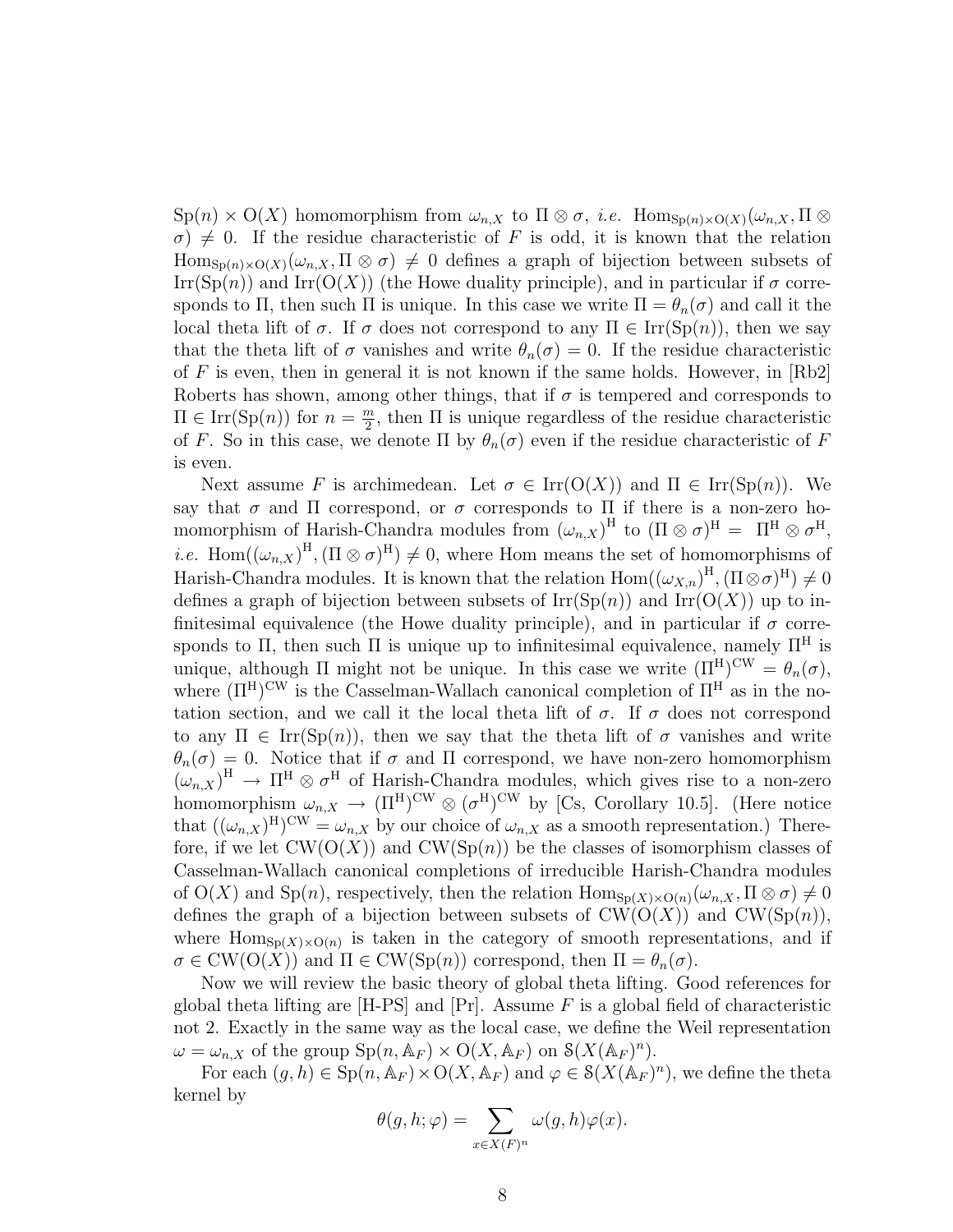$\mathrm{Sp}(n) \times \mathrm{O}(X)$ homomorphism from $\omega_{n,X}$ to $\Pi \otimes \sigma$, *i.e.* $\mathrm{Hom}_{\mathrm{Sp}(n)\times\mathrm{O}(X)}(\omega_{n,X}, \Pi \otimes \sigma) \neq 0$. If the residue characteristic of $F$ is odd, it is known that the relation $\mathrm{Hom}_{\mathrm{Sp}(n)\times\mathrm{O}(X)}(\omega_{n,X}, \Pi \otimes \sigma) \neq 0$ defines a graph of bijection between subsets of $\mathrm{Irr}(\mathrm{Sp}(n))$ and $\mathrm{Irr}(\mathrm{O}(X))$ (the Howe duality principle), and in particular if $\sigma$ corresponds to $\Pi$, then such $\Pi$ is unique. In this case we write $\Pi = \theta_n(\sigma)$ and call it the local theta lift of $\sigma$. If $\sigma$ does not correspond to any $\Pi \in \mathrm{Irr}(\mathrm{Sp}(n))$, then we say that the theta lift of $\sigma$ vanishes and write $\theta_n(\sigma) = 0$. If the residue characteristic of $F$ is even, then in general it is not known if the same holds. However, in [Rb2] Roberts has shown, among other things, that if $\sigma$ is tempered and corresponds to $\Pi \in \mathrm{Irr}(\mathrm{Sp}(n))$ for $n = \frac{m}{2}$, then $\Pi$ is unique regardless of the residue characteristic of $F$. So in this case, we denote $\Pi$ by $\theta_n(\sigma)$ even if the residue characteristic of $F$ is even.

Next assume $F$ is archimedean. Let $\sigma \in \mathrm{Irr}(\mathrm{O}(X))$ and $\Pi \in \mathrm{Irr}(\mathrm{Sp}(n))$. We say that $\sigma$ and $\Pi$ correspond, or $\sigma$ corresponds to $\Pi$ if there is a non-zero homomorphism of Harish-Chandra modules from $(\omega_{n,X})^{\mathrm{H}}$ to $(\Pi \otimes \sigma)^{\mathrm{H}} = \Pi^{\mathrm{H}} \otimes \sigma^{\mathrm{H}}$, *i.e.* $\mathrm{Hom}((\omega_{n,X})^{\mathrm{H}}, (\Pi \otimes \sigma)^{\mathrm{H}}) \neq 0$, where Hom means the set of homomorphisms of Harish-Chandra modules. It is known that the relation $\mathrm{Hom}((\omega_{X,n})^{\mathrm{H}}, (\Pi \otimes \sigma)^{\mathrm{H}}) \neq 0$ defines a graph of bijection between subsets of $\mathrm{Irr}(\mathrm{Sp}(n))$ and $\mathrm{Irr}(\mathrm{O}(X))$ up to infinitesimal equivalence (the Howe duality principle), and in particular if $\sigma$ corresponds to $\Pi$, then such $\Pi$ is unique up to infinitesimal equivalence, namely $\Pi^{\mathrm{H}}$ is unique, although $\Pi$ might not be unique. In this case we write $(\Pi^{\mathrm{H}})^{\mathrm{CW}} = \theta_n(\sigma)$, where $(\Pi^{\mathrm{H}})^{\mathrm{CW}}$ is the Casselman-Wallach canonical completion of $\Pi^{\mathrm{H}}$ as in the notation section, and we call it the local theta lift of $\sigma$. If $\sigma$ does not correspond to any $\Pi \in \mathrm{Irr}(\mathrm{Sp}(n))$, then we say that the theta lift of $\sigma$ vanishes and write $\theta_n(\sigma) = 0$. Notice that if $\sigma$ and $\Pi$ correspond, we have non-zero homomorphism $(\omega_{n,X})^{\mathrm{H}} \to \Pi^{\mathrm{H}} \otimes \sigma^{\mathrm{H}}$ of Harish-Chandra modules, which gives rise to a non-zero homomorphism $\omega_{n,X} \to (\Pi^{\mathrm{H}})^{\mathrm{CW}} \otimes (\sigma^{\mathrm{H}})^{\mathrm{CW}}$ by [Cs, Corollary 10.5]. (Here notice that $((\omega_{n,X})^{\mathrm{H}})^{\mathrm{CW}} = \omega_{n,X}$ by our choice of $\omega_{n,X}$ as a smooth representation.) Therefore, if we let $\mathrm{CW}(\mathrm{O}(X))$ and $\mathrm{CW}(\mathrm{Sp}(n))$ be the classes of isomorphism classes of Casselman-Wallach canonical completions of irreducible Harish-Chandra modules of $\mathrm{O}(X)$ and $\mathrm{Sp}(n)$, respectively, then the relation $\mathrm{Hom}_{\mathrm{Sp}(X)\times\mathrm{O}(n)}(\omega_{n,X}, \Pi \otimes \sigma) \neq 0$ defines the graph of a bijection between subsets of $\mathrm{CW}(\mathrm{O}(X))$ and $\mathrm{CW}(\mathrm{Sp}(n))$, where $\mathrm{Hom}_{\mathrm{Sp}(X)\times\mathrm{O}(n)}$ is taken in the category of smooth representations, and if $\sigma \in \mathrm{CW}(\mathrm{O}(X))$ and $\Pi \in \mathrm{CW}(\mathrm{Sp}(n))$ correspond, then $\Pi = \theta_n(\sigma)$.

Now we will review the basic theory of global theta lifting. Good references for global theta lifting are [H-PS] and [Pr]. Assume $F$ is a global field of characteristic not 2. Exactly in the same way as the local case, we define the Weil representation $\omega = \omega_{n,X}$ of the group $\mathrm{Sp}(n, \mathbb{A}_F) \times \mathrm{O}(X, \mathbb{A}_F)$ on $\mathcal{S}(X(\mathbb{A}_F)^n)$.

For each $(g, h) \in \mathrm{Sp}(n, \mathbb{A}_F) \times \mathrm{O}(X, \mathbb{A}_F)$ and $\varphi \in \mathcal{S}(X(\mathbb{A}_F)^n)$, we define the theta kernel by

$$\theta(g, h; \varphi) = \sum_{x \in X(F)^n} \omega(g, h)\varphi(x).$$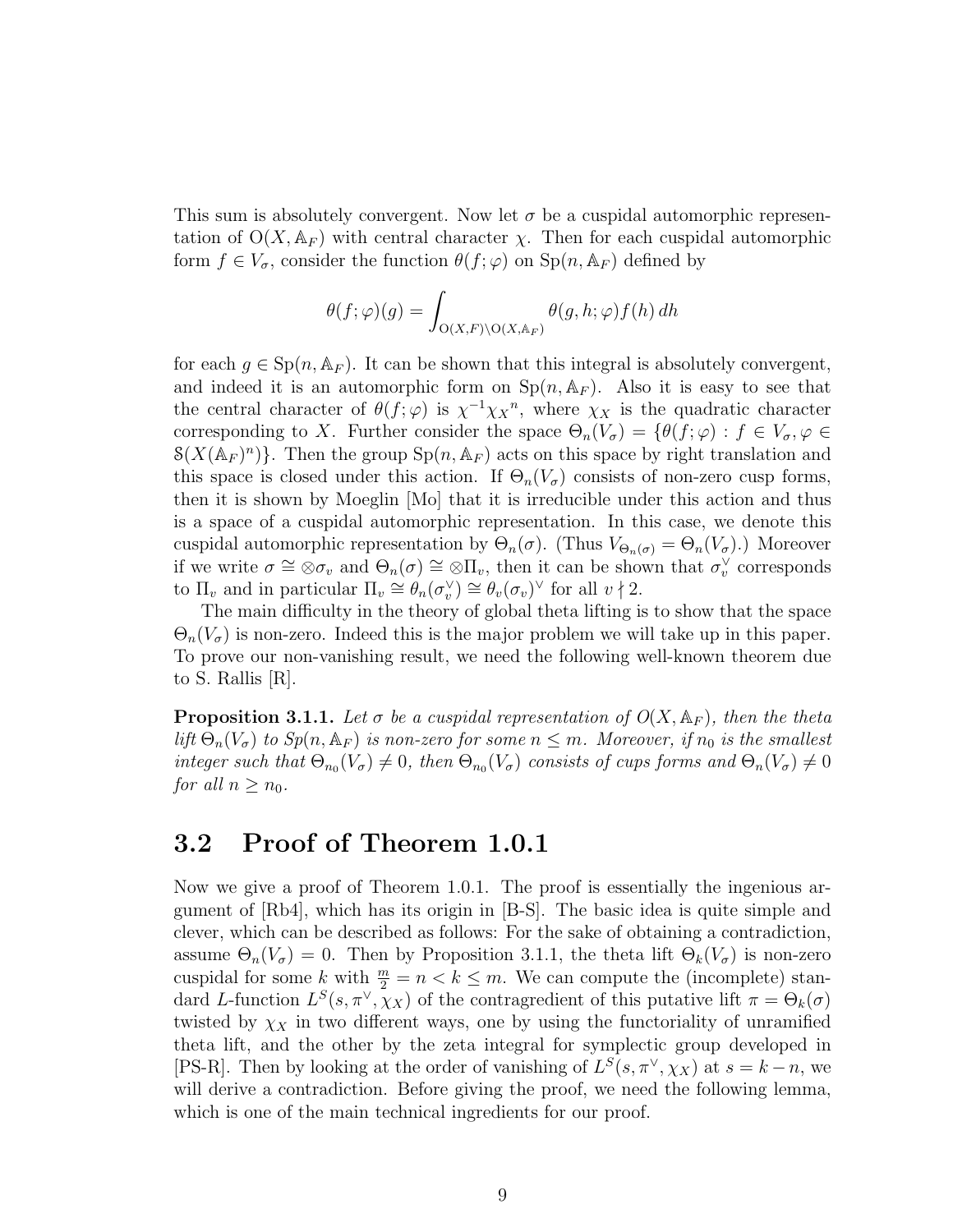This sum is absolutely convergent. Now let $\sigma$ be a cuspidal automorphic representation of $\mathrm{O}(X, \mathbb{A}_F)$ with central character $\chi$. Then for each cuspidal automorphic form $f \in V_\sigma$, consider the function $\theta(f;\varphi)$ on $\mathrm{Sp}(n, \mathbb{A}_F)$ defined by

$$\theta(f;\varphi)(g) = \int_{\mathrm{O}(X,F)\backslash \mathrm{O}(X,\mathbb{A}_F)} \theta(g,h;\varphi) f(h)\, dh$$

for each $g \in \mathrm{Sp}(n, \mathbb{A}_F)$. It can be shown that this integral is absolutely convergent, and indeed it is an automorphic form on $\mathrm{Sp}(n, \mathbb{A}_F)$. Also it is easy to see that the central character of $\theta(f;\varphi)$ is $\chi^{-1}{\chi_X}^n$, where $\chi_X$ is the quadratic character corresponding to $X$. Further consider the space $\Theta_n(V_\sigma) = \{\theta(f;\varphi) : f \in V_\sigma, \varphi \in \mathcal{S}(X(\mathbb{A}_F)^n)\}$. Then the group $\mathrm{Sp}(n, \mathbb{A}_F)$ acts on this space by right translation and this space is closed under this action. If $\Theta_n(V_\sigma)$ consists of non-zero cusp forms, then it is shown by Moeglin [Mo] that it is irreducible under this action and thus is a space of a cuspidal automorphic representation. In this case, we denote this cuspidal automorphic representation by $\Theta_n(\sigma)$. (Thus $V_{\Theta_n(\sigma)} = \Theta_n(V_\sigma)$.) Moreover if we write $\sigma \cong \otimes \sigma_v$ and $\Theta_n(\sigma) \cong \otimes \Pi_v$, then it can be shown that $\sigma_v^\vee$ corresponds to $\Pi_v$ and in particular $\Pi_v \cong \theta_n(\sigma_v^\vee) \cong \theta_v(\sigma_v)^\vee$ for all $v \nmid 2$.

The main difficulty in the theory of global theta lifting is to show that the space $\Theta_n(V_\sigma)$ is non-zero. Indeed this is the major problem we will take up in this paper. To prove our non-vanishing result, we need the following well-known theorem due to S. Rallis [R].

**Proposition 3.1.1.** *Let $\sigma$ be a cuspidal representation of $O(X, \mathbb{A}_F)$, then the theta lift $\Theta_n(V_\sigma)$ to $Sp(n, \mathbb{A}_F)$ is non-zero for some $n \leq m$. Moreover, if $n_0$ is the smallest integer such that $\Theta_{n_0}(V_\sigma) \neq 0$, then $\Theta_{n_0}(V_\sigma)$ consists of cups forms and $\Theta_n(V_\sigma) \neq 0$ for all $n \geq n_0$.*

## 3.2 Proof of Theorem 1.0.1

Now we give a proof of Theorem 1.0.1. The proof is essentially the ingenious argument of [Rb4], which has its origin in [B-S]. The basic idea is quite simple and clever, which can be described as follows: For the sake of obtaining a contradiction, assume $\Theta_n(V_\sigma) = 0$. Then by Proposition 3.1.1, the theta lift $\Theta_k(V_\sigma)$ is non-zero cuspidal for some $k$ with $\frac{m}{2} = n < k \leq m$. We can compute the (incomplete) standard $L$-function $L^S(s, \pi^\vee, \chi_X)$ of the contragredient of this putative lift $\pi = \Theta_k(\sigma)$ twisted by $\chi_X$ in two different ways, one by using the functoriality of unramified theta lift, and the other by the zeta integral for symplectic group developed in [PS-R]. Then by looking at the order of vanishing of $L^S(s, \pi^\vee, \chi_X)$ at $s = k - n$, we will derive a contradiction. Before giving the proof, we need the following lemma, which is one of the main technical ingredients for our proof.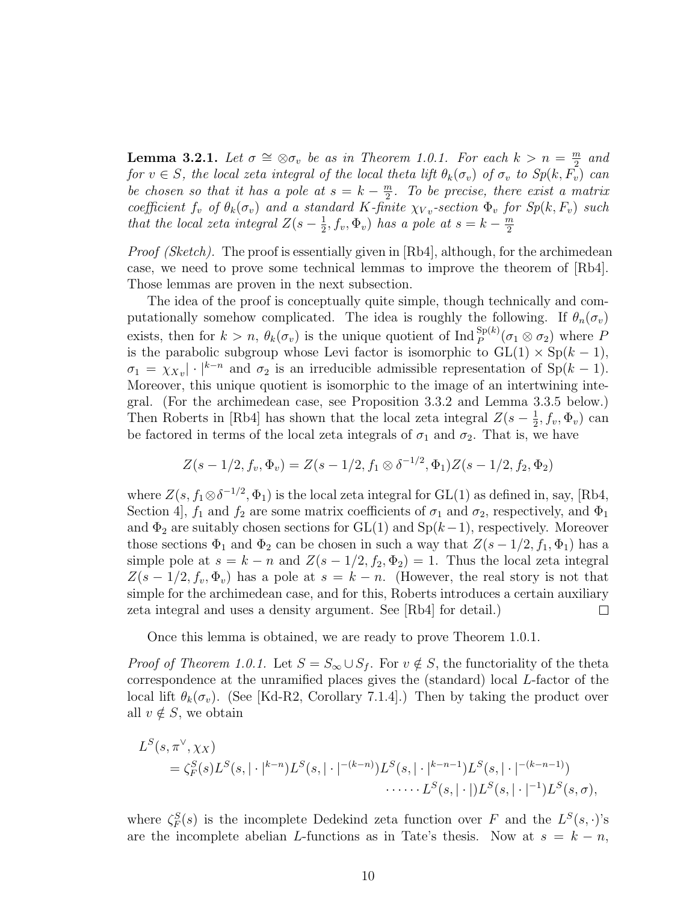**Lemma 3.2.1.** *Let $\sigma \cong \otimes\sigma_v$ be as in Theorem 1.0.1. For each $k > n = \frac{m}{2}$ and for $v \in S$, the local zeta integral of the local theta lift $\theta_k(\sigma_v)$ of $\sigma_v$ to $Sp(k, F_v)$ can be chosen so that it has a pole at $s = k - \frac{m}{2}$. To be precise, there exist a matrix coefficient $f_v$ of $\theta_k(\sigma_v)$ and a standard $K$-finite $\chi_{V_v}$-section $\Phi_v$ for $Sp(k, F_v)$ such that the local zeta integral $Z(s - \frac{1}{2}, f_v, \Phi_v)$ has a pole at $s = k - \frac{m}{2}$*

*Proof (Sketch).* The proof is essentially given in [Rb4], although, for the archimedean case, we need to prove some technical lemmas to improve the theorem of [Rb4]. Those lemmas are proven in the next subsection.

The idea of the proof is conceptually quite simple, though technically and computationally somehow complicated. The idea is roughly the following. If $\theta_n(\sigma_v)$ exists, then for $k > n$, $\theta_k(\sigma_v)$ is the unique quotient of $\mathrm{Ind}_P^{\mathrm{Sp}(k)}(\sigma_1 \otimes \sigma_2)$ where $P$ is the parabolic subgroup whose Levi factor is isomorphic to $\mathrm{GL}(1) \times \mathrm{Sp}(k-1)$, $\sigma_1 = \chi_{X_v}|\cdot|^{k-n}$ and $\sigma_2$ is an irreducible admissible representation of $\mathrm{Sp}(k-1)$. Moreover, this unique quotient is isomorphic to the image of an intertwining integral. (For the archimedean case, see Proposition 3.3.2 and Lemma 3.3.5 below.) Then Roberts in [Rb4] has shown that the local zeta integral $Z(s - \frac{1}{2}, f_v, \Phi_v)$ can be factored in terms of the local zeta integrals of $\sigma_1$ and $\sigma_2$. That is, we have

$$Z(s - 1/2, f_v, \Phi_v) = Z(s - 1/2, f_1 \otimes \delta^{-1/2}, \Phi_1) Z(s - 1/2, f_2, \Phi_2)$$

where $Z(s, f_1 \otimes \delta^{-1/2}, \Phi_1)$ is the local zeta integral for $\mathrm{GL}(1)$ as defined in, say, [Rb4, Section 4], $f_1$ and $f_2$ are some matrix coefficients of $\sigma_1$ and $\sigma_2$, respectively, and $\Phi_1$ and $\Phi_2$ are suitably chosen sections for $\mathrm{GL}(1)$ and $\mathrm{Sp}(k-1)$, respectively. Moreover those sections $\Phi_1$ and $\Phi_2$ can be chosen in such a way that $Z(s - 1/2, f_1, \Phi_1)$ has a simple pole at $s = k - n$ and $Z(s - 1/2, f_2, \Phi_2) = 1$. Thus the local zeta integral $Z(s - 1/2, f_v, \Phi_v)$ has a pole at $s = k - n$. (However, the real story is not that simple for the archimedean case, and for this, Roberts introduces a certain auxiliary zeta integral and uses a density argument. See [Rb4] for detail.) $\square$

Once this lemma is obtained, we are ready to prove Theorem 1.0.1.

*Proof of Theorem 1.0.1.* Let $S = S_\infty \cup S_f$. For $v \notin S$, the functoriality of the theta correspondence at the unramified places gives the (standard) local $L$-factor of the local lift $\theta_k(\sigma_v)$. (See [Kd-R2, Corollary 7.1.4].) Then by taking the product over all $v \notin S$, we obtain

$$\begin{aligned}
L^S(s, \pi^\vee, \chi_X) &= \zeta_F^S(s) L^S(s, |\cdot|^{k-n}) L^S(s, |\cdot|^{-(k-n)}) L^S(s, |\cdot|^{k-n-1}) L^S(s, |\cdot|^{-(k-n-1)}) \\
&\qquad \cdots\cdots L^S(s, |\cdot|) L^S(s, |\cdot|^{-1}) L^S(s, \sigma),
\end{aligned}$$

where $\zeta_F^S(s)$ is the incomplete Dedekind zeta function over $F$ and the $L^S(s, \cdot)$'s are the incomplete abelian $L$-functions as in Tate's thesis. Now at $s = k - n$,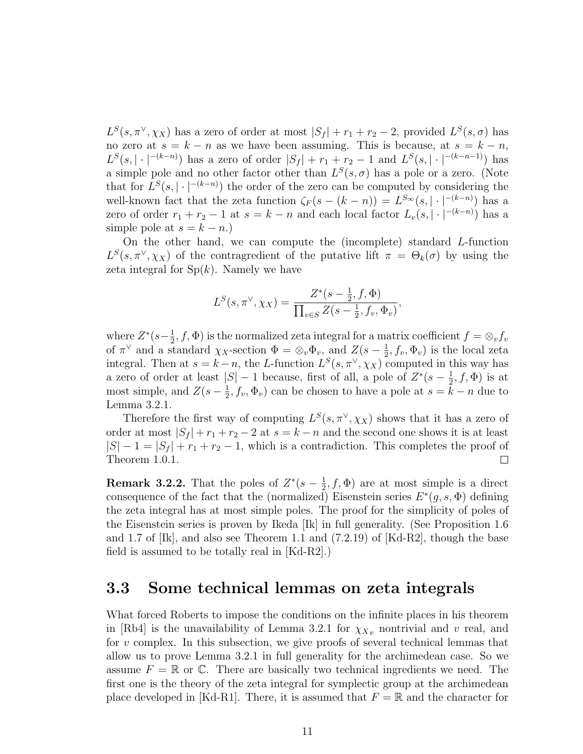$L^S(s, \pi^\vee, \chi_X)$ has a zero of order at most $|S_f| + r_1 + r_2 - 2$, provided $L^S(s, \sigma)$ has no zero at $s = k - n$ as we have been assuming. This is because, at $s = k - n$, $L^S(s, |\cdot|^{-(k-n)})$ has a zero of order $|S_f| + r_1 + r_2 - 1$ and $L^S(s, |\cdot|^{-(k-n-1)})$ has a simple pole and no other factor other than $L^S(s, \sigma)$ has a pole or a zero. (Note that for $L^S(s, |\cdot|^{-(k-n)})$ the order of the zero can be computed by considering the well-known fact that the zeta function $\zeta_F(s - (k - n)) = L^{S_\infty}(s, |\cdot|^{-(k-n)})$ has a zero of order $r_1 + r_2 - 1$ at $s = k - n$ and each local factor $L_v(s, |\cdot|^{-(k-n)})$ has a simple pole at $s = k - n$.)

On the other hand, we can compute the (incomplete) standard $L$-function $L^S(s, \pi^\vee, \chi_X)$ of the contragredient of the putative lift $\pi = \Theta_k(\sigma)$ by using the zeta integral for $\mathrm{Sp}(k)$. Namely we have

$$L^S(s, \pi^\vee, \chi_X) = \frac{Z^*(s - \frac{1}{2}, f, \Phi)}{\prod_{v \in S} Z(s - \frac{1}{2}, f_v, \Phi_v)},$$

where $Z^*(s - \frac{1}{2}, f, \Phi)$ is the normalized zeta integral for a matrix coefficient $f = \otimes_v f_v$ of $\pi^\vee$ and a standard $\chi_X$-section $\Phi = \otimes_v \Phi_v$, and $Z(s - \frac{1}{2}, f_v, \Phi_v)$ is the local zeta integral. Then at $s = k - n$, the $L$-function $L^S(s, \pi^\vee, \chi_X)$ computed in this way has a zero of order at least $|S| - 1$ because, first of all, a pole of $Z^*(s - \frac{1}{2}, f, \Phi)$ is at most simple, and $Z(s - \frac{1}{2}, f_v, \Phi_v)$ can be chosen to have a pole at $s = k - n$ due to Lemma 3.2.1.

Therefore the first way of computing $L^S(s, \pi^\vee, \chi_X)$ shows that it has a zero of order at most $|S_f| + r_1 + r_2 - 2$ at $s = k - n$ and the second one shows it is at least $|S| - 1 = |S_f| + r_1 + r_2 - 1$, which is a contradiction. This completes the proof of Theorem 1.0.1. □

**Remark 3.2.2.** That the poles of $Z^*(s - \frac{1}{2}, f, \Phi)$ are at most simple is a direct consequence of the fact that the (normalized) Eisenstein series $E^*(g, s, \Phi)$ defining the zeta integral has at most simple poles. The proof for the simplicity of poles of the Eisenstein series is proven by Ikeda [Ik] in full generality. (See Proposition 1.6 and 1.7 of [Ik], and also see Theorem 1.1 and (7.2.19) of [Kd-R2], though the base field is assumed to be totally real in [Kd-R2].)

## 3.3 Some technical lemmas on zeta integrals

What forced Roberts to impose the conditions on the infinite places in his theorem in [Rb4] is the unavailability of Lemma 3.2.1 for $\chi_{X_v}$ nontrivial and $v$ real, and for $v$ complex. In this subsection, we give proofs of several technical lemmas that allow us to prove Lemma 3.2.1 in full generality for the archimedean case. So we assume $F = \mathbb{R}$ or $\mathbb{C}$. There are basically two technical ingredients we need. The first one is the theory of the zeta integral for symplectic group at the archimedean place developed in [Kd-R1]. There, it is assumed that $F = \mathbb{R}$ and the character for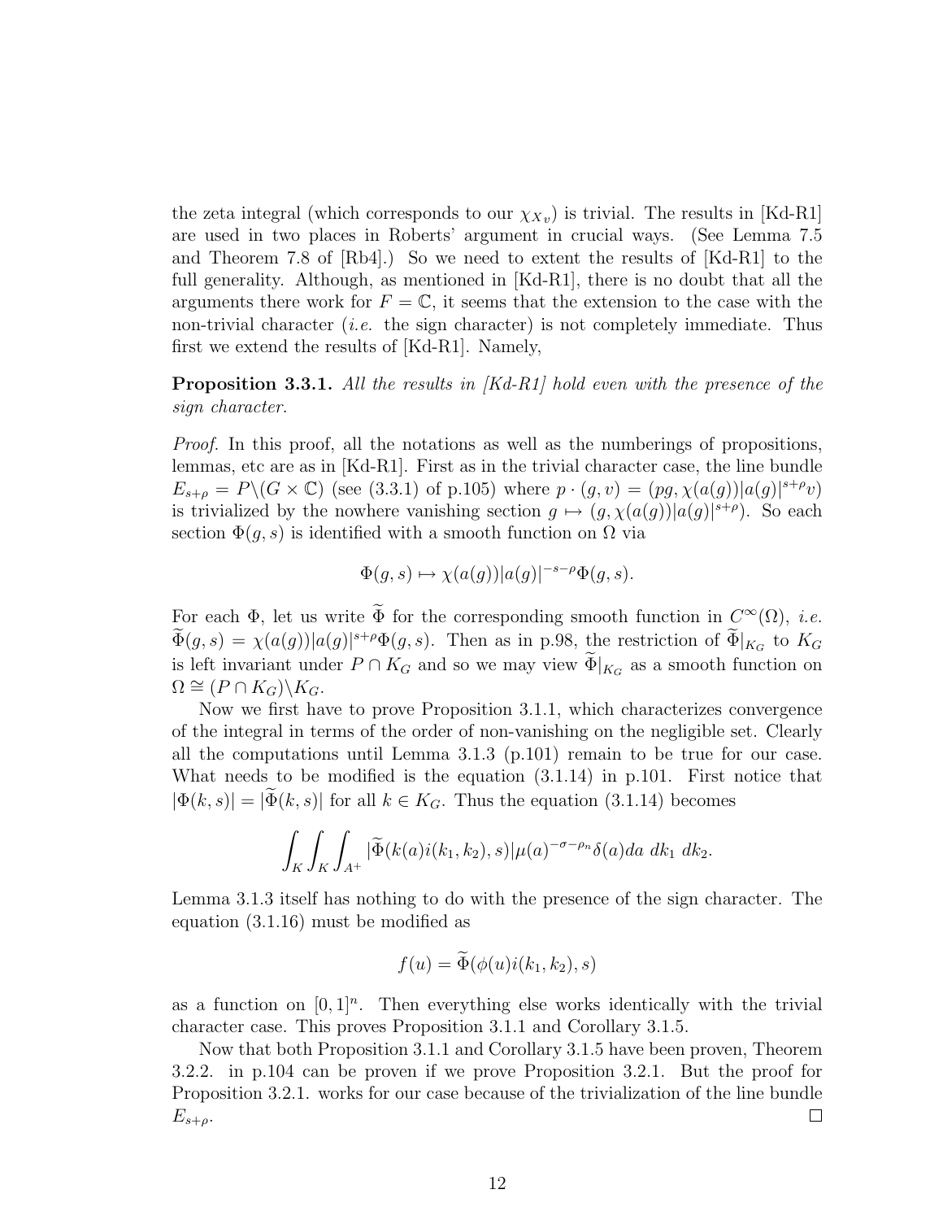the zeta integral (which corresponds to our $\chi_{X_v}$) is trivial. The results in [Kd-R1] are used in two places in Roberts' argument in crucial ways. (See Lemma 7.5 and Theorem 7.8 of [Rb4].) So we need to extent the results of [Kd-R1] to the full generality. Although, as mentioned in [Kd-R1], there is no doubt that all the arguments there work for $F = \mathbb{C}$, it seems that the extension to the case with the non-trivial character (*i.e.* the sign character) is not completely immediate. Thus first we extend the results of [Kd-R1]. Namely,

**Proposition 3.3.1.** *All the results in [Kd-R1] hold even with the presence of the sign character.*

*Proof.* In this proof, all the notations as well as the numberings of propositions, lemmas, etc are as in [Kd-R1]. First as in the trivial character case, the line bundle $E_{s+\rho} = P\backslash(G \times \mathbb{C})$ (see (3.3.1) of p.105) where $p \cdot (g, v) = (pg, \chi(a(g))|a(g)|^{s+\rho}v)$ is trivialized by the nowhere vanishing section $g \mapsto (g, \chi(a(g))|a(g)|^{s+\rho})$. So each section $\Phi(g, s)$ is identified with a smooth function on $\Omega$ via

$$\Phi(g, s) \mapsto \chi(a(g))|a(g)|^{-s-\rho}\Phi(g, s).$$

For each $\Phi$, let us write $\widetilde{\Phi}$ for the corresponding smooth function in $C^\infty(\Omega)$, *i.e.* $\widetilde{\Phi}(g, s) = \chi(a(g))|a(g)|^{s+\rho}\Phi(g, s)$. Then as in p.98, the restriction of $\widetilde{\Phi}|_{K_G}$ to $K_G$ is left invariant under $P \cap K_G$ and so we may view $\widetilde{\Phi}|_{K_G}$ as a smooth function on $\Omega \cong (P \cap K_G)\backslash K_G$.

Now we first have to prove Proposition 3.1.1, which characterizes convergence of the integral in terms of the order of non-vanishing on the negligible set. Clearly all the computations until Lemma 3.1.3 (p.101) remain to be true for our case. What needs to be modified is the equation (3.1.14) in p.101. First notice that $|\Phi(k, s)| = |\widetilde{\Phi}(k, s)|$ for all $k \in K_G$. Thus the equation (3.1.14) becomes

$$\int_K \int_K \int_{A^+} |\widetilde{\Phi}(k(a)i(k_1, k_2), s)|\mu(a)^{-\sigma-\rho_n}\delta(a)da\ dk_1\ dk_2.$$

Lemma 3.1.3 itself has nothing to do with the presence of the sign character. The equation (3.1.16) must be modified as

$$f(u) = \widetilde{\Phi}(\phi(u)i(k_1, k_2), s)$$

as a function on $[0, 1]^n$. Then everything else works identically with the trivial character case. This proves Proposition 3.1.1 and Corollary 3.1.5.

Now that both Proposition 3.1.1 and Corollary 3.1.5 have been proven, Theorem 3.2.2. in p.104 can be proven if we prove Proposition 3.2.1. But the proof for Proposition 3.2.1. works for our case because of the trivialization of the line bundle $E_{s+\rho}$. $\square$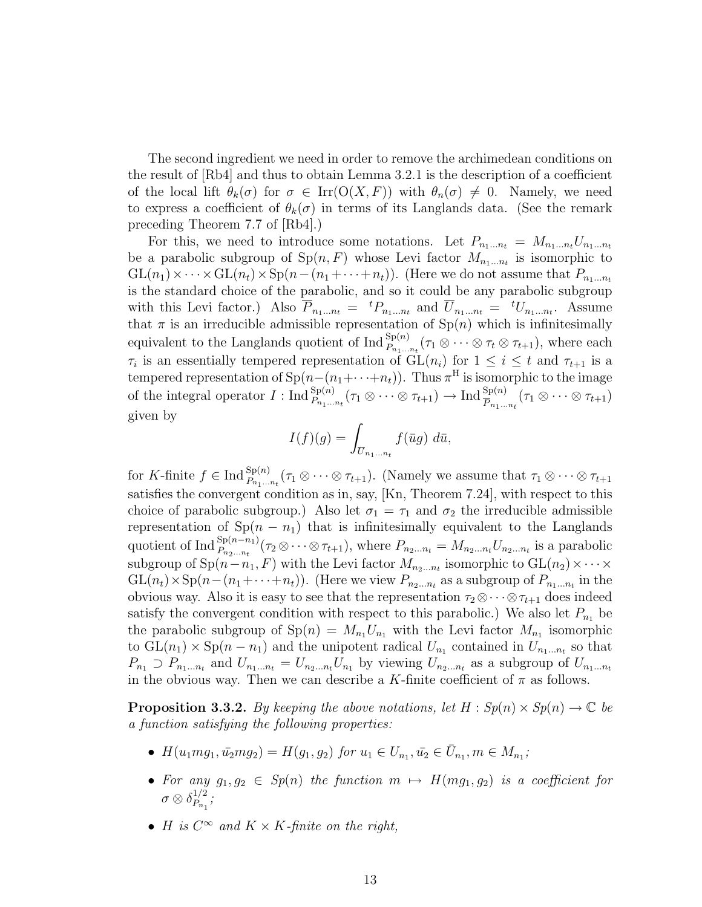The second ingredient we need in order to remove the archimedean conditions on the result of [Rb4] and thus to obtain Lemma 3.2.1 is the description of a coefficient of the local lift $\theta_k(\sigma)$ for $\sigma \in \mathrm{Irr}(\mathrm{O}(X,F))$ with $\theta_n(\sigma) \neq 0$. Namely, we need to express a coefficient of $\theta_k(\sigma)$ in terms of its Langlands data. (See the remark preceding Theorem 7.7 of [Rb4].)

For this, we need to introduce some notations. Let $P_{n_1\dots n_t} = M_{n_1\dots n_t}U_{n_1\dots n_t}$ be a parabolic subgroup of $\mathrm{Sp}(n,F)$ whose Levi factor $M_{n_1\dots n_t}$ is isomorphic to $\mathrm{GL}(n_1)\times\cdots\times\mathrm{GL}(n_t)\times\mathrm{Sp}(n-(n_1+\cdots+n_t))$. (Here we do not assume that $P_{n_1\dots n_t}$ is the standard choice of the parabolic, and so it could be any parabolic subgroup with this Levi factor.) Also $\overline{P}_{n_1\dots n_t} = {}^tP_{n_1\dots n_t}$ and $\overline{U}_{n_1\dots n_t} = {}^tU_{n_1\dots n_t}$. Assume that $\pi$ is an irreducible admissible representation of $\mathrm{Sp}(n)$ which is infinitesimally equivalent to the Langlands quotient of $\mathrm{Ind}\,_{P_{n_1\dots n_t}}^{\mathrm{Sp}(n)}(\tau_1\otimes\cdots\otimes\tau_t\otimes\tau_{t+1})$, where each $\tau_i$ is an essentially tempered representation of $\mathrm{GL}(n_i)$ for $1\leq i\leq t$ and $\tau_{t+1}$ is a tempered representation of $\mathrm{Sp}(n-(n_1+\cdots+n_t))$. Thus $\pi^{\mathrm{H}}$ is isomorphic to the image of the integral operator $I : \mathrm{Ind}\,_{P_{n_1\dots n_t}}^{\mathrm{Sp}(n)}(\tau_1\otimes\cdots\otimes\tau_{t+1}) \to \mathrm{Ind}\,_{\overline{P}_{n_1\dots n_t}}^{\mathrm{Sp}(n)}(\tau_1\otimes\cdots\otimes\tau_{t+1})$ given by

$$I(f)(g) = \int_{\overline{U}_{n_1\dots n_t}} f(\bar{u}g)\,d\bar{u},$$

for $K$-finite $f \in \mathrm{Ind}\,_{P_{n_1\dots n_t}}^{\mathrm{Sp}(n)}(\tau_1\otimes\cdots\otimes\tau_{t+1})$. (Namely we assume that $\tau_1\otimes\cdots\otimes\tau_{t+1}$ satisfies the convergent condition as in, say, [Kn, Theorem 7.24], with respect to this choice of parabolic subgroup.) Also let $\sigma_1 = \tau_1$ and $\sigma_2$ the irreducible admissible representation of $\mathrm{Sp}(n-n_1)$ that is infinitesimally equivalent to the Langlands quotient of $\mathrm{Ind}\,_{P_{n_2\dots n_t}}^{\mathrm{Sp}(n-n_1)}(\tau_2\otimes\cdots\otimes\tau_{t+1})$, where $P_{n_2\dots n_t} = M_{n_2\dots n_t}U_{n_2\dots n_t}$ is a parabolic subgroup of $\mathrm{Sp}(n-n_1,F)$ with the Levi factor $M_{n_2\dots n_t}$ isomorphic to $\mathrm{GL}(n_2)\times\cdots\times\mathrm{GL}(n_t)\times\mathrm{Sp}(n-(n_1+\cdots+n_t))$. (Here we view $P_{n_2\dots n_t}$ as a subgroup of $P_{n_1\dots n_t}$ in the obvious way. Also it is easy to see that the representation $\tau_2\otimes\cdots\otimes\tau_{t+1}$ does indeed satisfy the convergent condition with respect to this parabolic.) We also let $P_{n_1}$ be the parabolic subgroup of $\mathrm{Sp}(n) = M_{n_1}U_{n_1}$ with the Levi factor $M_{n_1}$ isomorphic to $\mathrm{GL}(n_1)\times\mathrm{Sp}(n-n_1)$ and the unipotent radical $U_{n_1}$ contained in $U_{n_1\dots n_t}$ so that $P_{n_1}\supset P_{n_1\dots n_t}$ and $U_{n_1\dots n_t} = U_{n_2\dots n_t}U_{n_1}$ by viewing $U_{n_2\dots n_t}$ as a subgroup of $U_{n_1\dots n_t}$ in the obvious way. Then we can describe a $K$-finite coefficient of $\pi$ as follows.

**Proposition 3.3.2.** *By keeping the above notations, let $H : Sp(n)\times Sp(n)\to\mathbb{C}$ be a function satisfying the following properties:*

- *$H(u_1mg_1, \bar{u}_2mg_2) = H(g_1,g_2)$ for $u_1\in U_{n_1}, \bar{u}_2\in\bar{U}_{n_1}, m\in M_{n_1}$;*
- *For any $g_1,g_2\in Sp(n)$ the function $m\mapsto H(mg_1,g_2)$ is a coefficient for $\sigma\otimes\delta_{P_{n_1}}^{1/2}$;*
- *$H$ is $C^\infty$ and $K\times K$-finite on the right,*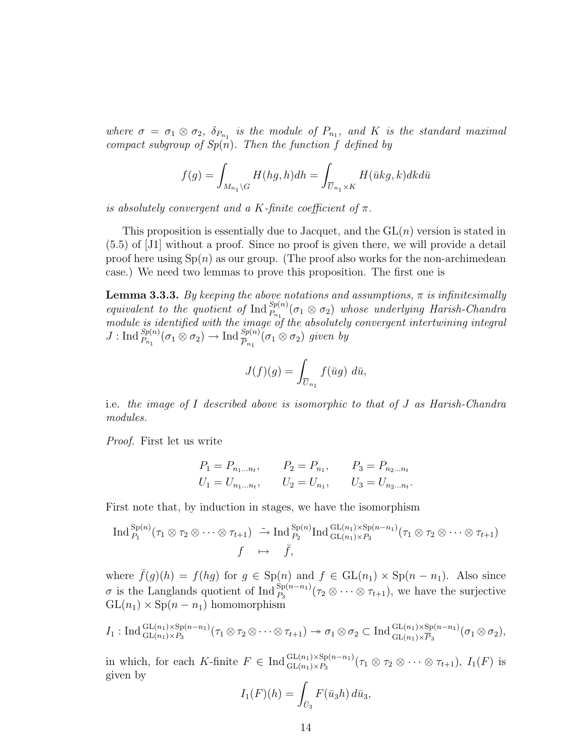*where* $\sigma = \sigma_1 \otimes \sigma_2$*,* $\delta_{P_{n_1}}$ *is the module of* $P_{n_1}$*, and* $K$ *is the standard maximal compact subgroup of* $Sp(n)$*. Then the function* $f$ *defined by*

$$f(g) = \int_{M_{n_1}\backslash G} H(hg, h)dh = \int_{\overline{U}_{n_1}\times K} H(\bar{u}kg, k)dkd\bar{u}$$

*is absolutely convergent and a* $K$*-finite coefficient of* $\pi$*.*

This proposition is essentially due to Jacquet, and the $\mathrm{GL}(n)$ version is stated in (5.5) of [J1] without a proof. Since no proof is given there, we will provide a detail proof here using $\mathrm{Sp}(n)$ as our group. (The proof also works for the non-archimedean case.) We need two lemmas to prove this proposition. The first one is

**Lemma 3.3.3.** *By keeping the above notations and assumptions,* $\pi$ *is infinitesimally equivalent to the quotient of* $\mathrm{Ind}\,^{Sp(n)}_{P_{n_1}}(\sigma_1 \otimes \sigma_2)$ *whose underlying Harish-Chandra module is identified with the image of the absolutely convergent intertwining integral* $J : \mathrm{Ind}\,^{Sp(n)}_{P_{n_1}}(\sigma_1 \otimes \sigma_2) \to \mathrm{Ind}\,^{Sp(n)}_{\overline{P}_{n_1}}(\sigma_1 \otimes \sigma_2)$ *given by*

$$J(f)(g) = \int_{\overline{U}_{n_1}} f(\bar{u}g)\ d\bar{u},$$

i.e. *the image of* $I$ *described above is isomorphic to that of* $J$ *as Harish-Chandra modules.*

*Proof.* First let us write

$$\begin{aligned} P_1 &= P_{n_1\dots n_t}, \qquad & P_2 &= P_{n_1}, \qquad & P_3 &= P_{n_2\dots n_t} \\ U_1 &= U_{n_1\dots n_t}, \qquad & U_2 &= U_{n_1}, \qquad & U_3 &= U_{n_2\dots n_t}. \end{aligned}$$

First note that, by induction in stages, we have the isomorphism

$$\begin{aligned} \mathrm{Ind}\,^{\mathrm{Sp}(n)}_{P_1}(\tau_1 \otimes \tau_2 \otimes \cdots \otimes \tau_{t+1}) \ &\xrightarrow{\sim} \mathrm{Ind}\,^{\mathrm{Sp}(n)}_{P_2}\mathrm{Ind}\,^{\mathrm{GL}(n_1)\times \mathrm{Sp}(n-n_1)}_{\mathrm{GL}(n_1)\times P_3}(\tau_1 \otimes \tau_2 \otimes \cdots \otimes \tau_{t+1}) \\ f \quad &\mapsto \quad \bar{f}, \end{aligned}$$

where $\bar{f}(g)(h) = f(hg)$ for $g \in \mathrm{Sp}(n)$ and $f \in \mathrm{GL}(n_1) \times \mathrm{Sp}(n - n_1)$. Also since $\sigma$ is the Langlands quotient of $\mathrm{Ind}\,^{\mathrm{Sp}(n-n_1)}_{P_3}(\tau_2 \otimes \cdots \otimes \tau_{t+1})$, we have the surjective $\mathrm{GL}(n_1) \times \mathrm{Sp}(n - n_1)$ homomorphism

$$I_1 : \mathrm{Ind}\,^{\mathrm{GL}(n_1)\times \mathrm{Sp}(n-n_1)}_{\mathrm{GL}(n_1)\times P_3}(\tau_1 \otimes \tau_2 \otimes \cdots \otimes \tau_{t+1}) \twoheadrightarrow \sigma_1 \otimes \sigma_2 \subset \mathrm{Ind}\,^{\mathrm{GL}(n_1)\times \mathrm{Sp}(n-n_1)}_{\mathrm{GL}(n_1)\times \overline{P}_3}(\sigma_1 \otimes \sigma_2),$$

in which, for each $K$-finite $F \in \mathrm{Ind}\,^{\mathrm{GL}(n_1)\times \mathrm{Sp}(n-n_1)}_{\mathrm{GL}(n_1)\times P_3}(\tau_1 \otimes \tau_2 \otimes \cdots \otimes \tau_{t+1})$, $I_1(F)$ is given by

$$I_1(F)(h) = \int_{\bar{U}_3} F(\bar{u}_3 h)\, d\bar{u}_3,$$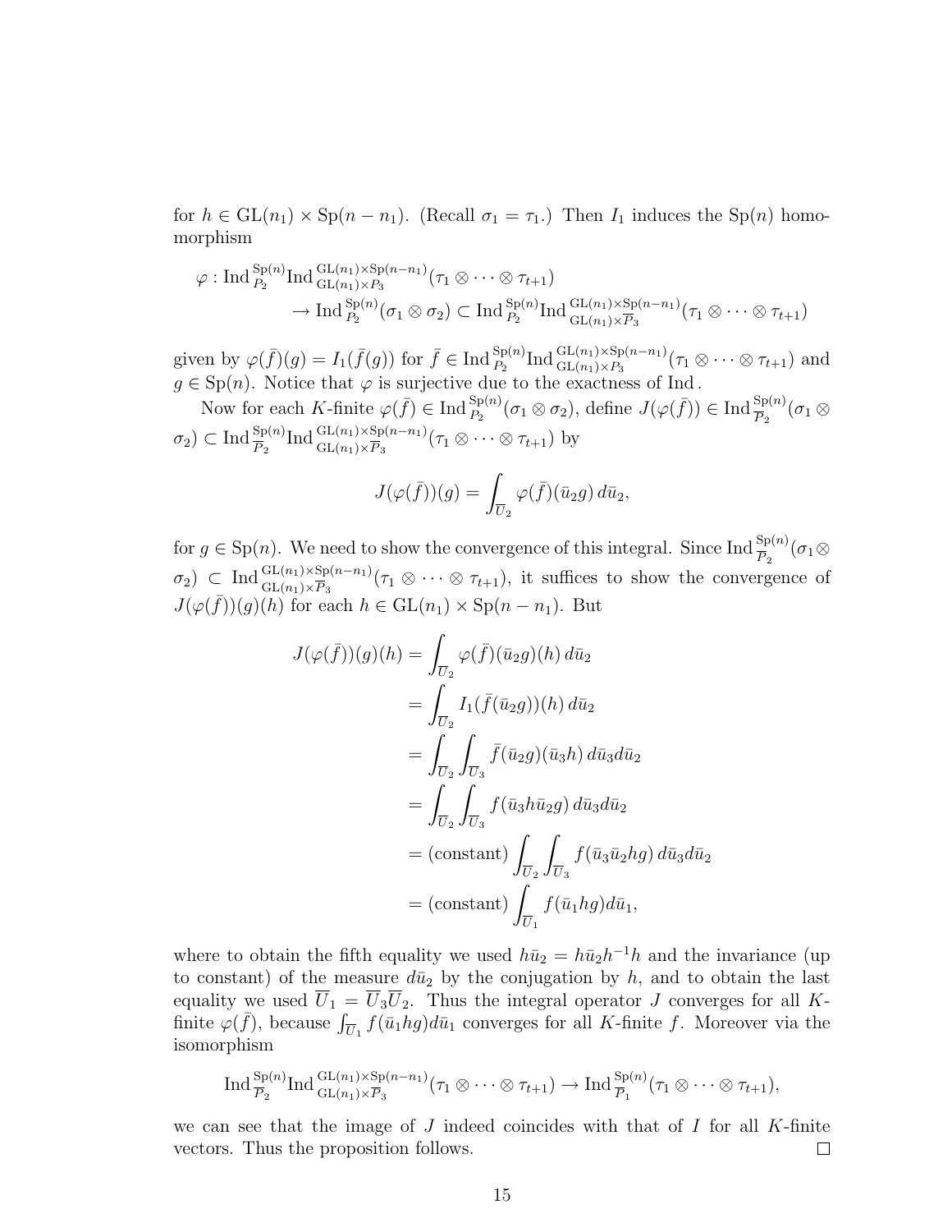for $h \in \mathrm{GL}(n_1) \times \mathrm{Sp}(n-n_1)$. (Recall $\sigma_1 = \tau_1$.) Then $I_1$ induces the $\mathrm{Sp}(n)$ homomorphism

$$\begin{aligned}
\varphi : \mathrm{Ind}\,_{P_2}^{\mathrm{Sp}(n)} \mathrm{Ind}\,_{\mathrm{GL}(n_1)\times P_3}^{\mathrm{GL}(n_1)\times \mathrm{Sp}(n-n_1)} &(\tau_1 \otimes \cdots \otimes \tau_{t+1}) \\
&\to \mathrm{Ind}\,_{P_2}^{\mathrm{Sp}(n)}(\sigma_1 \otimes \sigma_2) \subset \mathrm{Ind}\,_{P_2}^{\mathrm{Sp}(n)} \mathrm{Ind}\,_{\mathrm{GL}(n_1)\times \overline{P}_3}^{\mathrm{GL}(n_1)\times \mathrm{Sp}(n-n_1)}(\tau_1 \otimes \cdots \otimes \tau_{t+1})
\end{aligned}$$

given by $\varphi(\bar{f})(g) = I_1(\bar{f}(g))$ for $\bar{f} \in \mathrm{Ind}\,_{P_2}^{\mathrm{Sp}(n)} \mathrm{Ind}\,_{\mathrm{GL}(n_1)\times P_3}^{\mathrm{GL}(n_1)\times \mathrm{Sp}(n-n_1)}(\tau_1 \otimes \cdots \otimes \tau_{t+1})$ and $g \in \mathrm{Sp}(n)$. Notice that $\varphi$ is surjective due to the exactness of $\mathrm{Ind}$.

Now for each $K$-finite $\varphi(\bar{f}) \in \mathrm{Ind}\,_{P_2}^{\mathrm{Sp}(n)}(\sigma_1 \otimes \sigma_2)$, define $J(\varphi(\bar{f})) \in \mathrm{Ind}\,_{\overline{P}_2}^{\mathrm{Sp}(n)}(\sigma_1 \otimes \sigma_2) \subset \mathrm{Ind}\,_{\overline{P}_2}^{\mathrm{Sp}(n)} \mathrm{Ind}\,_{\mathrm{GL}(n_1)\times \overline{P}_3}^{\mathrm{GL}(n_1)\times \mathrm{Sp}(n-n_1)}(\tau_1 \otimes \cdots \otimes \tau_{t+1})$ by

$$J(\varphi(\bar{f}))(g) = \int_{\overline{U}_2} \varphi(\bar{f})(\bar{u}_2 g)\, d\bar{u}_2,$$

for $g \in \mathrm{Sp}(n)$. We need to show the convergence of this integral. Since $\mathrm{Ind}\,_{\overline{P}_2}^{\mathrm{Sp}(n)}(\sigma_1 \otimes \sigma_2) \subset \mathrm{Ind}\,_{\mathrm{GL}(n_1)\times \overline{P}_3}^{\mathrm{GL}(n_1)\times \mathrm{Sp}(n-n_1)}(\tau_1 \otimes \cdots \otimes \tau_{t+1})$, it suffices to show the convergence of $J(\varphi(\bar{f}))(g)(h)$ for each $h \in \mathrm{GL}(n_1) \times \mathrm{Sp}(n-n_1)$. But

$$\begin{aligned}
J(\varphi(\bar{f}))(g)(h) &= \int_{\overline{U}_2} \varphi(\bar{f})(\bar{u}_2 g)(h)\, d\bar{u}_2 \\
&= \int_{\overline{U}_2} I_1(\bar{f}(\bar{u}_2 g))(h)\, d\bar{u}_2 \\
&= \int_{\overline{U}_2} \int_{\overline{U}_3} \bar{f}(\bar{u}_2 g)(\bar{u}_3 h)\, d\bar{u}_3 d\bar{u}_2 \\
&= \int_{\overline{U}_2} \int_{\overline{U}_3} f(\bar{u}_3 h \bar{u}_2 g)\, d\bar{u}_3 d\bar{u}_2 \\
&= (\text{constant}) \int_{\overline{U}_2} \int_{\overline{U}_3} f(\bar{u}_3 \bar{u}_2 h g)\, d\bar{u}_3 d\bar{u}_2 \\
&= (\text{constant}) \int_{\overline{U}_1} f(\bar{u}_1 h g) d\bar{u}_1,
\end{aligned}$$

where to obtain the fifth equality we used $h\bar{u}_2 = h\bar{u}_2 h^{-1} h$ and the invariance (up to constant) of the measure $d\bar{u}_2$ by the conjugation by $h$, and to obtain the last equality we used $\overline{U}_1 = \overline{U}_3 \overline{U}_2$. Thus the integral operator $J$ converges for all $K$-finite $\varphi(\bar{f})$, because $\int_{\overline{U}_1} f(\bar{u}_1 h g) d\bar{u}_1$ converges for all $K$-finite $f$. Moreover via the isomorphism

$$\mathrm{Ind}\,_{\overline{P}_2}^{\mathrm{Sp}(n)} \mathrm{Ind}\,_{\mathrm{GL}(n_1)\times \overline{P}_3}^{\mathrm{GL}(n_1)\times \mathrm{Sp}(n-n_1)}(\tau_1 \otimes \cdots \otimes \tau_{t+1}) \to \mathrm{Ind}\,_{\overline{P}_1}^{\mathrm{Sp}(n)}(\tau_1 \otimes \cdots \otimes \tau_{t+1}),$$

we can see that the image of $J$ indeed coincides with that of $I$ for all $K$-finite vectors. Thus the proposition follows. $\square$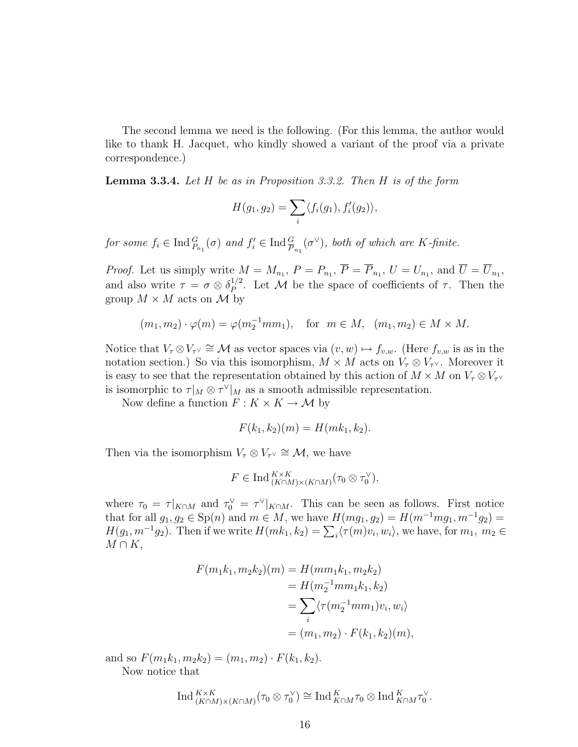The second lemma we need is the following. (For this lemma, the author would like to thank H. Jacquet, who kindly showed a variant of the proof via a private correspondence.)

**Lemma 3.3.4.** *Let $H$ be as in Proposition 3.3.2. Then $H$ is of the form*

$$H(g_1, g_2) = \sum_i \langle f_i(g_1), f'_i(g_2)\rangle,$$

*for some $f_i \in \operatorname{Ind}_{P_{n_1}}^{G}(\sigma)$ and $f'_i \in \operatorname{Ind}_{\overline{P}_{n_1}}^{G}(\sigma^\vee)$, both of which are $K$-finite.*

*Proof.* Let us simply write $M = M_{n_1}$, $P = P_{n_1}$, $\overline{P} = \overline{P}_{n_1}$, $U = U_{n_1}$, and $\overline{U} = \overline{U}_{n_1}$, and also write $\tau = \sigma \otimes \delta_P^{1/2}$. Let $\mathcal{M}$ be the space of coefficients of $\tau$. Then the group $M \times M$ acts on $\mathcal{M}$ by

$$(m_1, m_2) \cdot \varphi(m) = \varphi(m_2^{-1} m m_1), \quad \text{for} \quad m \in M, \quad (m_1, m_2) \in M \times M.$$

Notice that $V_\tau \otimes V_{\tau^\vee} \cong \mathcal{M}$ as vector spaces via $(v, w) \mapsto f_{v,w}$. (Here $f_{v,w}$ is as in the notation section.) So via this isomorphism, $M \times M$ acts on $V_\tau \otimes V_{\tau^\vee}$. Moreover it is easy to see that the representation obtained by this action of $M \times M$ on $V_\tau \otimes V_{\tau^\vee}$ is isomorphic to $\tau|_M \otimes \tau^\vee|_M$ as a smooth admissible representation.

Now define a function $F : K \times K \to \mathcal{M}$ by

$$F(k_1, k_2)(m) = H(mk_1, k_2).$$

Then via the isomorphism $V_\tau \otimes V_{\tau^\vee} \cong \mathcal{M}$, we have

$$F \in \operatorname{Ind}_{(K\cap M)\times(K\cap M)}^{K\times K}(\tau_0 \otimes \tau_0^\vee),$$

where $\tau_0 = \tau|_{K\cap M}$ and $\tau_0^\vee = \tau^\vee|_{K\cap M}$. This can be seen as follows. First notice that for all $g_1, g_2 \in \mathrm{Sp}(n)$ and $m \in M$, we have $H(mg_1, g_2) = H(m^{-1}mg_1, m^{-1}g_2) = H(g_1, m^{-1}g_2)$. Then if we write $H(mk_1, k_2) = \sum_i \langle \tau(m)v_i, w_i\rangle$, we have, for $m_1,\ m_2 \in M \cap K$,

$$\begin{aligned}
F(m_1k_1, m_2k_2)(m) &= H(mm_1k_1, m_2k_2) \\
&= H(m_2^{-1}mm_1k_1, k_2) \\
&= \sum_i \langle \tau(m_2^{-1}mm_1)v_i, w_i\rangle \\
&= (m_1, m_2) \cdot F(k_1, k_2)(m),
\end{aligned}$$

and so $F(m_1k_1, m_2k_2) = (m_1, m_2) \cdot F(k_1, k_2)$.

Now notice that

$$\operatorname{Ind}_{(K\cap M)\times(K\cap M)}^{K\times K}(\tau_0 \otimes \tau_0^\vee) \cong \operatorname{Ind}_{K\cap M}^{K}\tau_0 \otimes \operatorname{Ind}_{K\cap M}^{K}\tau_0^\vee.$$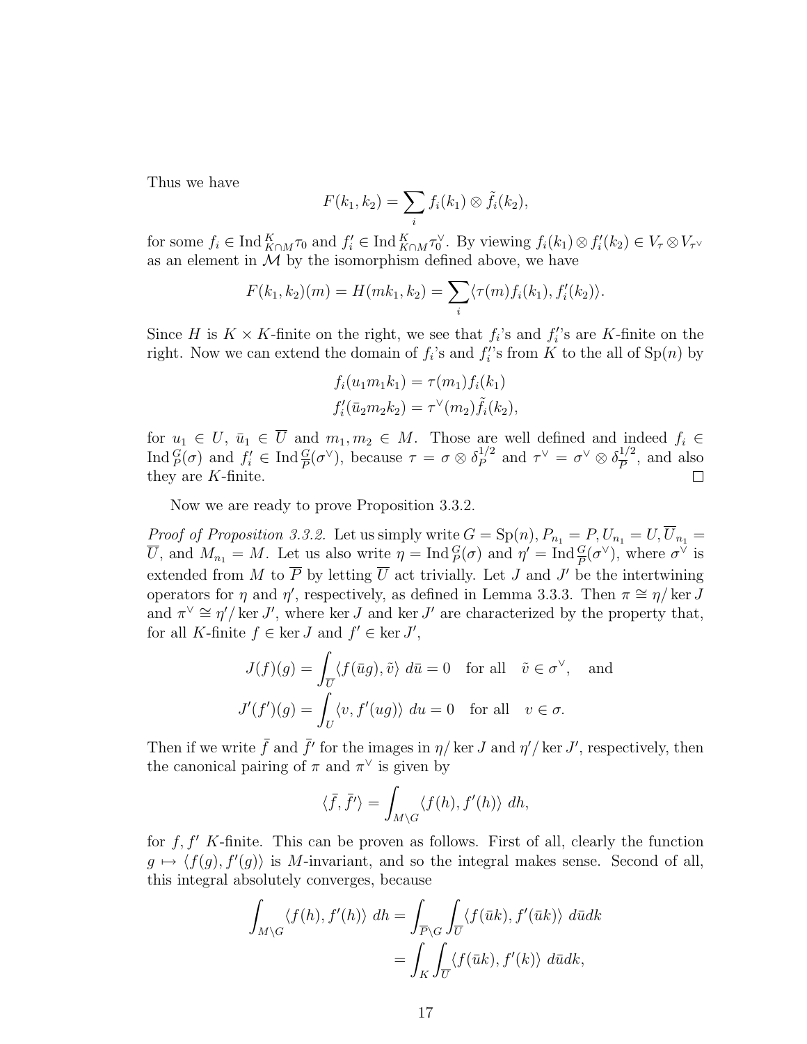Thus we have

$$F(k_1, k_2) = \sum_i f_i(k_1) \otimes \tilde{f}_i(k_2),$$

for some $f_i \in \operatorname{Ind}_{K \cap M}^{K} \tau_0$ and $f_i' \in \operatorname{Ind}_{K \cap M}^{K} \tau_0^\vee$. By viewing $f_i(k_1) \otimes f_i'(k_2) \in V_\tau \otimes V_{\tau^\vee}$ as an element in $\mathcal{M}$ by the isomorphism defined above, we have

$$F(k_1, k_2)(m) = H(mk_1, k_2) = \sum_i \langle \tau(m) f_i(k_1), f_i'(k_2) \rangle.$$

Since $H$ is $K \times K$-finite on the right, we see that $f_i$'s and $f_i'$'s are $K$-finite on the right. Now we can extend the domain of $f_i$'s and $f_i'$'s from $K$ to the all of $\mathrm{Sp}(n)$ by

$$f_i(u_1 m_1 k_1) = \tau(m_1) f_i(k_1)$$
$$f_i'(\bar{u}_2 m_2 k_2) = \tau^\vee(m_2) \tilde{f}_i(k_2),$$

for $u_1 \in U$, $\bar{u}_1 \in \overline{U}$ and $m_1, m_2 \in M$. Those are well defined and indeed $f_i \in \operatorname{Ind}_P^G(\sigma)$ and $f_i' \in \operatorname{Ind}_{\overline{P}}^G(\sigma^\vee)$, because $\tau = \sigma \otimes \delta_P^{1/2}$ and $\tau^\vee = \sigma^\vee \otimes \delta_{\overline{P}}^{1/2}$, and also they are $K$-finite. ∎

Now we are ready to prove Proposition 3.3.2.

*Proof of Proposition 3.3.2.* Let us simply write $G = \mathrm{Sp}(n), P_{n_1} = P, U_{n_1} = U, \overline{U}_{n_1} = \overline{U}$, and $M_{n_1} = M$. Let us also write $\eta = \operatorname{Ind}_P^G(\sigma)$ and $\eta' = \operatorname{Ind}_{\overline{P}}^G(\sigma^\vee)$, where $\sigma^\vee$ is extended from $M$ to $\overline{P}$ by letting $\overline{U}$ act trivially. Let $J$ and $J'$ be the intertwining operators for $\eta$ and $\eta'$, respectively, as defined in Lemma 3.3.3. Then $\pi \cong \eta / \ker J$ and $\pi^\vee \cong \eta' / \ker J'$, where $\ker J$ and $\ker J'$ are characterized by the property that, for all $K$-finite $f \in \ker J$ and $f' \in \ker J'$,

$$J(f)(g) = \int_{\overline{U}} \langle f(\bar{u}g), \tilde{v} \rangle \, d\bar{u} = 0 \quad \text{for all} \quad \tilde{v} \in \sigma^\vee, \quad \text{and}$$
$$J'(f')(g) = \int_{U} \langle v, f'(ug) \rangle \, du = 0 \quad \text{for all} \quad v \in \sigma.$$

Then if we write $\bar{f}$ and $\bar{f}'$ for the images in $\eta / \ker J$ and $\eta' / \ker J'$, respectively, then the canonical pairing of $\pi$ and $\pi^\vee$ is given by

$$\langle \bar{f}, \bar{f}' \rangle = \int_{M \backslash G} \langle f(h), f'(h) \rangle \, dh,$$

for $f, f'$ $K$-finite. This can be proven as follows. First of all, clearly the function $g \mapsto \langle f(g), f'(g) \rangle$ is $M$-invariant, and so the integral makes sense. Second of all, this integral absolutely converges, because

$$\begin{aligned}
\int_{M \backslash G} \langle f(h), f'(h) \rangle \, dh &= \int_{\overline{P} \backslash G} \int_{\overline{U}} \langle f(\bar{u}k), f'(\bar{u}k) \rangle \, d\bar{u} dk \\
&= \int_{K} \int_{\overline{U}} \langle f(\bar{u}k), f'(k) \rangle \, d\bar{u} dk,
\end{aligned}$$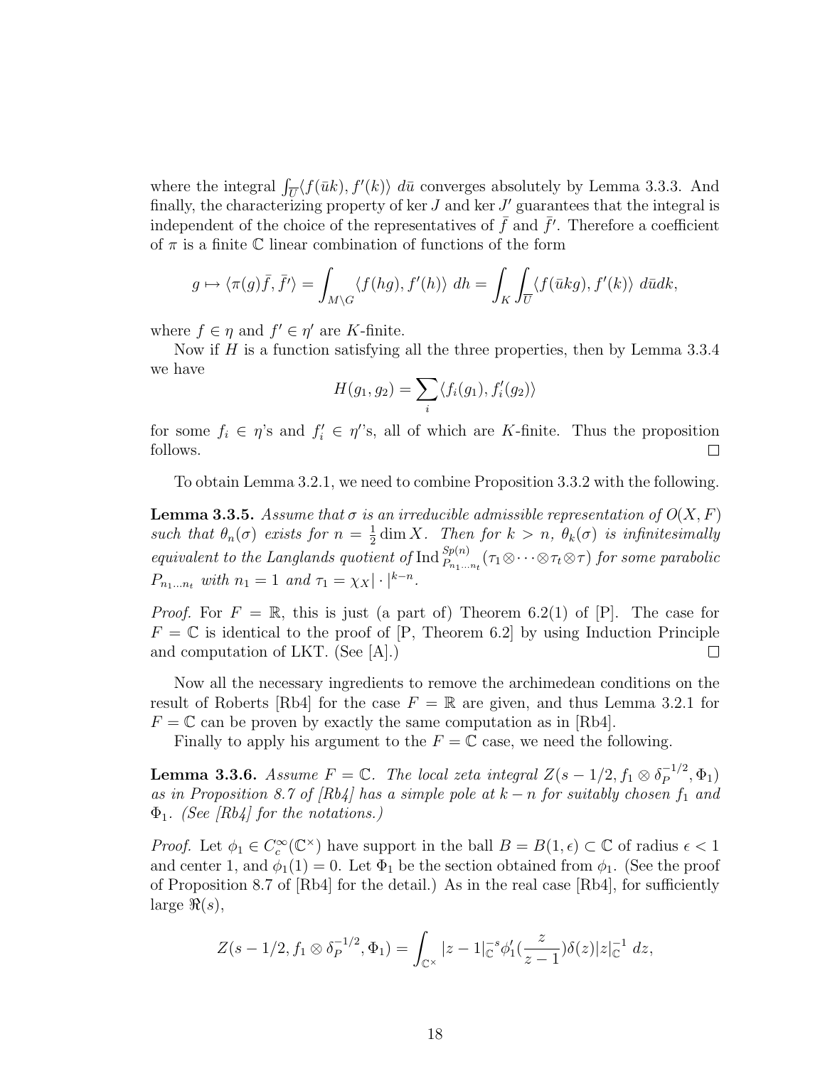where the integral $\int_{\overline{U}}\langle f(\bar{u}k), f'(k)\rangle \; d\bar{u}$ converges absolutely by Lemma 3.3.3. And finally, the characterizing property of $\ker J$ and $\ker J'$ guarantees that the integral is independent of the choice of the representatives of $\bar{f}$ and $\bar{f}'$. Therefore a coefficient of $\pi$ is a finite $\mathbb{C}$ linear combination of functions of the form

$$g \mapsto \langle \pi(g)\bar{f}, \bar{f}'\rangle = \int_{M\backslash G} \langle f(hg), f'(h)\rangle \; dh = \int_K \int_{\overline{U}} \langle f(\bar{u}kg), f'(k)\rangle \; d\bar{u}dk,$$

where $f \in \eta$ and $f' \in \eta'$ are $K$-finite.

Now if $H$ is a function satisfying all the three properties, then by Lemma 3.3.4 we have

$$H(g_1, g_2) = \sum_i \langle f_i(g_1), f_i'(g_2)\rangle$$

for some $f_i \in \eta$'s and $f_i' \in \eta'$'s, all of which are $K$-finite. Thus the proposition follows. $\square$

To obtain Lemma 3.2.1, we need to combine Proposition 3.3.2 with the following.

**Lemma 3.3.5.** *Assume that $\sigma$ is an irreducible admissible representation of $O(X,F)$ such that $\theta_n(\sigma)$ exists for $n = \frac{1}{2}\dim X$. Then for $k > n$, $\theta_k(\sigma)$ is infinitesimally equivalent to the Langlands quotient of* $\operatorname{Ind}_{P_{n_1\dots n_t}}^{Sp(n)}(\tau_1\otimes\cdots\otimes\tau_t\otimes\tau)$ *for some parabolic $P_{n_1\dots n_t}$ with $n_1 = 1$ and $\tau_1 = \chi_X|\cdot|^{k-n}$.*

*Proof.* For $F = \mathbb{R}$, this is just (a part of) Theorem 6.2(1) of [P]. The case for $F = \mathbb{C}$ is identical to the proof of [P, Theorem 6.2] by using Induction Principle and computation of LKT. (See [A].) $\square$

Now all the necessary ingredients to remove the archimedean conditions on the result of Roberts [Rb4] for the case $F = \mathbb{R}$ are given, and thus Lemma 3.2.1 for $F = \mathbb{C}$ can be proven by exactly the same computation as in [Rb4].

Finally to apply his argument to the $F = \mathbb{C}$ case, we need the following.

**Lemma 3.3.6.** *Assume $F = \mathbb{C}$. The local zeta integral $Z(s-1/2, f_1\otimes\delta_P^{-1/2}, \Phi_1)$ as in Proposition 8.7 of [Rb4] has a simple pole at $k-n$ for suitably chosen $f_1$ and $\Phi_1$. (See [Rb4] for the notations.)*

*Proof.* Let $\phi_1 \in C_c^\infty(\mathbb{C}^\times)$ have support in the ball $B = B(1,\epsilon) \subset \mathbb{C}$ of radius $\epsilon < 1$ and center 1, and $\phi_1(1) = 0$. Let $\Phi_1$ be the section obtained from $\phi_1$. (See the proof of Proposition 8.7 of [Rb4] for the detail.) As in the real case [Rb4], for sufficiently large $\Re(s)$,

$$Z(s-1/2, f_1\otimes\delta_P^{-1/2}, \Phi_1) = \int_{\mathbb{C}^\times} |z-1|_{\mathbb{C}}^{-s}\phi_1'(\frac{z}{z-1})\delta(z)|z|_{\mathbb{C}}^{-1}\; dz,$$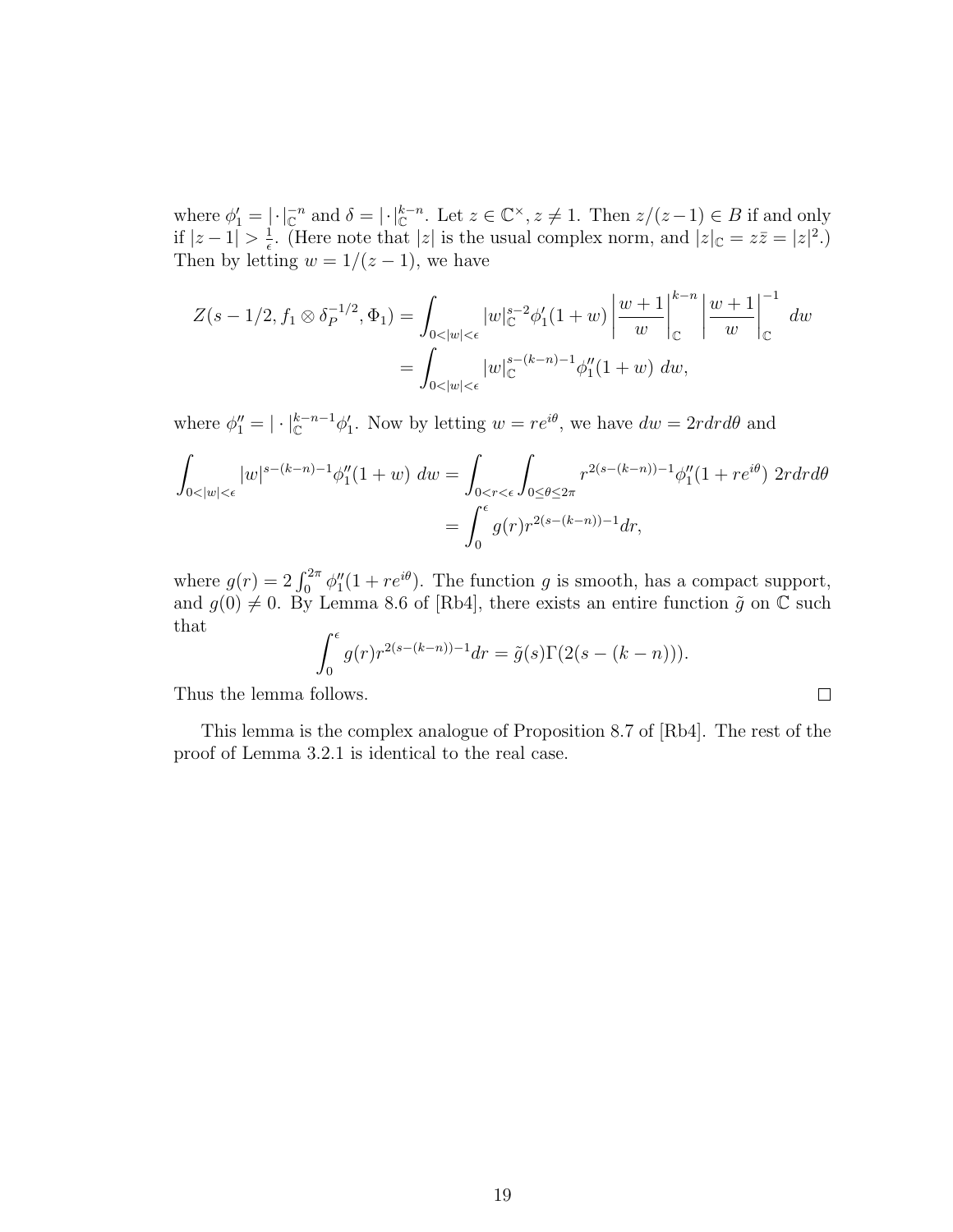where $\phi_1' = |\cdot|_{\mathbb{C}}^{-n}$ and $\delta = |\cdot|_{\mathbb{C}}^{k-n}$. Let $z \in \mathbb{C}^\times, z \neq 1$. Then $z/(z-1) \in B$ if and only if $|z-1| > \frac{1}{\epsilon}$. (Here note that $|z|$ is the usual complex norm, and $|z|_{\mathbb{C}} = z\bar{z} = |z|^2$.) Then by letting $w = 1/(z-1)$, we have

$$
\begin{aligned}
Z(s-1/2, f_1 \otimes \delta_P^{-1/2}, \Phi_1) &= \int_{0<|w|<\epsilon} |w|_{\mathbb{C}}^{s-2} \phi_1'(1+w) \left| \frac{w+1}{w} \right|_{\mathbb{C}}^{k-n} \left| \frac{w+1}{w} \right|_{\mathbb{C}}^{-1} \, dw \\
&= \int_{0<|w|<\epsilon} |w|_{\mathbb{C}}^{s-(k-n)-1} \phi_1''(1+w) \, dw,
\end{aligned}
$$

where $\phi_1'' = |\cdot|_{\mathbb{C}}^{k-n-1} \phi_1'$. Now by letting $w = re^{i\theta}$, we have $dw = 2rdrd\theta$ and

$$
\begin{aligned}
\int_{0<|w|<\epsilon} |w|^{s-(k-n)-1} \phi_1''(1+w) \, dw &= \int_{0<r<\epsilon} \int_{0 \leq \theta \leq 2\pi} r^{2(s-(k-n))-1} \phi_1''(1+re^{i\theta}) \, 2rdrd\theta \\
&= \int_0^\epsilon g(r) r^{2(s-(k-n))-1} dr,
\end{aligned}
$$

where $g(r) = 2\int_0^{2\pi} \phi_1''(1+re^{i\theta})$. The function $g$ is smooth, has a compact support, and $g(0) \neq 0$. By Lemma 8.6 of [Rb4], there exists an entire function $\tilde{g}$ on $\mathbb{C}$ such that

$$
\int_0^\epsilon g(r) r^{2(s-(k-n))-1} dr = \tilde{g}(s) \Gamma(2(s-(k-n))).
$$

Thus the lemma follows. □

This lemma is the complex analogue of Proposition 8.7 of [Rb4]. The rest of the proof of Lemma 3.2.1 is identical to the real case.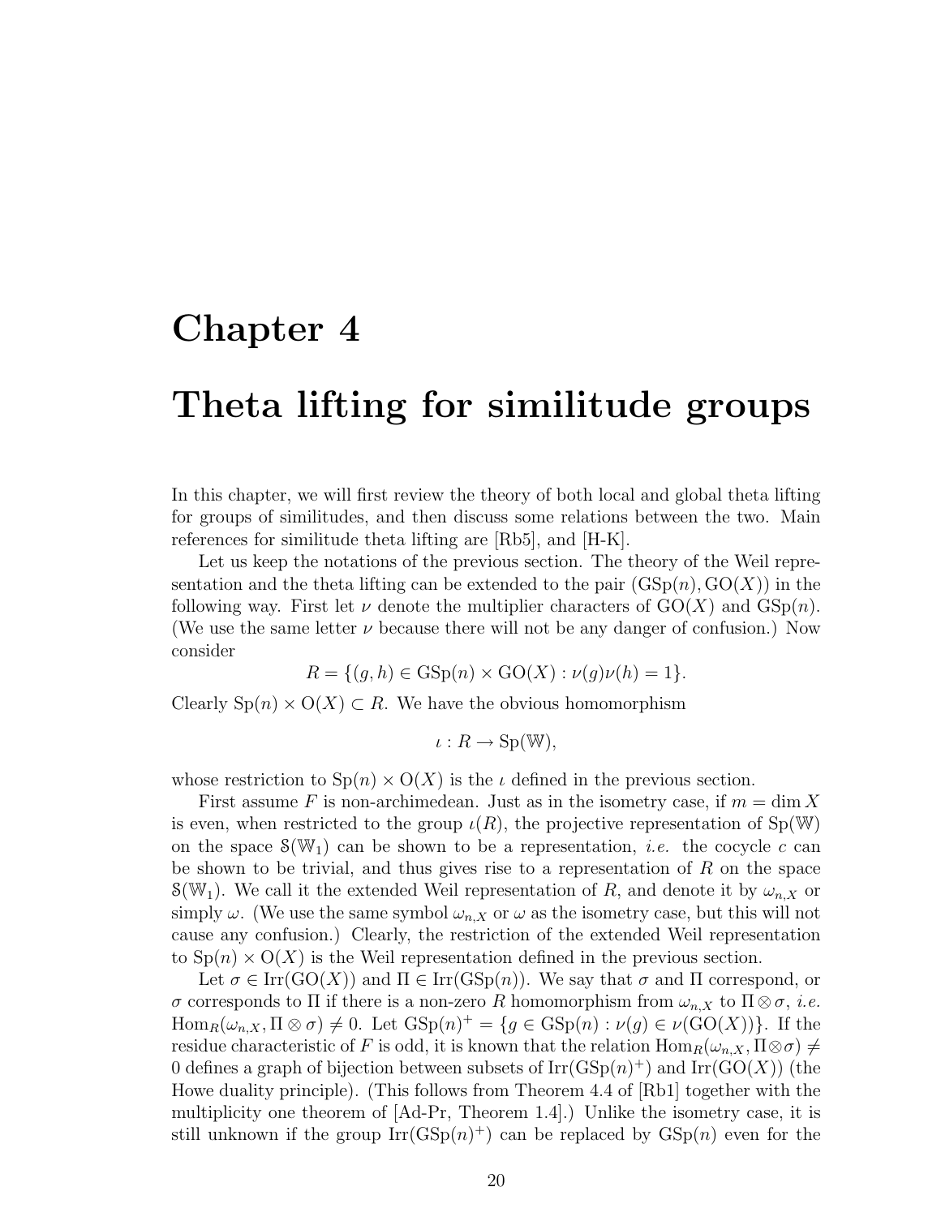# Chapter 4

# Theta lifting for similitude groups

In this chapter, we will first review the theory of both local and global theta lifting for groups of similitudes, and then discuss some relations between the two. Main references for similitude theta lifting are [Rb5], and [H-K].

Let us keep the notations of the previous section. The theory of the Weil representation and the theta lifting can be extended to the pair $(\mathrm{GSp}(n), \mathrm{GO}(X))$ in the following way. First let $\nu$ denote the multiplier characters of $\mathrm{GO}(X)$ and $\mathrm{GSp}(n)$. (We use the same letter $\nu$ because there will not be any danger of confusion.) Now consider

$$R = \{(g, h) \in \mathrm{GSp}(n) \times \mathrm{GO}(X) : \nu(g)\nu(h) = 1\}.$$

Clearly $\mathrm{Sp}(n) \times \mathrm{O}(X) \subset R$. We have the obvious homomorphism

$$\iota : R \rightarrow \mathrm{Sp}(\mathbb{W}),$$

whose restriction to $\mathrm{Sp}(n) \times \mathrm{O}(X)$ is the $\iota$ defined in the previous section.

First assume $F$ is non-archimedean. Just as in the isometry case, if $m = \dim X$ is even, when restricted to the group $\iota(R)$, the projective representation of $\mathrm{Sp}(\mathbb{W})$ on the space $\mathcal{S}(\mathbb{W}_1)$ can be shown to be a representation, *i.e.* the cocycle $c$ can be shown to be trivial, and thus gives rise to a representation of $R$ on the space $\mathcal{S}(\mathbb{W}_1)$. We call it the extended Weil representation of $R$, and denote it by $\omega_{n,X}$ or simply $\omega$. (We use the same symbol $\omega_{n,X}$ or $\omega$ as the isometry case, but this will not cause any confusion.) Clearly, the restriction of the extended Weil representation to $\mathrm{Sp}(n) \times \mathrm{O}(X)$ is the Weil representation defined in the previous section.

Let $\sigma \in \mathrm{Irr}(\mathrm{GO}(X))$ and $\Pi \in \mathrm{Irr}(\mathrm{GSp}(n))$. We say that $\sigma$ and $\Pi$ correspond, or $\sigma$ corresponds to $\Pi$ if there is a non-zero $R$ homomorphism from $\omega_{n,X}$ to $\Pi \otimes \sigma$, *i.e.* $\mathrm{Hom}_R(\omega_{n,X}, \Pi \otimes \sigma) \neq 0$. Let $\mathrm{GSp}(n)^+ = \{g \in \mathrm{GSp}(n) : \nu(g) \in \nu(\mathrm{GO}(X))\}$. If the residue characteristic of $F$ is odd, it is known that the relation $\mathrm{Hom}_R(\omega_{n,X}, \Pi \otimes \sigma) \neq 0$ defines a graph of bijection between subsets of $\mathrm{Irr}(\mathrm{GSp}(n)^+)$ and $\mathrm{Irr}(\mathrm{GO}(X))$ (the Howe duality principle). (This follows from Theorem 4.4 of [Rb1] together with the multiplicity one theorem of [Ad-Pr, Theorem 1.4].) Unlike the isometry case, it is still unknown if the group $\mathrm{Irr}(\mathrm{GSp}(n)^+)$ can be replaced by $\mathrm{GSp}(n)$ even for the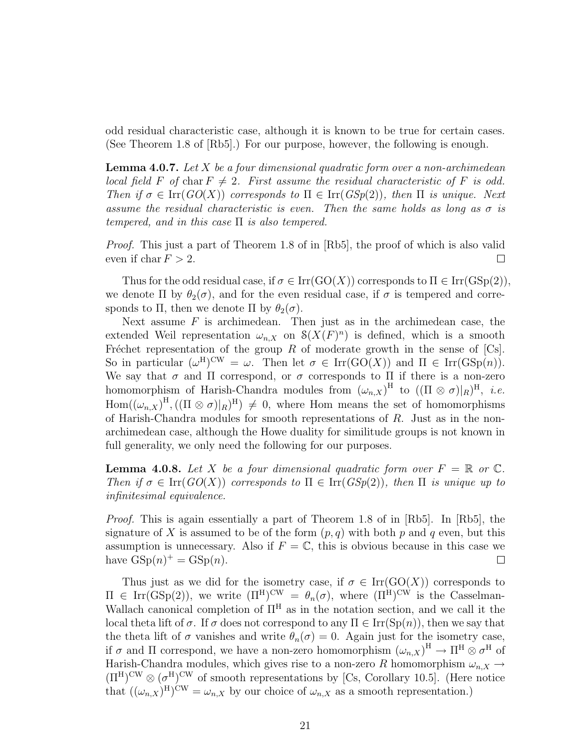odd residual characteristic case, although it is known to be true for certain cases. (See Theorem 1.8 of [Rb5].) For our purpose, however, the following is enough.

**Lemma 4.0.7.** *Let $X$ be a four dimensional quadratic form over a non-archimedean local field $F$ of $\operatorname{char} F \neq 2$. First assume the residual characteristic of $F$ is odd. Then if $\sigma \in \operatorname{Irr}(GO(X))$ corresponds to $\Pi \in \operatorname{Irr}(GSp(2))$, then $\Pi$ is unique. Next assume the residual characteristic is even. Then the same holds as long as $\sigma$ is tempered, and in this case $\Pi$ is also tempered.*

*Proof.* This just a part of Theorem 1.8 of in [Rb5], the proof of which is also valid even if $\operatorname{char} F > 2$. □

Thus for the odd residual case, if $\sigma \in \operatorname{Irr}(\mathrm{GO}(X))$ corresponds to $\Pi \in \operatorname{Irr}(\mathrm{GSp}(2))$, we denote $\Pi$ by $\theta_2(\sigma)$, and for the even residual case, if $\sigma$ is tempered and corresponds to $\Pi$, then we denote $\Pi$ by $\theta_2(\sigma)$.

Next assume $F$ is archimedean. Then just as in the archimedean case, the extended Weil representation $\omega_{n,X}$ on $\mathcal{S}(X(F)^n)$ is defined, which is a smooth Fréchet representation of the group $R$ of moderate growth in the sense of [Cs]. So in particular $(\omega^{\mathrm{H}})^{\mathrm{CW}} = \omega$. Then let $\sigma \in \operatorname{Irr}(\mathrm{GO}(X))$ and $\Pi \in \operatorname{Irr}(\mathrm{GSp}(n))$. We say that $\sigma$ and $\Pi$ correspond, or $\sigma$ corresponds to $\Pi$ if there is a non-zero homomorphism of Harish-Chandra modules from $(\omega_{n,X})^{\mathrm{H}}$ to $((\Pi \otimes \sigma)|_R)^{\mathrm{H}}$, *i.e.* $\operatorname{Hom}((\omega_{n,X})^{\mathrm{H}}, ((\Pi \otimes \sigma)|_R)^{\mathrm{H}}) \neq 0$, where Hom means the set of homomorphisms of Harish-Chandra modules for smooth representations of $R$. Just as in the non-archimedean case, although the Howe duality for similitude groups is not known in full generality, we only need the following for our purposes.

**Lemma 4.0.8.** *Let $X$ be a four dimensional quadratic form over $F = \mathbb{R}$ or $\mathbb{C}$. Then if $\sigma \in \operatorname{Irr}(GO(X))$ corresponds to $\Pi \in \operatorname{Irr}(GSp(2))$, then $\Pi$ is unique up to infinitesimal equivalence.*

*Proof.* This is again essentially a part of Theorem 1.8 of in [Rb5]. In [Rb5], the signature of $X$ is assumed to be of the form $(p, q)$ with both $p$ and $q$ even, but this assumption is unnecessary. Also if $F = \mathbb{C}$, this is obvious because in this case we have $\mathrm{GSp}(n)^+ = \mathrm{GSp}(n)$. □

Thus just as we did for the isometry case, if $\sigma \in \operatorname{Irr}(\mathrm{GO}(X))$ corresponds to $\Pi \in \operatorname{Irr}(\mathrm{GSp}(2))$, we write $(\Pi^{\mathrm{H}})^{\mathrm{CW}} = \theta_n(\sigma)$, where $(\Pi^{\mathrm{H}})^{\mathrm{CW}}$ is the Casselman-Wallach canonical completion of $\Pi^{\mathrm{H}}$ as in the notation section, and we call it the local theta lift of $\sigma$. If $\sigma$ does not correspond to any $\Pi \in \operatorname{Irr}(\mathrm{Sp}(n))$, then we say that the theta lift of $\sigma$ vanishes and write $\theta_n(\sigma) = 0$. Again just for the isometry case, if $\sigma$ and $\Pi$ correspond, we have a non-zero homomorphism $(\omega_{n,X})^{\mathrm{H}} \to \Pi^{\mathrm{H}} \otimes \sigma^{\mathrm{H}}$ of Harish-Chandra modules, which gives rise to a non-zero $R$ homomorphism $\omega_{n,X} \to (\Pi^{\mathrm{H}})^{\mathrm{CW}} \otimes (\sigma^{\mathrm{H}})^{\mathrm{CW}}$ of smooth representations by [Cs, Corollary 10.5]. (Here notice that $((\omega_{n,X})^{\mathrm{H}})^{\mathrm{CW}} = \omega_{n,X}$ by our choice of $\omega_{n,X}$ as a smooth representation.)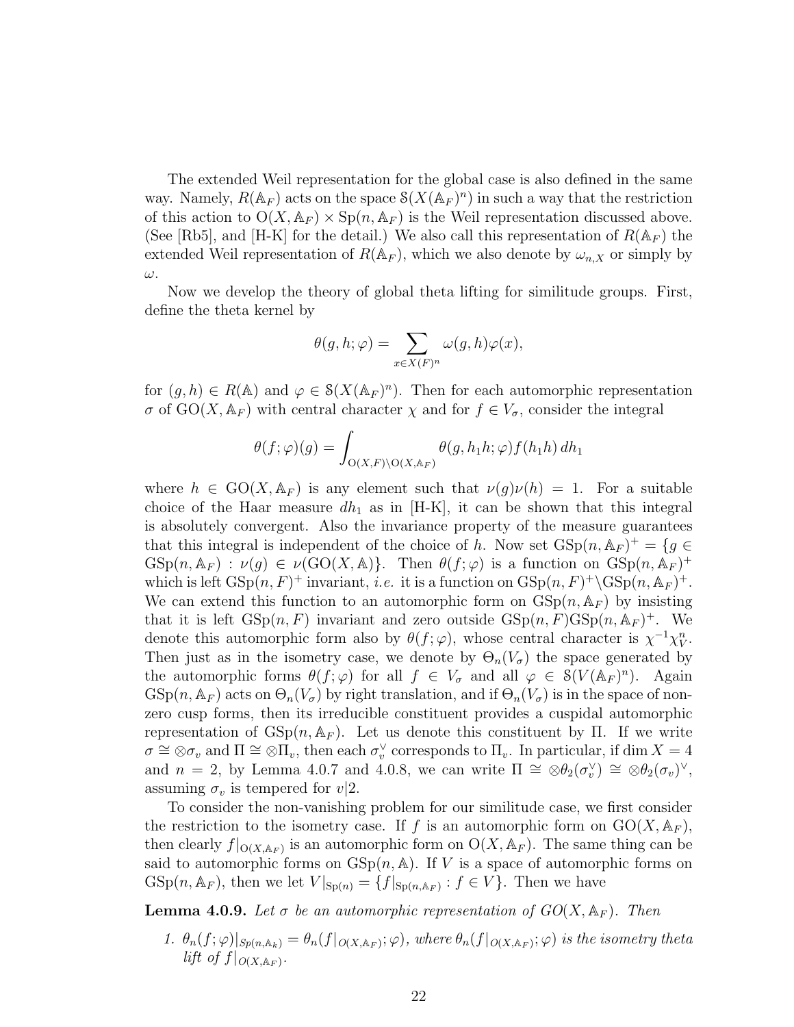The extended Weil representation for the global case is also defined in the same way. Namely, $R(\mathbb{A}_F)$ acts on the space $\mathcal{S}(X(\mathbb{A}_F)^n)$ in such a way that the restriction of this action to $\mathrm{O}(X, \mathbb{A}_F) \times \mathrm{Sp}(n, \mathbb{A}_F)$ is the Weil representation discussed above. (See [Rb5], and [H-K] for the detail.) We also call this representation of $R(\mathbb{A}_F)$ the extended Weil representation of $R(\mathbb{A}_F)$, which we also denote by $\omega_{n,X}$ or simply by $\omega$.

Now we develop the theory of global theta lifting for similitude groups. First, define the theta kernel by

$$\theta(g, h; \varphi) = \sum_{x \in X(F)^n} \omega(g, h)\varphi(x),$$

for $(g, h) \in R(\mathbb{A})$ and $\varphi \in \mathcal{S}(X(\mathbb{A}_F)^n)$. Then for each automorphic representation $\sigma$ of $\mathrm{GO}(X, \mathbb{A}_F)$ with central character $\chi$ and for $f \in V_\sigma$, consider the integral

$$\theta(f; \varphi)(g) = \int_{\mathrm{O}(X,F)\backslash \mathrm{O}(X,\mathbb{A}_F)} \theta(g, h_1 h; \varphi) f(h_1 h)\, dh_1$$

where $h \in \mathrm{GO}(X, \mathbb{A}_F)$ is any element such that $\nu(g)\nu(h) = 1$. For a suitable choice of the Haar measure $dh_1$ as in [H-K], it can be shown that this integral is absolutely convergent. Also the invariance property of the measure guarantees that this integral is independent of the choice of $h$. Now set $\mathrm{GSp}(n, \mathbb{A}_F)^+ = \{g \in \mathrm{GSp}(n, \mathbb{A}_F) : \nu(g) \in \nu(\mathrm{GO}(X, \mathbb{A}))\}$. Then $\theta(f; \varphi)$ is a function on $\mathrm{GSp}(n, \mathbb{A}_F)^+$ which is left $\mathrm{GSp}(n, F)^+$ invariant, *i.e.* it is a function on $\mathrm{GSp}(n, F)^+ \backslash \mathrm{GSp}(n, \mathbb{A}_F)^+$. We can extend this function to an automorphic form on $\mathrm{GSp}(n, \mathbb{A}_F)$ by insisting that it is left $\mathrm{GSp}(n, F)$ invariant and zero outside $\mathrm{GSp}(n, F)\mathrm{GSp}(n, \mathbb{A}_F)^+$. We denote this automorphic form also by $\theta(f; \varphi)$, whose central character is $\chi^{-1}\chi_V^n$. Then just as in the isometry case, we denote by $\Theta_n(V_\sigma)$ the space generated by the automorphic forms $\theta(f; \varphi)$ for all $f \in V_\sigma$ and all $\varphi \in \mathcal{S}(V(\mathbb{A}_F)^n)$. Again $\mathrm{GSp}(n, \mathbb{A}_F)$ acts on $\Theta_n(V_\sigma)$ by right translation, and if $\Theta_n(V_\sigma)$ is in the space of non-zero cusp forms, then its irreducible constituent provides a cuspidal automorphic representation of $\mathrm{GSp}(n, \mathbb{A}_F)$. Let us denote this constituent by $\Pi$. If we write $\sigma \cong \otimes \sigma_v$ and $\Pi \cong \otimes \Pi_v$, then each $\sigma_v^\vee$ corresponds to $\Pi_v$. In particular, if $\dim X = 4$ and $n = 2$, by Lemma 4.0.7 and 4.0.8, we can write $\Pi \cong \otimes \theta_2(\sigma_v^\vee) \cong \otimes \theta_2(\sigma_v)^\vee$, assuming $\sigma_v$ is tempered for $v|2$.

To consider the non-vanishing problem for our similitude case, we first consider the restriction to the isometry case. If $f$ is an automorphic form on $\mathrm{GO}(X, \mathbb{A}_F)$, then clearly $f|_{\mathrm{O}(X,\mathbb{A}_F)}$ is an automorphic form on $\mathrm{O}(X, \mathbb{A}_F)$. The same thing can be said to automorphic forms on $\mathrm{GSp}(n, \mathbb{A})$. If $V$ is a space of automorphic forms on $\mathrm{GSp}(n, \mathbb{A}_F)$, then we let $V|_{\mathrm{Sp}(n)} = \{f|_{\mathrm{Sp}(n,\mathbb{A}_F)} : f \in V\}$. Then we have

**Lemma 4.0.9.** *Let $\sigma$ be an automorphic representation of $GO(X, \mathbb{A}_F)$. Then*

1. *$\theta_n(f; \varphi)|_{Sp(n,\mathbb{A}_k)} = \theta_n(f|_{O(X,\mathbb{A}_F)}; \varphi)$, where $\theta_n(f|_{O(X,\mathbb{A}_F)}; \varphi)$ is the isometry theta lift of $f|_{O(X,\mathbb{A}_F)}$.*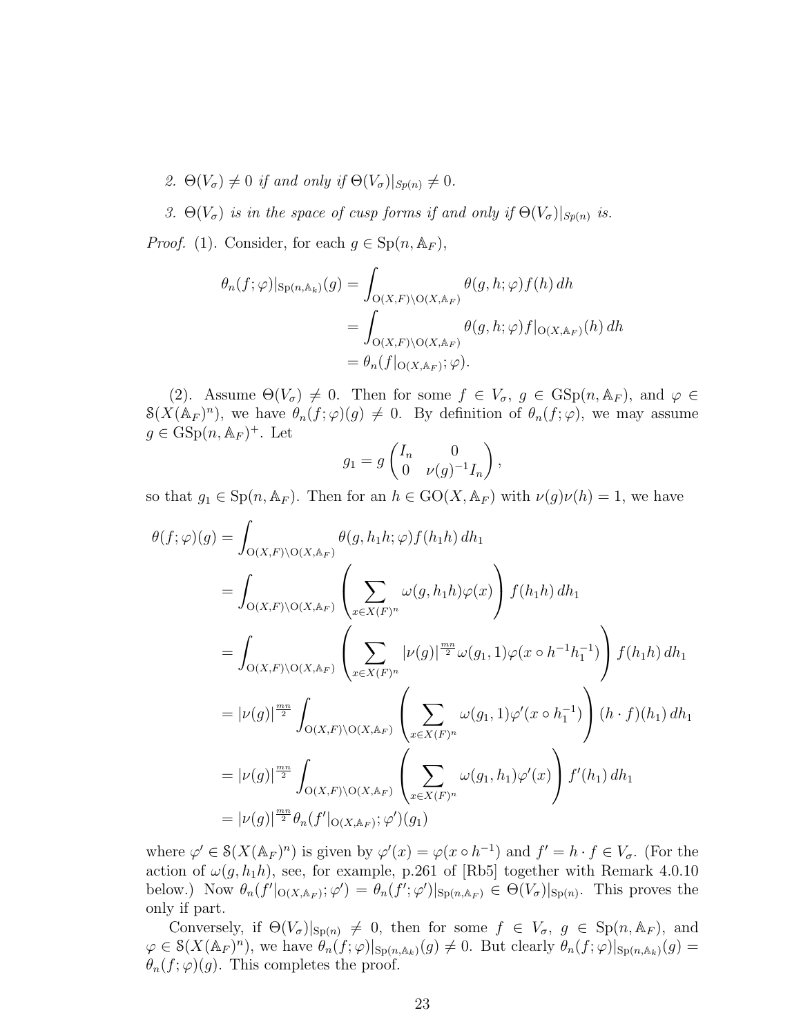2. $\Theta(V_\sigma) \neq 0$ *if and only if* $\Theta(V_\sigma)|_{Sp(n)} \neq 0$.

3. $\Theta(V_\sigma)$ *is in the space of cusp forms if and only if* $\Theta(V_\sigma)|_{Sp(n)}$ *is.*

*Proof.* (1). Consider, for each $g \in \mathrm{Sp}(n, \mathbb{A}_F)$,

$$
\begin{aligned}
\theta_n(f;\varphi)|_{\mathrm{Sp}(n,\mathbb{A}_k)}(g) &= \int_{\mathrm{O}(X,F)\backslash \mathrm{O}(X,\mathbb{A}_F)} \theta(g,h;\varphi) f(h)\, dh \\
&= \int_{\mathrm{O}(X,F)\backslash \mathrm{O}(X,\mathbb{A}_F)} \theta(g,h;\varphi) f|_{\mathrm{O}(X,\mathbb{A}_F)}(h)\, dh \\
&= \theta_n(f|_{\mathrm{O}(X,\mathbb{A}_F)};\varphi).
\end{aligned}
$$

(2). Assume $\Theta(V_\sigma) \neq 0$. Then for some $f \in V_\sigma$, $g \in \mathrm{GSp}(n, \mathbb{A}_F)$, and $\varphi \in \mathcal{S}(X(\mathbb{A}_F)^n)$, we have $\theta_n(f;\varphi)(g) \neq 0$. By definition of $\theta_n(f;\varphi)$, we may assume $g \in \mathrm{GSp}(n, \mathbb{A}_F)^+$. Let

$$
g_1 = g \begin{pmatrix} I_n & 0 \\ 0 & \nu(g)^{-1} I_n \end{pmatrix},
$$

so that $g_1 \in \mathrm{Sp}(n, \mathbb{A}_F)$. Then for an $h \in \mathrm{GO}(X, \mathbb{A}_F)$ with $\nu(g)\nu(h) = 1$, we have

$$
\begin{aligned}
\theta(f;\varphi)(g) &= \int_{\mathrm{O}(X,F)\backslash \mathrm{O}(X,\mathbb{A}_F)} \theta(g, h_1 h;\varphi) f(h_1 h)\, dh_1 \\
&= \int_{\mathrm{O}(X,F)\backslash \mathrm{O}(X,\mathbb{A}_F)} \left( \sum_{x \in X(F)^n} \omega(g, h_1 h)\varphi(x) \right) f(h_1 h)\, dh_1 \\
&= \int_{\mathrm{O}(X,F)\backslash \mathrm{O}(X,\mathbb{A}_F)} \left( \sum_{x \in X(F)^n} |\nu(g)|^{\frac{mn}{2}} \omega(g_1, 1)\varphi(x \circ h^{-1} h_1^{-1}) \right) f(h_1 h)\, dh_1 \\
&= |\nu(g)|^{\frac{mn}{2}} \int_{\mathrm{O}(X,F)\backslash \mathrm{O}(X,\mathbb{A}_F)} \left( \sum_{x \in X(F)^n} \omega(g_1, 1)\varphi'(x \circ h_1^{-1}) \right) (h \cdot f)(h_1)\, dh_1 \\
&= |\nu(g)|^{\frac{mn}{2}} \int_{\mathrm{O}(X,F)\backslash \mathrm{O}(X,\mathbb{A}_F)} \left( \sum_{x \in X(F)^n} \omega(g_1, h_1)\varphi'(x) \right) f'(h_1)\, dh_1 \\
&= |\nu(g)|^{\frac{mn}{2}} \theta_n(f'|_{\mathrm{O}(X,\mathbb{A}_F)};\varphi')(g_1)
\end{aligned}
$$

where $\varphi' \in \mathcal{S}(X(\mathbb{A}_F)^n)$ is given by $\varphi'(x) = \varphi(x \circ h^{-1})$ and $f' = h \cdot f \in V_\sigma$. (For the action of $\omega(g, h_1 h)$, see, for example, p.261 of [Rb5] together with Remark 4.0.10 below.) Now $\theta_n(f'|_{\mathrm{O}(X,\mathbb{A}_F)};\varphi') = \theta_n(f';\varphi')|_{\mathrm{Sp}(n,\mathbb{A}_F)} \in \Theta(V_\sigma)|_{\mathrm{Sp}(n)}$. This proves the only if part.

Conversely, if $\Theta(V_\sigma)|_{\mathrm{Sp}(n)} \neq 0$, then for some $f \in V_\sigma$, $g \in \mathrm{Sp}(n, \mathbb{A}_F)$, and $\varphi \in \mathcal{S}(X(\mathbb{A}_F)^n)$, we have $\theta_n(f;\varphi)|_{\mathrm{Sp}(n,\mathbb{A}_k)}(g) \neq 0$. But clearly $\theta_n(f;\varphi)|_{\mathrm{Sp}(n,\mathbb{A}_k)}(g) = \theta_n(f;\varphi)(g)$. This completes the proof.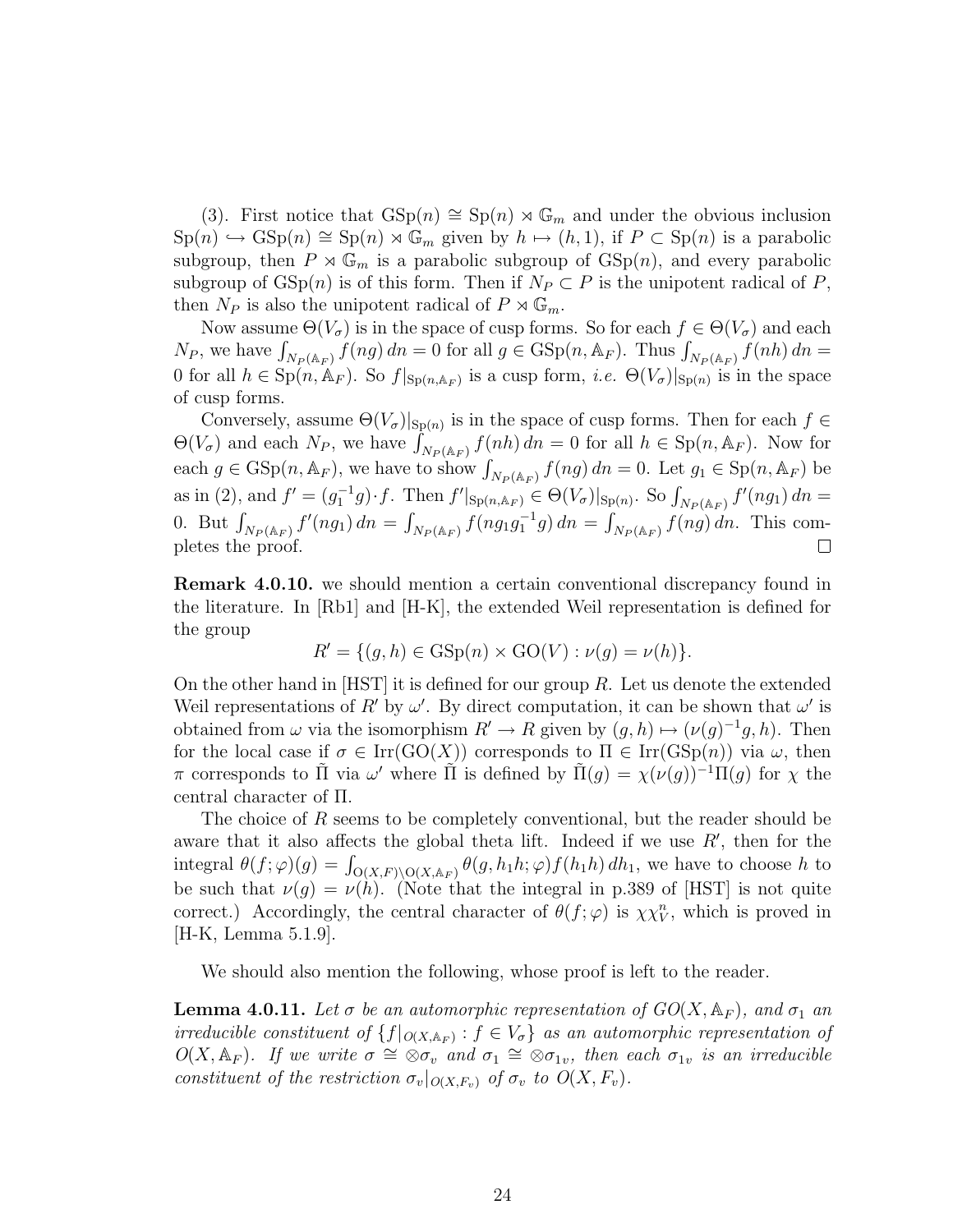(3). First notice that $\mathrm{GSp}(n) \cong \mathrm{Sp}(n) \rtimes \mathbb{G}_m$ and under the obvious inclusion $\mathrm{Sp}(n) \hookrightarrow \mathrm{GSp}(n) \cong \mathrm{Sp}(n) \rtimes \mathbb{G}_m$ given by $h \mapsto (h, 1)$, if $P \subset \mathrm{Sp}(n)$ is a parabolic subgroup, then $P \rtimes \mathbb{G}_m$ is a parabolic subgroup of $\mathrm{GSp}(n)$, and every parabolic subgroup of $\mathrm{GSp}(n)$ is of this form. Then if $N_P \subset P$ is the unipotent radical of $P$, then $N_P$ is also the unipotent radical of $P \rtimes \mathbb{G}_m$.

Now assume $\Theta(V_\sigma)$ is in the space of cusp forms. So for each $f \in \Theta(V_\sigma)$ and each $N_P$, we have $\int_{N_P(\mathbb{A}_F)} f(ng)\, dn = 0$ for all $g \in \mathrm{GSp}(n, \mathbb{A}_F)$. Thus $\int_{N_P(\mathbb{A}_F)} f(nh)\, dn = 0$ for all $h \in \mathrm{Sp}(n, \mathbb{A}_F)$. So $f|_{\mathrm{Sp}(n,\mathbb{A}_F)}$ is a cusp form, *i.e.* $\Theta(V_\sigma)|_{\mathrm{Sp}(n)}$ is in the space of cusp forms.

Conversely, assume $\Theta(V_\sigma)|_{\mathrm{Sp}(n)}$ is in the space of cusp forms. Then for each $f \in \Theta(V_\sigma)$ and each $N_P$, we have $\int_{N_P(\mathbb{A}_F)} f(nh)\, dn = 0$ for all $h \in \mathrm{Sp}(n, \mathbb{A}_F)$. Now for each $g \in \mathrm{GSp}(n, \mathbb{A}_F)$, we have to show $\int_{N_P(\mathbb{A}_F)} f(ng)\, dn = 0$. Let $g_1 \in \mathrm{Sp}(n, \mathbb{A}_F)$ be as in (2), and $f' = (g_1^{-1} g) \cdot f$. Then $f'|_{\mathrm{Sp}(n,\mathbb{A}_F)} \in \Theta(V_\sigma)|_{\mathrm{Sp}(n)}$. So $\int_{N_P(\mathbb{A}_F)} f'(ng_1)\, dn = 0$. But $\int_{N_P(\mathbb{A}_F)} f'(ng_1)\, dn = \int_{N_P(\mathbb{A}_F)} f(ng_1 g_1^{-1} g)\, dn = \int_{N_P(\mathbb{A}_F)} f(ng)\, dn$. This completes the proof. ∎

**Remark 4.0.10.** we should mention a certain conventional discrepancy found in the literature. In [Rb1] and [H-K], the extended Weil representation is defined for the group

$$R' = \{(g, h) \in \mathrm{GSp}(n) \times \mathrm{GO}(V) : \nu(g) = \nu(h)\}.$$

On the other hand in [HST] it is defined for our group $R$. Let us denote the extended Weil representations of $R'$ by $\omega'$. By direct computation, it can be shown that $\omega'$ is obtained from $\omega$ via the isomorphism $R' \to R$ given by $(g, h) \mapsto (\nu(g)^{-1} g, h)$. Then for the local case if $\sigma \in \mathrm{Irr}(\mathrm{GO}(X))$ corresponds to $\Pi \in \mathrm{Irr}(\mathrm{GSp}(n))$ via $\omega$, then $\pi$ corresponds to $\tilde{\Pi}$ via $\omega'$ where $\tilde{\Pi}$ is defined by $\tilde{\Pi}(g) = \chi(\nu(g))^{-1} \Pi(g)$ for $\chi$ the central character of $\Pi$.

The choice of $R$ seems to be completely conventional, but the reader should be aware that it also affects the global theta lift. Indeed if we use $R'$, then for the integral $\theta(f; \varphi)(g) = \int_{\mathrm{O}(X,F)\backslash \mathrm{O}(X,\mathbb{A}_F)} \theta(g, h_1 h; \varphi) f(h_1 h)\, dh_1$, we have to choose $h$ to be such that $\nu(g) = \nu(h)$. (Note that the integral in p.389 of [HST] is not quite correct.) Accordingly, the central character of $\theta(f; \varphi)$ is $\chi \chi_V^n$, which is proved in [H-K, Lemma 5.1.9].

We should also mention the following, whose proof is left to the reader.

**Lemma 4.0.11.** *Let $\sigma$ be an automorphic representation of $GO(X, \mathbb{A}_F)$, and $\sigma_1$ an irreducible constituent of $\{f|_{O(X,\mathbb{A}_F)} : f \in V_\sigma\}$ as an automorphic representation of $O(X, \mathbb{A}_F)$. If we write $\sigma \cong \otimes \sigma_v$ and $\sigma_1 \cong \otimes \sigma_{1v}$, then each $\sigma_{1v}$ is an irreducible constituent of the restriction $\sigma_v|_{O(X,F_v)}$ of $\sigma_v$ to $O(X, F_v)$.*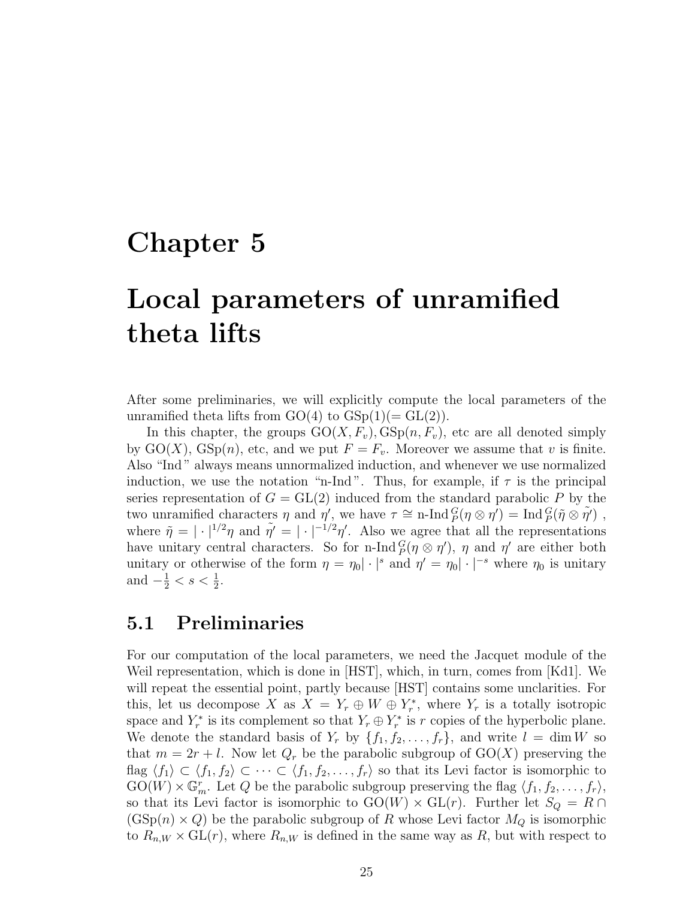# Chapter 5

# Local parameters of unramified theta lifts

After some preliminaries, we will explicitly compute the local parameters of the unramified theta lifts from $\mathrm{GO}(4)$ to $\mathrm{GSp}(1)(=\mathrm{GL}(2))$.

In this chapter, the groups $\mathrm{GO}(X, F_v), \mathrm{GSp}(n, F_v)$, etc are all denoted simply by $\mathrm{GO}(X)$, $\mathrm{GSp}(n)$, etc, and we put $F = F_v$. Moreover we assume that $v$ is finite. Also "Ind" always means unnormalized induction, and whenever we use normalized induction, we use the notation "n-Ind". Thus, for example, if $\tau$ is the principal series representation of $G = \mathrm{GL}(2)$ induced from the standard parabolic $P$ by the two unramified characters $\eta$ and $\eta'$, we have $\tau \cong \text{n-Ind}_P^G(\eta \otimes \eta') = \mathrm{Ind}_P^G(\tilde{\eta} \otimes \tilde{\eta'})$, where $\tilde{\eta} = |\cdot|^{1/2}\eta$ and $\tilde{\eta'} = |\cdot|^{-1/2}\eta'$. Also we agree that all the representations have unitary central characters. So for $\text{n-Ind}_P^G(\eta \otimes \eta')$, $\eta$ and $\eta'$ are either both unitary or otherwise of the form $\eta = \eta_0|\cdot|^s$ and $\eta' = \eta_0|\cdot|^{-s}$ where $\eta_0$ is unitary and $-\frac{1}{2} < s < \frac{1}{2}$.

## 5.1 Preliminaries

For our computation of the local parameters, we need the Jacquet module of the Weil representation, which is done in [HST], which, in turn, comes from [Kd1]. We will repeat the essential point, partly because [HST] contains some unclarities. For this, let us decompose $X$ as $X = Y_r \oplus W \oplus Y_r^*$, where $Y_r$ is a totally isotropic space and $Y_r^*$ is its complement so that $Y_r \oplus Y_r^*$ is $r$ copies of the hyperbolic plane. We denote the standard basis of $Y_r$ by $\{f_1, f_2, \dots, f_r\}$, and write $l = \dim W$ so that $m = 2r + l$. Now let $Q_r$ be the parabolic subgroup of $\mathrm{GO}(X)$ preserving the flag $\langle f_1 \rangle \subset \langle f_1, f_2 \rangle \subset \cdots \subset \langle f_1, f_2, \dots, f_r \rangle$ so that its Levi factor is isomorphic to $\mathrm{GO}(W) \times \mathbb{G}_m^r$. Let $Q$ be the parabolic subgroup preserving the flag $\langle f_1, f_2, \dots, f_r \rangle$, so that its Levi factor is isomorphic to $\mathrm{GO}(W) \times \mathrm{GL}(r)$. Further let $S_Q = R \cap (\mathrm{GSp}(n) \times Q)$ be the parabolic subgroup of $R$ whose Levi factor $M_Q$ is isomorphic to $R_{n,W} \times \mathrm{GL}(r)$, where $R_{n,W}$ is defined in the same way as $R$, but with respect to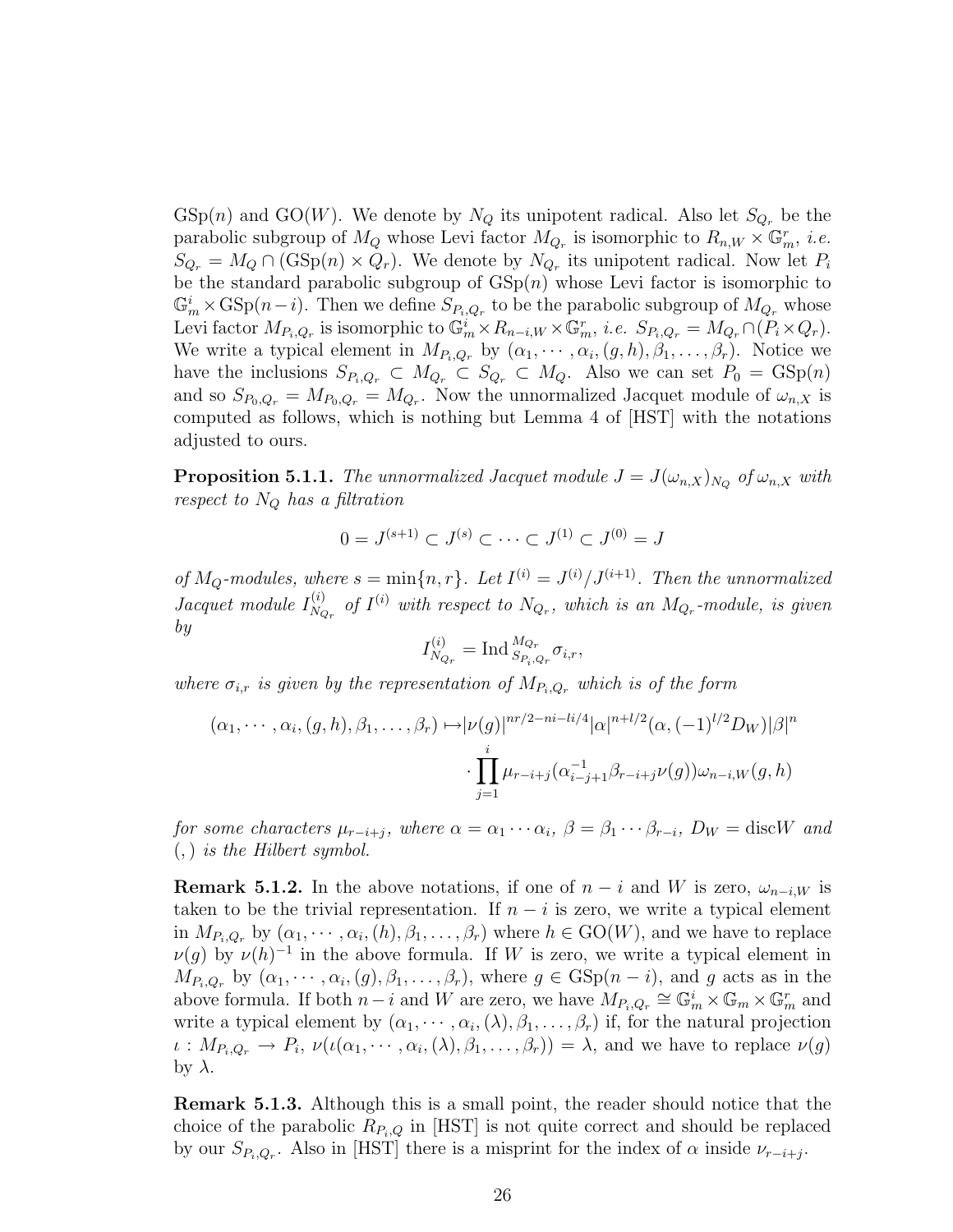GSp($n$) and GO($W$). We denote by $N_Q$ its unipotent radical. Also let $S_{Q_r}$ be the parabolic subgroup of $M_Q$ whose Levi factor $M_{Q_r}$ is isomorphic to $R_{n,W} \times \mathbb{G}_m^r$, *i.e.* $S_{Q_r} = M_Q \cap (\mathrm{GSp}(n) \times Q_r)$. We denote by $N_{Q_r}$ its unipotent radical. Now let $P_i$ be the standard parabolic subgroup of GSp($n$) whose Levi factor is isomorphic to $\mathbb{G}_m^i \times \mathrm{GSp}(n-i)$. Then we define $S_{P_i,Q_r}$ to be the parabolic subgroup of $M_{Q_r}$ whose Levi factor $M_{P_i,Q_r}$ is isomorphic to $\mathbb{G}_m^i \times R_{n-i,W} \times \mathbb{G}_m^r$, *i.e.* $S_{P_i,Q_r} = M_{Q_r} \cap (P_i \times Q_r)$. We write a typical element in $M_{P_i,Q_r}$ by $(\alpha_1, \cdots, \alpha_i, (g,h), \beta_1, \ldots, \beta_r)$. Notice we have the inclusions $S_{P_i,Q_r} \subset M_{Q_r} \subset S_{Q_r} \subset M_Q$. Also we can set $P_0 = \mathrm{GSp}(n)$ and so $S_{P_0,Q_r} = M_{P_0,Q_r} = M_{Q_r}$. Now the unnormalized Jacquet module of $\omega_{n,X}$ is computed as follows, which is nothing but Lemma 4 of [HST] with the notations adjusted to ours.

**Proposition 5.1.1.** *The unnormalized Jacquet module $J = J(\omega_{n,X})_{N_Q}$ of $\omega_{n,X}$ with respect to $N_Q$ has a filtration*

$$0 = J^{(s+1)} \subset J^{(s)} \subset \cdots \subset J^{(1)} \subset J^{(0)} = J$$

*of $M_Q$-modules, where $s = \min\{n, r\}$. Let $I^{(i)} = J^{(i)}/J^{(i+1)}$. Then the unnormalized Jacquet module $I^{(i)}_{N_{Q_r}}$ of $I^{(i)}$ with respect to $N_{Q_r}$, which is an $M_{Q_r}$-module, is given by*

$$I^{(i)}_{N_{Q_r}} = \mathrm{Ind}\,_{S_{P_i,Q_r}}^{M_{Q_r}} \sigma_{i,r},$$

*where $\sigma_{i,r}$ is given by the representation of $M_{P_i,Q_r}$ which is of the form*

$$\begin{aligned}(\alpha_1, \cdots, \alpha_i, (g,h), \beta_1, \ldots, \beta_r) \mapsto & |\nu(g)|^{nr/2-ni-li/4} |\alpha|^{n+l/2} (\alpha, (-1)^{l/2} D_W) |\beta|^n \\ & \cdot \prod_{j=1}^{i} \mu_{r-i+j}(\alpha_{i-j+1}^{-1} \beta_{r-i+j} \nu(g)) \omega_{n-i,W}(g,h)\end{aligned}$$

*for some characters $\mu_{r-i+j}$, where $\alpha = \alpha_1 \cdots \alpha_i$, $\beta = \beta_1 \cdots \beta_{r-i}$, $D_W = \mathrm{disc}W$ and $(,)$ is the Hilbert symbol.*

**Remark 5.1.2.** In the above notations, if one of $n-i$ and $W$ is zero, $\omega_{n-i,W}$ is taken to be the trivial representation. If $n-i$ is zero, we write a typical element in $M_{P_i,Q_r}$ by $(\alpha_1, \cdots, \alpha_i, (h), \beta_1, \ldots, \beta_r)$ where $h \in \mathrm{GO}(W)$, and we have to replace $\nu(g)$ by $\nu(h)^{-1}$ in the above formula. If $W$ is zero, we write a typical element in $M_{P_i,Q_r}$ by $(\alpha_1, \cdots, \alpha_i, (g), \beta_1, \ldots, \beta_r)$, where $g \in \mathrm{GSp}(n-i)$, and $g$ acts as in the above formula. If both $n-i$ and $W$ are zero, we have $M_{P_i,Q_r} \cong \mathbb{G}_m^i \times \mathbb{G}_m \times \mathbb{G}_m^r$ and write a typical element by $(\alpha_1, \cdots, \alpha_i, (\lambda), \beta_1, \ldots, \beta_r)$ if, for the natural projection $\iota : M_{P_i,Q_r} \to P_i$, $\nu(\iota(\alpha_1, \cdots, \alpha_i, (\lambda), \beta_1, \ldots, \beta_r)) = \lambda$, and we have to replace $\nu(g)$ by $\lambda$.

**Remark 5.1.3.** Although this is a small point, the reader should notice that the choice of the parabolic $R_{P_i,Q}$ in [HST] is not quite correct and should be replaced by our $S_{P_i,Q_r}$. Also in [HST] there is a misprint for the index of $\alpha$ inside $\nu_{r-i+j}$.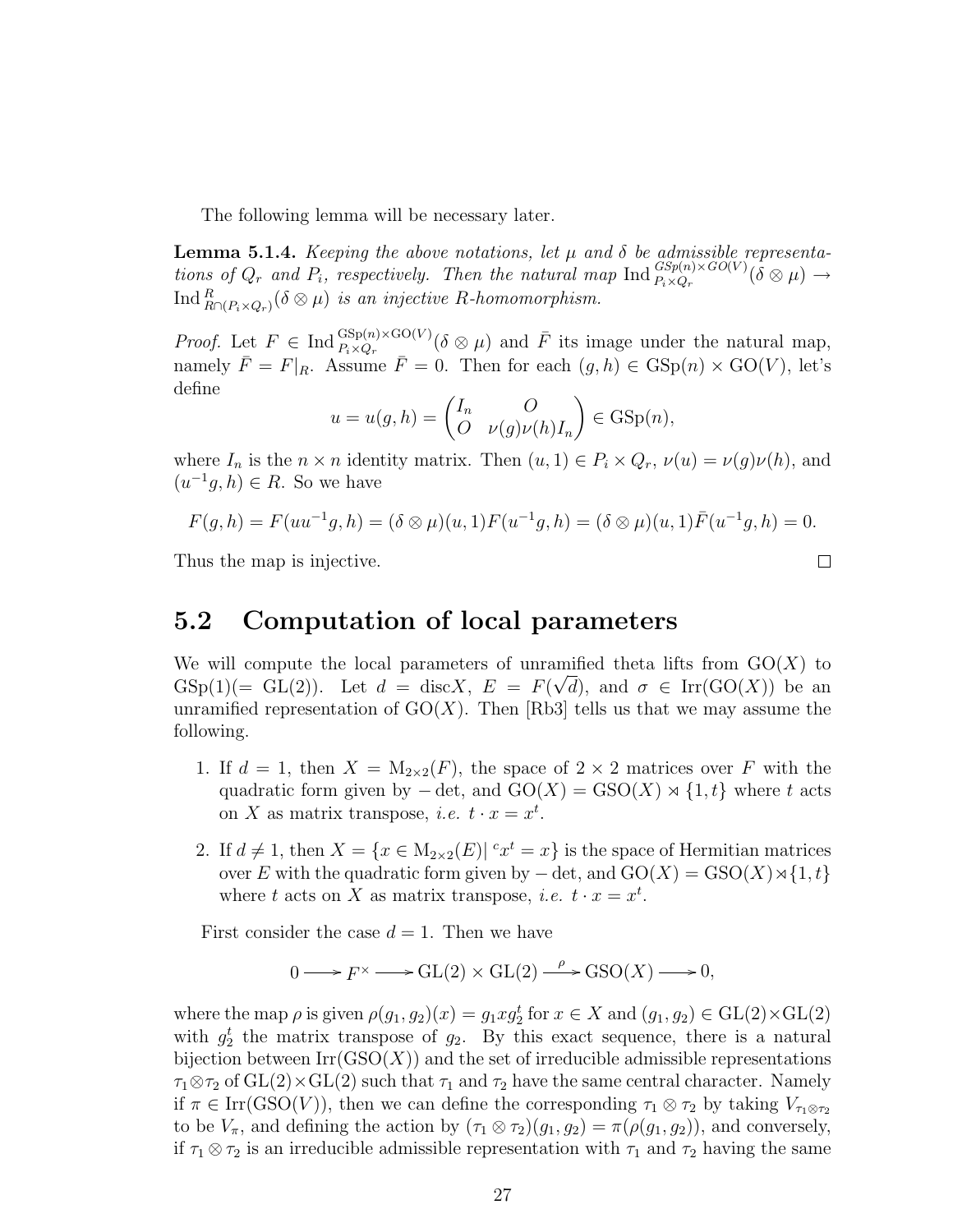The following lemma will be necessary later.

**Lemma 5.1.4.** *Keeping the above notations, let $\mu$ and $\delta$ be admissible representations of $Q_r$ and $P_i$, respectively. Then the natural map* $\operatorname{Ind}_{P_i\times Q_r}^{GSp(n)\times GO(V)}(\delta\otimes\mu)\to \operatorname{Ind}_{R\cap(P_i\times Q_r)}^{R}(\delta\otimes\mu)$ *is an injective $R$-homomorphism.*

*Proof.* Let $F\in \operatorname{Ind}_{P_i\times Q_r}^{\mathrm{GSp}(n)\times\mathrm{GO}(V)}(\delta\otimes\mu)$ and $\bar{F}$ its image under the natural map, namely $\bar{F}=F|_R$. Assume $\bar{F}=0$. Then for each $(g,h)\in\mathrm{GSp}(n)\times\mathrm{GO}(V)$, let's define

$$u=u(g,h)=\begin{pmatrix} I_n & O\\ O & \nu(g)\nu(h)I_n\end{pmatrix}\in\mathrm{GSp}(n),$$

where $I_n$ is the $n\times n$ identity matrix. Then $(u,1)\in P_i\times Q_r$, $\nu(u)=\nu(g)\nu(h)$, and $(u^{-1}g,h)\in R$. So we have

$$F(g,h)=F(uu^{-1}g,h)=(\delta\otimes\mu)(u,1)F(u^{-1}g,h)=(\delta\otimes\mu)(u,1)\bar{F}(u^{-1}g,h)=0.$$

Thus the map is injective. $\square$

## 5.2 Computation of local parameters

We will compute the local parameters of unramified theta lifts from $\mathrm{GO}(X)$ to $\mathrm{GSp}(1)(=\mathrm{GL}(2))$. Let $d=\operatorname{disc}X$, $E=F(\sqrt{d})$, and $\sigma\in\mathrm{Irr}(\mathrm{GO}(X))$ be an unramified representation of $\mathrm{GO}(X)$. Then [Rb3] tells us that we may assume the following.

1. If $d=1$, then $X=\mathrm{M}_{2\times2}(F)$, the space of $2\times2$ matrices over $F$ with the quadratic form given by $-\det$, and $\mathrm{GO}(X)=\mathrm{GSO}(X)\rtimes\{1,t\}$ where $t$ acts on $X$ as matrix transpose, *i.e.* $t\cdot x=x^t$.
2. If $d\neq1$, then $X=\{x\in\mathrm{M}_{2\times2}(E)\,|\,{}^cx^t=x\}$ is the space of Hermitian matrices over $E$ with the quadratic form given by $-\det$, and $\mathrm{GO}(X)=\mathrm{GSO}(X)\rtimes\{1,t\}$ where $t$ acts on $X$ as matrix transpose, *i.e.* $t\cdot x=x^t$.

First consider the case $d=1$. Then we have

$$0\longrightarrow F^\times\longrightarrow \mathrm{GL}(2)\times\mathrm{GL}(2)\xrightarrow{\ \rho\ }\mathrm{GSO}(X)\longrightarrow0,$$

where the map $\rho$ is given $\rho(g_1,g_2)(x)=g_1xg_2^t$ for $x\in X$ and $(g_1,g_2)\in\mathrm{GL}(2)\times\mathrm{GL}(2)$ with $g_2^t$ the matrix transpose of $g_2$. By this exact sequence, there is a natural bijection between $\mathrm{Irr}(\mathrm{GSO}(X))$ and the set of irreducible admissible representations $\tau_1\otimes\tau_2$ of $\mathrm{GL}(2)\times\mathrm{GL}(2)$ such that $\tau_1$ and $\tau_2$ have the same central character. Namely if $\pi\in\mathrm{Irr}(\mathrm{GSO}(V))$, then we can define the corresponding $\tau_1\otimes\tau_2$ by taking $V_{\tau_1\otimes\tau_2}$ to be $V_\pi$, and defining the action by $(\tau_1\otimes\tau_2)(g_1,g_2)=\pi(\rho(g_1,g_2))$, and conversely, if $\tau_1\otimes\tau_2$ is an irreducible admissible representation with $\tau_1$ and $\tau_2$ having the same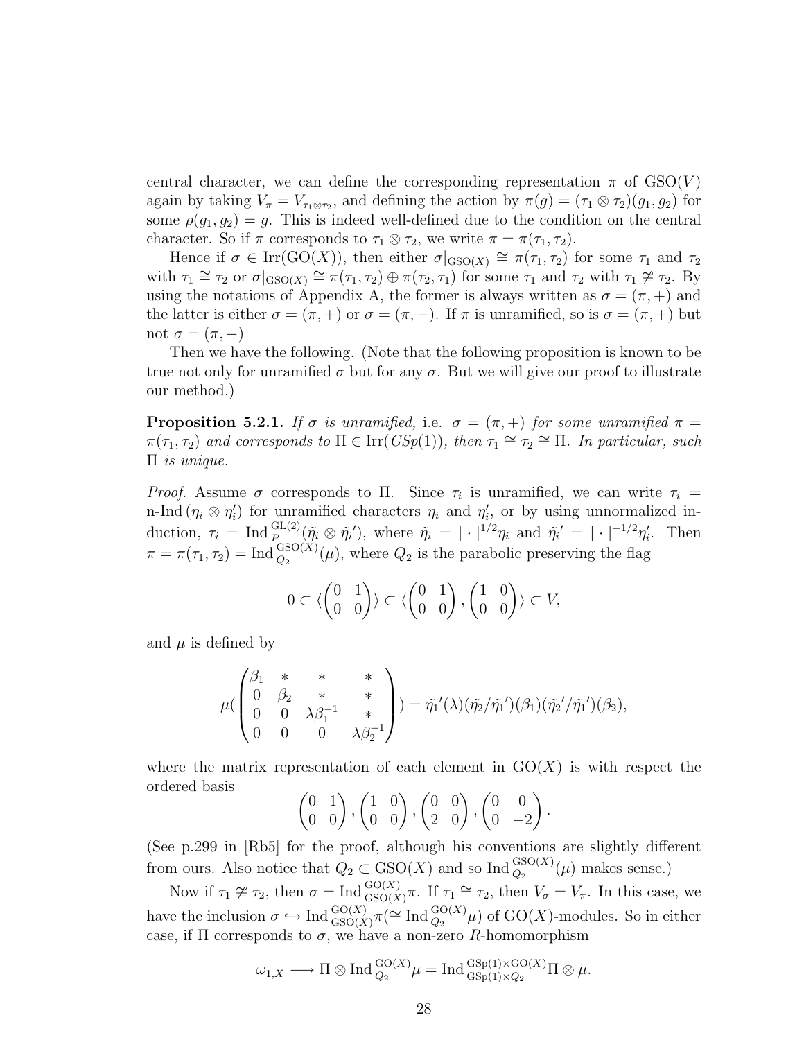central character, we can define the corresponding representation $\pi$ of $\mathrm{GSO}(V)$ again by taking $V_\pi = V_{\tau_1 \otimes \tau_2}$, and defining the action by $\pi(g) = (\tau_1 \otimes \tau_2)(g_1, g_2)$ for some $\rho(g_1, g_2) = g$. This is indeed well-defined due to the condition on the central character. So if $\pi$ corresponds to $\tau_1 \otimes \tau_2$, we write $\pi = \pi(\tau_1, \tau_2)$.

Hence if $\sigma \in \mathrm{Irr}(\mathrm{GO}(X))$, then either $\sigma|_{\mathrm{GSO}(X)} \cong \pi(\tau_1, \tau_2)$ for some $\tau_1$ and $\tau_2$ with $\tau_1 \cong \tau_2$ or $\sigma|_{\mathrm{GSO}(X)} \cong \pi(\tau_1, \tau_2) \oplus \pi(\tau_2, \tau_1)$ for some $\tau_1$ and $\tau_2$ with $\tau_1 \ncong \tau_2$. By using the notations of Appendix A, the former is always written as $\sigma = (\pi, +)$ and the latter is either $\sigma = (\pi, +)$ or $\sigma = (\pi, -)$. If $\pi$ is unramified, so is $\sigma = (\pi, +)$ but not $\sigma = (\pi, -)$

Then we have the following. (Note that the following proposition is known to be true not only for unramified $\sigma$ but for any $\sigma$. But we will give our proof to illustrate our method.)

**Proposition 5.2.1.** *If $\sigma$ is unramified,* i.e. *$\sigma = (\pi, +)$ for some unramified $\pi = \pi(\tau_1, \tau_2)$ and corresponds to $\Pi \in \mathrm{Irr}(GSp(1))$, then $\tau_1 \cong \tau_2 \cong \Pi$. In particular, such $\Pi$ is unique.*

*Proof.* Assume $\sigma$ corresponds to $\Pi$. Since $\tau_i$ is unramified, we can write $\tau_i = \text{n-Ind}\,(\eta_i \otimes \eta_i')$ for unramified characters $\eta_i$ and $\eta_i'$, or by using unnormalized induction, $\tau_i = \mathrm{Ind}_P^{\mathrm{GL}(2)}(\tilde{\eta}_i \otimes \tilde{\eta}_i')$, where $\tilde{\eta}_i = |\cdot|^{1/2}\eta_i$ and $\tilde{\eta}_i' = |\cdot|^{-1/2}\eta_i'$. Then $\pi = \pi(\tau_1, \tau_2) = \mathrm{Ind}_{Q_2}^{\mathrm{GSO}(X)}(\mu)$, where $Q_2$ is the parabolic preserving the flag

$$0 \subset \langle \begin{pmatrix} 0 & 1 \\ 0 & 0 \end{pmatrix} \rangle \subset \langle \begin{pmatrix} 0 & 1 \\ 0 & 0 \end{pmatrix}, \begin{pmatrix} 1 & 0 \\ 0 & 0 \end{pmatrix} \rangle \subset V,$$

and $\mu$ is defined by

$$\mu(\begin{pmatrix} \beta_1 & * & * & * \\ 0 & \beta_2 & * & * \\ 0 & 0 & \lambda\beta_1^{-1} & * \\ 0 & 0 & 0 & \lambda\beta_2^{-1} \end{pmatrix}) = \tilde{\eta}_1{}'(\lambda)(\tilde{\eta}_2/\tilde{\eta}_1{}')(\beta_1)(\tilde{\eta}_2{}'/\tilde{\eta}_1{}')(\beta_2),$$

where the matrix representation of each element in $\mathrm{GO}(X)$ is with respect the ordered basis

$$\begin{pmatrix} 0 & 1 \\ 0 & 0 \end{pmatrix}, \begin{pmatrix} 1 & 0 \\ 0 & 0 \end{pmatrix}, \begin{pmatrix} 0 & 0 \\ 2 & 0 \end{pmatrix}, \begin{pmatrix} 0 & 0 \\ 0 & -2 \end{pmatrix}.$$

(See p.299 in [Rb5] for the proof, although his conventions are slightly different from ours. Also notice that $Q_2 \subset \mathrm{GSO}(X)$ and so $\mathrm{Ind}_{Q_2}^{\mathrm{GSO}(X)}(\mu)$ makes sense.)

Now if $\tau_1 \ncong \tau_2$, then $\sigma = \mathrm{Ind}_{\mathrm{GSO}(X)}^{\mathrm{GO}(X)}\pi$. If $\tau_1 \cong \tau_2$, then $V_\sigma = V_\pi$. In this case, we have the inclusion $\sigma \hookrightarrow \mathrm{Ind}_{\mathrm{GSO}(X)}^{\mathrm{GO}(X)}\pi (\cong \mathrm{Ind}_{Q_2}^{\mathrm{GO}(X)}\mu)$ of $\mathrm{GO}(X)$-modules. So in either case, if $\Pi$ corresponds to $\sigma$, we have a non-zero $R$-homomorphism

$$\omega_{1,X} \longrightarrow \Pi \otimes \mathrm{Ind}_{Q_2}^{\mathrm{GO}(X)}\mu = \mathrm{Ind}_{\mathrm{GSp}(1)\times Q_2}^{\mathrm{GSp}(1)\times\mathrm{GO}(X)}\Pi \otimes \mu.$$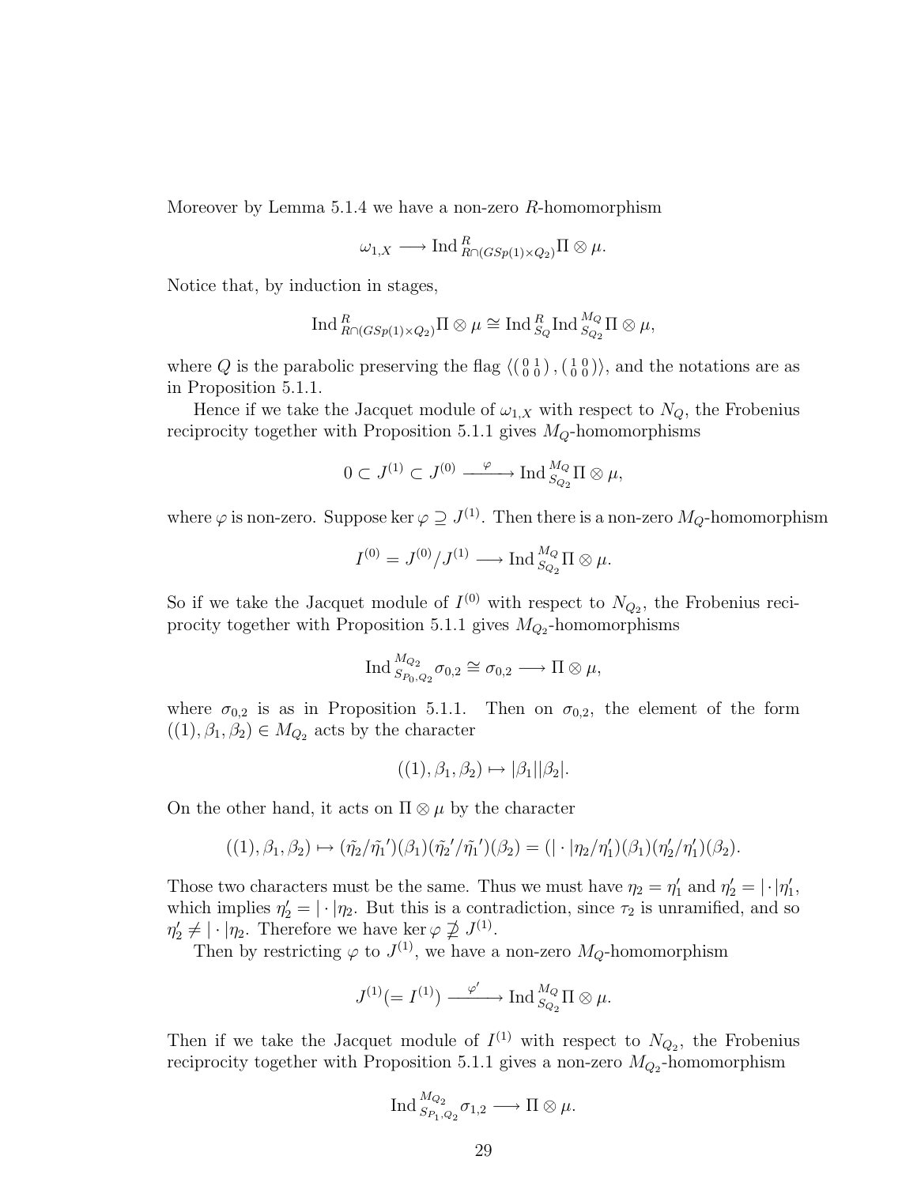Moreover by Lemma 5.1.4 we have a non-zero $R$-homomorphism

$$\omega_{1,X} \longrightarrow \operatorname{Ind}{}^{R}_{R\cap(GSp(1)\times Q_2)}\Pi \otimes \mu.$$

Notice that, by induction in stages,

$$\operatorname{Ind}{}^{R}_{R\cap(GSp(1)\times Q_2)}\Pi \otimes \mu \cong \operatorname{Ind}{}^{R}_{S_Q}\operatorname{Ind}{}^{M_Q}_{S_{Q_2}}\Pi \otimes \mu,$$

where $Q$ is the parabolic preserving the flag $\langle \left(\begin{smallmatrix} 0 & 1 \\ 0 & 0 \end{smallmatrix}\right), \left(\begin{smallmatrix} 1 & 0 \\ 0 & 0 \end{smallmatrix}\right) \rangle$, and the notations are as in Proposition 5.1.1.

Hence if we take the Jacquet module of $\omega_{1,X}$ with respect to $N_Q$, the Frobenius reciprocity together with Proposition 5.1.1 gives $M_Q$-homomorphisms

$$0 \subset J^{(1)} \subset J^{(0)} \xrightarrow{\ \varphi\ } \operatorname{Ind}{}^{M_Q}_{S_{Q_2}}\Pi \otimes \mu,$$

where $\varphi$ is non-zero. Suppose $\ker\varphi \supseteq J^{(1)}$. Then there is a non-zero $M_Q$-homomorphism

$$I^{(0)} = J^{(0)}/J^{(1)} \longrightarrow \operatorname{Ind}{}^{M_Q}_{S_{Q_2}}\Pi \otimes \mu.$$

So if we take the Jacquet module of $I^{(0)}$ with respect to $N_{Q_2}$, the Frobenius reciprocity together with Proposition 5.1.1 gives $M_{Q_2}$-homomorphisms

$$\operatorname{Ind}{}^{M_{Q_2}}_{S_{P_0,Q_2}}\sigma_{0,2} \cong \sigma_{0,2} \longrightarrow \Pi \otimes \mu,$$

where $\sigma_{0,2}$ is as in Proposition 5.1.1. Then on $\sigma_{0,2}$, the element of the form $((1), \beta_1, \beta_2) \in M_{Q_2}$ acts by the character

$$((1), \beta_1, \beta_2) \mapsto |\beta_1||\beta_2|.$$

On the other hand, it acts on $\Pi \otimes \mu$ by the character

$$((1), \beta_1, \beta_2) \mapsto (\tilde{\eta_2}/\tilde{\eta_1}')(\beta_1)(\tilde{\eta_2}'/\tilde{\eta_1}')(\beta_2) = (|\cdot|\eta_2/\eta_1')(\beta_1)(\eta_2'/\eta_1')(\beta_2).$$

Those two characters must be the same. Thus we must have $\eta_2 = \eta_1'$ and $\eta_2' = |\cdot|\eta_1'$, which implies $\eta_2' = |\cdot|\eta_2$. But this is a contradiction, since $\tau_2$ is unramified, and so $\eta_2' \neq |\cdot|\eta_2$. Therefore we have $\ker\varphi \not\supseteq J^{(1)}$.

Then by restricting $\varphi$ to $J^{(1)}$, we have a non-zero $M_Q$-homomorphism

$$J^{(1)}(= I^{(1)}) \xrightarrow{\ \varphi'\ } \operatorname{Ind}{}^{M_Q}_{S_{Q_2}}\Pi \otimes \mu.$$

Then if we take the Jacquet module of $I^{(1)}$ with respect to $N_{Q_2}$, the Frobenius reciprocity together with Proposition 5.1.1 gives a non-zero $M_{Q_2}$-homomorphism

$$\operatorname{Ind}{}^{M_{Q_2}}_{S_{P_1,Q_2}}\sigma_{1,2} \longrightarrow \Pi \otimes \mu.$$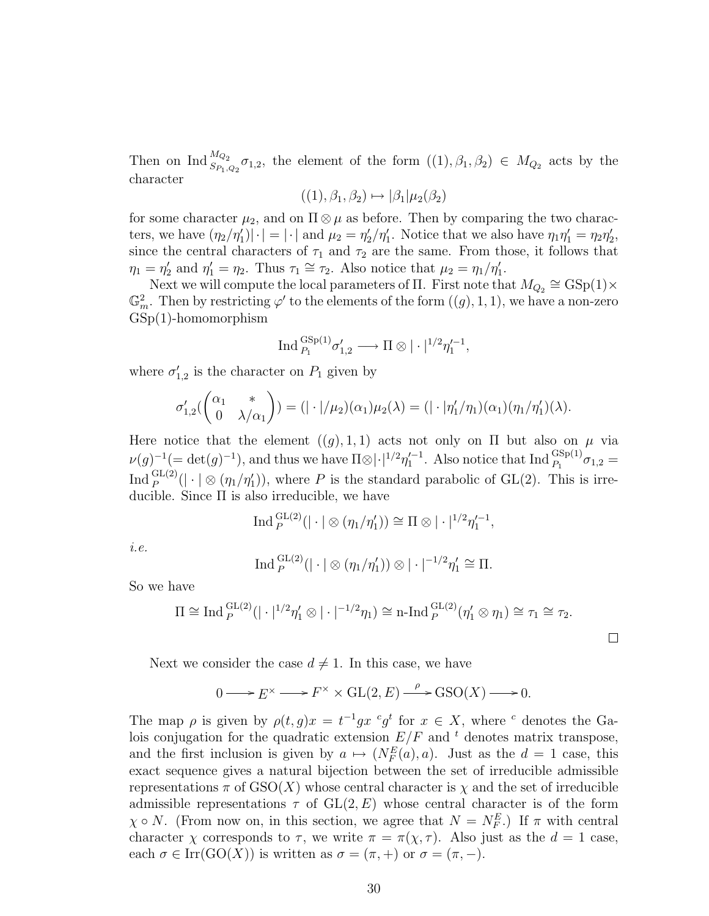Then on $\mathrm{Ind}_{S_{P_1,Q_2}}^{M_{Q_2}} \sigma_{1,2}$, the element of the form $((1), \beta_1, \beta_2) \in M_{Q_2}$ acts by the character

$$((1), \beta_1, \beta_2) \mapsto |\beta_1| \mu_2(\beta_2)$$

for some character $\mu_2$, and on $\Pi \otimes \mu$ as before. Then by comparing the two characters, we have $(\eta_2/\eta_1')|\cdot| = |\cdot|$ and $\mu_2 = \eta_2'/\eta_1'$. Notice that we also have $\eta_1\eta_1' = \eta_2\eta_2'$, since the central characters of $\tau_1$ and $\tau_2$ are the same. From those, it follows that $\eta_1 = \eta_2'$ and $\eta_1' = \eta_2$. Thus $\tau_1 \cong \tau_2$. Also notice that $\mu_2 = \eta_1/\eta_1'$.

Next we will compute the local parameters of $\Pi$. First note that $M_{Q_2} \cong \mathrm{GSp}(1) \times \mathbb{G}_m^2$. Then by restricting $\varphi'$ to the elements of the form $((g), 1, 1)$, we have a non-zero $\mathrm{GSp}(1)$-homomorphism

$$\mathrm{Ind}_{P_1}^{\mathrm{GSp}(1)} \sigma_{1,2}' \longrightarrow \Pi \otimes |\cdot|^{1/2} \eta_1'^{-1},$$

where $\sigma_{1,2}'$ is the character on $P_1$ given by

$$\sigma_{1,2}'\left(\begin{pmatrix} \alpha_1 & * \\ 0 & \lambda/\alpha_1 \end{pmatrix}\right) = (|\cdot|/\mu_2)(\alpha_1)\mu_2(\lambda) = (|\cdot|\eta_1'/\eta_1)(\alpha_1)(\eta_1/\eta_1')(\lambda).$$

Here notice that the element $((g), 1, 1)$ acts not only on $\Pi$ but also on $\mu$ via $\nu(g)^{-1} (= \det(g)^{-1})$, and thus we have $\Pi \otimes |\cdot|^{1/2} \eta_1'^{-1}$. Also notice that $\mathrm{Ind}_{P_1}^{\mathrm{GSp}(1)} \sigma_{1,2} = \mathrm{Ind}_P^{\mathrm{GL}(2)}(|\cdot| \otimes (\eta_1/\eta_1'))$, where $P$ is the standard parabolic of $\mathrm{GL}(2)$. This is irreducible. Since $\Pi$ is also irreducible, we have

$$\mathrm{Ind}_P^{\mathrm{GL}(2)}(|\cdot| \otimes (\eta_1/\eta_1')) \cong \Pi \otimes |\cdot|^{1/2} \eta_1'^{-1},$$

*i.e.*

$$\mathrm{Ind}_P^{\mathrm{GL}(2)}(|\cdot| \otimes (\eta_1/\eta_1')) \otimes |\cdot|^{-1/2} \eta_1' \cong \Pi.$$

So we have

$$\Pi \cong \mathrm{Ind}_P^{\mathrm{GL}(2)}(|\cdot|^{1/2}\eta_1' \otimes |\cdot|^{-1/2}\eta_1) \cong \text{n-Ind}_P^{\mathrm{GL}(2)}(\eta_1' \otimes \eta_1) \cong \tau_1 \cong \tau_2.$$

□

Next we consider the case $d \neq 1$. In this case, we have

$$0 \longrightarrow E^\times \longrightarrow F^\times \times \mathrm{GL}(2, E) \xrightarrow{\rho} \mathrm{GSO}(X) \longrightarrow 0.$$

The map $\rho$ is given by $\rho(t, g)x = t^{-1} g x \, {}^c g^t$ for $x \in X$, where ${}^c$ denotes the Galois conjugation for the quadratic extension $E/F$ and ${}^t$ denotes matrix transpose, and the first inclusion is given by $a \mapsto (N_F^E(a), a)$. Just as the $d = 1$ case, this exact sequence gives a natural bijection between the set of irreducible admissible representations $\pi$ of $\mathrm{GSO}(X)$ whose central character is $\chi$ and the set of irreducible admissible representations $\tau$ of $\mathrm{GL}(2, E)$ whose central character is of the form $\chi \circ N$. (From now on, in this section, we agree that $N = N_F^E$.) If $\pi$ with central character $\chi$ corresponds to $\tau$, we write $\pi = \pi(\chi, \tau)$. Also just as the $d = 1$ case, each $\sigma \in \mathrm{Irr}(\mathrm{GO}(X))$ is written as $\sigma = (\pi, +)$ or $\sigma = (\pi, -)$.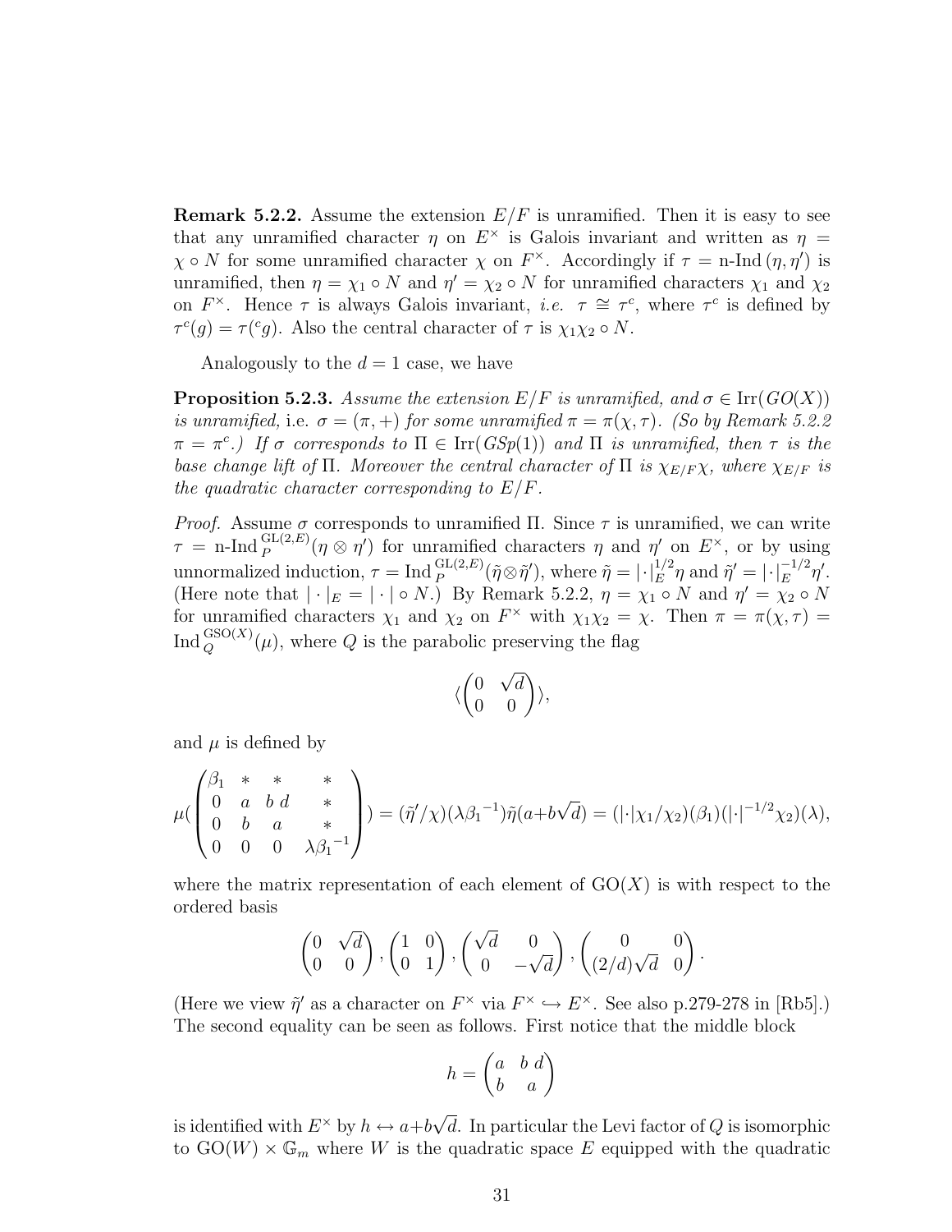**Remark 5.2.2.** Assume the extension $E/F$ is unramified. Then it is easy to see that any unramified character $\eta$ on $E^\times$ is Galois invariant and written as $\eta = \chi \circ N$ for some unramified character $\chi$ on $F^\times$. Accordingly if $\tau = \text{n-Ind}\,(\eta, \eta')$ is unramified, then $\eta = \chi_1 \circ N$ and $\eta' = \chi_2 \circ N$ for unramified characters $\chi_1$ and $\chi_2$ on $F^\times$. Hence $\tau$ is always Galois invariant, *i.e.* $\tau \cong \tau^c$, where $\tau^c$ is defined by $\tau^c(g) = \tau({}^c g)$. Also the central character of $\tau$ is $\chi_1\chi_2 \circ N$.

Analogously to the $d = 1$ case, we have

**Proposition 5.2.3.** *Assume the extension $E/F$ is unramified, and $\sigma \in \text{Irr}(GO(X))$ is unramified,* i.e. *$\sigma = (\pi, +)$ for some unramified $\pi = \pi(\chi, \tau)$. (So by Remark 5.2.2 $\pi = \pi^c$.) If $\sigma$ corresponds to $\Pi \in \text{Irr}(GSp(1))$ and $\Pi$ is unramified, then $\tau$ is the base change lift of $\Pi$. Moreover the central character of $\Pi$ is $\chi_{E/F}\chi$, where $\chi_{E/F}$ is the quadratic character corresponding to $E/F$.*

*Proof.* Assume $\sigma$ corresponds to unramified $\Pi$. Since $\tau$ is unramified, we can write $\tau = \text{n-Ind}\,_P^{\text{GL}(2,E)}(\eta \otimes \eta')$ for unramified characters $\eta$ and $\eta'$ on $E^\times$, or by using unnormalized induction, $\tau = \text{Ind}\,_P^{\text{GL}(2,E)}(\tilde{\eta} \otimes \tilde{\eta}')$, where $\tilde{\eta} = |\cdot|_E^{1/2}\eta$ and $\tilde{\eta}' = |\cdot|_E^{-1/2}\eta'$. (Here note that $|\cdot|_E = |\cdot| \circ N$.) By Remark 5.2.2, $\eta = \chi_1 \circ N$ and $\eta' = \chi_2 \circ N$ for unramified characters $\chi_1$ and $\chi_2$ on $F^\times$ with $\chi_1\chi_2 = \chi$. Then $\pi = \pi(\chi, \tau) = \text{Ind}\,_Q^{\text{GSO}(X)}(\mu)$, where $Q$ is the parabolic preserving the flag

$$\langle \begin{pmatrix} 0 & \sqrt{d} \\ 0 & 0 \end{pmatrix} \rangle,$$

and $\mu$ is defined by

$$\mu(\begin{pmatrix} \beta_1 & * & * & * \\ 0 & a & b\,d & * \\ 0 & b & a & * \\ 0 & 0 & 0 & \lambda{\beta_1}^{-1} \end{pmatrix}) = (\tilde{\eta}'/\chi)(\lambda{\beta_1}^{-1})\tilde{\eta}(a+b\sqrt{d}) = (|\cdot|\chi_1/\chi_2)(\beta_1)(|\cdot|^{-1/2}\chi_2)(\lambda),$$

where the matrix representation of each element of $\text{GO}(X)$ is with respect to the ordered basis

$$\begin{pmatrix} 0 & \sqrt{d} \\ 0 & 0 \end{pmatrix}, \begin{pmatrix} 1 & 0 \\ 0 & 1 \end{pmatrix}, \begin{pmatrix} \sqrt{d} & 0 \\ 0 & -\sqrt{d} \end{pmatrix}, \begin{pmatrix} 0 & 0 \\ (2/d)\sqrt{d} & 0 \end{pmatrix}.$$

(Here we view $\tilde{\eta}'$ as a character on $F^\times$ via $F^\times \hookrightarrow E^\times$. See also p.279-278 in [Rb5].) The second equality can be seen as follows. First notice that the middle block

$$h = \begin{pmatrix} a & b\,d \\ b & a \end{pmatrix}$$

is identified with $E^\times$ by $h \leftrightarrow a+b\sqrt{d}$. In particular the Levi factor of $Q$ is isomorphic to $\text{GO}(W) \times \mathbb{G}_m$ where $W$ is the quadratic space $E$ equipped with the quadratic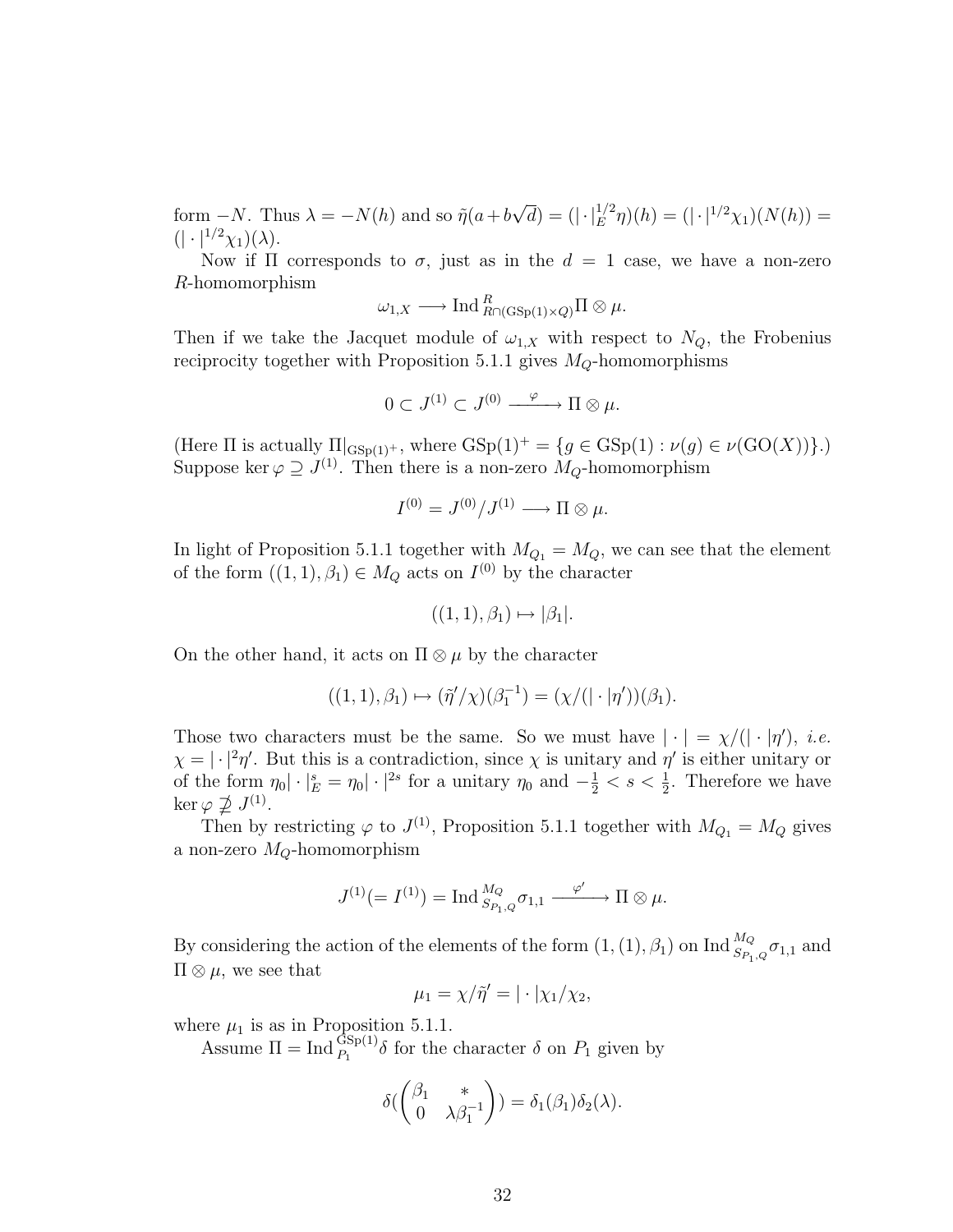form $-N$. Thus $\lambda = -N(h)$ and so $\tilde{\eta}(a+b\sqrt{d}) = (|\cdot|_E^{1/2}\eta)(h) = (|\cdot|^{1/2}\chi_1)(N(h)) = (|\cdot|^{1/2}\chi_1)(\lambda)$.

Now if $\Pi$ corresponds to $\sigma$, just as in the $d=1$ case, we have a non-zero $R$-homomorphism

$$\omega_{1,X} \longrightarrow \operatorname{Ind}_{R\cap(\mathrm{GSp}(1)\times Q)}^{R}\Pi\otimes\mu.$$

Then if we take the Jacquet module of $\omega_{1,X}$ with respect to $N_Q$, the Frobenius reciprocity together with Proposition 5.1.1 gives $M_Q$-homomorphisms

$$0 \subset J^{(1)} \subset J^{(0)} \xrightarrow{\ \varphi\ } \Pi\otimes\mu.$$

(Here $\Pi$ is actually $\Pi|_{\mathrm{GSp}(1)^+}$, where $\mathrm{GSp}(1)^+ = \{g\in\mathrm{GSp}(1) : \nu(g)\in\nu(\mathrm{GO}(X))\}$.) Suppose $\ker\varphi \supseteq J^{(1)}$. Then there is a non-zero $M_Q$-homomorphism

$$I^{(0)} = J^{(0)}/J^{(1)} \longrightarrow \Pi\otimes\mu.$$

In light of Proposition 5.1.1 together with $M_{Q_1} = M_Q$, we can see that the element of the form $((1,1),\beta_1)\in M_Q$ acts on $I^{(0)}$ by the character

$$((1,1),\beta_1)\mapsto|\beta_1|.$$

On the other hand, it acts on $\Pi\otimes\mu$ by the character

$$((1,1),\beta_1)\mapsto(\tilde{\eta}'/\chi)(\beta_1^{-1}) = (\chi/(|\cdot|\eta'))(\beta_1).$$

Those two characters must be the same. So we must have $|\cdot| = \chi/(|\cdot|\eta')$, *i.e.* $\chi = |\cdot|^2\eta'$. But this is a contradiction, since $\chi$ is unitary and $\eta'$ is either unitary or of the form $\eta_0|\cdot|_E^s = \eta_0|\cdot|^{2s}$ for a unitary $\eta_0$ and $-\frac{1}{2} < s < \frac{1}{2}$. Therefore we have $\ker\varphi \not\supseteq J^{(1)}$.

Then by restricting $\varphi$ to $J^{(1)}$, Proposition 5.1.1 together with $M_{Q_1} = M_Q$ gives a non-zero $M_Q$-homomorphism

$$J^{(1)}(= I^{(1)}) = \operatorname{Ind}_{S_{P_1,Q}}^{M_Q}\sigma_{1,1} \xrightarrow{\ \varphi'\ } \Pi\otimes\mu.$$

By considering the action of the elements of the form $(1,(1),\beta_1)$ on $\operatorname{Ind}_{S_{P_1,Q}}^{M_Q}\sigma_{1,1}$ and $\Pi\otimes\mu$, we see that

$$\mu_1 = \chi/\tilde{\eta}' = |\cdot|\chi_1/\chi_2,$$

where $\mu_1$ is as in Proposition 5.1.1.

Assume $\Pi = \operatorname{Ind}_{P_1}^{\mathrm{GSp}(1)}\delta$ for the character $\delta$ on $P_1$ given by

$$\delta(\begin{pmatrix}\beta_1 & * \\ 0 & \lambda\beta_1^{-1}\end{pmatrix}) = \delta_1(\beta_1)\delta_2(\lambda).$$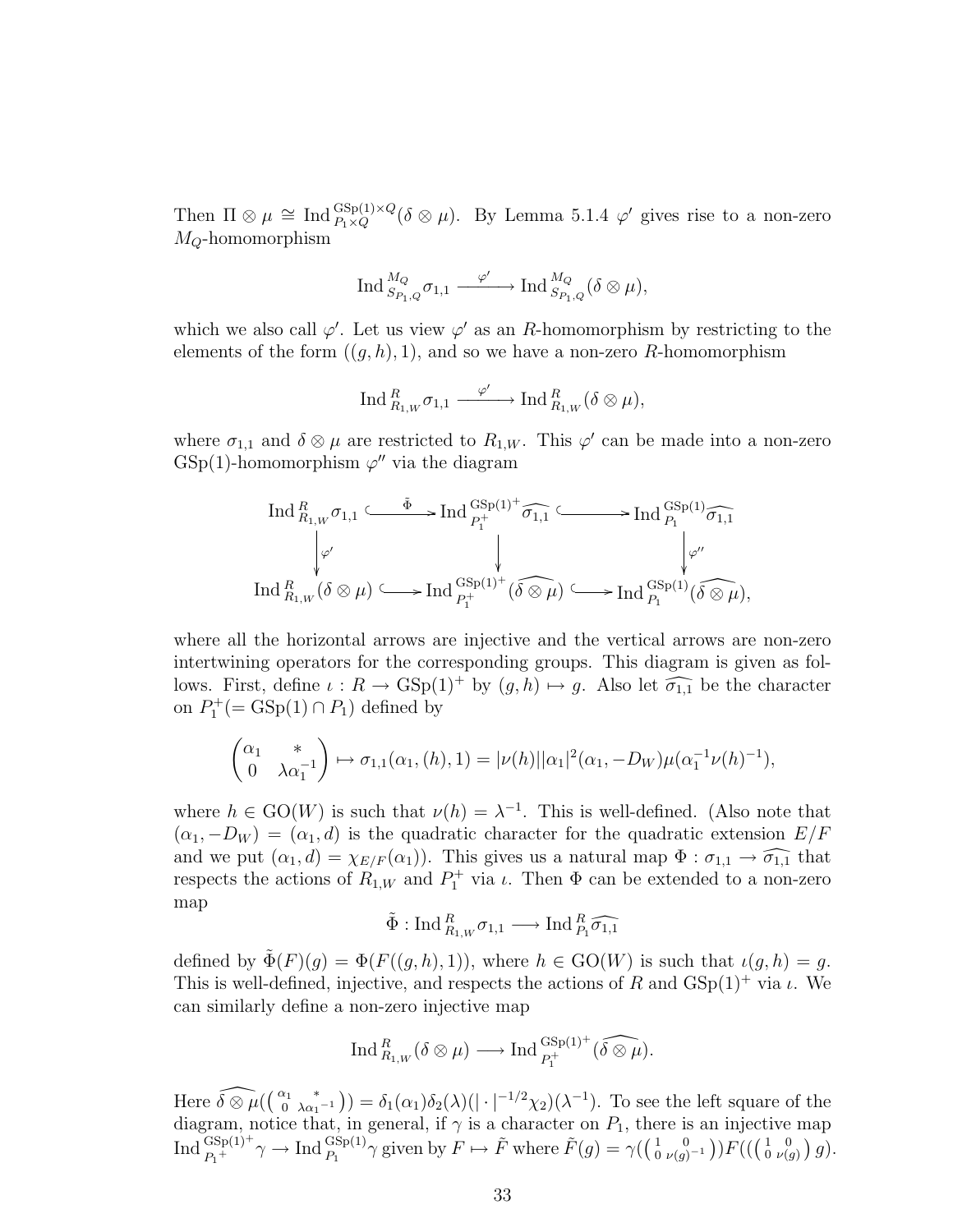Then $\Pi \otimes \mu \cong \operatorname{Ind}_{P_1 \times Q}^{\mathrm{GSp}(1)\times Q}(\delta \otimes \mu)$. By Lemma 5.1.4 $\varphi'$ gives rise to a non-zero $M_Q$-homomorphism

$$\operatorname{Ind}_{S_{P_1,Q}}^{M_Q} \sigma_{1,1} \xrightarrow{\ \varphi'\ } \operatorname{Ind}_{S_{P_1,Q}}^{M_Q}(\delta \otimes \mu),$$

which we also call $\varphi'$. Let us view $\varphi'$ as an $R$-homomorphism by restricting to the elements of the form $((g,h),1)$, and so we have a non-zero $R$-homomorphism

$$\operatorname{Ind}_{R_{1,W}}^{R} \sigma_{1,1} \xrightarrow{\ \varphi'\ } \operatorname{Ind}_{R_{1,W}}^{R}(\delta \otimes \mu),$$

where $\sigma_{1,1}$ and $\delta \otimes \mu$ are restricted to $R_{1,W}$. This $\varphi'$ can be made into a non-zero $\mathrm{GSp}(1)$-homomorphism $\varphi''$ via the diagram

$$\begin{array}{ccccc}
\operatorname{Ind}_{R_{1,W}}^{R} \sigma_{1,1} & \xrightarrow{\ \tilde{\Phi}\ } & \operatorname{Ind}_{P_1^+}^{\mathrm{GSp}(1)^+} \widehat{\sigma_{1,1}} & \hookrightarrow & \operatorname{Ind}_{P_1}^{\mathrm{GSp}(1)} \widehat{\sigma_{1,1}} \\
\downarrow \varphi' & & \downarrow & & \downarrow \varphi'' \\
\operatorname{Ind}_{R_{1,W}}^{R}(\delta \otimes \mu) & \hookrightarrow & \operatorname{Ind}_{P_1^+}^{\mathrm{GSp}(1)^+}(\widehat{\delta \otimes \mu}) & \hookrightarrow & \operatorname{Ind}_{P_1}^{\mathrm{GSp}(1)}(\widehat{\delta \otimes \mu}),
\end{array}$$

where all the horizontal arrows are injective and the vertical arrows are non-zero intertwining operators for the corresponding groups. This diagram is given as follows. First, define $\iota : R \to \mathrm{GSp}(1)^+$ by $(g,h) \mapsto g$. Also let $\widehat{\sigma_{1,1}}$ be the character on $P_1^+ (= \mathrm{GSp}(1) \cap P_1)$ defined by

$$\begin{pmatrix} \alpha_1 & * \\ 0 & \lambda\alpha_1^{-1} \end{pmatrix} \mapsto \sigma_{1,1}(\alpha_1,(h),1) = |\nu(h)||\alpha_1|^2(\alpha_1,-D_W)\mu(\alpha_1^{-1}\nu(h)^{-1}),$$

where $h \in \mathrm{GO}(W)$ is such that $\nu(h) = \lambda^{-1}$. This is well-defined. (Also note that $(\alpha_1,-D_W) = (\alpha_1,d)$ is the quadratic character for the quadratic extension $E/F$ and we put $(\alpha_1,d) = \chi_{E/F}(\alpha_1)$). This gives us a natural map $\Phi : \sigma_{1,1} \to \widehat{\sigma_{1,1}}$ that respects the actions of $R_{1,W}$ and $P_1^+$ via $\iota$. Then $\Phi$ can be extended to a non-zero map

$$\tilde{\Phi} : \operatorname{Ind}_{R_{1,W}}^{R} \sigma_{1,1} \longrightarrow \operatorname{Ind}_{P_1}^{R} \widehat{\sigma_{1,1}}$$

defined by $\tilde{\Phi}(F)(g) = \Phi(F((g,h),1))$, where $h \in \mathrm{GO}(W)$ is such that $\iota(g,h) = g$. This is well-defined, injective, and respects the actions of $R$ and $\mathrm{GSp}(1)^+$ via $\iota$. We can similarly define a non-zero injective map

$$\operatorname{Ind}_{R_{1,W}}^{R}(\delta \otimes \mu) \longrightarrow \operatorname{Ind}_{P_1^+}^{\mathrm{GSp}(1)^+}(\widehat{\delta \otimes \mu}).$$

Here $\widehat{\delta \otimes \mu}\left(\left(\begin{smallmatrix} \alpha_1 & * \\ 0 & \lambda\alpha_1^{-1} \end{smallmatrix}\right)\right) = \delta_1(\alpha_1)\delta_2(\lambda)(|\cdot|^{-1/2}\chi_2)(\lambda^{-1})$. To see the left square of the diagram, notice that, in general, if $\gamma$ is a character on $P_1$, there is an injective map $\operatorname{Ind}_{P_1^+}^{\mathrm{GSp}(1)^+}\gamma \to \operatorname{Ind}_{P_1}^{\mathrm{GSp}(1)}\gamma$ given by $F \mapsto \tilde{F}$ where $\tilde{F}(g) = \gamma\left(\left(\begin{smallmatrix} 1 & 0 \\ 0 & \nu(g)^{-1} \end{smallmatrix}\right)\right)F\left(\left(\left(\begin{smallmatrix} 1 & 0 \\ 0 & \nu(g) \end{smallmatrix}\right)g\right)\right)$.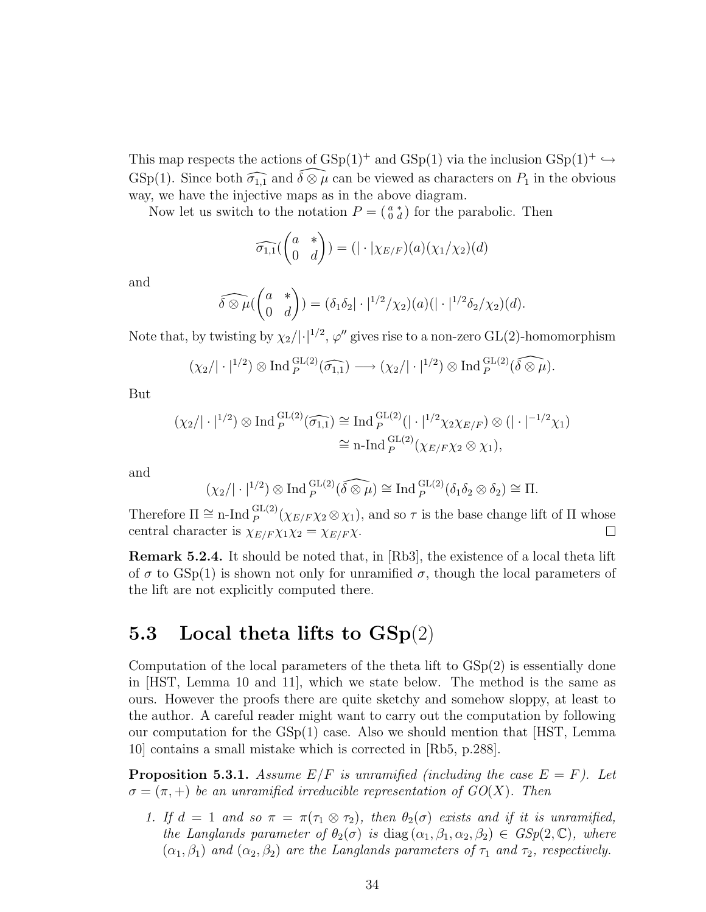This map respects the actions of $\mathrm{GSp}(1)^+$ and $\mathrm{GSp}(1)$ via the inclusion $\mathrm{GSp}(1)^+ \hookrightarrow \mathrm{GSp}(1)$. Since both $\widehat{\sigma_{1,1}}$ and $\widehat{\delta \otimes \mu}$ can be viewed as characters on $P_1$ in the obvious way, we have the injective maps as in the above diagram.

Now let us switch to the notation $P = \left(\begin{smallmatrix} a & * \\ 0 & d \end{smallmatrix}\right)$ for the parabolic. Then

$$\widehat{\sigma_{1,1}}(\begin{pmatrix} a & * \\ 0 & d \end{pmatrix}) = (|\cdot|\chi_{E/F})(a)(\chi_1/\chi_2)(d)$$

and

$$\widehat{\delta \otimes \mu}(\begin{pmatrix} a & * \\ 0 & d \end{pmatrix}) = (\delta_1\delta_2|\cdot|^{1/2}/\chi_2)(a)(|\cdot|^{1/2}\delta_2/\chi_2)(d).$$

Note that, by twisting by $\chi_2/|\cdot|^{1/2}$, $\varphi''$ gives rise to a non-zero $\mathrm{GL}(2)$-homomorphism

$$(\chi_2/|\cdot|^{1/2}) \otimes \mathrm{Ind}\,_P^{\mathrm{GL}(2)}(\widehat{\sigma_{1,1}}) \longrightarrow (\chi_2/|\cdot|^{1/2}) \otimes \mathrm{Ind}\,_P^{\mathrm{GL}(2)}(\widehat{\delta \otimes \mu}).$$

But

$$\begin{aligned}(\chi_2/|\cdot|^{1/2}) \otimes \mathrm{Ind}\,_P^{\mathrm{GL}(2)}(\widehat{\sigma_{1,1}}) &\cong \mathrm{Ind}\,_P^{\mathrm{GL}(2)}(|\cdot|^{1/2}\chi_2\chi_{E/F}) \otimes (|\cdot|^{-1/2}\chi_1) \\ &\cong \text{n-Ind}\,_P^{\mathrm{GL}(2)}(\chi_{E/F}\chi_2 \otimes \chi_1),\end{aligned}$$

and

$$(\chi_2/|\cdot|^{1/2}) \otimes \mathrm{Ind}\,_P^{\mathrm{GL}(2)}(\widehat{\delta \otimes \mu}) \cong \mathrm{Ind}\,_P^{\mathrm{GL}(2)}(\delta_1\delta_2 \otimes \delta_2) \cong \Pi.$$

Therefore $\Pi \cong \text{n-Ind}\,_P^{\mathrm{GL}(2)}(\chi_{E/F}\chi_2 \otimes \chi_1)$, and so $\tau$ is the base change lift of $\Pi$ whose central character is $\chi_{E/F}\chi_1\chi_2 = \chi_{E/F}\chi$. □

**Remark 5.2.4.** It should be noted that, in [Rb3], the existence of a local theta lift of $\sigma$ to $\mathrm{GSp}(1)$ is shown not only for unramified $\sigma$, though the local parameters of the lift are not explicitly computed there.

## 5.3 Local theta lifts to GSp(2)

Computation of the local parameters of the theta lift to $\mathrm{GSp}(2)$ is essentially done in [HST, Lemma 10 and 11], which we state below. The method is the same as ours. However the proofs there are quite sketchy and somehow sloppy, at least to the author. A careful reader might want to carry out the computation by following our computation for the $\mathrm{GSp}(1)$ case. Also we should mention that [HST, Lemma 10] contains a small mistake which is corrected in [Rb5, p.288].

**Proposition 5.3.1.** *Assume $E/F$ is unramified (including the case $E = F$). Let $\sigma = (\pi, +)$ be an unramified irreducible representation of $GO(X)$. Then*

1. *If $d = 1$ and so $\pi = \pi(\tau_1 \otimes \tau_2)$, then $\theta_2(\sigma)$ exists and if it is unramified, the Langlands parameter of $\theta_2(\sigma)$ is $\mathrm{diag}\,(\alpha_1, \beta_1, \alpha_2, \beta_2) \in GSp(2, \mathbb{C})$, where $(\alpha_1, \beta_1)$ and $(\alpha_2, \beta_2)$ are the Langlands parameters of $\tau_1$ and $\tau_2$, respectively.*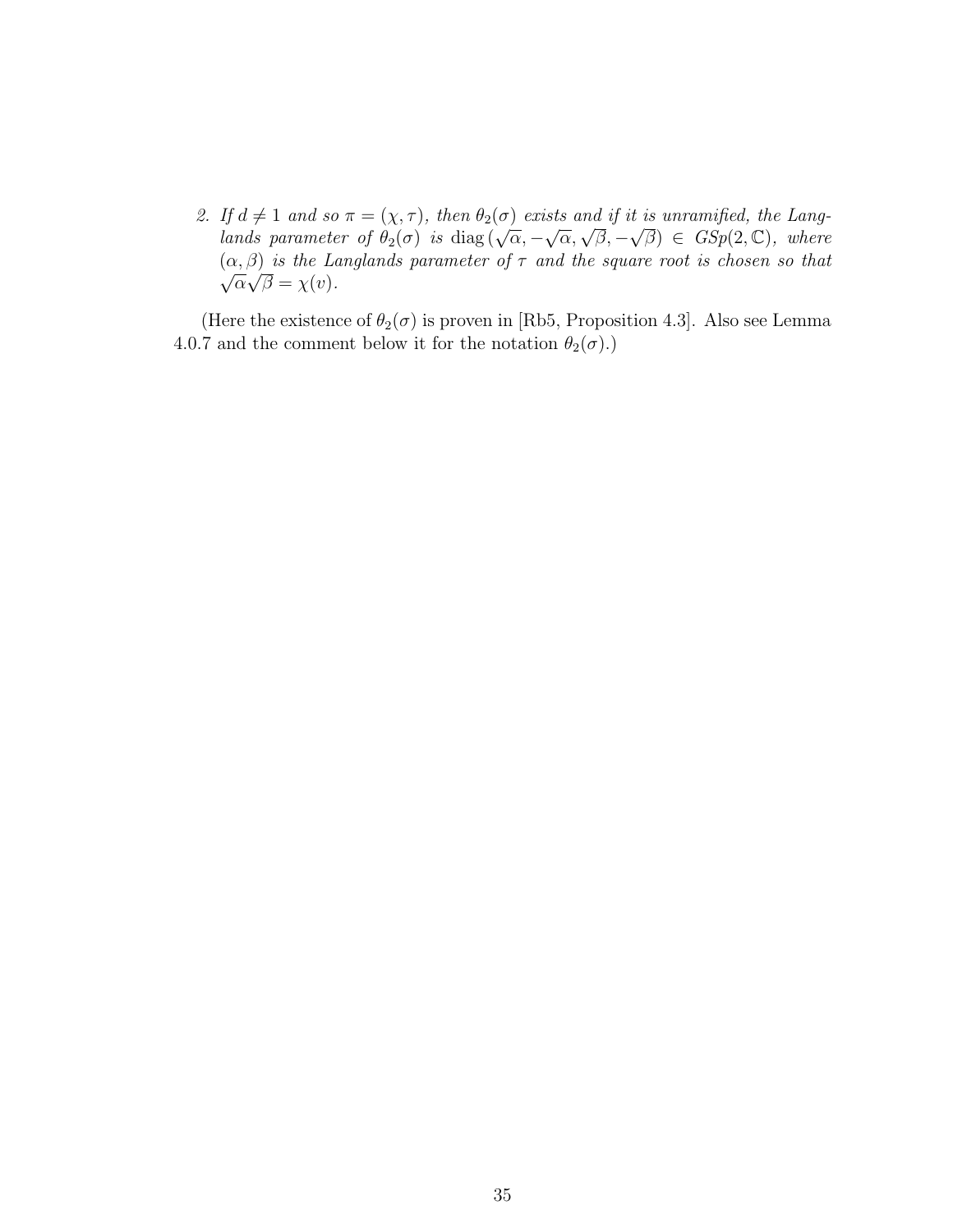2. *If $d \neq 1$ and so $\pi = (\chi, \tau)$, then $\theta_2(\sigma)$ exists and if it is unramified, the Langlands parameter of $\theta_2(\sigma)$ is* $\operatorname{diag}(\sqrt{\alpha}, -\sqrt{\alpha}, \sqrt{\beta}, -\sqrt{\beta}) \in GSp(2, \mathbb{C})$*, where $(\alpha, \beta)$ is the Langlands parameter of $\tau$ and the square root is chosen so that $\sqrt{\alpha}\sqrt{\beta} = \chi(v)$.*

(Here the existence of $\theta_2(\sigma)$ is proven in [Rb5, Proposition 4.3]. Also see Lemma 4.0.7 and the comment below it for the notation $\theta_2(\sigma)$.)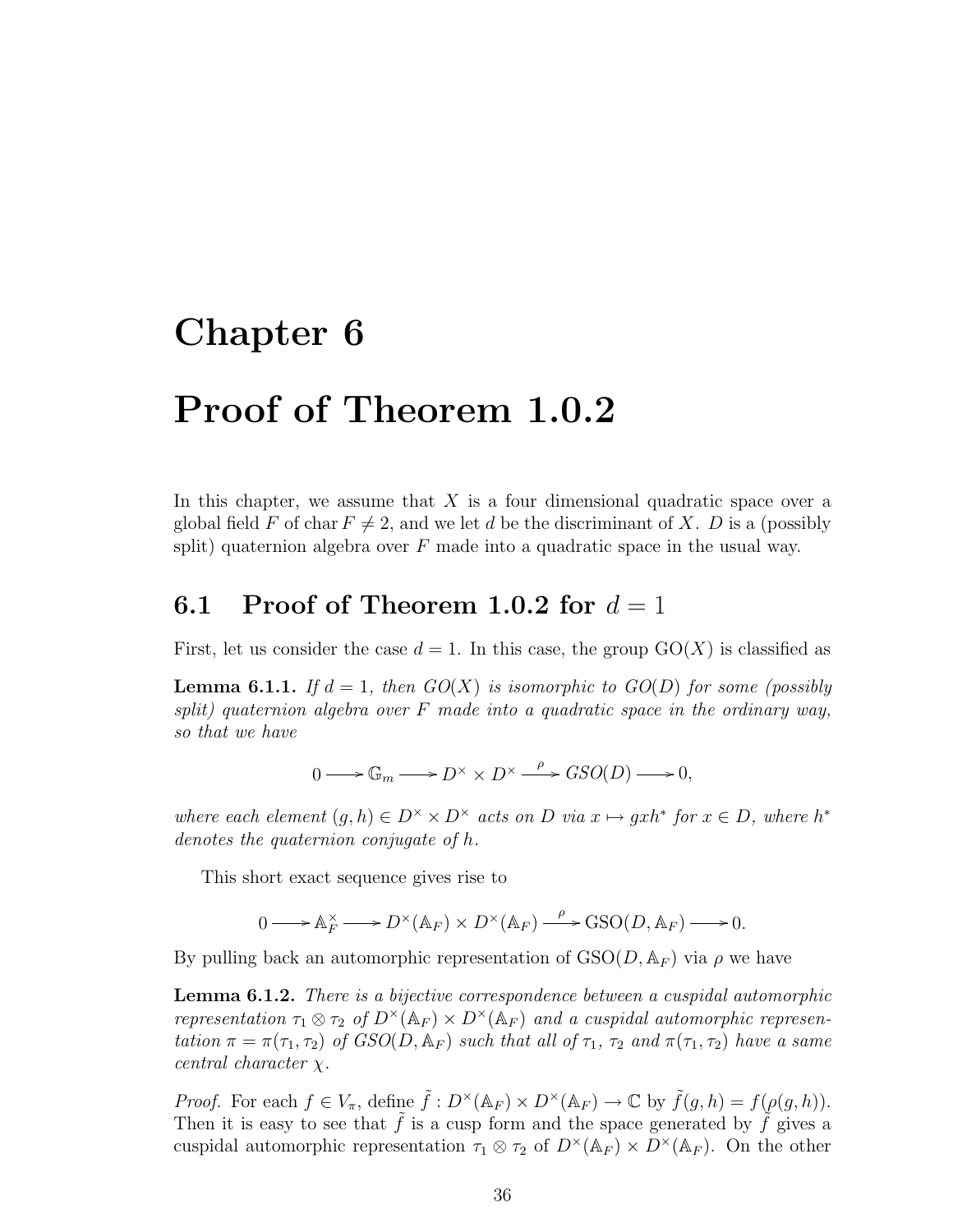# Chapter 6

# Proof of Theorem 1.0.2

In this chapter, we assume that $X$ is a four dimensional quadratic space over a global field $F$ of char $F \neq 2$, and we let $d$ be the discriminant of $X$. $D$ is a (possibly split) quaternion algebra over $F$ made into a quadratic space in the usual way.

## 6.1 Proof of Theorem 1.0.2 for $d = 1$

First, let us consider the case $d = 1$. In this case, the group $\mathrm{GO}(X)$ is classified as

**Lemma 6.1.1.** *If $d = 1$, then $GO(X)$ is isomorphic to $GO(D)$ for some (possibly split) quaternion algebra over $F$ made into a quadratic space in the ordinary way, so that we have*

$$0 \longrightarrow \mathbb{G}_m \longrightarrow D^\times \times D^\times \xrightarrow{\rho} GSO(D) \longrightarrow 0,$$

*where each element $(g, h) \in D^\times \times D^\times$ acts on $D$ via $x \mapsto gxh^*$ for $x \in D$, where $h^*$ denotes the quaternion conjugate of $h$.*

This short exact sequence gives rise to

$$0 \longrightarrow \mathbb{A}_F^\times \longrightarrow D^\times(\mathbb{A}_F) \times D^\times(\mathbb{A}_F) \xrightarrow{\rho} \mathrm{GSO}(D, \mathbb{A}_F) \longrightarrow 0.$$

By pulling back an automorphic representation of $\mathrm{GSO}(D, \mathbb{A}_F)$ via $\rho$ we have

**Lemma 6.1.2.** *There is a bijective correspondence between a cuspidal automorphic representation $\tau_1 \otimes \tau_2$ of $D^\times(\mathbb{A}_F) \times D^\times(\mathbb{A}_F)$ and a cuspidal automorphic representation $\pi = \pi(\tau_1, \tau_2)$ of $GSO(D, \mathbb{A}_F)$ such that all of $\tau_1$, $\tau_2$ and $\pi(\tau_1, \tau_2)$ have a same central character $\chi$.*

*Proof.* For each $f \in V_\pi$, define $\tilde{f} : D^\times(\mathbb{A}_F) \times D^\times(\mathbb{A}_F) \to \mathbb{C}$ by $\tilde{f}(g, h) = f(\rho(g, h))$. Then it is easy to see that $\tilde{f}$ is a cusp form and the space generated by $\tilde{f}$ gives a cuspidal automorphic representation $\tau_1 \otimes \tau_2$ of $D^\times(\mathbb{A}_F) \times D^\times(\mathbb{A}_F)$. On the other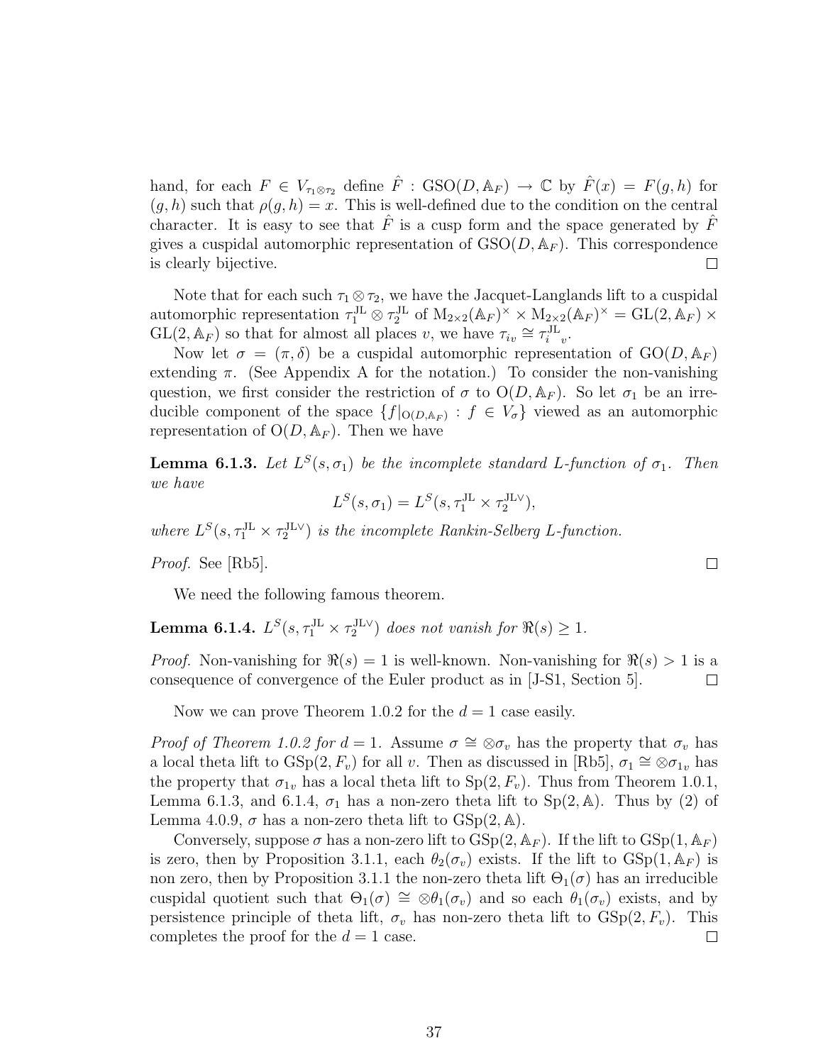hand, for each $F \in V_{\tau_1 \otimes \tau_2}$ define $\hat{F} : \mathrm{GSO}(D, \mathbb{A}_F) \to \mathbb{C}$ by $\hat{F}(x) = F(g, h)$ for $(g, h)$ such that $\rho(g, h) = x$. This is well-defined due to the condition on the central character. It is easy to see that $\hat{F}$ is a cusp form and the space generated by $\hat{F}$ gives a cuspidal automorphic representation of $\mathrm{GSO}(D, \mathbb{A}_F)$. This correspondence is clearly bijective. □

Note that for each such $\tau_1 \otimes \tau_2$, we have the Jacquet-Langlands lift to a cuspidal automorphic representation $\tau_1^{\mathrm{JL}} \otimes \tau_2^{\mathrm{JL}}$ of $\mathrm{M}_{2\times 2}(\mathbb{A}_F)^\times \times \mathrm{M}_{2\times 2}(\mathbb{A}_F)^\times = \mathrm{GL}(2, \mathbb{A}_F) \times \mathrm{GL}(2, \mathbb{A}_F)$ so that for almost all places $v$, we have $\tau_{iv} \cong {\tau_i^{\mathrm{JL}}}_v$.

Now let $\sigma = (\pi, \delta)$ be a cuspidal automorphic representation of $\mathrm{GO}(D, \mathbb{A}_F)$ extending $\pi$. (See Appendix A for the notation.) To consider the non-vanishing question, we first consider the restriction of $\sigma$ to $\mathrm{O}(D, \mathbb{A}_F)$. So let $\sigma_1$ be an irreducible component of the space $\{f|_{\mathrm{O}(D,\mathbb{A}_F)} : f \in V_\sigma\}$ viewed as an automorphic representation of $\mathrm{O}(D, \mathbb{A}_F)$. Then we have

**Lemma 6.1.3.** *Let $L^S(s, \sigma_1)$ be the incomplete standard L-function of $\sigma_1$. Then we have*

$$L^S(s, \sigma_1) = L^S(s, \tau_1^{\mathrm{JL}} \times \tau_2^{\mathrm{JL}\vee}),$$

*where $L^S(s, \tau_1^{\mathrm{JL}} \times \tau_2^{\mathrm{JL}\vee})$ is the incomplete Rankin-Selberg L-function.*

*Proof.* See [Rb5]. □

We need the following famous theorem.

**Lemma 6.1.4.** *$L^S(s, \tau_1^{\mathrm{JL}} \times \tau_2^{\mathrm{JL}\vee})$ does not vanish for $\Re(s) \geq 1$.*

*Proof.* Non-vanishing for $\Re(s) = 1$ is well-known. Non-vanishing for $\Re(s) > 1$ is a consequence of convergence of the Euler product as in [J-S1, Section 5]. □

Now we can prove Theorem 1.0.2 for the $d = 1$ case easily.

*Proof of Theorem 1.0.2 for $d = 1$.* Assume $\sigma \cong \otimes\sigma_v$ has the property that $\sigma_v$ has a local theta lift to $\mathrm{GSp}(2, F_v)$ for all $v$. Then as discussed in [Rb5], $\sigma_1 \cong \otimes\sigma_{1v}$ has the property that $\sigma_{1v}$ has a local theta lift to $\mathrm{Sp}(2, F_v)$. Thus from Theorem 1.0.1, Lemma 6.1.3, and 6.1.4, $\sigma_1$ has a non-zero theta lift to $\mathrm{Sp}(2, \mathbb{A})$. Thus by (2) of Lemma 4.0.9, $\sigma$ has a non-zero theta lift to $\mathrm{GSp}(2, \mathbb{A})$.

Conversely, suppose $\sigma$ has a non-zero lift to $\mathrm{GSp}(2, \mathbb{A}_F)$. If the lift to $\mathrm{GSp}(1, \mathbb{A}_F)$ is zero, then by Proposition 3.1.1, each $\theta_2(\sigma_v)$ exists. If the lift to $\mathrm{GSp}(1, \mathbb{A}_F)$ is non zero, then by Proposition 3.1.1 the non-zero theta lift $\Theta_1(\sigma)$ has an irreducible cuspidal quotient such that $\Theta_1(\sigma) \cong \otimes\theta_1(\sigma_v)$ and so each $\theta_1(\sigma_v)$ exists, and by persistence principle of theta lift, $\sigma_v$ has non-zero theta lift to $\mathrm{GSp}(2, F_v)$. This completes the proof for the $d = 1$ case. □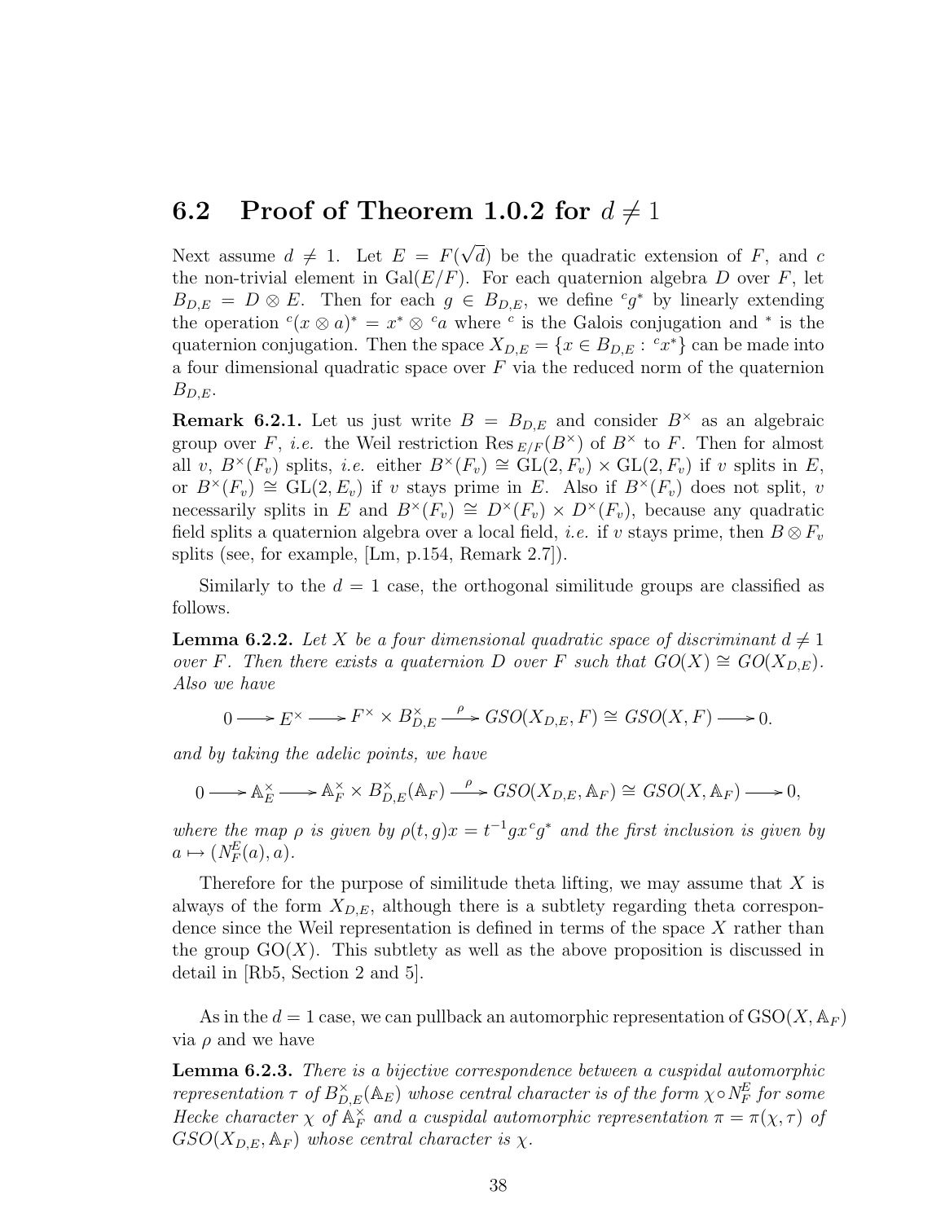## 6.2 Proof of Theorem 1.0.2 for $d \neq 1$

Next assume $d \neq 1$. Let $E = F(\sqrt{d})$ be the quadratic extension of $F$, and $c$ the non-trivial element in $\mathrm{Gal}(E/F)$. For each quaternion algebra $D$ over $F$, let $B_{D,E} = D \otimes E$. Then for each $g \in B_{D,E}$, we define ${}^c g^*$ by linearly extending the operation ${}^c(x \otimes a)^* = x^* \otimes {}^c a$ where ${}^c$ is the Galois conjugation and ${}^*$ is the quaternion conjugation. Then the space $X_{D,E} = \{x \in B_{D,E} : {}^c x^*\}$ can be made into a four dimensional quadratic space over $F$ via the reduced norm of the quaternion $B_{D,E}$.

**Remark 6.2.1.** Let us just write $B = B_{D,E}$ and consider $B^\times$ as an algebraic group over $F$, *i.e.* the Weil restriction $\mathrm{Res}_{E/F}(B^\times)$ of $B^\times$ to $F$. Then for almost all $v$, $B^\times(F_v)$ splits, *i.e.* either $B^\times(F_v) \cong \mathrm{GL}(2, F_v) \times \mathrm{GL}(2, F_v)$ if $v$ splits in $E$, or $B^\times(F_v) \cong \mathrm{GL}(2, E_v)$ if $v$ stays prime in $E$. Also if $B^\times(F_v)$ does not split, $v$ necessarily splits in $E$ and $B^\times(F_v) \cong D^\times(F_v) \times D^\times(F_v)$, because any quadratic field splits a quaternion algebra over a local field, *i.e.* if $v$ stays prime, then $B \otimes F_v$ splits (see, for example, [Lm, p.154, Remark 2.7]).

Similarly to the $d = 1$ case, the orthogonal similitude groups are classified as follows.

**Lemma 6.2.2.** *Let $X$ be a four dimensional quadratic space of discriminant $d \neq 1$ over $F$. Then there exists a quaternion $D$ over $F$ such that $GO(X) \cong GO(X_{D,E})$. Also we have*

$$0 \longrightarrow E^\times \longrightarrow F^\times \times B_{D,E}^\times \xrightarrow{\ \rho\ } GSO(X_{D,E}, F) \cong GSO(X, F) \longrightarrow 0.$$

*and by taking the adelic points, we have*

$$0 \longrightarrow \mathbb{A}_E^\times \longrightarrow \mathbb{A}_F^\times \times B_{D,E}^\times(\mathbb{A}_F) \xrightarrow{\ \rho\ } GSO(X_{D,E}, \mathbb{A}_F) \cong GSO(X, \mathbb{A}_F) \longrightarrow 0,$$

*where the map $\rho$ is given by $\rho(t, g)x = t^{-1} g x\, {}^c g^*$ and the first inclusion is given by $a \mapsto (N_F^E(a), a)$.*

Therefore for the purpose of similitude theta lifting, we may assume that $X$ is always of the form $X_{D,E}$, although there is a subtlety regarding theta correspondence since the Weil representation is defined in terms of the space $X$ rather than the group $\mathrm{GO}(X)$. This subtlety as well as the above proposition is discussed in detail in [Rb5, Section 2 and 5].

As in the $d = 1$ case, we can pullback an automorphic representation of $\mathrm{GSO}(X, \mathbb{A}_F)$ via $\rho$ and we have

**Lemma 6.2.3.** *There is a bijective correspondence between a cuspidal automorphic representation $\tau$ of $B_{D,E}^\times(\mathbb{A}_E)$ whose central character is of the form $\chi \circ N_F^E$ for some Hecke character $\chi$ of $\mathbb{A}_F^\times$ and a cuspidal automorphic representation $\pi = \pi(\chi, \tau)$ of $GSO(X_{D,E}, \mathbb{A}_F)$ whose central character is $\chi$.*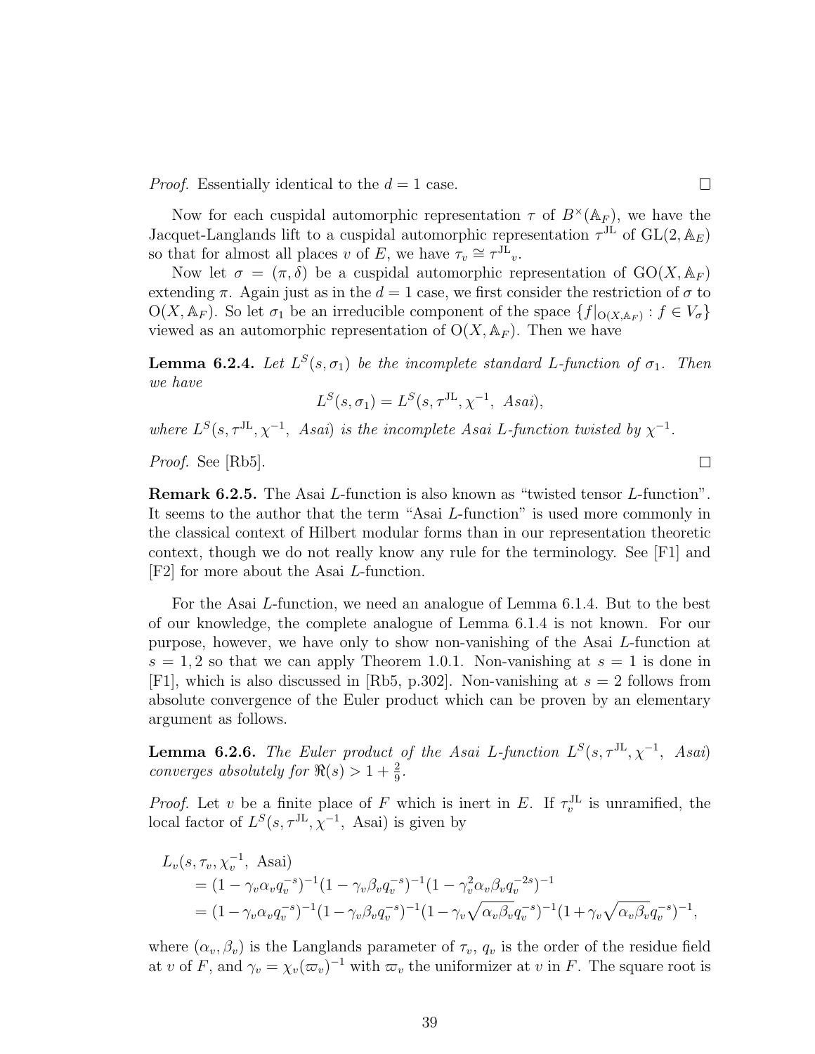*Proof.* Essentially identical to the $d = 1$ case. ∎

Now for each cuspidal automorphic representation $\tau$ of $B^\times(\mathbb{A}_F)$, we have the Jacquet-Langlands lift to a cuspidal automorphic representation $\tau^{\mathrm{JL}}$ of $\mathrm{GL}(2, \mathbb{A}_E)$ so that for almost all places $v$ of $E$, we have $\tau_v \cong \tau^{\mathrm{JL}}{}_v$.

Now let $\sigma = (\pi, \delta)$ be a cuspidal automorphic representation of $\mathrm{GO}(X, \mathbb{A}_F)$ extending $\pi$. Again just as in the $d = 1$ case, we first consider the restriction of $\sigma$ to $\mathrm{O}(X, \mathbb{A}_F)$. So let $\sigma_1$ be an irreducible component of the space $\{f|_{\mathrm{O}(X,\mathbb{A}_F)} : f \in V_\sigma\}$ viewed as an automorphic representation of $\mathrm{O}(X, \mathbb{A}_F)$. Then we have

**Lemma 6.2.4.** *Let $L^S(s, \sigma_1)$ be the incomplete standard L-function of $\sigma_1$. Then we have*

$$L^S(s, \sigma_1) = L^S(s, \tau^{\mathrm{JL}}, \chi^{-1}, \text{ Asai}),$$

*where $L^S(s, \tau^{\mathrm{JL}}, \chi^{-1}, \text{ Asai})$ is the incomplete Asai L-function twisted by $\chi^{-1}$.*

*Proof.* See [Rb5]. ∎

**Remark 6.2.5.** The Asai $L$-function is also known as "twisted tensor $L$-function". It seems to the author that the term "Asai $L$-function" is used more commonly in the classical context of Hilbert modular forms than in our representation theoretic context, though we do not really know any rule for the terminology. See [F1] and [F2] for more about the Asai $L$-function.

For the Asai $L$-function, we need an analogue of Lemma 6.1.4. But to the best of our knowledge, the complete analogue of Lemma 6.1.4 is not known. For our purpose, however, we have only to show non-vanishing of the Asai $L$-function at $s = 1, 2$ so that we can apply Theorem 1.0.1. Non-vanishing at $s = 1$ is done in [F1], which is also discussed in [Rb5, p.302]. Non-vanishing at $s = 2$ follows from absolute convergence of the Euler product which can be proven by an elementary argument as follows.

**Lemma 6.2.6.** *The Euler product of the Asai L-function $L^S(s, \tau^{\mathrm{JL}}, \chi^{-1}, \text{ Asai})$ converges absolutely for $\Re(s) > 1 + \frac{2}{9}$.*

*Proof.* Let $v$ be a finite place of $F$ which is inert in $E$. If $\tau_v^{\mathrm{JL}}$ is unramified, the local factor of $L^S(s, \tau^{\mathrm{JL}}, \chi^{-1}, \text{ Asai})$ is given by

$$\begin{aligned}
&L_v(s, \tau_v, \chi_v^{-1}, \text{ Asai}) \\
&\quad = (1 - \gamma_v \alpha_v q_v^{-s})^{-1}(1 - \gamma_v \beta_v q_v^{-s})^{-1}(1 - \gamma_v^2 \alpha_v \beta_v q_v^{-2s})^{-1} \\
&\quad = (1 - \gamma_v \alpha_v q_v^{-s})^{-1}(1 - \gamma_v \beta_v q_v^{-s})^{-1}(1 - \gamma_v \sqrt{\alpha_v \beta_v} q_v^{-s})^{-1}(1 + \gamma_v \sqrt{\alpha_v \beta_v} q_v^{-s})^{-1},
\end{aligned}$$

where $(\alpha_v, \beta_v)$ is the Langlands parameter of $\tau_v$, $q_v$ is the order of the residue field at $v$ of $F$, and $\gamma_v = \chi_v(\varpi_v)^{-1}$ with $\varpi_v$ the uniformizer at $v$ in $F$. The square root is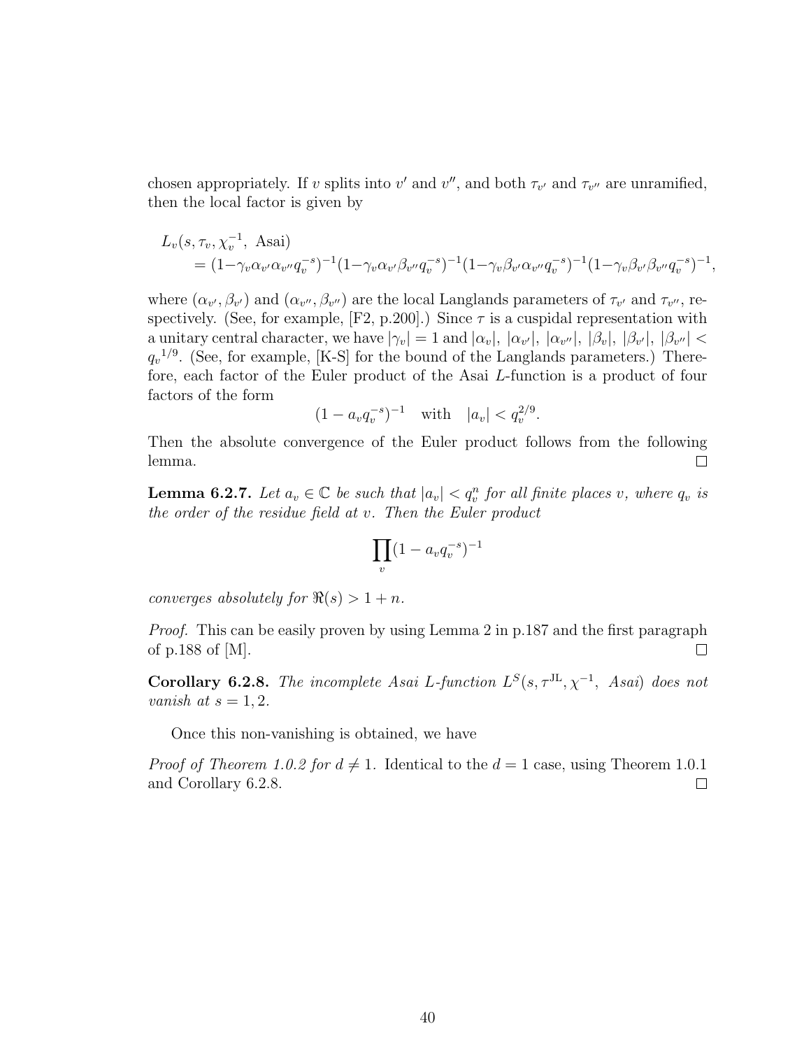chosen appropriately. If $v$ splits into $v'$ and $v''$, and both $\tau_{v'}$ and $\tau_{v''}$ are unramified, then the local factor is given by

$$
\begin{aligned}
&L_v(s, \tau_v, \chi_v^{-1}, \text{ Asai}) \\
&\quad = (1-\gamma_v\alpha_{v'}\alpha_{v''}q_v^{-s})^{-1}(1-\gamma_v\alpha_{v'}\beta_{v''}q_v^{-s})^{-1}(1-\gamma_v\beta_{v'}\alpha_{v''}q_v^{-s})^{-1}(1-\gamma_v\beta_{v'}\beta_{v''}q_v^{-s})^{-1},
\end{aligned}
$$

where $(\alpha_{v'}, \beta_{v'})$ and $(\alpha_{v''}, \beta_{v''})$ are the local Langlands parameters of $\tau_{v'}$ and $\tau_{v''}$, respectively. (See, for example, [F2, p.200].) Since $\tau$ is a cuspidal representation with a unitary central character, we have $|\gamma_v| = 1$ and $|\alpha_v|, |\alpha_{v'}|, |\alpha_{v''}|, |\beta_v|, |\beta_{v'}|, |\beta_{v''}| < {q_v}^{1/9}$. (See, for example, [K-S] for the bound of the Langlands parameters.) Therefore, each factor of the Euler product of the Asai $L$-function is a product of four factors of the form

$$
(1 - a_v q_v^{-s})^{-1} \quad \text{with} \quad |a_v| < q_v^{2/9}.
$$

Then the absolute convergence of the Euler product follows from the following lemma. $\square$

**Lemma 6.2.7.** *Let $a_v \in \mathbb{C}$ be such that $|a_v| < q_v^n$ for all finite places $v$, where $q_v$ is the order of the residue field at $v$. Then the Euler product*

$$
\prod_v (1 - a_v q_v^{-s})^{-1}
$$

*converges absolutely for $\Re(s) > 1 + n$.*

*Proof.* This can be easily proven by using Lemma 2 in p.187 and the first paragraph of p.188 of [M]. $\square$

**Corollary 6.2.8.** *The incomplete Asai $L$-function $L^S(s, \tau^{\mathrm{JL}}, \chi^{-1}, \text{ Asai})$ does not vanish at $s = 1, 2$.*

Once this non-vanishing is obtained, we have

*Proof of Theorem 1.0.2 for $d \neq 1$.* Identical to the $d = 1$ case, using Theorem 1.0.1 and Corollary 6.2.8. $\square$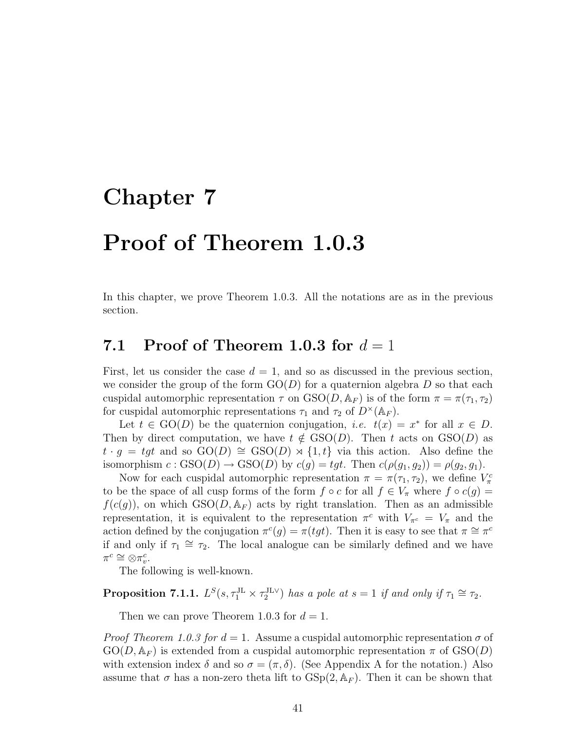# Chapter 7

# Proof of Theorem 1.0.3

In this chapter, we prove Theorem 1.0.3. All the notations are as in the previous section.

## 7.1 Proof of Theorem 1.0.3 for $d = 1$

First, let us consider the case $d = 1$, and so as discussed in the previous section, we consider the group of the form $\mathrm{GO}(D)$ for a quaternion algebra $D$ so that each cuspidal automorphic representation $\tau$ on $\mathrm{GSO}(D, \mathbb{A}_F)$ is of the form $\pi = \pi(\tau_1, \tau_2)$ for cuspidal automorphic representations $\tau_1$ and $\tau_2$ of $D^\times(\mathbb{A}_F)$.

Let $t \in \mathrm{GO}(D)$ be the quaternion conjugation, *i.e.* $t(x) = x^*$ for all $x \in D$. Then by direct computation, we have $t \notin \mathrm{GSO}(D)$. Then $t$ acts on $\mathrm{GSO}(D)$ as $t \cdot g = tgt$ and so $\mathrm{GO}(D) \cong \mathrm{GSO}(D) \rtimes \{1, t\}$ via this action. Also define the isomorphism $c : \mathrm{GSO}(D) \to \mathrm{GSO}(D)$ by $c(g) = tgt$. Then $c(\rho(g_1, g_2)) = \rho(g_2, g_1)$.

Now for each cuspidal automorphic representation $\pi = \pi(\tau_1, \tau_2)$, we define $V_\pi^c$ to be the space of all cusp forms of the form $f \circ c$ for all $f \in V_\pi$ where $f \circ c(g) = f(c(g))$, on which $\mathrm{GSO}(D, \mathbb{A}_F)$ acts by right translation. Then as an admissible representation, it is equivalent to the representation $\pi^c$ with $V_{\pi^c} = V_\pi$ and the action defined by the conjugation $\pi^c(g) = \pi(tgt)$. Then it is easy to see that $\pi \cong \pi^c$ if and only if $\tau_1 \cong \tau_2$. The local analogue can be similarly defined and we have $\pi^c \cong \otimes \pi_v^c$.

The following is well-known.

**Proposition 7.1.1.** *$L^S(s, \tau_1^{\mathrm{JL}} \times \tau_2^{\mathrm{JL}\vee})$ has a pole at $s = 1$ if and only if $\tau_1 \cong \tau_2$.*

Then we can prove Theorem 1.0.3 for $d = 1$.

*Proof Theorem 1.0.3 for $d = 1$.* Assume a cuspidal automorphic representation $\sigma$ of $\mathrm{GO}(D, \mathbb{A}_F)$ is extended from a cuspidal automorphic representation $\pi$ of $\mathrm{GSO}(D)$ with extension index $\delta$ and so $\sigma = (\pi, \delta)$. (See Appendix A for the notation.) Also assume that $\sigma$ has a non-zero theta lift to $\mathrm{GSp}(2, \mathbb{A}_F)$. Then it can be shown that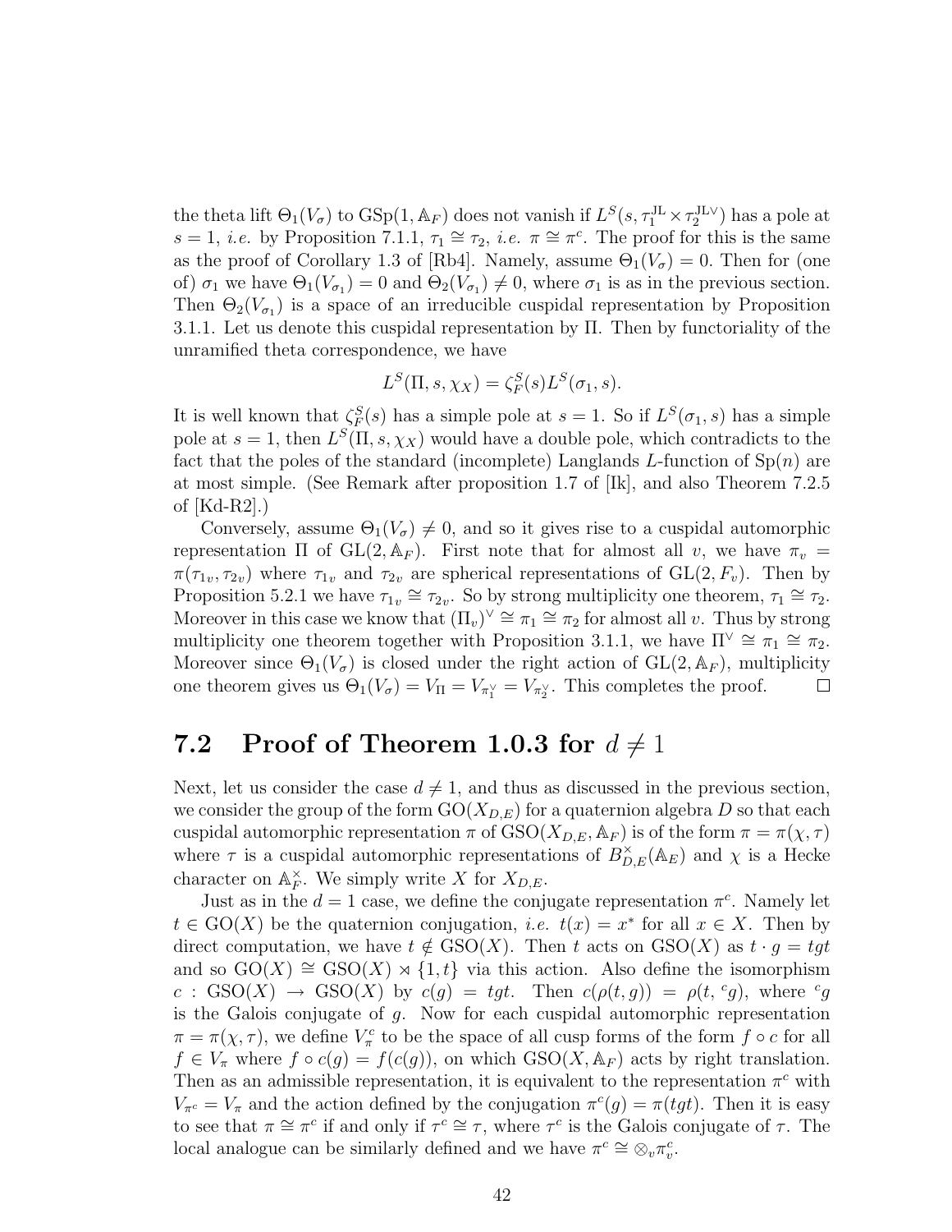the theta lift $\Theta_1(V_\sigma)$ to $\mathrm{GSp}(1, \mathbb{A}_F)$ does not vanish if $L^S(s, \tau_1^{\mathrm{JL}} \times \tau_2^{\mathrm{JL}\vee})$ has a pole at $s = 1$, *i.e.* by Proposition 7.1.1, $\tau_1 \cong \tau_2$, *i.e.* $\pi \cong \pi^c$. The proof for this is the same as the proof of Corollary 1.3 of [Rb4]. Namely, assume $\Theta_1(V_\sigma) = 0$. Then for (one of) $\sigma_1$ we have $\Theta_1(V_{\sigma_1}) = 0$ and $\Theta_2(V_{\sigma_1}) \neq 0$, where $\sigma_1$ is as in the previous section. Then $\Theta_2(V_{\sigma_1})$ is a space of an irreducible cuspidal representation by Proposition 3.1.1. Let us denote this cuspidal representation by $\Pi$. Then by functoriality of the unramified theta correspondence, we have

$$L^S(\Pi, s, \chi_X) = \zeta_F^S(s) L^S(\sigma_1, s).$$

It is well known that $\zeta_F^S(s)$ has a simple pole at $s = 1$. So if $L^S(\sigma_1, s)$ has a simple pole at $s = 1$, then $L^S(\Pi, s, \chi_X)$ would have a double pole, which contradicts to the fact that the poles of the standard (incomplete) Langlands $L$-function of $\mathrm{Sp}(n)$ are at most simple. (See Remark after proposition 1.7 of [Ik], and also Theorem 7.2.5 of [Kd-R2].)

Conversely, assume $\Theta_1(V_\sigma) \neq 0$, and so it gives rise to a cuspidal automorphic representation $\Pi$ of $\mathrm{GL}(2, \mathbb{A}_F)$. First note that for almost all $v$, we have $\pi_v = \pi(\tau_{1v}, \tau_{2v})$ where $\tau_{1v}$ and $\tau_{2v}$ are spherical representations of $\mathrm{GL}(2, F_v)$. Then by Proposition 5.2.1 we have $\tau_{1v} \cong \tau_{2v}$. So by strong multiplicity one theorem, $\tau_1 \cong \tau_2$. Moreover in this case we know that $(\Pi_v)^\vee \cong \pi_1 \cong \pi_2$ for almost all $v$. Thus by strong multiplicity one theorem together with Proposition 3.1.1, we have $\Pi^\vee \cong \pi_1 \cong \pi_2$. Moreover since $\Theta_1(V_\sigma)$ is closed under the right action of $\mathrm{GL}(2, \mathbb{A}_F)$, multiplicity one theorem gives us $\Theta_1(V_\sigma) = V_\Pi = V_{\pi_1^\vee} = V_{\pi_2^\vee}$. This completes the proof. □

## 7.2 Proof of Theorem 1.0.3 for $d \neq 1$

Next, let us consider the case $d \neq 1$, and thus as discussed in the previous section, we consider the group of the form $\mathrm{GO}(X_{D,E})$ for a quaternion algebra $D$ so that each cuspidal automorphic representation $\pi$ of $\mathrm{GSO}(X_{D,E}, \mathbb{A}_F)$ is of the form $\pi = \pi(\chi, \tau)$ where $\tau$ is a cuspidal automorphic representations of $B_{D,E}^\times(\mathbb{A}_E)$ and $\chi$ is a Hecke character on $\mathbb{A}_F^\times$. We simply write $X$ for $X_{D,E}$.

Just as in the $d = 1$ case, we define the conjugate representation $\pi^c$. Namely let $t \in \mathrm{GO}(X)$ be the quaternion conjugation, *i.e.* $t(x) = x^*$ for all $x \in X$. Then by direct computation, we have $t \notin \mathrm{GSO}(X)$. Then $t$ acts on $\mathrm{GSO}(X)$ as $t \cdot g = tgt$ and so $\mathrm{GO}(X) \cong \mathrm{GSO}(X) \rtimes \{1, t\}$ via this action. Also define the isomorphism $c : \mathrm{GSO}(X) \to \mathrm{GSO}(X)$ by $c(g) = tgt$. Then $c(\rho(t, g)) = \rho(t, {}^c g)$, where ${}^c g$ is the Galois conjugate of $g$. Now for each cuspidal automorphic representation $\pi = \pi(\chi, \tau)$, we define $V_\pi^c$ to be the space of all cusp forms of the form $f \circ c$ for all $f \in V_\pi$ where $f \circ c(g) = f(c(g))$, on which $\mathrm{GSO}(X, \mathbb{A}_F)$ acts by right translation. Then as an admissible representation, it is equivalent to the representation $\pi^c$ with $V_{\pi^c} = V_\pi$ and the action defined by the conjugation $\pi^c(g) = \pi(tgt)$. Then it is easy to see that $\pi \cong \pi^c$ if and only if $\tau^c \cong \tau$, where $\tau^c$ is the Galois conjugate of $\tau$. The local analogue can be similarly defined and we have $\pi^c \cong \otimes_v \pi_v^c$.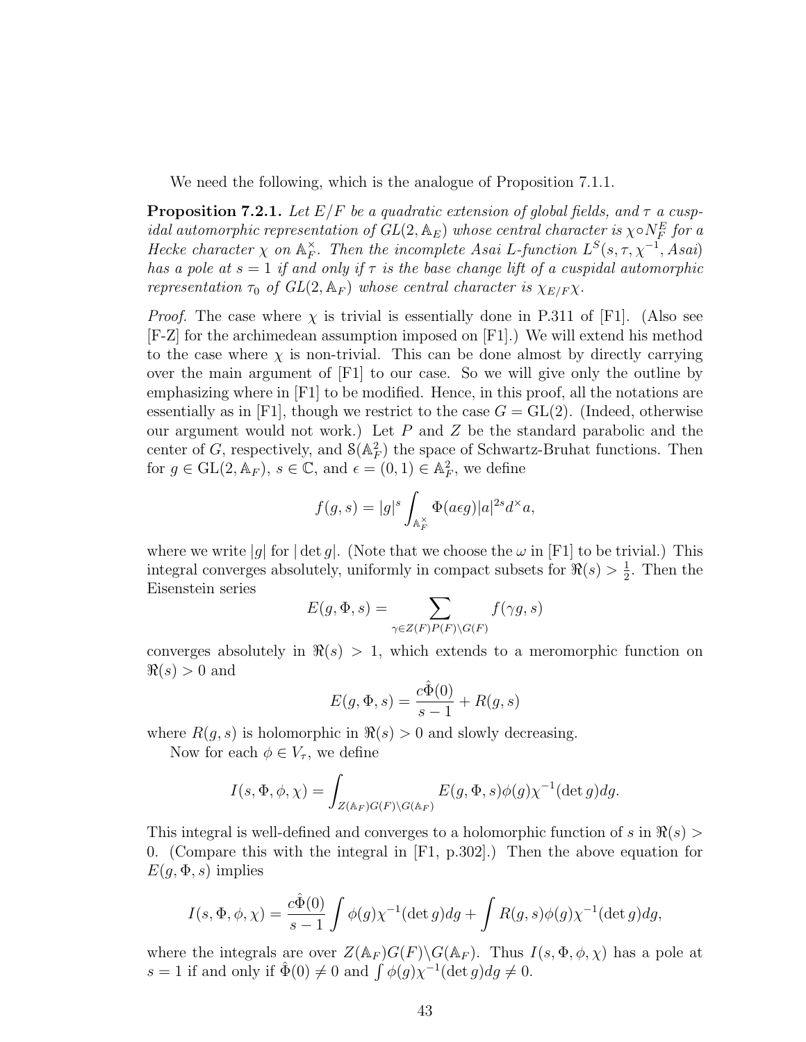We need the following, which is the analogue of Proposition 7.1.1.

**Proposition 7.2.1.** *Let $E/F$ be a quadratic extension of global fields, and $\tau$ a cuspidal automorphic representation of $GL(2, \mathbb{A}_E)$ whose central character is $\chi \circ N_F^E$ for a Hecke character $\chi$ on $\mathbb{A}_F^\times$. Then the incomplete Asai L-function $L^S(s, \tau, \chi^{-1}, Asai)$ has a pole at $s = 1$ if and only if $\tau$ is the base change lift of a cuspidal automorphic representation $\tau_0$ of $GL(2, \mathbb{A}_F)$ whose central character is $\chi_{E/F}\chi$.*

*Proof.* The case where $\chi$ is trivial is essentially done in P.311 of [F1]. (Also see [F-Z] for the archimedean assumption imposed on [F1].) We will extend his method to the case where $\chi$ is non-trivial. This can be done almost by directly carrying over the main argument of [F1] to our case. So we will give only the outline by emphasizing where in [F1] to be modified. Hence, in this proof, all the notations are essentially as in [F1], though we restrict to the case $G = \mathrm{GL}(2)$. (Indeed, otherwise our argument would not work.) Let $P$ and $Z$ be the standard parabolic and the center of $G$, respectively, and $\mathcal{S}(\mathbb{A}_F^2)$ the space of Schwartz-Bruhat functions. Then for $g \in \mathrm{GL}(2, \mathbb{A}_F)$, $s \in \mathbb{C}$, and $\epsilon = (0, 1) \in \mathbb{A}_F^2$, we define

$$f(g, s) = |g|^s \int_{\mathbb{A}_F^\times} \Phi(a\epsilon g)|a|^{2s} d^\times a,$$

where we write $|g|$ for $|\det g|$. (Note that we choose the $\omega$ in [F1] to be trivial.) This integral converges absolutely, uniformly in compact subsets for $\Re(s) > \frac{1}{2}$. Then the Eisenstein series

$$E(g, \Phi, s) = \sum_{\gamma \in Z(F)P(F)\backslash G(F)} f(\gamma g, s)$$

converges absolutely in $\Re(s) > 1$, which extends to a meromorphic function on $\Re(s) > 0$ and

$$E(g, \Phi, s) = \frac{c\hat{\Phi}(0)}{s - 1} + R(g, s)$$

where $R(g, s)$ is holomorphic in $\Re(s) > 0$ and slowly decreasing.

Now for each $\phi \in V_\tau$, we define

$$I(s, \Phi, \phi, \chi) = \int_{Z(\mathbb{A}_F)G(F)\backslash G(\mathbb{A}_F)} E(g, \Phi, s)\phi(g)\chi^{-1}(\det g)dg.$$

This integral is well-defined and converges to a holomorphic function of $s$ in $\Re(s) > 0$. (Compare this with the integral in [F1, p.302].) Then the above equation for $E(g, \Phi, s)$ implies

$$I(s, \Phi, \phi, \chi) = \frac{c\hat{\Phi}(0)}{s - 1} \int \phi(g)\chi^{-1}(\det g)dg + \int R(g, s)\phi(g)\chi^{-1}(\det g)dg,$$

where the integrals are over $Z(\mathbb{A}_F)G(F)\backslash G(\mathbb{A}_F)$. Thus $I(s, \Phi, \phi, \chi)$ has a pole at $s = 1$ if and only if $\hat{\Phi}(0) \neq 0$ and $\int \phi(g)\chi^{-1}(\det g)dg \neq 0$.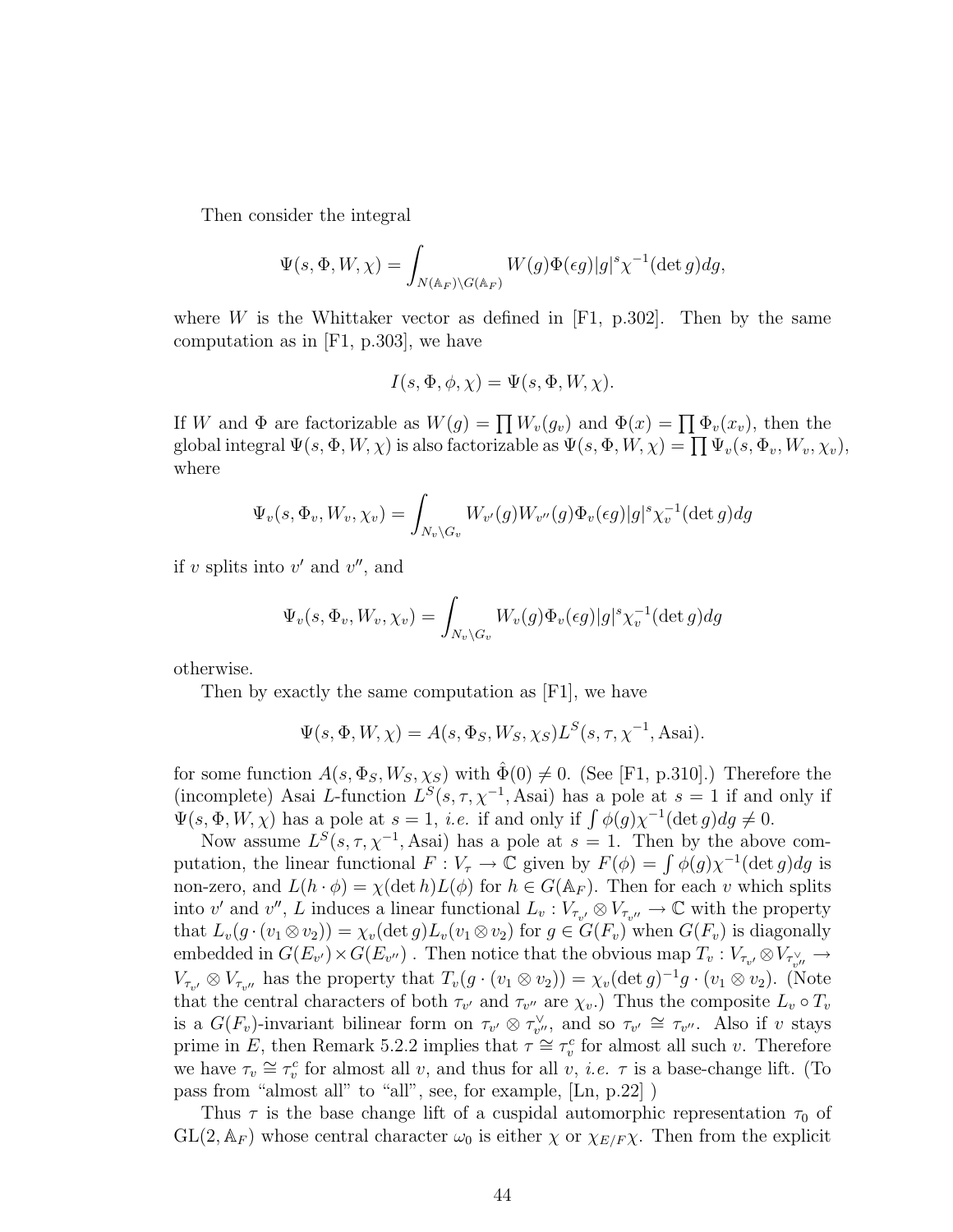Then consider the integral

$$\Psi(s, \Phi, W, \chi) = \int_{N(\mathbb{A}_F)\backslash G(\mathbb{A}_F)} W(g)\Phi(\epsilon g)|g|^s \chi^{-1}(\det g)dg,$$

where $W$ is the Whittaker vector as defined in [F1, p.302]. Then by the same computation as in [F1, p.303], we have

$$I(s, \Phi, \phi, \chi) = \Psi(s, \Phi, W, \chi).$$

If $W$ and $\Phi$ are factorizable as $W(g) = \prod W_v(g_v)$ and $\Phi(x) = \prod \Phi_v(x_v)$, then the global integral $\Psi(s, \Phi, W, \chi)$ is also factorizable as $\Psi(s, \Phi, W, \chi) = \prod \Psi_v(s, \Phi_v, W_v, \chi_v)$, where

$$\Psi_v(s, \Phi_v, W_v, \chi_v) = \int_{N_v\backslash G_v} W_{v'}(g)W_{v''}(g)\Phi_v(\epsilon g)|g|^s \chi_v^{-1}(\det g)dg$$

if $v$ splits into $v'$ and $v''$, and

$$\Psi_v(s, \Phi_v, W_v, \chi_v) = \int_{N_v\backslash G_v} W_v(g)\Phi_v(\epsilon g)|g|^s \chi_v^{-1}(\det g)dg$$

otherwise.

Then by exactly the same computation as [F1], we have

$$\Psi(s, \Phi, W, \chi) = A(s, \Phi_S, W_S, \chi_S)L^S(s, \tau, \chi^{-1}, \text{Asai}).$$

for some function $A(s, \Phi_S, W_S, \chi_S)$ with $\hat{\Phi}(0) \neq 0$. (See [F1, p.310].) Therefore the (incomplete) Asai $L$-function $L^S(s, \tau, \chi^{-1}, \text{Asai})$ has a pole at $s = 1$ if and only if $\Psi(s, \Phi, W, \chi)$ has a pole at $s = 1$, *i.e.* if and only if $\int \phi(g)\chi^{-1}(\det g)dg \neq 0$.

Now assume $L^S(s, \tau, \chi^{-1}, \text{Asai})$ has a pole at $s = 1$. Then by the above computation, the linear functional $F : V_\tau \to \mathbb{C}$ given by $F(\phi) = \int \phi(g)\chi^{-1}(\det g)dg$ is non-zero, and $L(h \cdot \phi) = \chi(\det h)L(\phi)$ for $h \in G(\mathbb{A}_F)$. Then for each $v$ which splits into $v'$ and $v''$, $L$ induces a linear functional $L_v : V_{\tau_{v'}} \otimes V_{\tau_{v''}} \to \mathbb{C}$ with the property that $L_v(g \cdot (v_1 \otimes v_2)) = \chi_v(\det g)L_v(v_1 \otimes v_2)$ for $g \in G(F_v)$ when $G(F_v)$ is diagonally embedded in $G(E_{v'}) \times G(E_{v''})$ . Then notice that the obvious map $T_v : V_{\tau_{v'}} \otimes V_{\tau_{v''}^\vee} \to V_{\tau_{v'}} \otimes V_{\tau_{v''}}$ has the property that $T_v(g \cdot (v_1 \otimes v_2)) = \chi_v(\det g)^{-1} g \cdot (v_1 \otimes v_2)$. (Note that the central characters of both $\tau_{v'}$ and $\tau_{v''}$ are $\chi_v$.) Thus the composite $L_v \circ T_v$ is a $G(F_v)$-invariant bilinear form on $\tau_{v'} \otimes \tau_{v''}^\vee$, and so $\tau_{v'} \cong \tau_{v''}$. Also if $v$ stays prime in $E$, then Remark 5.2.2 implies that $\tau \cong \tau_v^c$ for almost all such $v$. Therefore we have $\tau_v \cong \tau_v^c$ for almost all $v$, and thus for all $v$, *i.e.* $\tau$ is a base-change lift. (To pass from "almost all" to "all", see, for example, [Ln, p.22] )

Thus $\tau$ is the base change lift of a cuspidal automorphic representation $\tau_0$ of $\mathrm{GL}(2, \mathbb{A}_F)$ whose central character $\omega_0$ is either $\chi$ or $\chi_{E/F}\chi$. Then from the explicit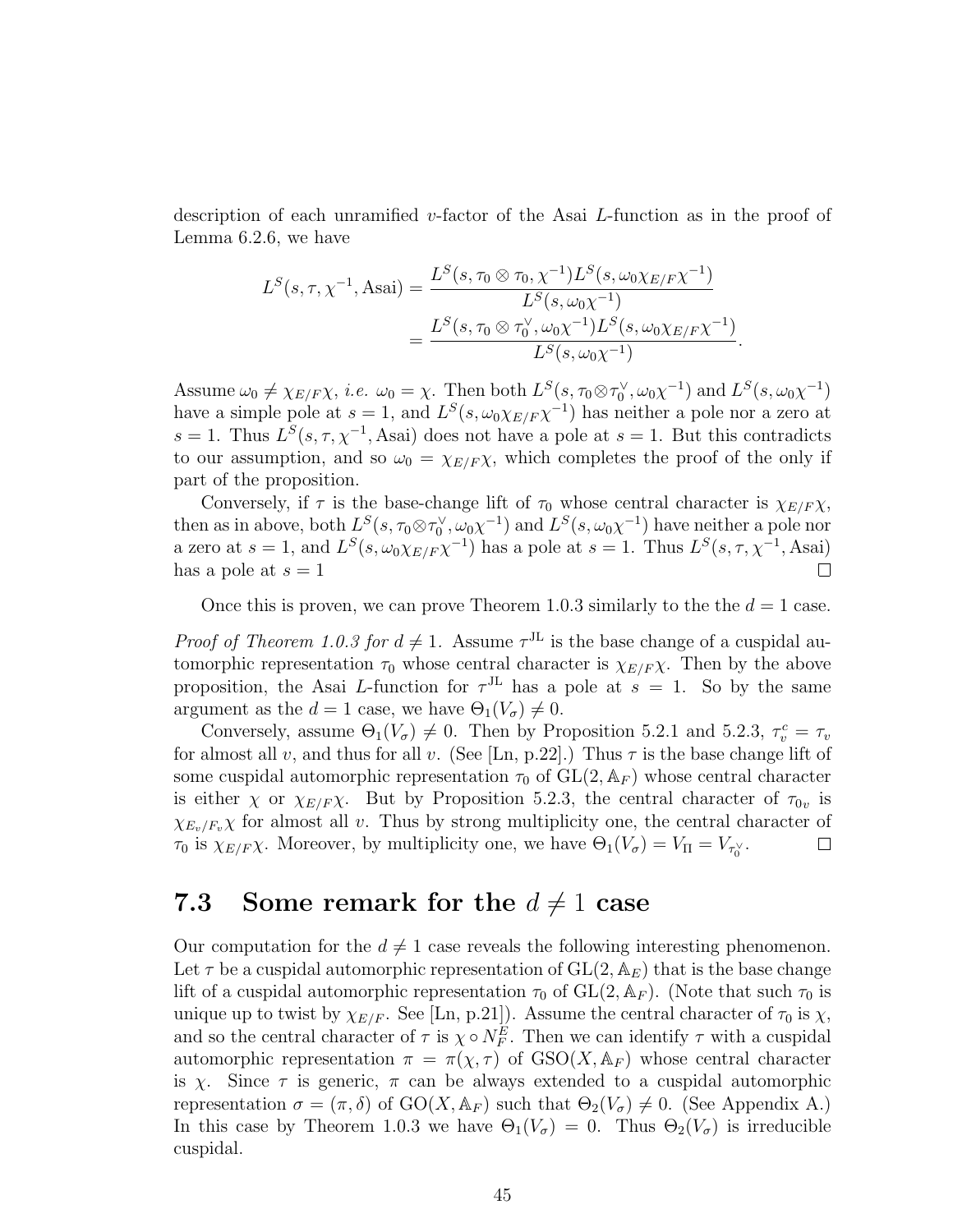description of each unramified $v$-factor of the Asai $L$-function as in the proof of Lemma 6.2.6, we have

$$
\begin{aligned}
L^S(s,\tau,\chi^{-1},\mathrm{Asai}) &= \frac{L^S(s,\tau_0\otimes\tau_0,\chi^{-1})L^S(s,\omega_0\chi_{E/F}\chi^{-1})}{L^S(s,\omega_0\chi^{-1})}\\
&= \frac{L^S(s,\tau_0\otimes\tau_0^\vee,\omega_0\chi^{-1})L^S(s,\omega_0\chi_{E/F}\chi^{-1})}{L^S(s,\omega_0\chi^{-1})}.
\end{aligned}
$$

Assume $\omega_0 \neq \chi_{E/F}\chi$, *i.e.* $\omega_0 = \chi$. Then both $L^S(s,\tau_0\otimes\tau_0^\vee,\omega_0\chi^{-1})$ and $L^S(s,\omega_0\chi^{-1})$ have a simple pole at $s=1$, and $L^S(s,\omega_0\chi_{E/F}\chi^{-1})$ has neither a pole nor a zero at $s=1$. Thus $L^S(s,\tau,\chi^{-1},\mathrm{Asai})$ does not have a pole at $s=1$. But this contradicts to our assumption, and so $\omega_0 = \chi_{E/F}\chi$, which completes the proof of the only if part of the proposition.

Conversely, if $\tau$ is the base-change lift of $\tau_0$ whose central character is $\chi_{E/F}\chi$, then as in above, both $L^S(s,\tau_0\otimes\tau_0^\vee,\omega_0\chi^{-1})$ and $L^S(s,\omega_0\chi^{-1})$ have neither a pole nor a zero at $s=1$, and $L^S(s,\omega_0\chi_{E/F}\chi^{-1})$ has a pole at $s=1$. Thus $L^S(s,\tau,\chi^{-1},\mathrm{Asai})$ has a pole at $s=1$ □

Once this is proven, we can prove Theorem 1.0.3 similarly to the the $d=1$ case.

*Proof of Theorem 1.0.3 for $d\neq 1$.* Assume $\tau^{\mathrm{JL}}$ is the base change of a cuspidal automorphic representation $\tau_0$ whose central character is $\chi_{E/F}\chi$. Then by the above proposition, the Asai $L$-function for $\tau^{\mathrm{JL}}$ has a pole at $s=1$. So by the same argument as the $d=1$ case, we have $\Theta_1(V_\sigma)\neq 0$.

Conversely, assume $\Theta_1(V_\sigma)\neq 0$. Then by Proposition 5.2.1 and 5.2.3, $\tau_v^c = \tau_v$ for almost all $v$, and thus for all $v$. (See [Ln, p.22].) Thus $\tau$ is the base change lift of some cuspidal automorphic representation $\tau_0$ of $\mathrm{GL}(2,\mathbb{A}_F)$ whose central character is either $\chi$ or $\chi_{E/F}\chi$. But by Proposition 5.2.3, the central character of $\tau_{0v}$ is $\chi_{E_v/F_v}\chi$ for almost all $v$. Thus by strong multiplicity one, the central character of $\tau_0$ is $\chi_{E/F}\chi$. Moreover, by multiplicity one, we have $\Theta_1(V_\sigma) = V_\Pi = V_{\tau_0^\vee}$. □

## 7.3 Some remark for the $d\neq 1$ case

Our computation for the $d\neq 1$ case reveals the following interesting phenomenon. Let $\tau$ be a cuspidal automorphic representation of $\mathrm{GL}(2,\mathbb{A}_E)$ that is the base change lift of a cuspidal automorphic representation $\tau_0$ of $\mathrm{GL}(2,\mathbb{A}_F)$. (Note that such $\tau_0$ is unique up to twist by $\chi_{E/F}$. See [Ln, p.21]). Assume the central character of $\tau_0$ is $\chi$, and so the central character of $\tau$ is $\chi\circ N_F^E$. Then we can identify $\tau$ with a cuspidal automorphic representation $\pi = \pi(\chi,\tau)$ of $\mathrm{GSO}(X,\mathbb{A}_F)$ whose central character is $\chi$. Since $\tau$ is generic, $\pi$ can be always extended to a cuspidal automorphic representation $\sigma = (\pi,\delta)$ of $\mathrm{GO}(X,\mathbb{A}_F)$ such that $\Theta_2(V_\sigma)\neq 0$. (See Appendix A.) In this case by Theorem 1.0.3 we have $\Theta_1(V_\sigma) = 0$. Thus $\Theta_2(V_\sigma)$ is irreducible cuspidal.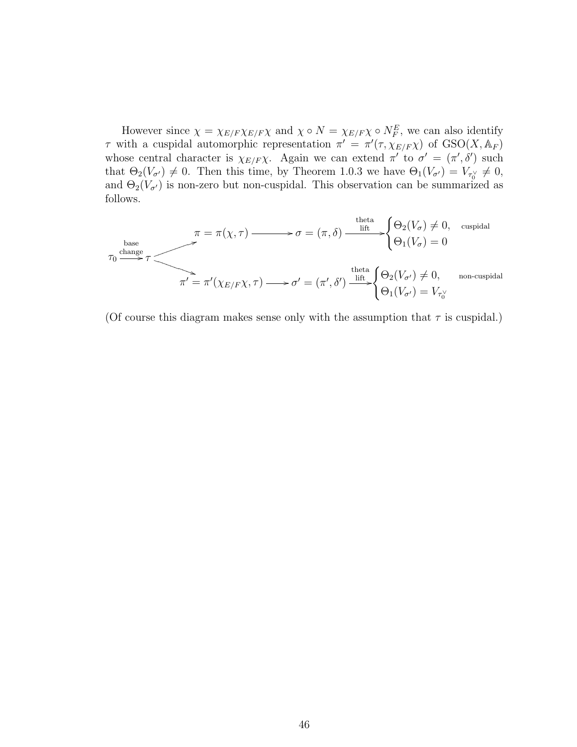However since $\chi = \chi_{E/F}\chi_{E/F}\chi$ and $\chi \circ N = \chi_{E/F}\chi \circ N_F^E$, we can also identify $\tau$ with a cuspidal automorphic representation $\pi' = \pi'(\tau, \chi_{E/F}\chi)$ of $\mathrm{GSO}(X, \mathbb{A}_F)$ whose central character is $\chi_{E/F}\chi$. Again we can extend $\pi'$ to $\sigma' = (\pi', \delta')$ such that $\Theta_2(V_{\sigma'}) \neq 0$. Then this time, by Theorem 1.0.3 we have $\Theta_1(V_{\sigma'}) = V_{\tau_0^\vee} \neq 0$, and $\Theta_2(V_{\sigma'})$ is non-zero but non-cuspidal. This observation can be summarized as follows.

$$
\tau_0 \xrightarrow{\text{base change}} \tau \quad
\begin{cases}
\nearrow \ \pi = \pi(\chi, \tau) \longrightarrow \sigma = (\pi, \delta) \xrightarrow{\text{theta lift}} \begin{cases} \Theta_2(V_\sigma) \neq 0, & \text{cuspidal} \\ \Theta_1(V_\sigma) = 0 \end{cases} \\[2ex]
\searrow \ \pi' = \pi'(\chi_{E/F}\chi, \tau) \longrightarrow \sigma' = (\pi', \delta') \xrightarrow{\text{theta lift}} \begin{cases} \Theta_2(V_{\sigma'}) \neq 0, & \text{non-cuspidal} \\ \Theta_1(V_{\sigma'}) = V_{\tau_0^\vee} \end{cases}
\end{cases}
$$

(Of course this diagram makes sense only with the assumption that $\tau$ is cuspidal.)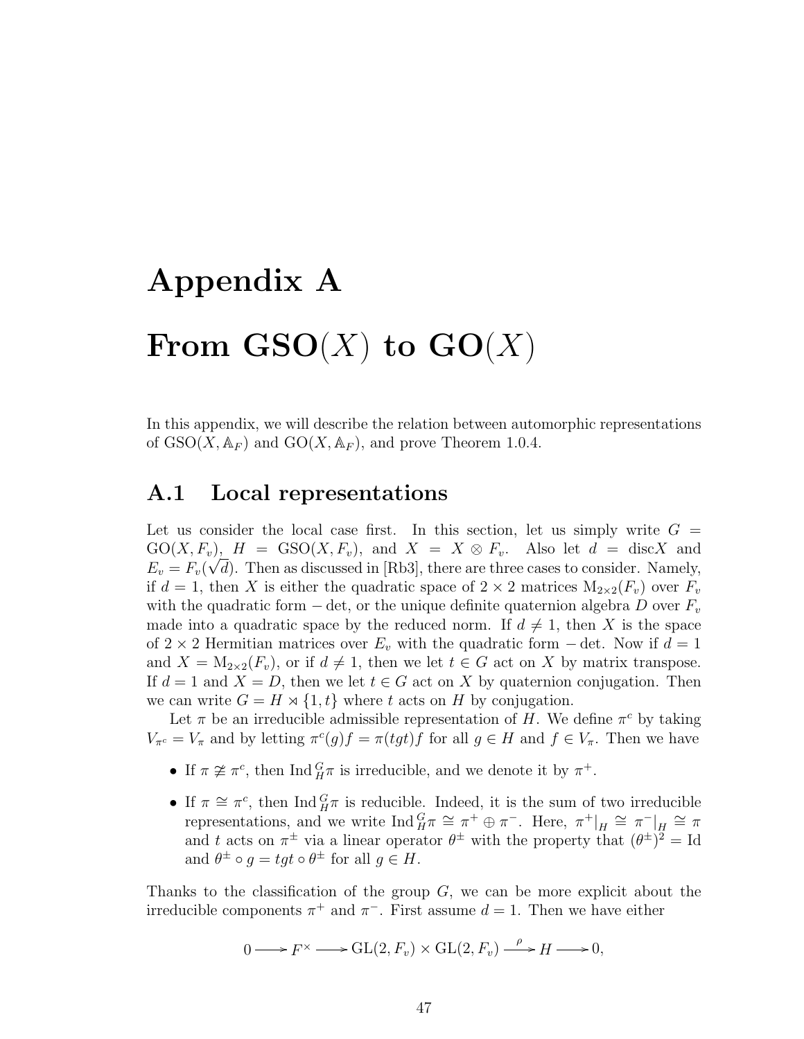# Appendix A

# From GSO($X$) to GO($X$)

In this appendix, we will describe the relation between automorphic representations of $\mathrm{GSO}(X, \mathbb{A}_F)$ and $\mathrm{GO}(X, \mathbb{A}_F)$, and prove Theorem 1.0.4.

## A.1 Local representations

Let us consider the local case first. In this section, let us simply write $G = \mathrm{GO}(X, F_v)$, $H = \mathrm{GSO}(X, F_v)$, and $X = X \otimes F_v$. Also let $d = \mathrm{disc} X$ and $E_v = F_v(\sqrt{d})$. Then as discussed in [Rb3], there are three cases to consider. Namely, if $d = 1$, then $X$ is either the quadratic space of $2 \times 2$ matrices $\mathrm{M}_{2\times 2}(F_v)$ over $F_v$ with the quadratic form $-\det$, or the unique definite quaternion algebra $D$ over $F_v$ made into a quadratic space by the reduced norm. If $d \neq 1$, then $X$ is the space of $2 \times 2$ Hermitian matrices over $E_v$ with the quadratic form $-\det$. Now if $d = 1$ and $X = \mathrm{M}_{2\times 2}(F_v)$, or if $d \neq 1$, then we let $t \in G$ act on $X$ by matrix transpose. If $d = 1$ and $X = D$, then we let $t \in G$ act on $X$ by quaternion conjugation. Then we can write $G = H \rtimes \{1, t\}$ where $t$ acts on $H$ by conjugation.

Let $\pi$ be an irreducible admissible representation of $H$. We define $\pi^c$ by taking $V_{\pi^c} = V_\pi$ and by letting $\pi^c(g)f = \pi(tgt)f$ for all $g \in H$ and $f \in V_\pi$. Then we have

- If $\pi \not\cong \pi^c$, then $\mathrm{Ind}_H^G \pi$ is irreducible, and we denote it by $\pi^+$.
- If $\pi \cong \pi^c$, then $\mathrm{Ind}_H^G \pi$ is reducible. Indeed, it is the sum of two irreducible representations, and we write $\mathrm{Ind}_H^G \pi \cong \pi^+ \oplus \pi^-$. Here, $\pi^+|_H \cong \pi^-|_H \cong \pi$ and $t$ acts on $\pi^\pm$ via a linear operator $\theta^\pm$ with the property that $(\theta^\pm)^2 = \mathrm{Id}$ and $\theta^\pm \circ g = tgt \circ \theta^\pm$ for all $g \in H$.

Thanks to the classification of the group $G$, we can be more explicit about the irreducible components $\pi^+$ and $\pi^-$. First assume $d = 1$. Then we have either

$$0 \longrightarrow F^\times \longrightarrow \mathrm{GL}(2, F_v) \times \mathrm{GL}(2, F_v) \xrightarrow{\ \rho\ } H \longrightarrow 0,$$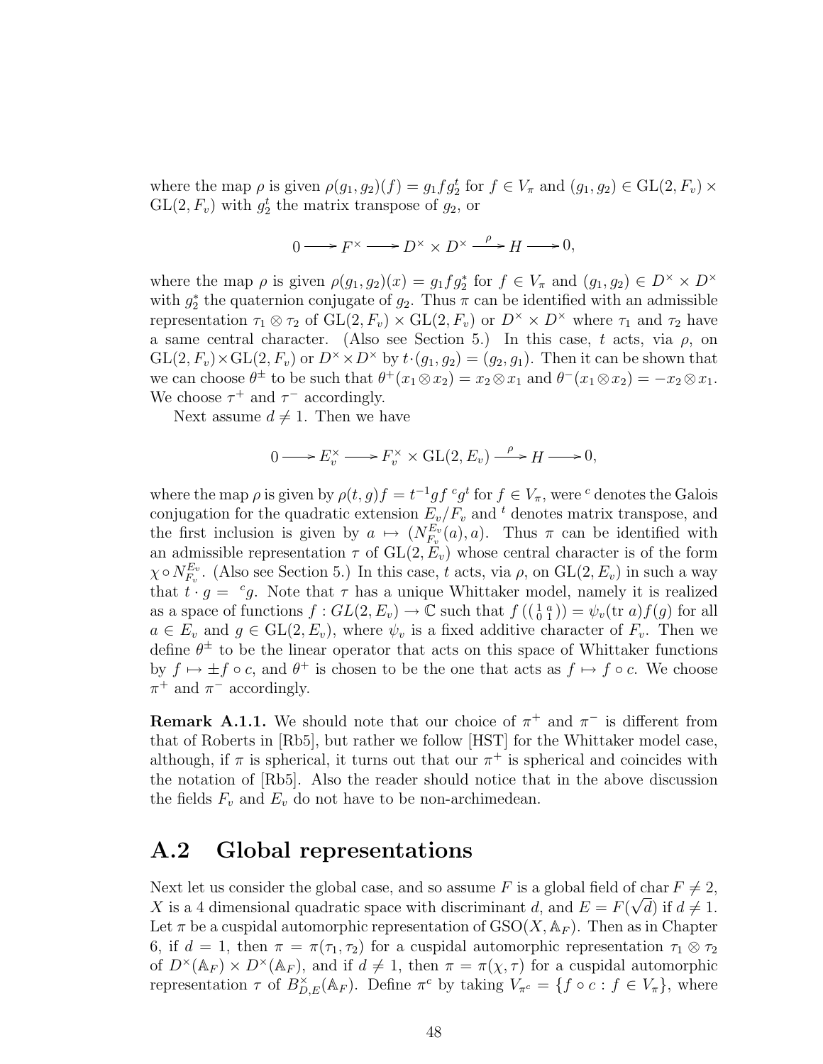where the map $\rho$ is given $\rho(g_1, g_2)(f) = g_1 f g_2^t$ for $f \in V_\pi$ and $(g_1, g_2) \in \mathrm{GL}(2, F_v) \times \mathrm{GL}(2, F_v)$ with $g_2^t$ the matrix transpose of $g_2$, or

$$0 \longrightarrow F^\times \longrightarrow D^\times \times D^\times \xrightarrow{\rho} H \longrightarrow 0,$$

where the map $\rho$ is given $\rho(g_1, g_2)(x) = g_1 f g_2^*$ for $f \in V_\pi$ and $(g_1, g_2) \in D^\times \times D^\times$ with $g_2^*$ the quaternion conjugate of $g_2$. Thus $\pi$ can be identified with an admissible representation $\tau_1 \otimes \tau_2$ of $\mathrm{GL}(2, F_v) \times \mathrm{GL}(2, F_v)$ or $D^\times \times D^\times$ where $\tau_1$ and $\tau_2$ have a same central character. (Also see Section 5.) In this case, $t$ acts, via $\rho$, on $\mathrm{GL}(2, F_v) \times \mathrm{GL}(2, F_v)$ or $D^\times \times D^\times$ by $t \cdot (g_1, g_2) = (g_2, g_1)$. Then it can be shown that we can choose $\theta^\pm$ to be such that $\theta^+(x_1 \otimes x_2) = x_2 \otimes x_1$ and $\theta^-(x_1 \otimes x_2) = -x_2 \otimes x_1$. We choose $\tau^+$ and $\tau^-$ accordingly.

Next assume $d \neq 1$. Then we have

$$0 \longrightarrow E_v^\times \longrightarrow F_v^\times \times \mathrm{GL}(2, E_v) \xrightarrow{\rho} H \longrightarrow 0,$$

where the map $\rho$ is given by $\rho(t, g)f = t^{-1} g f\, {}^c g^t$ for $f \in V_\pi$, were ${}^c$ denotes the Galois conjugation for the quadratic extension $E_v/F_v$ and ${}^t$ denotes matrix transpose, and the first inclusion is given by $a \mapsto (N_{F_v}^{E_v}(a), a)$. Thus $\pi$ can be identified with an admissible representation $\tau$ of $\mathrm{GL}(2, E_v)$ whose central character is of the form $\chi \circ N_{F_v}^{E_v}$. (Also see Section 5.) In this case, $t$ acts, via $\rho$, on $\mathrm{GL}(2, E_v)$ in such a way that $t \cdot g = {}^c g$. Note that $\tau$ has a unique Whittaker model, namely it is realized as a space of functions $f : GL(2, E_v) \to \mathbb{C}$ such that $f\left(\left(\begin{smallmatrix} 1 & a \\ 0 & 1 \end{smallmatrix}\right)\right) = \psi_v(\mathrm{tr}\ a) f(g)$ for all $a \in E_v$ and $g \in \mathrm{GL}(2, E_v)$, where $\psi_v$ is a fixed additive character of $F_v$. Then we define $\theta^\pm$ to be the linear operator that acts on this space of Whittaker functions by $f \mapsto \pm f \circ c$, and $\theta^+$ is chosen to be the one that acts as $f \mapsto f \circ c$. We choose $\pi^+$ and $\pi^-$ accordingly.

**Remark A.1.1.** We should note that our choice of $\pi^+$ and $\pi^-$ is different from that of Roberts in [Rb5], but rather we follow [HST] for the Whittaker model case, although, if $\pi$ is spherical, it turns out that our $\pi^+$ is spherical and coincides with the notation of [Rb5]. Also the reader should notice that in the above discussion the fields $F_v$ and $E_v$ do not have to be non-archimedean.

## A.2 Global representations

Next let us consider the global case, and so assume $F$ is a global field of char $F \neq 2$, $X$ is a 4 dimensional quadratic space with discriminant $d$, and $E = F(\sqrt{d})$ if $d \neq 1$. Let $\pi$ be a cuspidal automorphic representation of $\mathrm{GSO}(X, \mathbb{A}_F)$. Then as in Chapter 6, if $d = 1$, then $\pi = \pi(\tau_1, \tau_2)$ for a cuspidal automorphic representation $\tau_1 \otimes \tau_2$ of $D^\times(\mathbb{A}_F) \times D^\times(\mathbb{A}_F)$, and if $d \neq 1$, then $\pi = \pi(\chi, \tau)$ for a cuspidal automorphic representation $\tau$ of $B_{D,E}^\times(\mathbb{A}_F)$. Define $\pi^c$ by taking $V_{\pi^c} = \{f \circ c : f \in V_\pi\}$, where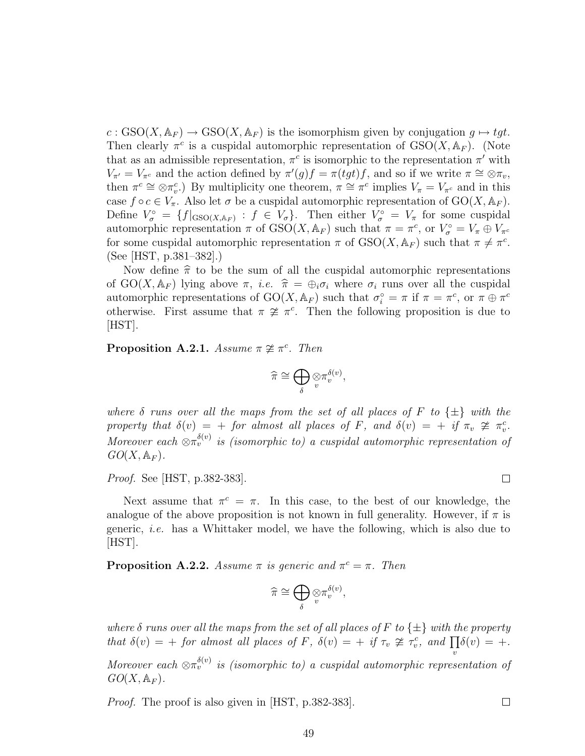$c : \mathrm{GSO}(X, \mathbb{A}_F) \to \mathrm{GSO}(X, \mathbb{A}_F)$ is the isomorphism given by conjugation $g \mapsto tgt$. Then clearly $\pi^c$ is a cuspidal automorphic representation of $\mathrm{GSO}(X, \mathbb{A}_F)$. (Note that as an admissible representation, $\pi^c$ is isomorphic to the representation $\pi'$ with $V_{\pi'} = V_{\pi^c}$ and the action defined by $\pi'(g)f = \pi(tgt)f$, and so if we write $\pi \cong \otimes \pi_v$, then $\pi^c \cong \otimes \pi_v^c$.) By multiplicity one theorem, $\pi \cong \pi^c$ implies $V_\pi = V_{\pi^c}$ and in this case $f \circ c \in V_\pi$. Also let $\sigma$ be a cuspidal automorphic representation of $\mathrm{GO}(X, \mathbb{A}_F)$. Define $V_\sigma^\circ = \{f|_{\mathrm{GSO}(X,\mathbb{A}_F)} : f \in V_\sigma\}$. Then either $V_\sigma^\circ = V_\pi$ for some cuspidal automorphic representation $\pi$ of $\mathrm{GSO}(X, \mathbb{A}_F)$ such that $\pi = \pi^c$, or $V_\sigma^\circ = V_\pi \oplus V_{\pi^c}$ for some cuspidal automorphic representation $\pi$ of $\mathrm{GSO}(X, \mathbb{A}_F)$ such that $\pi \neq \pi^c$. (See [HST, p.381–382].)

Now define $\widehat{\pi}$ to be the sum of all the cuspidal automorphic representations of $\mathrm{GO}(X, \mathbb{A}_F)$ lying above $\pi$, *i.e.* $\widehat{\pi} = \oplus_i \sigma_i$ where $\sigma_i$ runs over all the cuspidal automorphic representations of $\mathrm{GO}(X, \mathbb{A}_F)$ such that $\sigma_i^\circ = \pi$ if $\pi = \pi^c$, or $\pi \oplus \pi^c$ otherwise. First assume that $\pi \ncong \pi^c$. Then the following proposition is due to [HST].

**Proposition A.2.1.** *Assume $\pi \ncong \pi^c$. Then*

$$\widehat{\pi} \cong \bigoplus_{\delta} \underset{v}{\otimes} \pi_v^{\delta(v)},$$

*where $\delta$ runs over all the maps from the set of all places of $F$ to $\{\pm\}$ with the property that $\delta(v) = +$ for almost all places of $F$, and $\delta(v) = +$ if $\pi_v \ncong \pi_v^c$. Moreover each $\otimes \pi_v^{\delta(v)}$ is (isomorphic to) a cuspidal automorphic representation of $GO(X, \mathbb{A}_F)$.*

*Proof.* See [HST, p.382-383]. □

Next assume that $\pi^c = \pi$. In this case, to the best of our knowledge, the analogue of the above proposition is not known in full generality. However, if $\pi$ is generic, *i.e.* has a Whittaker model, we have the following, which is also due to [HST].

**Proposition A.2.2.** *Assume $\pi$ is generic and $\pi^c = \pi$. Then*

$$\widehat{\pi} \cong \bigoplus_{\delta} \underset{v}{\otimes} \pi_v^{\delta(v)},$$

*where $\delta$ runs over all the maps from the set of all places of $F$ to $\{\pm\}$ with the property that $\delta(v) = +$ for almost all places of $F$, $\delta(v) = +$ if $\tau_v \ncong \tau_v^c$, and $\prod_v \delta(v) = +$. Moreover each $\otimes \pi_v^{\delta(v)}$ is (isomorphic to) a cuspidal automorphic representation of $GO(X, \mathbb{A}_F)$.*

*Proof.* The proof is also given in [HST, p.382-383]. □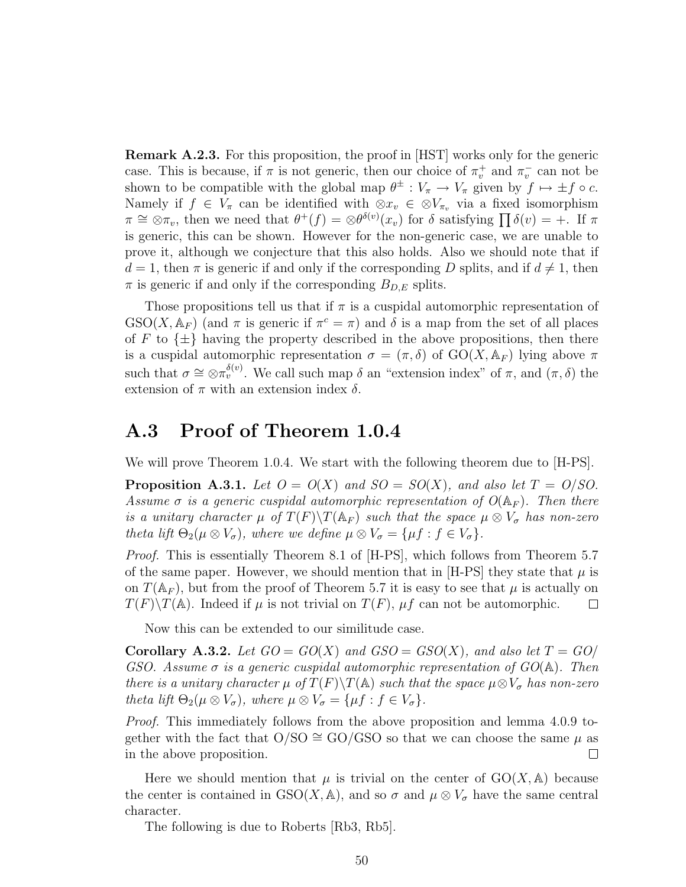**Remark A.2.3.** For this proposition, the proof in [HST] works only for the generic case. This is because, if $\pi$ is not generic, then our choice of $\pi_v^+$ and $\pi_v^-$ can not be shown to be compatible with the global map $\theta^\pm : V_\pi \to V_\pi$ given by $f \mapsto \pm f \circ c$. Namely if $f \in V_\pi$ can be identified with $\otimes x_v \in \otimes V_{\pi_v}$ via a fixed isomorphism $\pi \cong \otimes \pi_v$, then we need that $\theta^+(f) = \otimes \theta^{\delta(v)}(x_v)$ for $\delta$ satisfying $\prod \delta(v) = +$. If $\pi$ is generic, this can be shown. However for the non-generic case, we are unable to prove it, although we conjecture that this also holds. Also we should note that if $d = 1$, then $\pi$ is generic if and only if the corresponding $D$ splits, and if $d \neq 1$, then $\pi$ is generic if and only if the corresponding $B_{D,E}$ splits.

Those propositions tell us that if $\pi$ is a cuspidal automorphic representation of $\mathrm{GSO}(X, \mathbb{A}_F)$ (and $\pi$ is generic if $\pi^c = \pi$) and $\delta$ is a map from the set of all places of $F$ to $\{\pm\}$ having the property described in the above propositions, then there is a cuspidal automorphic representation $\sigma = (\pi, \delta)$ of $\mathrm{GO}(X, \mathbb{A}_F)$ lying above $\pi$ such that $\sigma \cong \otimes \pi_v^{\delta(v)}$. We call such map $\delta$ an "extension index" of $\pi$, and $(\pi, \delta)$ the extension of $\pi$ with an extension index $\delta$.

## A.3 Proof of Theorem 1.0.4

We will prove Theorem 1.0.4. We start with the following theorem due to [H-PS].

**Proposition A.3.1.** *Let $O = O(X)$ and $SO = SO(X)$, and also let $T = O/SO$. Assume $\sigma$ is a generic cuspidal automorphic representation of $O(\mathbb{A}_F)$. Then there is a unitary character $\mu$ of $T(F)\backslash T(\mathbb{A}_F)$ such that the space $\mu \otimes V_\sigma$ has non-zero theta lift $\Theta_2(\mu \otimes V_\sigma)$, where we define $\mu \otimes V_\sigma = \{\mu f : f \in V_\sigma\}$.*

*Proof.* This is essentially Theorem 8.1 of [H-PS], which follows from Theorem 5.7 of the same paper. However, we should mention that in [H-PS] they state that $\mu$ is on $T(\mathbb{A}_F)$, but from the proof of Theorem 5.7 it is easy to see that $\mu$ is actually on $T(F)\backslash T(\mathbb{A})$. Indeed if $\mu$ is not trivial on $T(F)$, $\mu f$ can not be automorphic. $\square$

Now this can be extended to our similitude case.

**Corollary A.3.2.** *Let $GO = GO(X)$ and $GSO = GSO(X)$, and also let $T = GO/GSO$. Assume $\sigma$ is a generic cuspidal automorphic representation of $GO(\mathbb{A})$. Then there is a unitary character $\mu$ of $T(F)\backslash T(\mathbb{A})$ such that the space $\mu \otimes V_\sigma$ has non-zero theta lift $\Theta_2(\mu \otimes V_\sigma)$, where $\mu \otimes V_\sigma = \{\mu f : f \in V_\sigma\}$.*

*Proof.* This immediately follows from the above proposition and lemma 4.0.9 together with the fact that O/SO $\cong$ GO/GSO so that we can choose the same $\mu$ as in the above proposition. $\square$

Here we should mention that $\mu$ is trivial on the center of $\mathrm{GO}(X, \mathbb{A})$ because the center is contained in $\mathrm{GSO}(X, \mathbb{A})$, and so $\sigma$ and $\mu \otimes V_\sigma$ have the same central character.

The following is due to Roberts [Rb3, Rb5].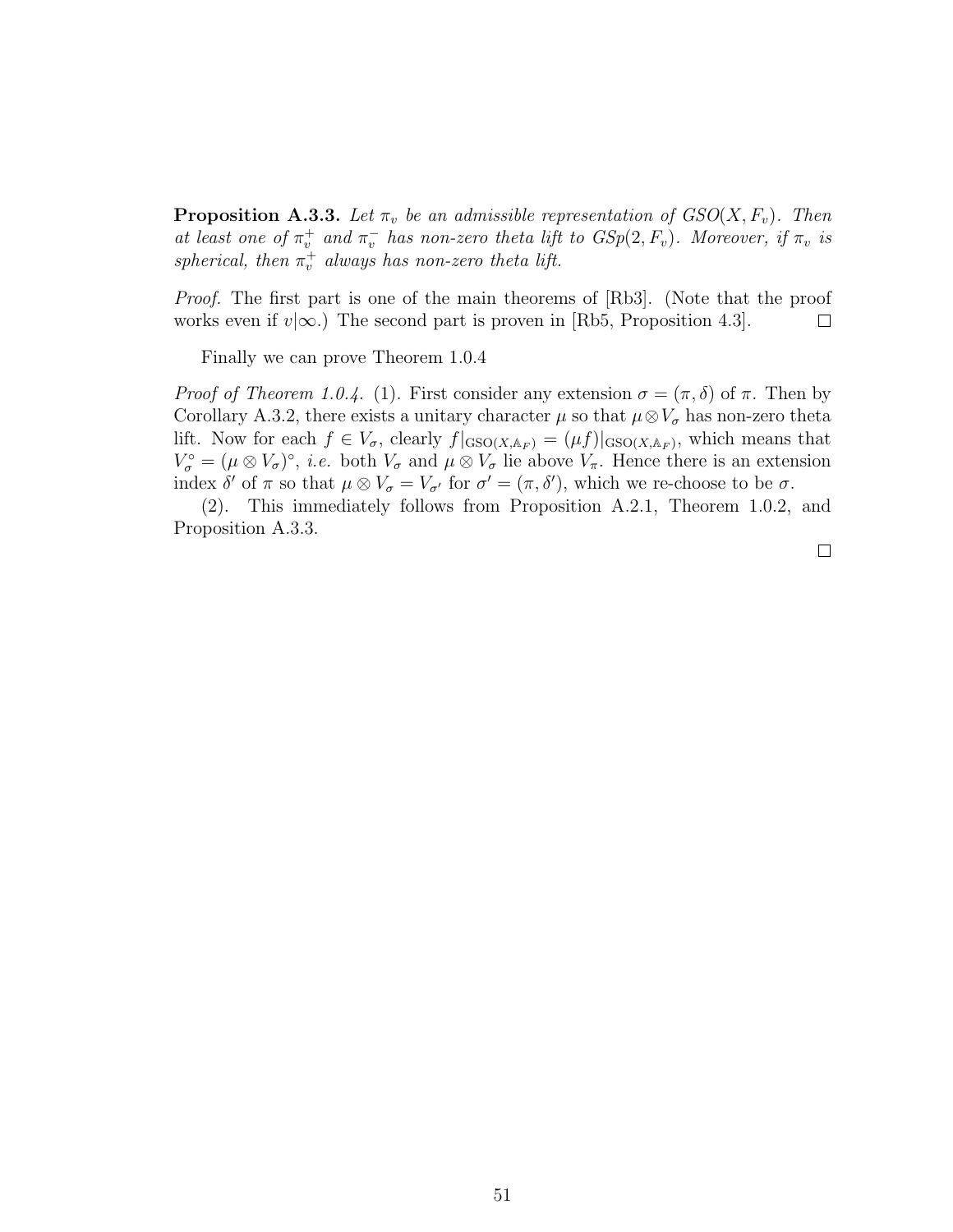**Proposition A.3.3.** *Let $\pi_v$ be an admissible representation of $GSO(X, F_v)$. Then at least one of $\pi_v^+$ and $\pi_v^-$ has non-zero theta lift to $GSp(2, F_v)$. Moreover, if $\pi_v$ is spherical, then $\pi_v^+$ always has non-zero theta lift.*

*Proof.* The first part is one of the main theorems of [Rb3]. (Note that the proof works even if $v|\infty$.) The second part is proven in [Rb5, Proposition 4.3]. □

Finally we can prove Theorem 1.0.4

*Proof of Theorem 1.0.4.* (1). First consider any extension $\sigma = (\pi, \delta)$ of $\pi$. Then by Corollary A.3.2, there exists a unitary character $\mu$ so that $\mu \otimes V_\sigma$ has non-zero theta lift. Now for each $f \in V_\sigma$, clearly $f|_{\mathrm{GSO}(X,\mathbb{A}_F)} = (\mu f)|_{\mathrm{GSO}(X,\mathbb{A}_F)}$, which means that $V_\sigma^\circ = (\mu \otimes V_\sigma)^\circ$, *i.e.* both $V_\sigma$ and $\mu \otimes V_\sigma$ lie above $V_\pi$. Hence there is an extension index $\delta'$ of $\pi$ so that $\mu \otimes V_\sigma = V_{\sigma'}$ for $\sigma' = (\pi, \delta')$, which we re-choose to be $\sigma$.

(2). This immediately follows from Proposition A.2.1, Theorem 1.0.2, and Proposition A.3.3.

□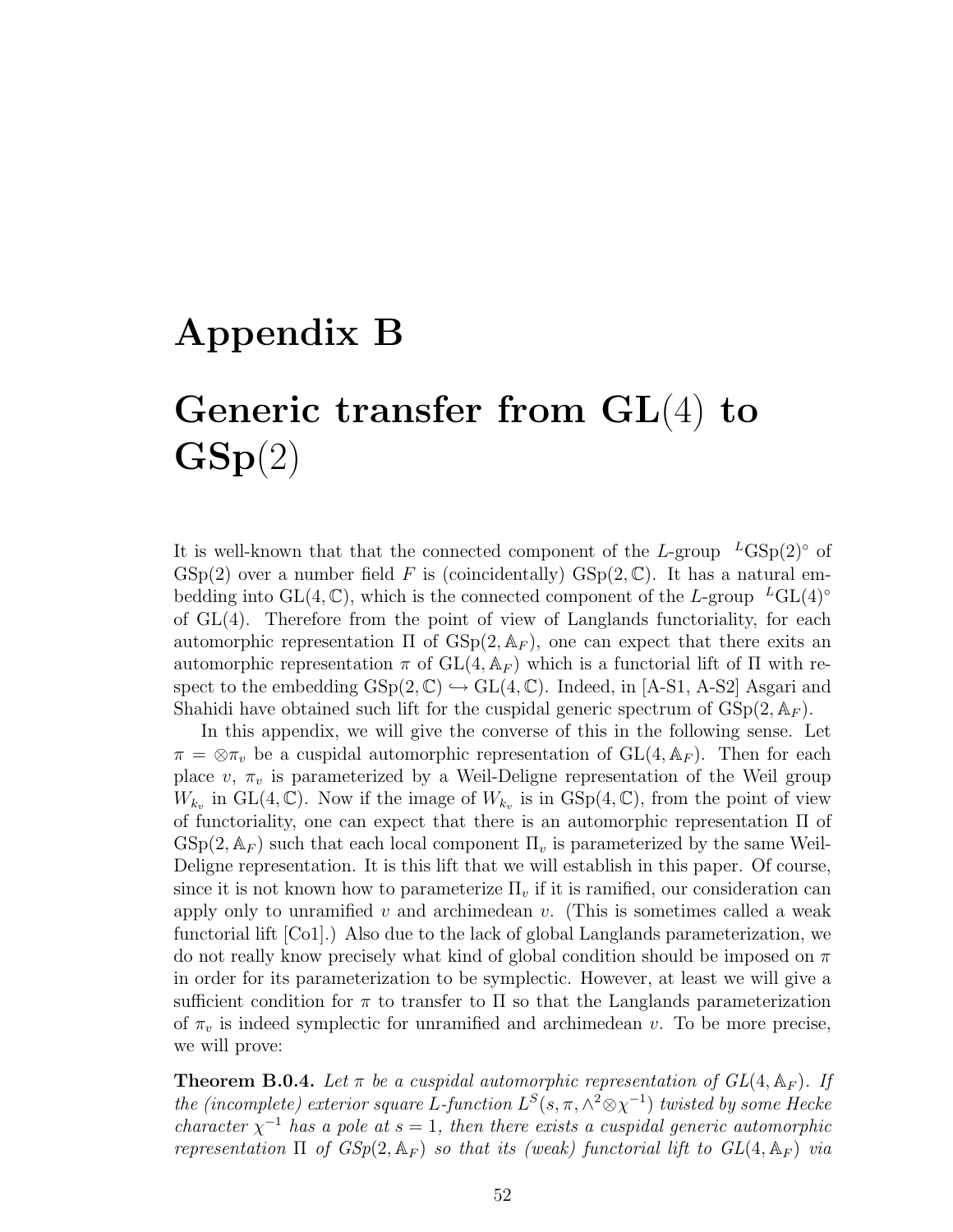# Appendix B

# Generic transfer from $\mathbf{GL}(4)$ to $\mathbf{GSp}(2)$

It is well-known that that the connected component of the $L$-group ${}^L\mathrm{GSp}(2)^\circ$ of $\mathrm{GSp}(2)$ over a number field $F$ is (coincidentally) $\mathrm{GSp}(2, \mathbb{C})$. It has a natural embedding into $\mathrm{GL}(4, \mathbb{C})$, which is the connected component of the $L$-group ${}^L\mathrm{GL}(4)^\circ$ of $\mathrm{GL}(4)$. Therefore from the point of view of Langlands functoriality, for each automorphic representation $\Pi$ of $\mathrm{GSp}(2, \mathbb{A}_F)$, one can expect that there exits an automorphic representation $\pi$ of $\mathrm{GL}(4, \mathbb{A}_F)$ which is a functorial lift of $\Pi$ with respect to the embedding $\mathrm{GSp}(2, \mathbb{C}) \hookrightarrow \mathrm{GL}(4, \mathbb{C})$. Indeed, in [A-S1, A-S2] Asgari and Shahidi have obtained such lift for the cuspidal generic spectrum of $\mathrm{GSp}(2, \mathbb{A}_F)$.

In this appendix, we will give the converse of this in the following sense. Let $\pi = \otimes \pi_v$ be a cuspidal automorphic representation of $\mathrm{GL}(4, \mathbb{A}_F)$. Then for each place $v$, $\pi_v$ is parameterized by a Weil-Deligne representation of the Weil group $W_{k_v}$ in $\mathrm{GL}(4, \mathbb{C})$. Now if the image of $W_{k_v}$ is in $\mathrm{GSp}(4, \mathbb{C})$, from the point of view of functoriality, one can expect that there is an automorphic representation $\Pi$ of $\mathrm{GSp}(2, \mathbb{A}_F)$ such that each local component $\Pi_v$ is parameterized by the same Weil-Deligne representation. It is this lift that we will establish in this paper. Of course, since it is not known how to parameterize $\Pi_v$ if it is ramified, our consideration can apply only to unramified $v$ and archimedean $v$. (This is sometimes called a weak functorial lift [Co1].) Also due to the lack of global Langlands parameterization, we do not really know precisely what kind of global condition should be imposed on $\pi$ in order for its parameterization to be symplectic. However, at least we will give a sufficient condition for $\pi$ to transfer to $\Pi$ so that the Langlands parameterization of $\pi_v$ is indeed symplectic for unramified and archimedean $v$. To be more precise, we will prove:

**Theorem B.0.4.** *Let $\pi$ be a cuspidal automorphic representation of $GL(4, \mathbb{A}_F)$. If the (incomplete) exterior square $L$-function $L^S(s, \pi, \wedge^2 \otimes \chi^{-1})$ twisted by some Hecke character $\chi^{-1}$ has a pole at $s = 1$, then there exists a cuspidal generic automorphic representation $\Pi$ of $GSp(2, \mathbb{A}_F)$ so that its (weak) functorial lift to $GL(4, \mathbb{A}_F)$ via*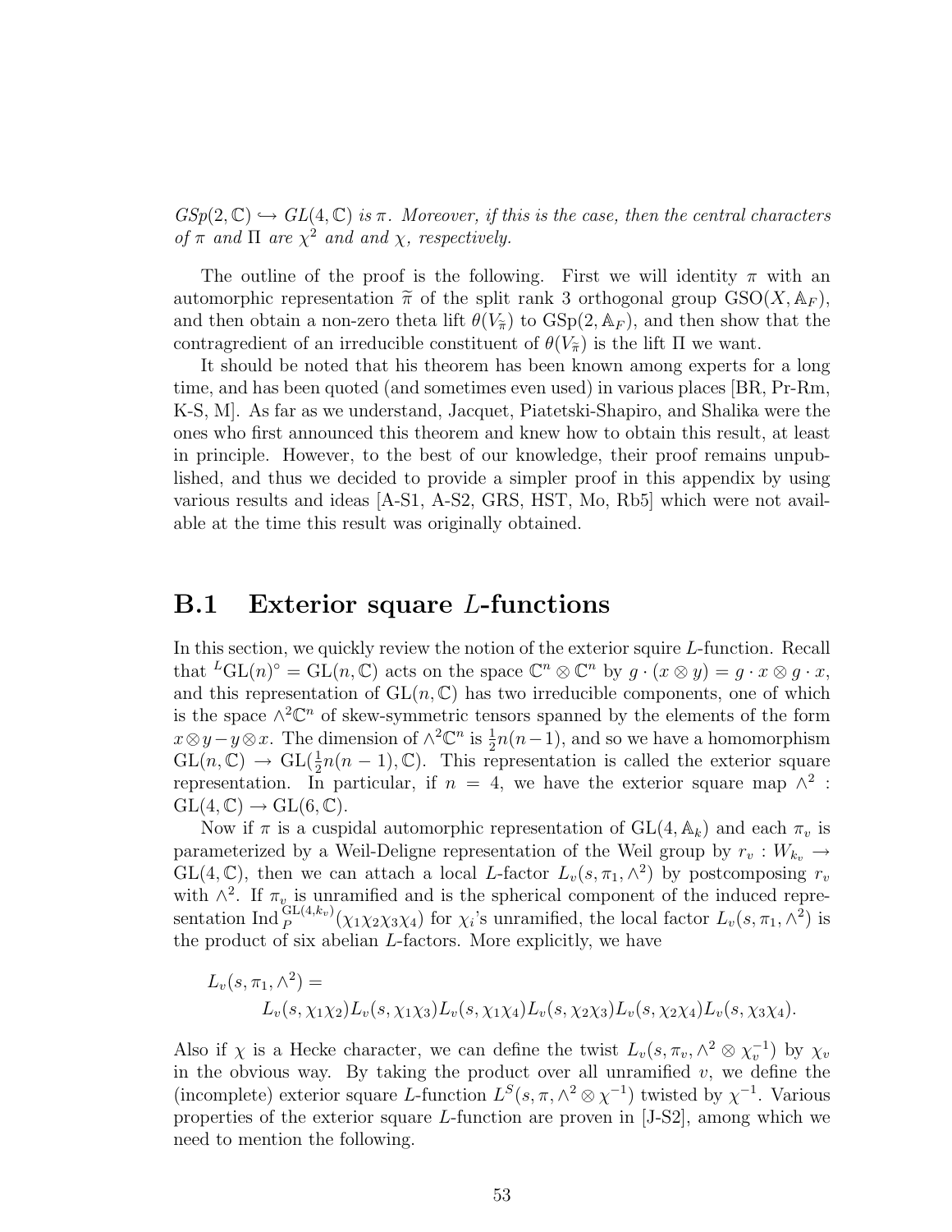*$GSp(2,\mathbb{C}) \hookrightarrow GL(4,\mathbb{C})$ is $\pi$. Moreover, if this is the case, then the central characters of $\pi$ and $\Pi$ are $\chi^2$ and and $\chi$, respectively.*

The outline of the proof is the following. First we will identity $\pi$ with an automorphic representation $\widetilde{\pi}$ of the split rank 3 orthogonal group $\mathrm{GSO}(X,\mathbb{A}_F)$, and then obtain a non-zero theta lift $\theta(V_{\widetilde{\pi}})$ to $\mathrm{GSp}(2,\mathbb{A}_F)$, and then show that the contragredient of an irreducible constituent of $\theta(V_{\widetilde{\pi}})$ is the lift $\Pi$ we want.

It should be noted that his theorem has been known among experts for a long time, and has been quoted (and sometimes even used) in various places [BR, Pr-Rm, K-S, M]. As far as we understand, Jacquet, Piatetski-Shapiro, and Shalika were the ones who first announced this theorem and knew how to obtain this result, at least in principle. However, to the best of our knowledge, their proof remains unpublished, and thus we decided to provide a simpler proof in this appendix by using various results and ideas [A-S1, A-S2, GRS, HST, Mo, Rb5] which were not available at the time this result was originally obtained.

## B.1 Exterior square $L$-functions

In this section, we quickly review the notion of the exterior squire $L$-function. Recall that ${}^L\mathrm{GL}(n)^\circ = \mathrm{GL}(n,\mathbb{C})$ acts on the space $\mathbb{C}^n \otimes \mathbb{C}^n$ by $g\cdot(x\otimes y) = g\cdot x \otimes g\cdot x$, and this representation of $\mathrm{GL}(n,\mathbb{C})$ has two irreducible components, one of which is the space $\wedge^2\mathbb{C}^n$ of skew-symmetric tensors spanned by the elements of the form $x\otimes y - y\otimes x$. The dimension of $\wedge^2\mathbb{C}^n$ is $\frac{1}{2}n(n-1)$, and so we have a homomorphism $\mathrm{GL}(n,\mathbb{C}) \to \mathrm{GL}(\frac{1}{2}n(n-1),\mathbb{C})$. This representation is called the exterior square representation. In particular, if $n=4$, we have the exterior square map $\wedge^2 : \mathrm{GL}(4,\mathbb{C}) \to \mathrm{GL}(6,\mathbb{C})$.

Now if $\pi$ is a cuspidal automorphic representation of $\mathrm{GL}(4,\mathbb{A}_k)$ and each $\pi_v$ is parameterized by a Weil-Deligne representation of the Weil group by $r_v : W_{k_v} \to \mathrm{GL}(4,\mathbb{C})$, then we can attach a local $L$-factor $L_v(s,\pi_1,\wedge^2)$ by postcomposing $r_v$ with $\wedge^2$. If $\pi_v$ is unramified and is the spherical component of the induced representation $\mathrm{Ind}_P^{\mathrm{GL}(4,k_v)}(\chi_1\chi_2\chi_3\chi_4)$ for $\chi_i$'s unramified, the local factor $L_v(s,\pi_1,\wedge^2)$ is the product of six abelian $L$-factors. More explicitly, we have

$$
\begin{aligned}
&L_v(s,\pi_1,\wedge^2) = \\
&\qquad L_v(s,\chi_1\chi_2)L_v(s,\chi_1\chi_3)L_v(s,\chi_1\chi_4)L_v(s,\chi_2\chi_3)L_v(s,\chi_2\chi_4)L_v(s,\chi_3\chi_4).
\end{aligned}
$$

Also if $\chi$ is a Hecke character, we can define the twist $L_v(s,\pi_v,\wedge^2\otimes\chi_v^{-1})$ by $\chi_v$ in the obvious way. By taking the product over all unramified $v$, we define the (incomplete) exterior square $L$-function $L^S(s,\pi,\wedge^2\otimes\chi^{-1})$ twisted by $\chi^{-1}$. Various properties of the exterior square $L$-function are proven in [J-S2], among which we need to mention the following.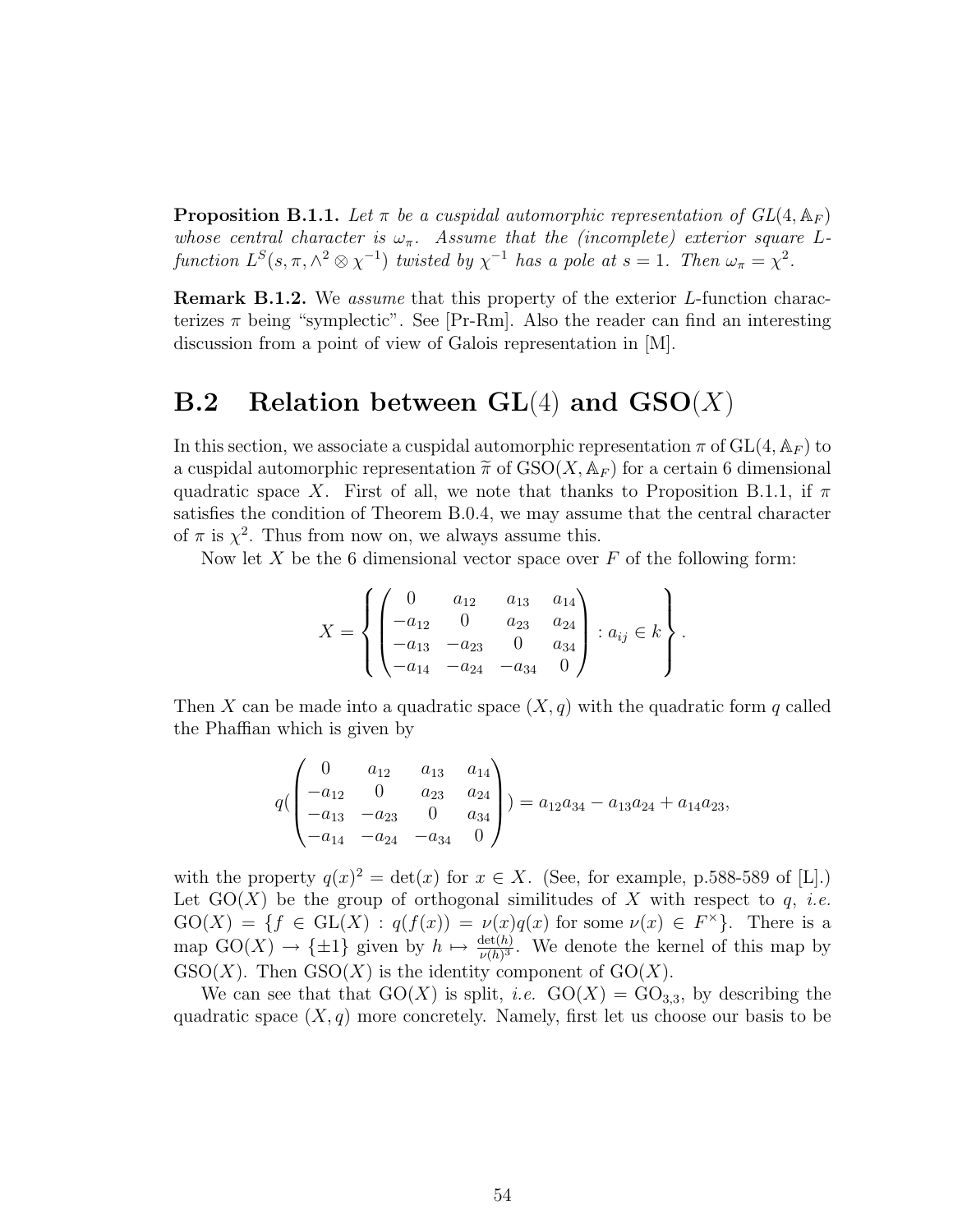**Proposition B.1.1.** *Let $\pi$ be a cuspidal automorphic representation of $GL(4, \mathbb{A}_F)$ whose central character is $\omega_\pi$. Assume that the (incomplete) exterior square $L$-function $L^S(s, \pi, \wedge^2 \otimes \chi^{-1})$ twisted by $\chi^{-1}$ has a pole at $s = 1$. Then $\omega_\pi = \chi^2$.*

**Remark B.1.2.** We *assume* that this property of the exterior $L$-function characterizes $\pi$ being "symplectic". See [Pr-Rm]. Also the reader can find an interesting discussion from a point of view of Galois representation in [M].

## B.2 Relation between GL(4) and GSO($X$)

In this section, we associate a cuspidal automorphic representation $\pi$ of $\mathrm{GL}(4, \mathbb{A}_F)$ to a cuspidal automorphic representation $\widetilde{\pi}$ of $\mathrm{GSO}(X, \mathbb{A}_F)$ for a certain 6 dimensional quadratic space $X$. First of all, we note that thanks to Proposition B.1.1, if $\pi$ satisfies the condition of Theorem B.0.4, we may assume that the central character of $\pi$ is $\chi^2$. Thus from now on, we always assume this.

Now let $X$ be the 6 dimensional vector space over $F$ of the following form:

$$X = \left\{ \begin{pmatrix} 0 & a_{12} & a_{13} & a_{14} \\ -a_{12} & 0 & a_{23} & a_{24} \\ -a_{13} & -a_{23} & 0 & a_{34} \\ -a_{14} & -a_{24} & -a_{34} & 0 \end{pmatrix} : a_{ij} \in k \right\}.$$

Then $X$ can be made into a quadratic space $(X, q)$ with the quadratic form $q$ called the Phaffian which is given by

$$q(\begin{pmatrix} 0 & a_{12} & a_{13} & a_{14} \\ -a_{12} & 0 & a_{23} & a_{24} \\ -a_{13} & -a_{23} & 0 & a_{34} \\ -a_{14} & -a_{24} & -a_{34} & 0 \end{pmatrix}) = a_{12}a_{34} - a_{13}a_{24} + a_{14}a_{23},$$

with the property $q(x)^2 = \det(x)$ for $x \in X$. (See, for example, p.588-589 of [L].) Let $\mathrm{GO}(X)$ be the group of orthogonal similitudes of $X$ with respect to $q$, *i.e.* $\mathrm{GO}(X) = \{f \in \mathrm{GL}(X) : q(f(x)) = \nu(x)q(x) \text{ for some } \nu(x) \in F^\times\}$. There is a map $\mathrm{GO}(X) \to \{\pm 1\}$ given by $h \mapsto \frac{\det(h)}{\nu(h)^3}$. We denote the kernel of this map by $\mathrm{GSO}(X)$. Then $\mathrm{GSO}(X)$ is the identity component of $\mathrm{GO}(X)$.

We can see that that $\mathrm{GO}(X)$ is split, *i.e.* $\mathrm{GO}(X) = \mathrm{GO}_{3,3}$, by describing the quadratic space $(X, q)$ more concretely. Namely, first let us choose our basis to be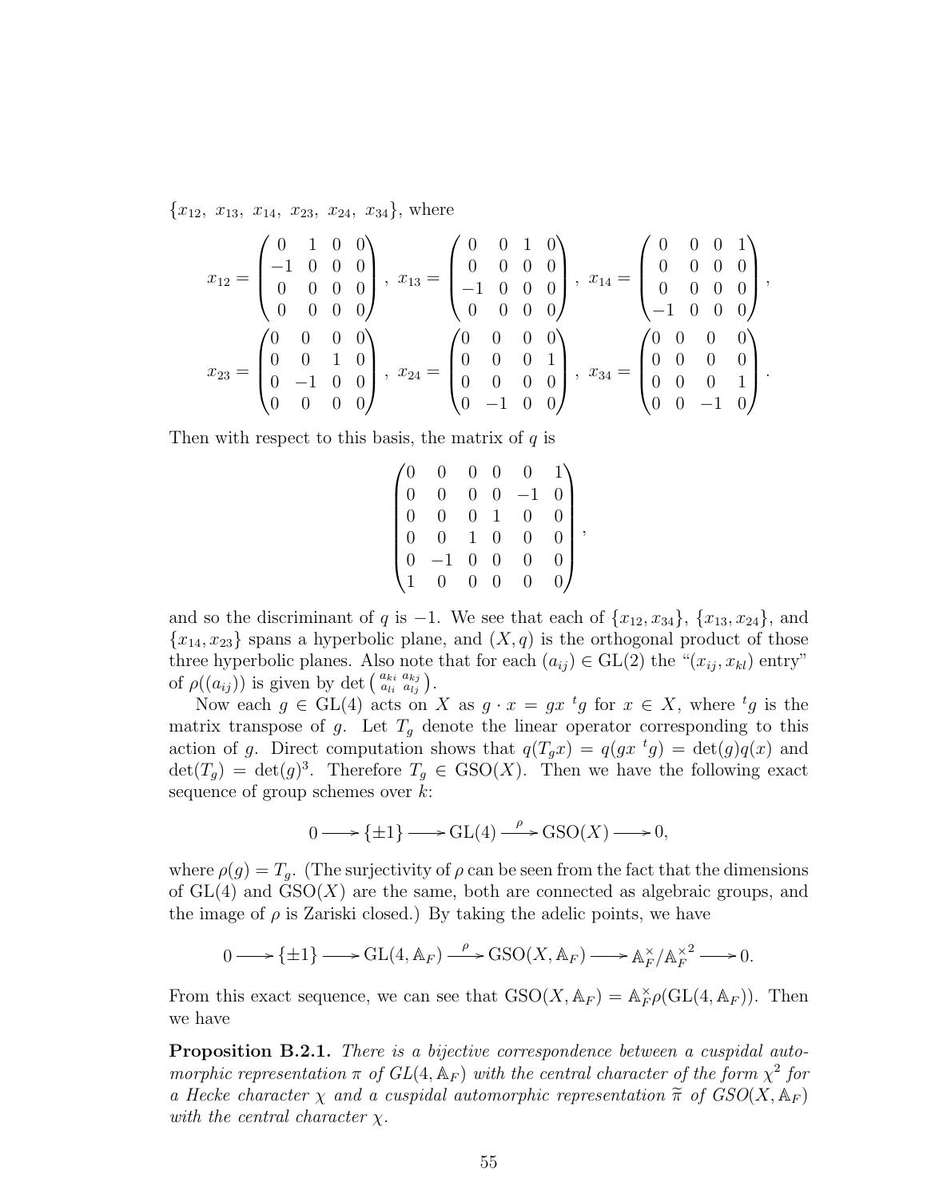$\{x_{12},\ x_{13},\ x_{14},\ x_{23},\ x_{24},\ x_{34}\}$, where

$$x_{12} = \begin{pmatrix} 0 & 1 & 0 & 0 \\ -1 & 0 & 0 & 0 \\ 0 & 0 & 0 & 0 \\ 0 & 0 & 0 & 0 \end{pmatrix},\ x_{13} = \begin{pmatrix} 0 & 0 & 1 & 0 \\ 0 & 0 & 0 & 0 \\ -1 & 0 & 0 & 0 \\ 0 & 0 & 0 & 0 \end{pmatrix},\ x_{14} = \begin{pmatrix} 0 & 0 & 0 & 1 \\ 0 & 0 & 0 & 0 \\ 0 & 0 & 0 & 0 \\ -1 & 0 & 0 & 0 \end{pmatrix},$$

$$x_{23} = \begin{pmatrix} 0 & 0 & 0 & 0 \\ 0 & 0 & 1 & 0 \\ 0 & -1 & 0 & 0 \\ 0 & 0 & 0 & 0 \end{pmatrix},\ x_{24} = \begin{pmatrix} 0 & 0 & 0 & 0 \\ 0 & 0 & 0 & 1 \\ 0 & 0 & 0 & 0 \\ 0 & -1 & 0 & 0 \end{pmatrix},\ x_{34} = \begin{pmatrix} 0 & 0 & 0 & 0 \\ 0 & 0 & 0 & 0 \\ 0 & 0 & 0 & 1 \\ 0 & 0 & -1 & 0 \end{pmatrix}.$$

Then with respect to this basis, the matrix of $q$ is

$$\begin{pmatrix} 0 & 0 & 0 & 0 & 0 & 1 \\ 0 & 0 & 0 & 0 & -1 & 0 \\ 0 & 0 & 0 & 1 & 0 & 0 \\ 0 & 0 & 1 & 0 & 0 & 0 \\ 0 & -1 & 0 & 0 & 0 & 0 \\ 1 & 0 & 0 & 0 & 0 & 0 \end{pmatrix},$$

and so the discriminant of $q$ is $-1$. We see that each of $\{x_{12}, x_{34}\}$, $\{x_{13}, x_{24}\}$, and $\{x_{14}, x_{23}\}$ spans a hyperbolic plane, and $(X, q)$ is the orthogonal product of those three hyperbolic planes. Also note that for each $(a_{ij}) \in \mathrm{GL}(2)$ the "$(x_{ij}, x_{kl})$ entry" of $\rho((a_{ij}))$ is given by $\det \begin{pmatrix} a_{ki} & a_{kj} \\ a_{li} & a_{lj} \end{pmatrix}$.

Now each $g \in \mathrm{GL}(4)$ acts on $X$ as $g \cdot x = gx\ {}^tg$ for $x \in X$, where ${}^tg$ is the matrix transpose of $g$. Let $T_g$ denote the linear operator corresponding to this action of $g$. Direct computation shows that $q(T_g x) = q(gx\ {}^tg) = \det(g)q(x)$ and $\det(T_g) = \det(g)^3$. Therefore $T_g \in \mathrm{GSO}(X)$. Then we have the following exact sequence of group schemes over $k$:

$$0 \longrightarrow \{\pm 1\} \longrightarrow \mathrm{GL}(4) \xrightarrow{\ \rho\ } \mathrm{GSO}(X) \longrightarrow 0,$$

where $\rho(g) = T_g$. (The surjectivity of $\rho$ can be seen from the fact that the dimensions of $\mathrm{GL}(4)$ and $\mathrm{GSO}(X)$ are the same, both are connected as algebraic groups, and the image of $\rho$ is Zariski closed.) By taking the adelic points, we have

$$0 \longrightarrow \{\pm 1\} \longrightarrow \mathrm{GL}(4, \mathbb{A}_F) \xrightarrow{\ \rho\ } \mathrm{GSO}(X, \mathbb{A}_F) \longrightarrow \mathbb{A}_F^\times / \mathbb{A}_F^{\times 2} \longrightarrow 0.$$

From this exact sequence, we can see that $\mathrm{GSO}(X, \mathbb{A}_F) = \mathbb{A}_F^\times \rho(\mathrm{GL}(4, \mathbb{A}_F))$. Then we have

**Proposition B.2.1.** *There is a bijective correspondence between a cuspidal automorphic representation $\pi$ of $GL(4, \mathbb{A}_F)$ with the central character of the form $\chi^2$ for a Hecke character $\chi$ and a cuspidal automorphic representation $\widetilde{\pi}$ of $GSO(X, \mathbb{A}_F)$ with the central character $\chi$.*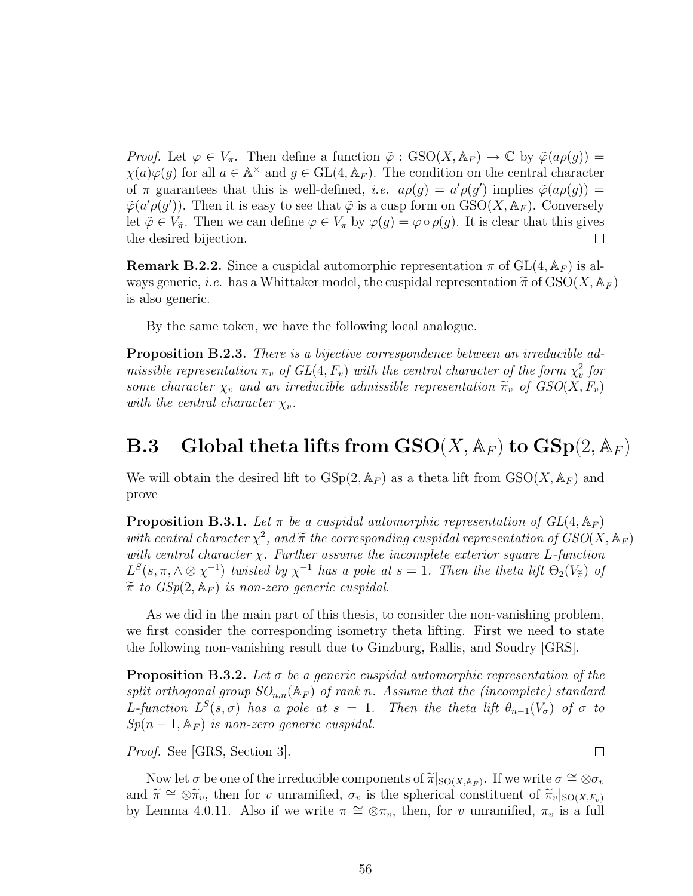*Proof.* Let $\varphi \in V_\pi$. Then define a function $\tilde{\varphi} : \mathrm{GSO}(X, \mathbb{A}_F) \to \mathbb{C}$ by $\tilde{\varphi}(a\rho(g)) = \chi(a)\varphi(g)$ for all $a \in \mathbb{A}^\times$ and $g \in \mathrm{GL}(4, \mathbb{A}_F)$. The condition on the central character of $\pi$ guarantees that this is well-defined, *i.e.* $a\rho(g) = a'\rho(g')$ implies $\tilde{\varphi}(a\rho(g)) = \tilde{\varphi}(a'\rho(g'))$. Then it is easy to see that $\tilde{\varphi}$ is a cusp form on $\mathrm{GSO}(X, \mathbb{A}_F)$. Conversely let $\tilde{\varphi} \in V_{\tilde{\pi}}$. Then we can define $\varphi \in V_\pi$ by $\varphi(g) = \varphi \circ \rho(g)$. It is clear that this gives the desired bijection. □

**Remark B.2.2.** Since a cuspidal automorphic representation $\pi$ of $\mathrm{GL}(4, \mathbb{A}_F)$ is always generic, *i.e.* has a Whittaker model, the cuspidal representation $\widetilde{\pi}$ of $\mathrm{GSO}(X, \mathbb{A}_F)$ is also generic.

By the same token, we have the following local analogue.

**Proposition B.2.3.** *There is a bijective correspondence between an irreducible admissible representation $\pi_v$ of $GL(4, F_v)$ with the central character of the form $\chi_v^2$ for some character $\chi_v$ and an irreducible admissible representation $\widetilde{\pi}_v$ of $GSO(X, F_v)$ with the central character $\chi_v$.*

## B.3 Global theta lifts from $\mathbf{GSO}(X, \mathbb{A}_F)$ to $\mathbf{GSp}(2, \mathbb{A}_F)$

We will obtain the desired lift to $\mathrm{GSp}(2, \mathbb{A}_F)$ as a theta lift from $\mathrm{GSO}(X, \mathbb{A}_F)$ and prove

**Proposition B.3.1.** *Let $\pi$ be a cuspidal automorphic representation of $GL(4, \mathbb{A}_F)$ with central character $\chi^2$, and $\widetilde{\pi}$ the corresponding cuspidal representation of $GSO(X, \mathbb{A}_F)$ with central character $\chi$. Further assume the incomplete exterior square L-function $L^S(s, \pi, \wedge \otimes \chi^{-1})$ twisted by $\chi^{-1}$ has a pole at $s = 1$. Then the theta lift $\Theta_2(V_{\widetilde{\pi}})$ of $\widetilde{\pi}$ to $GSp(2, \mathbb{A}_F)$ is non-zero generic cuspidal.*

As we did in the main part of this thesis, to consider the non-vanishing problem, we first consider the corresponding isometry theta lifting. First we need to state the following non-vanishing result due to Ginzburg, Rallis, and Soudry [GRS].

**Proposition B.3.2.** *Let $\sigma$ be a generic cuspidal automorphic representation of the split orthogonal group $SO_{n,n}(\mathbb{A}_F)$ of rank $n$. Assume that the (incomplete) standard L-function $L^S(s, \sigma)$ has a pole at $s = 1$. Then the theta lift $\theta_{n-1}(V_\sigma)$ of $\sigma$ to $Sp(n-1, \mathbb{A}_F)$ is non-zero generic cuspidal.*

*Proof.* See [GRS, Section 3]. □

Now let $\sigma$ be one of the irreducible components of $\widetilde{\pi}|_{\mathrm{SO}(X, \mathbb{A}_F)}$. If we write $\sigma \cong \otimes \sigma_v$ and $\widetilde{\pi} \cong \otimes \widetilde{\pi}_v$, then for $v$ unramified, $\sigma_v$ is the spherical constituent of $\widetilde{\pi}_v|_{\mathrm{SO}(X, F_v)}$ by Lemma 4.0.11. Also if we write $\pi \cong \otimes \pi_v$, then, for $v$ unramified, $\pi_v$ is a full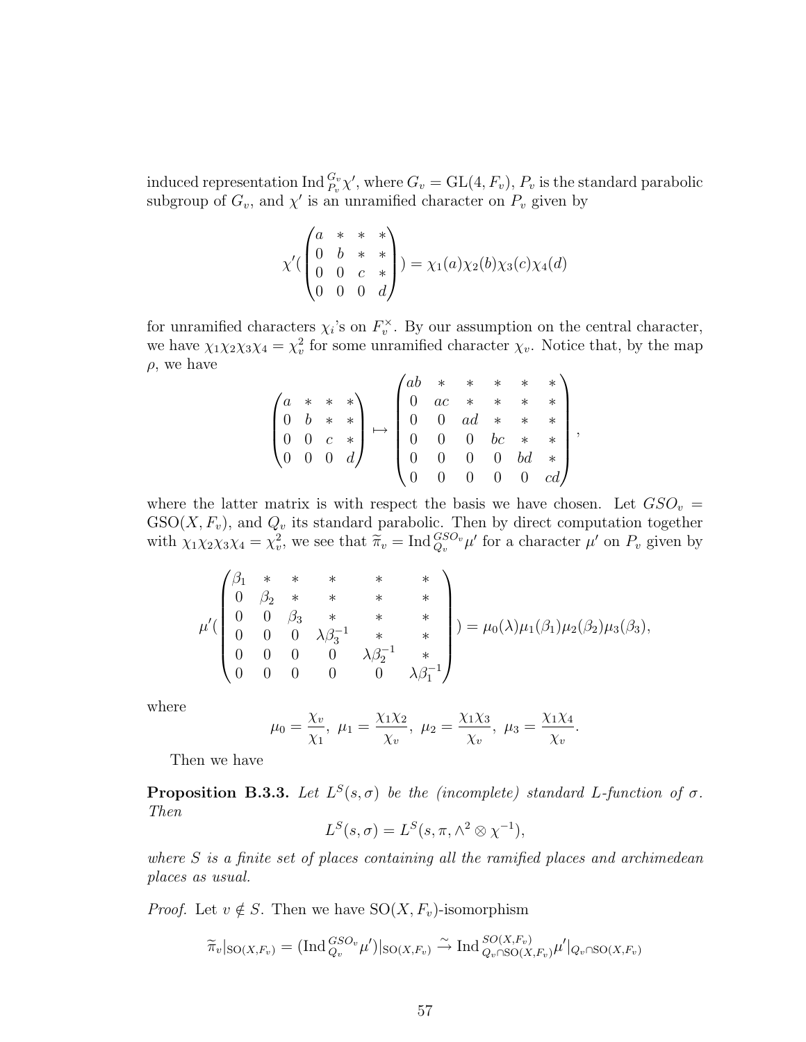induced representation $\mathrm{Ind}_{P_v}^{G_v}\chi'$, where $G_v = \mathrm{GL}(4, F_v)$, $P_v$ is the standard parabolic subgroup of $G_v$, and $\chi'$ is an unramified character on $P_v$ given by

$$\chi'(\begin{pmatrix} a & * & * & * \\ 0 & b & * & * \\ 0 & 0 & c & * \\ 0 & 0 & 0 & d \end{pmatrix}) = \chi_1(a)\chi_2(b)\chi_3(c)\chi_4(d)$$

for unramified characters $\chi_i$'s on $F_v^\times$. By our assumption on the central character, we have $\chi_1\chi_2\chi_3\chi_4 = \chi_v^2$ for some unramified character $\chi_v$. Notice that, by the map $\rho$, we have

$$\begin{pmatrix} a & * & * & * \\ 0 & b & * & * \\ 0 & 0 & c & * \\ 0 & 0 & 0 & d \end{pmatrix} \mapsto \begin{pmatrix} ab & * & * & * & * & * \\ 0 & ac & * & * & * & * \\ 0 & 0 & ad & * & * & * \\ 0 & 0 & 0 & bc & * & * \\ 0 & 0 & 0 & 0 & bd & * \\ 0 & 0 & 0 & 0 & 0 & cd \end{pmatrix},$$

where the latter matrix is with respect the basis we have chosen. Let $GSO_v = \mathrm{GSO}(X, F_v)$, and $Q_v$ its standard parabolic. Then by direct computation together with $\chi_1\chi_2\chi_3\chi_4 = \chi_v^2$, we see that $\widetilde{\pi}_v = \mathrm{Ind}_{Q_v}^{GSO_v}\mu'$ for a character $\mu'$ on $P_v$ given by

$$\mu'(\begin{pmatrix} \beta_1 & * & * & * & * & * \\ 0 & \beta_2 & * & * & * & * \\ 0 & 0 & \beta_3 & * & * & * \\ 0 & 0 & 0 & \lambda\beta_3^{-1} & * & * \\ 0 & 0 & 0 & 0 & \lambda\beta_2^{-1} & * \\ 0 & 0 & 0 & 0 & 0 & \lambda\beta_1^{-1} \end{pmatrix}) = \mu_0(\lambda)\mu_1(\beta_1)\mu_2(\beta_2)\mu_3(\beta_3),$$

where

$$\mu_0 = \frac{\chi_v}{\chi_1},\ \mu_1 = \frac{\chi_1\chi_2}{\chi_v},\ \mu_2 = \frac{\chi_1\chi_3}{\chi_v},\ \mu_3 = \frac{\chi_1\chi_4}{\chi_v}.$$

Then we have

**Proposition B.3.3.** *Let $L^S(s, \sigma)$ be the (incomplete) standard L-function of $\sigma$. Then*

$$L^S(s, \sigma) = L^S(s, \pi, \wedge^2 \otimes \chi^{-1}),$$

*where $S$ is a finite set of places containing all the ramified places and archimedean places as usual.*

*Proof.* Let $v \notin S$. Then we have $\mathrm{SO}(X, F_v)$-isomorphism

$$\widetilde{\pi}_v|_{\mathrm{SO}(X,F_v)} = (\mathrm{Ind}_{Q_v}^{GSO_v}\mu')|_{\mathrm{SO}(X,F_v)} \xrightarrow{\sim} \mathrm{Ind}_{Q_v\cap\mathrm{SO}(X,F_v)}^{SO(X,F_v)}\mu'|_{Q_v\cap\mathrm{SO}(X,F_v)}$$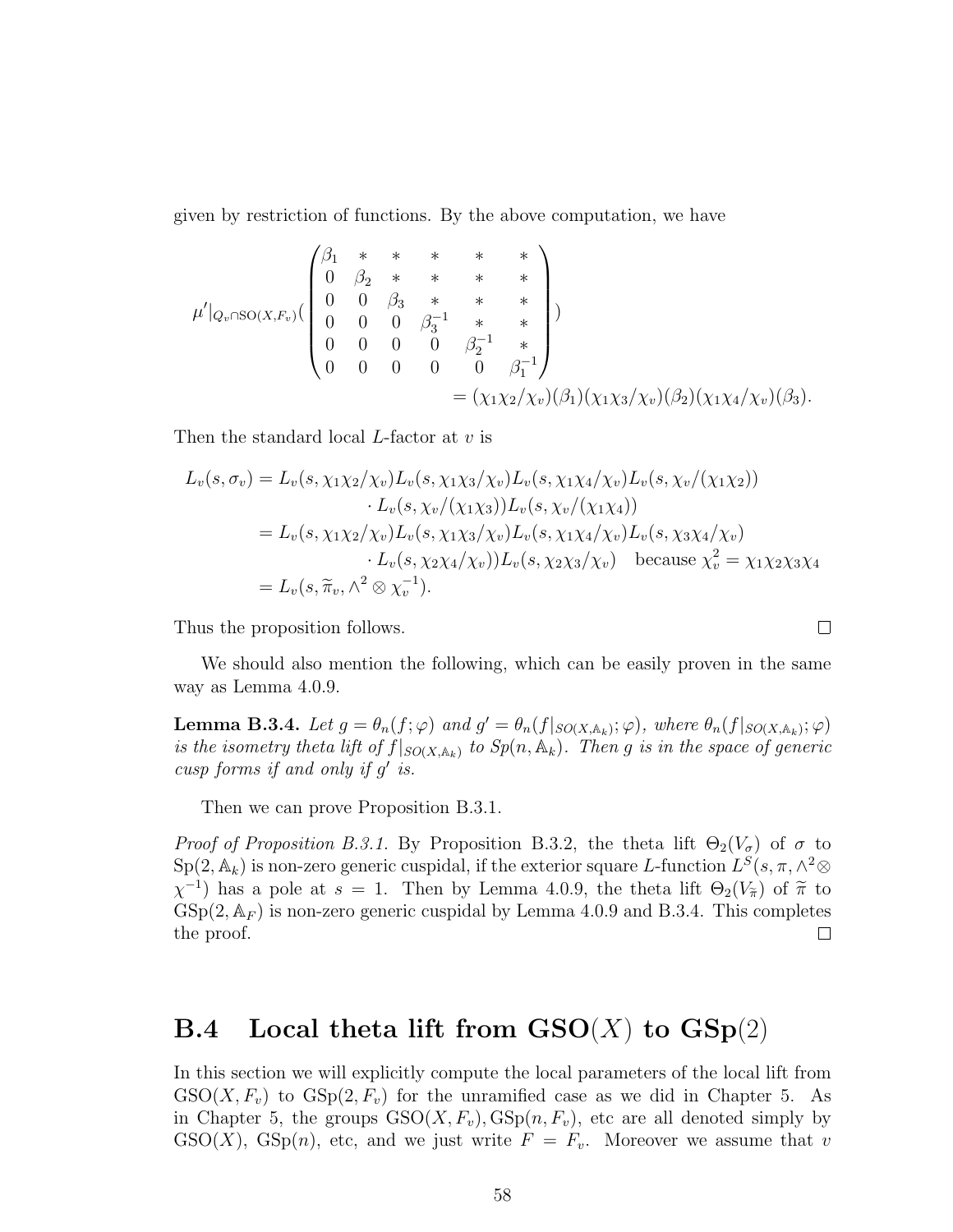given by restriction of functions. By the above computation, we have

$$\mu'|_{Q_v \cap \mathrm{SO}(X,F_v)}(\begin{pmatrix} \beta_1 & * & * & * & * & * \\ 0 & \beta_2 & * & * & * & * \\ 0 & 0 & \beta_3 & * & * & * \\ 0 & 0 & 0 & \beta_3^{-1} & * & * \\ 0 & 0 & 0 & 0 & \beta_2^{-1} & * \\ 0 & 0 & 0 & 0 & 0 & \beta_1^{-1} \end{pmatrix}) \\ = (\chi_1\chi_2/\chi_v)(\beta_1)(\chi_1\chi_3/\chi_v)(\beta_2)(\chi_1\chi_4/\chi_v)(\beta_3).$$

Then the standard local $L$-factor at $v$ is

$$\begin{aligned} L_v(s,\sigma_v) &= L_v(s,\chi_1\chi_2/\chi_v)L_v(s,\chi_1\chi_3/\chi_v)L_v(s,\chi_1\chi_4/\chi_v)L_v(s,\chi_v/(\chi_1\chi_2)) \\ &\qquad \cdot L_v(s,\chi_v/(\chi_1\chi_3))L_v(s,\chi_v/(\chi_1\chi_4)) \\ &= L_v(s,\chi_1\chi_2/\chi_v)L_v(s,\chi_1\chi_3/\chi_v)L_v(s,\chi_1\chi_4/\chi_v)L_v(s,\chi_3\chi_4/\chi_v) \\ &\qquad \cdot L_v(s,\chi_2\chi_4/\chi_v))L_v(s,\chi_2\chi_3/\chi_v) \quad \text{because } \chi_v^2 = \chi_1\chi_2\chi_3\chi_4 \\ &= L_v(s,\widetilde{\pi}_v,\wedge^2\otimes\chi_v^{-1}). \end{aligned}$$

Thus the proposition follows. □

We should also mention the following, which can be easily proven in the same way as Lemma 4.0.9.

**Lemma B.3.4.** *Let $g = \theta_n(f;\varphi)$ and $g' = \theta_n(f|_{SO(X,\mathbb{A}_k)};\varphi)$, where $\theta_n(f|_{SO(X,\mathbb{A}_k)};\varphi)$ is the isometry theta lift of $f|_{SO(X,\mathbb{A}_k)}$ to $Sp(n,\mathbb{A}_k)$. Then $g$ is in the space of generic cusp forms if and only if $g'$ is.*

Then we can prove Proposition B.3.1.

*Proof of Proposition B.3.1.* By Proposition B.3.2, the theta lift $\Theta_2(V_\sigma)$ of $\sigma$ to $\mathrm{Sp}(2,\mathbb{A}_k)$ is non-zero generic cuspidal, if the exterior square $L$-function $L^S(s,\pi,\wedge^2\otimes\chi^{-1})$ has a pole at $s=1$. Then by Lemma 4.0.9, the theta lift $\Theta_2(V_{\widetilde{\pi}})$ of $\widetilde{\pi}$ to $\mathrm{GSp}(2,\mathbb{A}_F)$ is non-zero generic cuspidal by Lemma 4.0.9 and B.3.4. This completes the proof. □

## B.4 Local theta lift from $\mathbf{GSO}(X)$ to $\mathbf{GSp}(2)$

In this section we will explicitly compute the local parameters of the local lift from $\mathrm{GSO}(X,F_v)$ to $\mathrm{GSp}(2,F_v)$ for the unramified case as we did in Chapter 5. As in Chapter 5, the groups $\mathrm{GSO}(X,F_v), \mathrm{GSp}(n,F_v)$, etc are all denoted simply by $\mathrm{GSO}(X)$, $\mathrm{GSp}(n)$, etc, and we just write $F = F_v$. Moreover we assume that $v$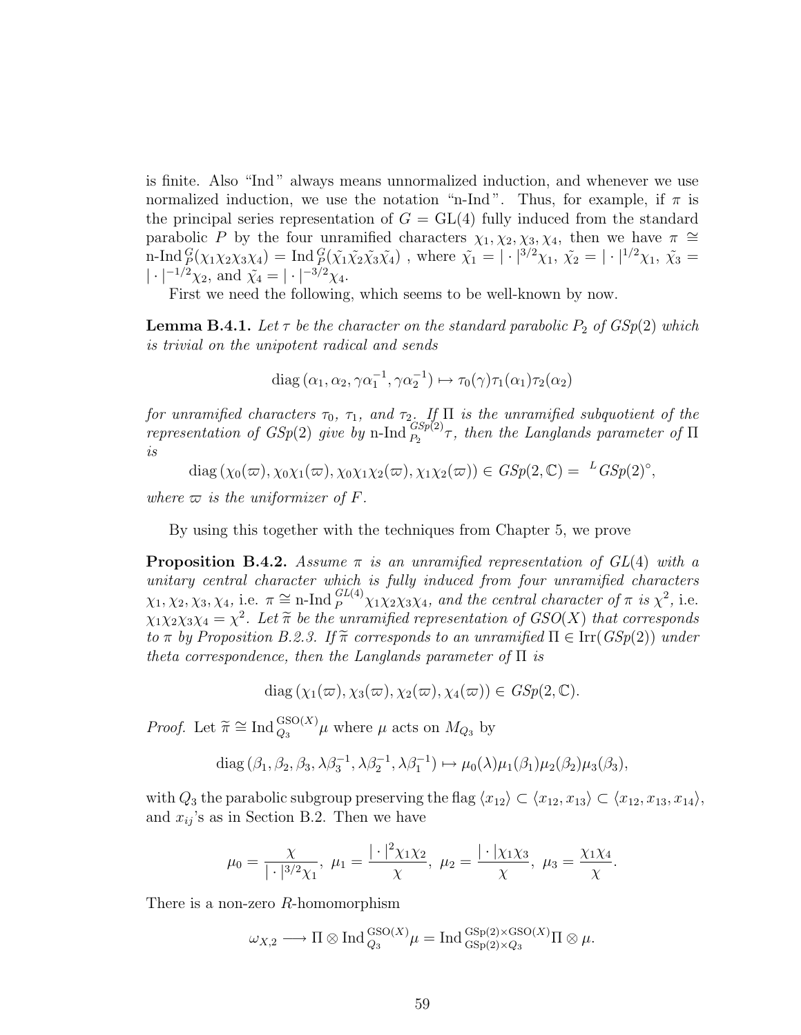is finite. Also "Ind" always means unnormalized induction, and whenever we use normalized induction, we use the notation "n-Ind". Thus, for example, if $\pi$ is the principal series representation of $G = \mathrm{GL}(4)$ fully induced from the standard parabolic $P$ by the four unramified characters $\chi_1, \chi_2, \chi_3, \chi_4$, then we have $\pi \cong \text{n-Ind}\,_P^G(\chi_1\chi_2\chi_3\chi_4) = \mathrm{Ind}\,_P^G(\tilde{\chi_1}\tilde{\chi_2}\tilde{\chi_3}\tilde{\chi_4})$ , where $\tilde{\chi_1} = |\cdot|^{3/2}\chi_1$, $\tilde{\chi_2} = |\cdot|^{1/2}\chi_1$, $\tilde{\chi_3} = |\cdot|^{-1/2}\chi_2$, and $\tilde{\chi_4} = |\cdot|^{-3/2}\chi_4$.

First we need the following, which seems to be well-known by now.

**Lemma B.4.1.** *Let $\tau$ be the character on the standard parabolic $P_2$ of $GSp(2)$ which is trivial on the unipotent radical and sends*

$$\mathrm{diag}\,(\alpha_1, \alpha_2, \gamma\alpha_1^{-1}, \gamma\alpha_2^{-1}) \mapsto \tau_0(\gamma)\tau_1(\alpha_1)\tau_2(\alpha_2)$$

*for unramified characters $\tau_0$, $\tau_1$, and $\tau_2$. If $\Pi$ is the unramified subquotient of the representation of $GSp(2)$ give by $\text{n-Ind}\,_{P_2}^{GSp(2)}\tau$, then the Langlands parameter of $\Pi$ is*

$$\mathrm{diag}\,(\chi_0(\varpi), \chi_0\chi_1(\varpi), \chi_0\chi_1\chi_2(\varpi), \chi_1\chi_2(\varpi)) \in GSp(2,\mathbb{C}) = {}^LGSp(2)^\circ,$$

*where $\varpi$ is the uniformizer of $F$.*

By using this together with the techniques from Chapter 5, we prove

**Proposition B.4.2.** *Assume $\pi$ is an unramified representation of $GL(4)$ with a unitary central character which is fully induced from four unramified characters $\chi_1, \chi_2, \chi_3, \chi_4$, i.e. $\pi \cong \text{n-Ind}\,_P^{GL(4)}\chi_1\chi_2\chi_3\chi_4$, and the central character of $\pi$ is $\chi^2$, i.e. $\chi_1\chi_2\chi_3\chi_4 = \chi^2$. Let $\widetilde{\pi}$ be the unramified representation of $GSO(X)$ that corresponds to $\pi$ by Proposition B.2.3. If $\widetilde{\pi}$ corresponds to an unramified $\Pi \in \mathrm{Irr}(GSp(2))$ under theta correspondence, then the Langlands parameter of $\Pi$ is*

$$\mathrm{diag}\,(\chi_1(\varpi), \chi_3(\varpi), \chi_2(\varpi), \chi_4(\varpi)) \in GSp(2,\mathbb{C}).$$

*Proof.* Let $\widetilde{\pi} \cong \mathrm{Ind}\,_{Q_3}^{\mathrm{GSO}(X)}\mu$ where $\mu$ acts on $M_{Q_3}$ by

$$\mathrm{diag}\,(\beta_1, \beta_2, \beta_3, \lambda\beta_3^{-1}, \lambda\beta_2^{-1}, \lambda\beta_1^{-1}) \mapsto \mu_0(\lambda)\mu_1(\beta_1)\mu_2(\beta_2)\mu_3(\beta_3),$$

with $Q_3$ the parabolic subgroup preserving the flag $\langle x_{12}\rangle \subset \langle x_{12}, x_{13}\rangle \subset \langle x_{12}, x_{13}, x_{14}\rangle$, and $x_{ij}$'s as in Section B.2. Then we have

$$\mu_0 = \frac{\chi}{|\cdot|^{3/2}\chi_1},\ \mu_1 = \frac{|\cdot|^2\chi_1\chi_2}{\chi},\ \mu_2 = \frac{|\cdot|\chi_1\chi_3}{\chi},\ \mu_3 = \frac{\chi_1\chi_4}{\chi}.$$

There is a non-zero $R$-homomorphism

$$\omega_{X,2} \longrightarrow \Pi \otimes \mathrm{Ind}\,_{Q_3}^{\mathrm{GSO}(X)}\mu = \mathrm{Ind}\,_{\mathrm{GSp}(2)\times Q_3}^{\mathrm{GSp}(2)\times\mathrm{GSO}(X)}\Pi \otimes \mu.$$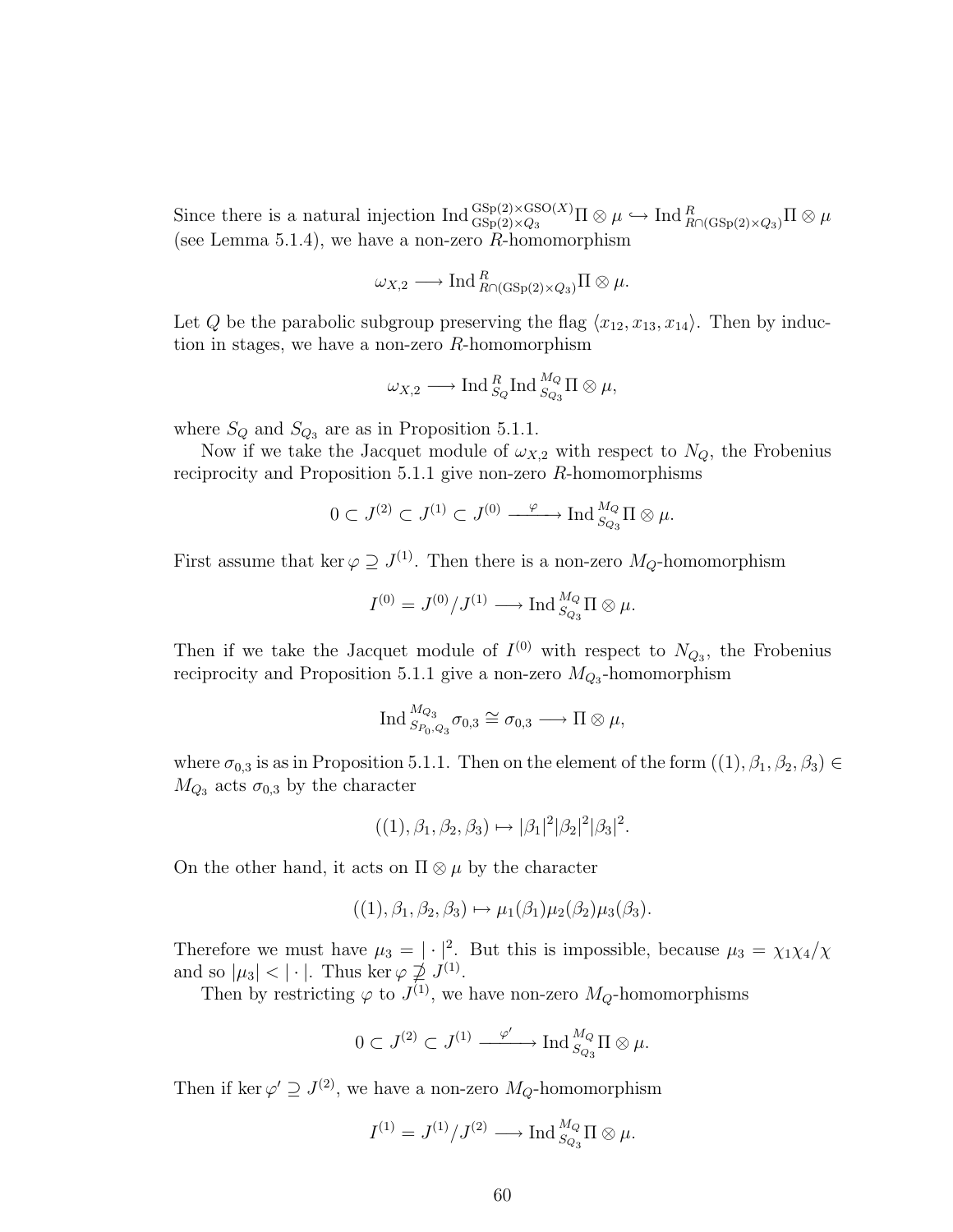Since there is a natural injection $\operatorname{Ind}_{\mathrm{GSp}(2)\times Q_3}^{\mathrm{GSp}(2)\times\mathrm{GSO}(X)}\Pi\otimes\mu \hookrightarrow \operatorname{Ind}_{R\cap(\mathrm{GSp}(2)\times Q_3)}^{R}\Pi\otimes\mu$ (see Lemma 5.1.4), we have a non-zero $R$-homomorphism

$$\omega_{X,2} \longrightarrow \operatorname{Ind}_{R\cap(\mathrm{GSp}(2)\times Q_3)}^{R}\Pi\otimes\mu.$$

Let $Q$ be the parabolic subgroup preserving the flag $\langle x_{12}, x_{13}, x_{14}\rangle$. Then by induction in stages, we have a non-zero $R$-homomorphism

$$\omega_{X,2} \longrightarrow \operatorname{Ind}_{S_Q}^{R}\operatorname{Ind}_{S_{Q_3}}^{M_Q}\Pi\otimes\mu,$$

where $S_Q$ and $S_{Q_3}$ are as in Proposition 5.1.1.

Now if we take the Jacquet module of $\omega_{X,2}$ with respect to $N_Q$, the Frobenius reciprocity and Proposition 5.1.1 give non-zero $R$-homomorphisms

$$0\subset J^{(2)}\subset J^{(1)}\subset J^{(0)} \xrightarrow{\ \varphi\ } \operatorname{Ind}_{S_{Q_3}}^{M_Q}\Pi\otimes\mu.$$

First assume that $\ker\varphi\supseteq J^{(1)}$. Then there is a non-zero $M_Q$-homomorphism

$$I^{(0)} = J^{(0)}/J^{(1)} \longrightarrow \operatorname{Ind}_{S_{Q_3}}^{M_Q}\Pi\otimes\mu.$$

Then if we take the Jacquet module of $I^{(0)}$ with respect to $N_{Q_3}$, the Frobenius reciprocity and Proposition 5.1.1 give a non-zero $M_{Q_3}$-homomorphism

$$\operatorname{Ind}_{S_{P_0,Q_3}}^{M_{Q_3}}\sigma_{0,3}\cong\sigma_{0,3}\longrightarrow\Pi\otimes\mu,$$

where $\sigma_{0,3}$ is as in Proposition 5.1.1. Then on the element of the form $((1),\beta_1,\beta_2,\beta_3)\in M_{Q_3}$ acts $\sigma_{0,3}$ by the character

$$((1),\beta_1,\beta_2,\beta_3)\mapsto|\beta_1|^2|\beta_2|^2|\beta_3|^2.$$

On the other hand, it acts on $\Pi\otimes\mu$ by the character

$$((1),\beta_1,\beta_2,\beta_3)\mapsto\mu_1(\beta_1)\mu_2(\beta_2)\mu_3(\beta_3).$$

Therefore we must have $\mu_3=|\cdot|^2$. But this is impossible, because $\mu_3=\chi_1\chi_4/\chi$ and so $|\mu_3|<|\cdot|$. Thus $\ker\varphi\not\supseteq J^{(1)}$.

Then by restricting $\varphi$ to $J^{(1)}$, we have non-zero $M_Q$-homomorphisms

$$0\subset J^{(2)}\subset J^{(1)}\xrightarrow{\ \varphi'\ }\operatorname{Ind}_{S_{Q_3}}^{M_Q}\Pi\otimes\mu.$$

Then if $\ker\varphi'\supseteq J^{(2)}$, we have a non-zero $M_Q$-homomorphism

$$I^{(1)}=J^{(1)}/J^{(2)}\longrightarrow\operatorname{Ind}_{S_{Q_3}}^{M_Q}\Pi\otimes\mu.$$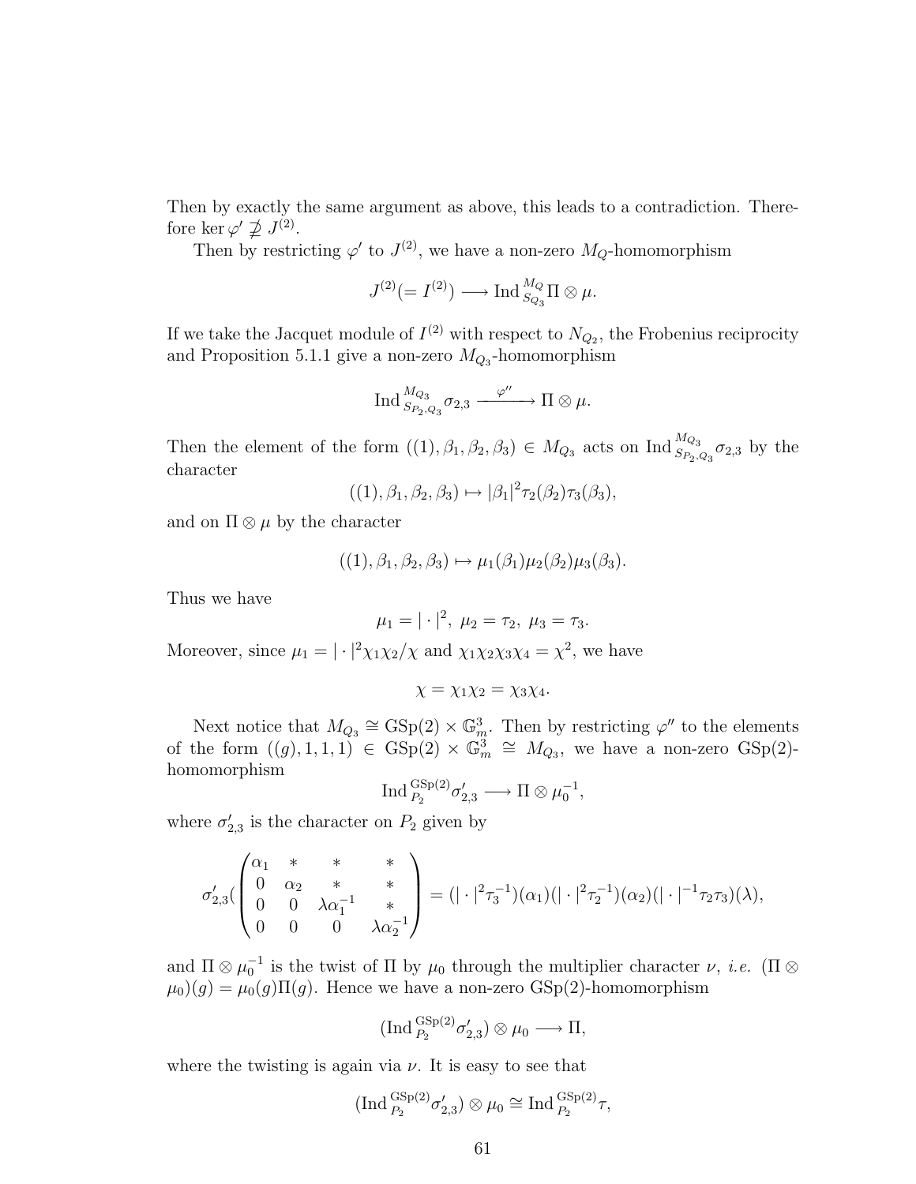Then by exactly the same argument as above, this leads to a contradiction. Therefore $\ker \varphi' \not\supseteq J^{(2)}$.

Then by restricting $\varphi'$ to $J^{(2)}$, we have a non-zero $M_Q$-homomorphism

$$J^{(2)}(= I^{(2)}) \longrightarrow \operatorname{Ind}_{S_{Q_3}}^{M_Q} \Pi \otimes \mu.$$

If we take the Jacquet module of $I^{(2)}$ with respect to $N_{Q_2}$, the Frobenius reciprocity and Proposition 5.1.1 give a non-zero $M_{Q_3}$-homomorphism

$$\operatorname{Ind}_{S_{P_2,Q_3}}^{M_{Q_3}} \sigma_{2,3} \xrightarrow{\ \varphi''\ } \Pi \otimes \mu.$$

Then the element of the form $((1), \beta_1, \beta_2, \beta_3) \in M_{Q_3}$ acts on $\operatorname{Ind}_{S_{P_2,Q_3}}^{M_{Q_3}} \sigma_{2,3}$ by the character

$$((1), \beta_1, \beta_2, \beta_3) \mapsto |\beta_1|^2 \tau_2(\beta_2) \tau_3(\beta_3),$$

and on $\Pi \otimes \mu$ by the character

$$((1), \beta_1, \beta_2, \beta_3) \mapsto \mu_1(\beta_1)\mu_2(\beta_2)\mu_3(\beta_3).$$

Thus we have

$$\mu_1 = |\cdot|^2,\ \mu_2 = \tau_2,\ \mu_3 = \tau_3.$$

Moreover, since $\mu_1 = |\cdot|^2 \chi_1\chi_2/\chi$ and $\chi_1\chi_2\chi_3\chi_4 = \chi^2$, we have

$$\chi = \chi_1\chi_2 = \chi_3\chi_4.$$

Next notice that $M_{Q_3} \cong \mathrm{GSp}(2) \times \mathbb{G}_m^3$. Then by restricting $\varphi''$ to the elements of the form $((g), 1, 1, 1) \in \mathrm{GSp}(2) \times \mathbb{G}_m^3 \cong M_{Q_3}$, we have a non-zero $\mathrm{GSp}(2)$-homomorphism

$$\operatorname{Ind}_{P_2}^{\mathrm{GSp}(2)} \sigma'_{2,3} \longrightarrow \Pi \otimes \mu_0^{-1},$$

where $\sigma'_{2,3}$ is the character on $P_2$ given by

$$\sigma'_{2,3}(\begin{pmatrix} \alpha_1 & * & * & * \\ 0 & \alpha_2 & * & * \\ 0 & 0 & \lambda\alpha_1^{-1} & * \\ 0 & 0 & 0 & \lambda\alpha_2^{-1} \end{pmatrix}) = (|\cdot|^2\tau_3^{-1})(\alpha_1)(|\cdot|^2\tau_2^{-1})(\alpha_2)(|\cdot|^{-1}\tau_2\tau_3)(\lambda),$$

and $\Pi \otimes \mu_0^{-1}$ is the twist of $\Pi$ by $\mu_0$ through the multiplier character $\nu$, *i.e.* $(\Pi \otimes \mu_0)(g) = \mu_0(g)\Pi(g)$. Hence we have a non-zero $\mathrm{GSp}(2)$-homomorphism

$$(\operatorname{Ind}_{P_2}^{\mathrm{GSp}(2)} \sigma'_{2,3}) \otimes \mu_0 \longrightarrow \Pi,$$

where the twisting is again via $\nu$. It is easy to see that

$$(\operatorname{Ind}_{P_2}^{\mathrm{GSp}(2)} \sigma'_{2,3}) \otimes \mu_0 \cong \operatorname{Ind}_{P_2}^{\mathrm{GSp}(2)} \tau,$$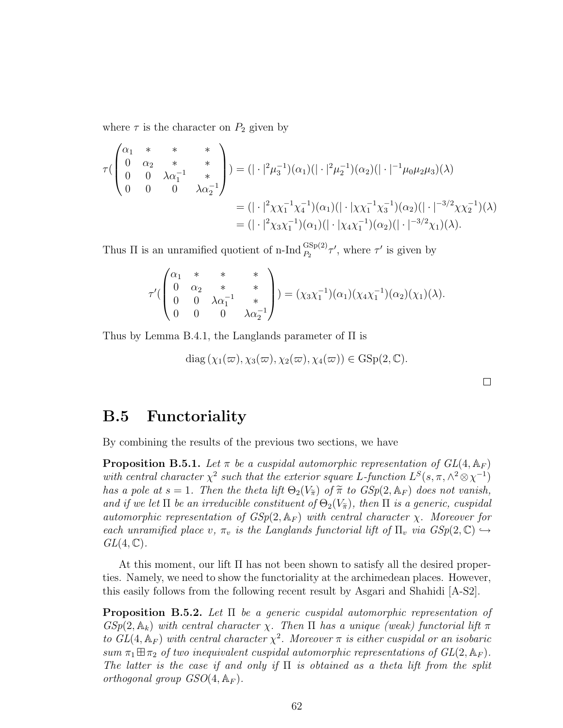where $\tau$ is the character on $P_2$ given by

$$\tau(\begin{pmatrix} \alpha_1 & * & * & * \\ 0 & \alpha_2 & * & * \\ 0 & 0 & \lambda\alpha_1^{-1} & * \\ 0 & 0 & 0 & \lambda\alpha_2^{-1} \end{pmatrix}) = (|\cdot|^2\mu_3^{-1})(\alpha_1)(|\cdot|^2\mu_2^{-1})(\alpha_2)(|\cdot|^{-1}\mu_0\mu_2\mu_3)(\lambda)$$

$$= (|\cdot|^2\chi\chi_1^{-1}\chi_4^{-1})(\alpha_1)(|\cdot|\chi\chi_1^{-1}\chi_3^{-1})(\alpha_2)(|\cdot|^{-3/2}\chi\chi_2^{-1})(\lambda)$$

$$= (|\cdot|^2\chi_3\chi_1^{-1})(\alpha_1)(|\cdot|\chi_4\chi_1^{-1})(\alpha_2)(|\cdot|^{-3/2}\chi_1)(\lambda).$$

Thus $\Pi$ is an unramified quotient of n-Ind$_{P_2}^{\mathrm{GSp}(2)}\tau'$, where $\tau'$ is given by

$$\tau'(\begin{pmatrix} \alpha_1 & * & * & * \\ 0 & \alpha_2 & * & * \\ 0 & 0 & \lambda\alpha_1^{-1} & * \\ 0 & 0 & 0 & \lambda\alpha_2^{-1} \end{pmatrix}) = (\chi_3\chi_1^{-1})(\alpha_1)(\chi_4\chi_1^{-1})(\alpha_2)(\chi_1)(\lambda).$$

Thus by Lemma B.4.1, the Langlands parameter of $\Pi$ is

$$\mathrm{diag}\,(\chi_1(\varpi), \chi_3(\varpi), \chi_2(\varpi), \chi_4(\varpi)) \in \mathrm{GSp}(2, \mathbb{C}).$$

□

## B.5 Functoriality

By combining the results of the previous two sections, we have

**Proposition B.5.1.** *Let $\pi$ be a cuspidal automorphic representation of $GL(4, \mathbb{A}_F)$ with central character $\chi^2$ such that the exterior square L-function $L^S(s, \pi, \wedge^2 \otimes \chi^{-1})$ has a pole at $s = 1$. Then the theta lift $\Theta_2(V_{\widetilde{\pi}})$ of $\widetilde{\pi}$ to $\mathrm{GSp}(2, \mathbb{A}_F)$ does not vanish, and if we let $\Pi$ be an irreducible constituent of $\Theta_2(V_{\widetilde{\pi}})$, then $\Pi$ is a generic, cuspidal automorphic representation of $GSp(2, \mathbb{A}_F)$ with central character $\chi$. Moreover for each unramified place $v$, $\pi_v$ is the Langlands functorial lift of $\Pi_v$ via $GSp(2, \mathbb{C}) \hookrightarrow GL(4, \mathbb{C})$.*

At this moment, our lift $\Pi$ has not been shown to satisfy all the desired properties. Namely, we need to show the functoriality at the archimedean places. However, this easily follows from the following recent result by Asgari and Shahidi [A-S2].

**Proposition B.5.2.** *Let $\Pi$ be a generic cuspidal automorphic representation of $GSp(2, \mathbb{A}_k)$ with central character $\chi$. Then $\Pi$ has a unique (weak) functorial lift $\pi$ to $GL(4, \mathbb{A}_F)$ with central character $\chi^2$. Moreover $\pi$ is either cuspidal or an isobaric sum $\pi_1 \boxplus \pi_2$ of two inequivalent cuspidal automorphic representations of $GL(2, \mathbb{A}_F)$. The latter is the case if and only if $\Pi$ is obtained as a theta lift from the split orthogonal group $GSO(4, \mathbb{A}_F)$.*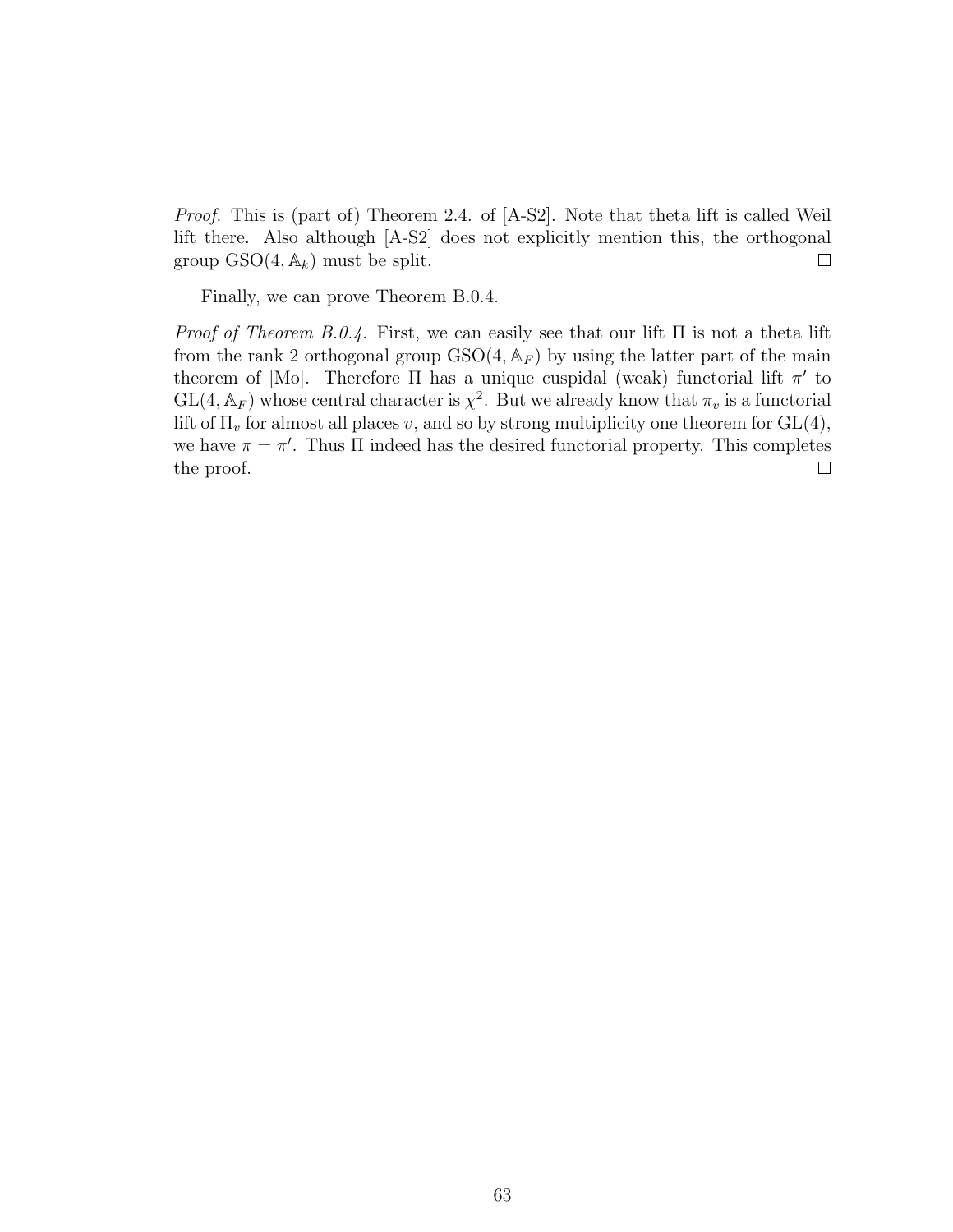*Proof.* This is (part of) Theorem 2.4. of [A-S2]. Note that theta lift is called Weil lift there. Also although [A-S2] does not explicitly mention this, the orthogonal group $\mathrm{GSO}(4, \mathbb{A}_k)$ must be split. $\square$

Finally, we can prove Theorem B.0.4.

*Proof of Theorem B.0.4.* First, we can easily see that our lift $\Pi$ is not a theta lift from the rank 2 orthogonal group $\mathrm{GSO}(4, \mathbb{A}_F)$ by using the latter part of the main theorem of [Mo]. Therefore $\Pi$ has a unique cuspidal (weak) functorial lift $\pi'$ to $\mathrm{GL}(4, \mathbb{A}_F)$ whose central character is $\chi^2$. But we already know that $\pi_v$ is a functorial lift of $\Pi_v$ for almost all places $v$, and so by strong multiplicity one theorem for $\mathrm{GL}(4)$, we have $\pi = \pi'$. Thus $\Pi$ indeed has the desired functorial property. This completes the proof. $\square$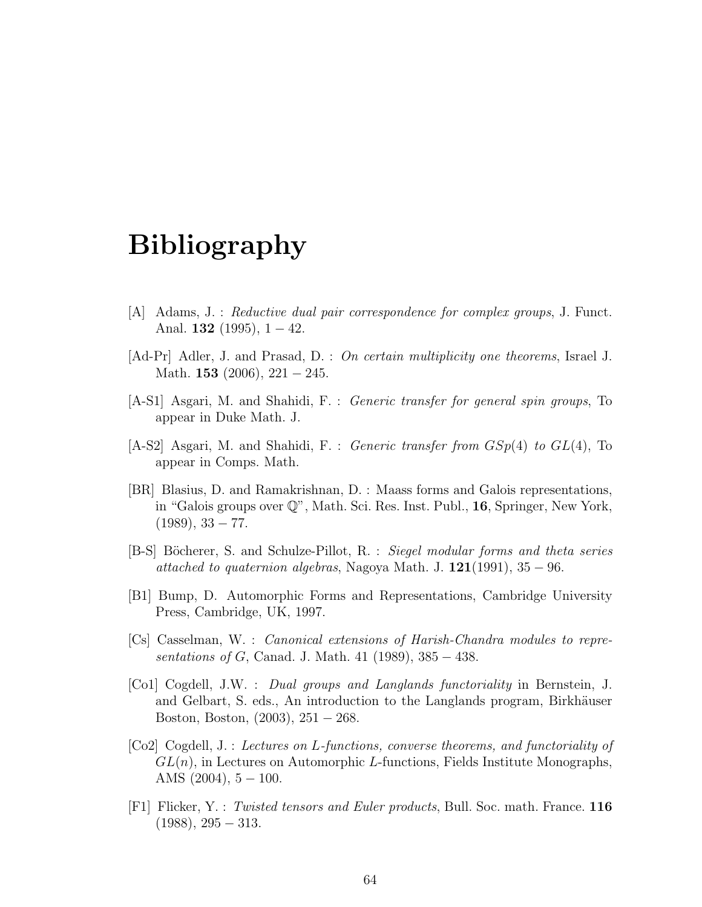# Bibliography

[A] Adams, J. : *Reductive dual pair correspondence for complex groups*, J. Funct. Anal. **132** (1995), $1 - 42$.

[Ad-Pr] Adler, J. and Prasad, D. : *On certain multiplicity one theorems*, Israel J. Math. **153** (2006), $221 - 245$.

[A-S1] Asgari, M. and Shahidi, F. : *Generic transfer for general spin groups*, To appear in Duke Math. J.

[A-S2] Asgari, M. and Shahidi, F. : *Generic transfer from $GSp(4)$ to $GL(4)$*, To appear in Comps. Math.

[BR] Blasius, D. and Ramakrishnan, D. : Maass forms and Galois representations, in "Galois groups over $\mathbb{Q}$", Math. Sci. Res. Inst. Publ., **16**, Springer, New York, (1989), $33 - 77$.

[B-S] Böcherer, S. and Schulze-Pillot, R. : *Siegel modular forms and theta series attached to quaternion algebras*, Nagoya Math. J. **121**(1991), $35 - 96$.

[B1] Bump, D. Automorphic Forms and Representations, Cambridge University Press, Cambridge, UK, 1997.

[Cs] Casselman, W. : *Canonical extensions of Harish-Chandra modules to representations of $G$*, Canad. J. Math. 41 (1989), $385 - 438$.

[Co1] Cogdell, J.W. : *Dual groups and Langlands functoriality* in Bernstein, J. and Gelbart, S. eds., An introduction to the Langlands program, Birkhäuser Boston, Boston, (2003), $251 - 268$.

[Co2] Cogdell, J. : *Lectures on $L$-functions, converse theorems, and functoriality of $GL(n)$*, in Lectures on Automorphic $L$-functions, Fields Institute Monographs, AMS (2004), $5 - 100$.

[F1] Flicker, Y. : *Twisted tensors and Euler products*, Bull. Soc. math. France. **116** (1988), $295 - 313$.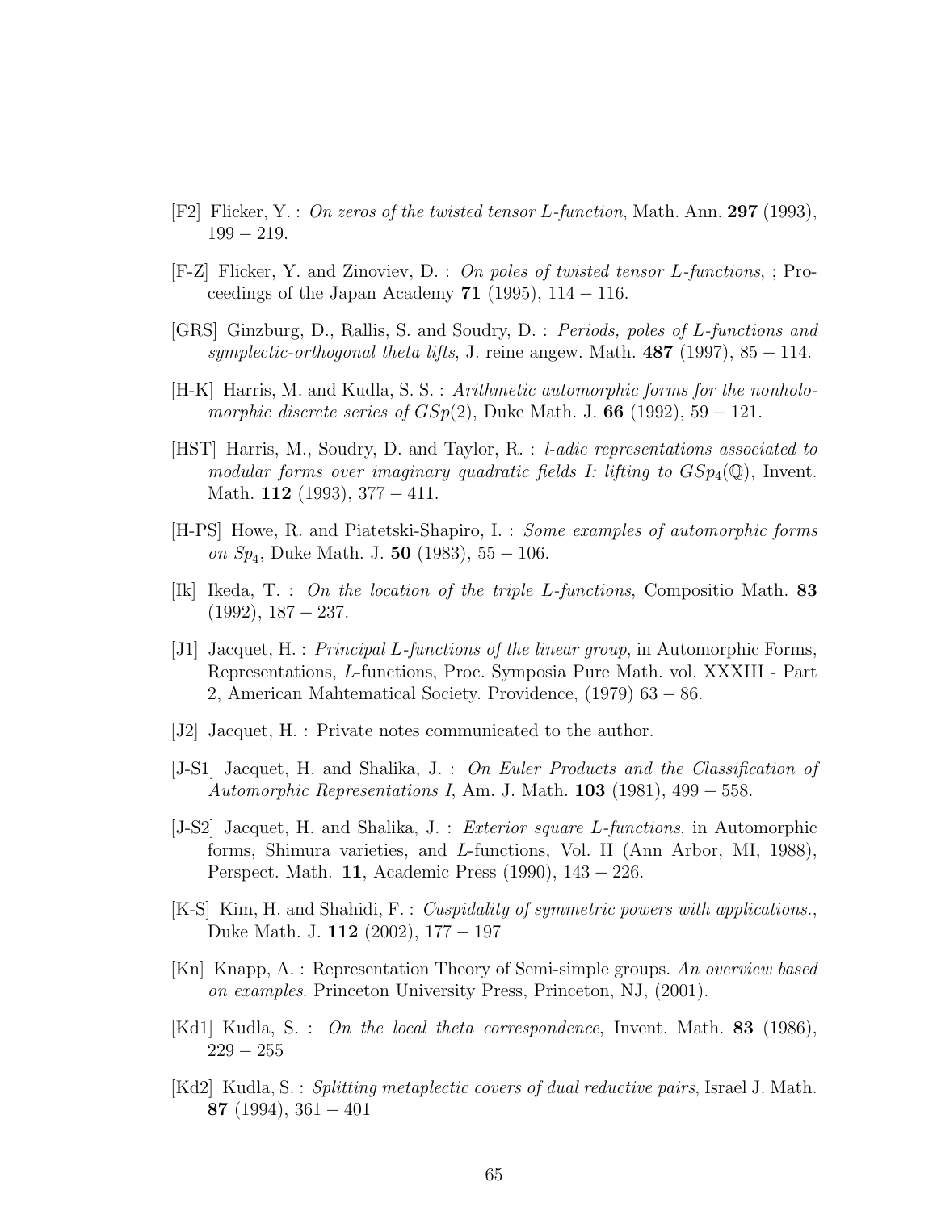[F2] Flicker, Y. : *On zeros of the twisted tensor L-function*, Math. Ann. **297** (1993), $199-219$.

[F-Z] Flicker, Y. and Zinoviev, D. : *On poles of twisted tensor L-functions*, ; Proceedings of the Japan Academy **71** (1995), $114-116$.

[GRS] Ginzburg, D., Rallis, S. and Soudry, D. : *Periods, poles of L-functions and symplectic-orthogonal theta lifts*, J. reine angew. Math. **487** (1997), $85-114$.

[H-K] Harris, M. and Kudla, S. S. : *Arithmetic automorphic forms for the nonholomorphic discrete series of $GSp(2)$*, Duke Math. J. **66** (1992), $59-121$.

[HST] Harris, M., Soudry, D. and Taylor, R. : *l-adic representations associated to modular forms over imaginary quadratic fields I: lifting to $GSp_4(\mathbb{Q})$*, Invent. Math. **112** (1993), $377-411$.

[H-PS] Howe, R. and Piatetski-Shapiro, I. : *Some examples of automorphic forms on $Sp_4$*, Duke Math. J. **50** (1983), $55-106$.

[Ik] Ikeda, T. : *On the location of the triple L-functions*, Compositio Math. **83** (1992), $187-237$.

[J1] Jacquet, H. : *Principal L-functions of the linear group*, in Automorphic Forms, Representations, L-functions, Proc. Symposia Pure Math. vol. XXXIII - Part 2, American Mahtematical Society. Providence, (1979) $63-86$.

[J2] Jacquet, H. : Private notes communicated to the author.

[J-S1] Jacquet, H. and Shalika, J. : *On Euler Products and the Classification of Automorphic Representations I*, Am. J. Math. **103** (1981), $499-558$.

[J-S2] Jacquet, H. and Shalika, J. : *Exterior square L-functions*, in Automorphic forms, Shimura varieties, and L-functions, Vol. II (Ann Arbor, MI, 1988), Perspect. Math. **11**, Academic Press (1990), $143-226$.

[K-S] Kim, H. and Shahidi, F. : *Cuspidality of symmetric powers with applications.*, Duke Math. J. **112** (2002), $177-197$

[Kn] Knapp, A. : Representation Theory of Semi-simple groups. *An overview based on examples*. Princeton University Press, Princeton, NJ, (2001).

[Kd1] Kudla, S. : *On the local theta correspondence*, Invent. Math. **83** (1986), $229-255$

[Kd2] Kudla, S. : *Splitting metaplectic covers of dual reductive pairs*, Israel J. Math. **87** (1994), $361-401$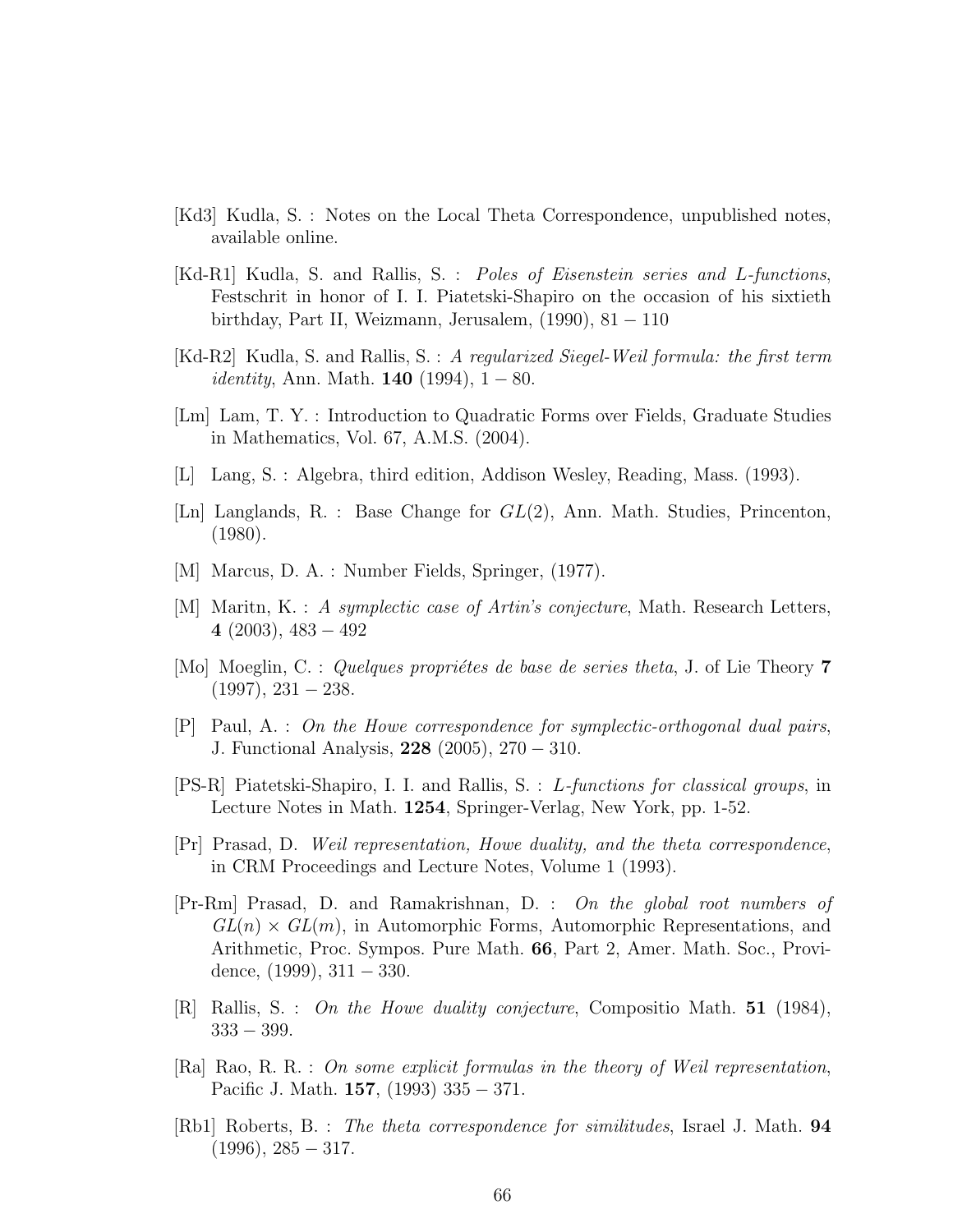[Kd3] Kudla, S. : Notes on the Local Theta Correspondence, unpublished notes, available online.

[Kd-R1] Kudla, S. and Rallis, S. : *Poles of Eisenstein series and L-functions*, Festschrit in honor of I. I. Piatetski-Shapiro on the occasion of his sixtieth birthday, Part II, Weizmann, Jerusalem, (1990), $81-110$

[Kd-R2] Kudla, S. and Rallis, S. : *A regularized Siegel-Weil formula: the first term identity*, Ann. Math. **140** (1994), $1-80$.

[Lm] Lam, T. Y. : Introduction to Quadratic Forms over Fields, Graduate Studies in Mathematics, Vol. 67, A.M.S. (2004).

[L] Lang, S. : Algebra, third edition, Addison Wesley, Reading, Mass. (1993).

[Ln] Langlands, R. : Base Change for $GL(2)$, Ann. Math. Studies, Princenton, (1980).

[M] Marcus, D. A. : Number Fields, Springer, (1977).

[M] Maritn, K. : *A symplectic case of Artin's conjecture*, Math. Research Letters, **4** (2003), $483-492$

[Mo] Moeglin, C. : *Quelques propriétes de base de series theta*, J. of Lie Theory **7** (1997), $231-238$.

[P] Paul, A. : *On the Howe correspondence for symplectic-orthogonal dual pairs*, J. Functional Analysis, **228** (2005), $270-310$.

[PS-R] Piatetski-Shapiro, I. I. and Rallis, S. : *L-functions for classical groups*, in Lecture Notes in Math. **1254**, Springer-Verlag, New York, pp. 1-52.

[Pr] Prasad, D. *Weil representation, Howe duality, and the theta correspondence*, in CRM Proceedings and Lecture Notes, Volume 1 (1993).

[Pr-Rm] Prasad, D. and Ramakrishnan, D. : *On the global root numbers of $GL(n)\times GL(m)$*, in Automorphic Forms, Automorphic Representations, and Arithmetic, Proc. Sympos. Pure Math. **66**, Part 2, Amer. Math. Soc., Providence, (1999), $311-330$.

[R] Rallis, S. : *On the Howe duality conjecture*, Compositio Math. **51** (1984), $333-399$.

[Ra] Rao, R. R. : *On some explicit formulas in the theory of Weil representation*, Pacific J. Math. **157**, (1993) $335-371$.

[Rb1] Roberts, B. : *The theta correspondence for similitudes*, Israel J. Math. **94** (1996), $285-317$.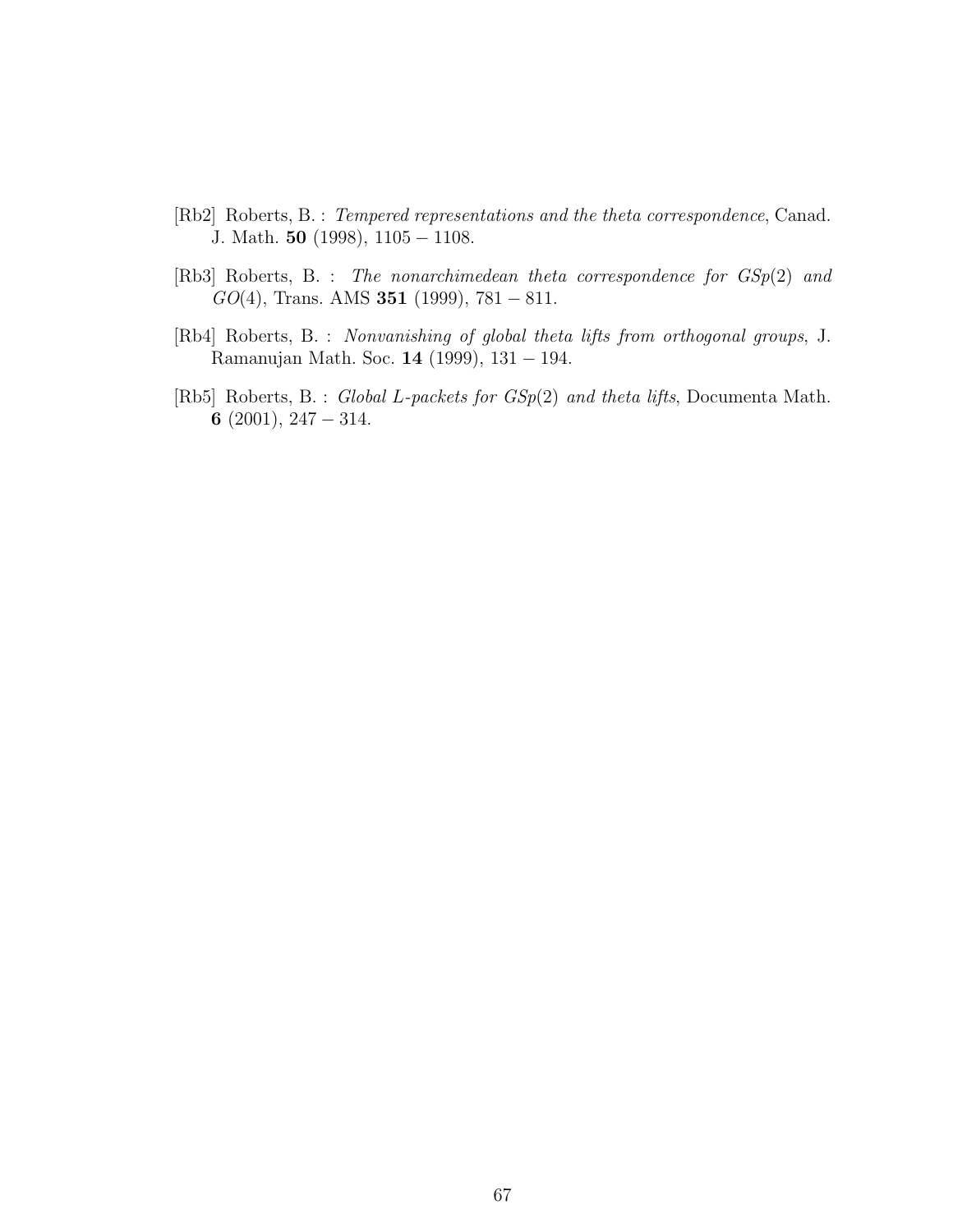[Rb2] Roberts, B. : *Tempered representations and the theta correspondence*, Canad. J. Math. **50** (1998), 1105 − 1108.

[Rb3] Roberts, B. : *The nonarchimedean theta correspondence for $GSp(2)$ and $GO(4)$*, Trans. AMS **351** (1999), 781 − 811.

[Rb4] Roberts, B. : *Nonvanishing of global theta lifts from orthogonal groups*, J. Ramanujan Math. Soc. **14** (1999), 131 − 194.

[Rb5] Roberts, B. : *Global L-packets for $GSp(2)$ and theta lifts*, Documenta Math. **6** (2001), 247 − 314.